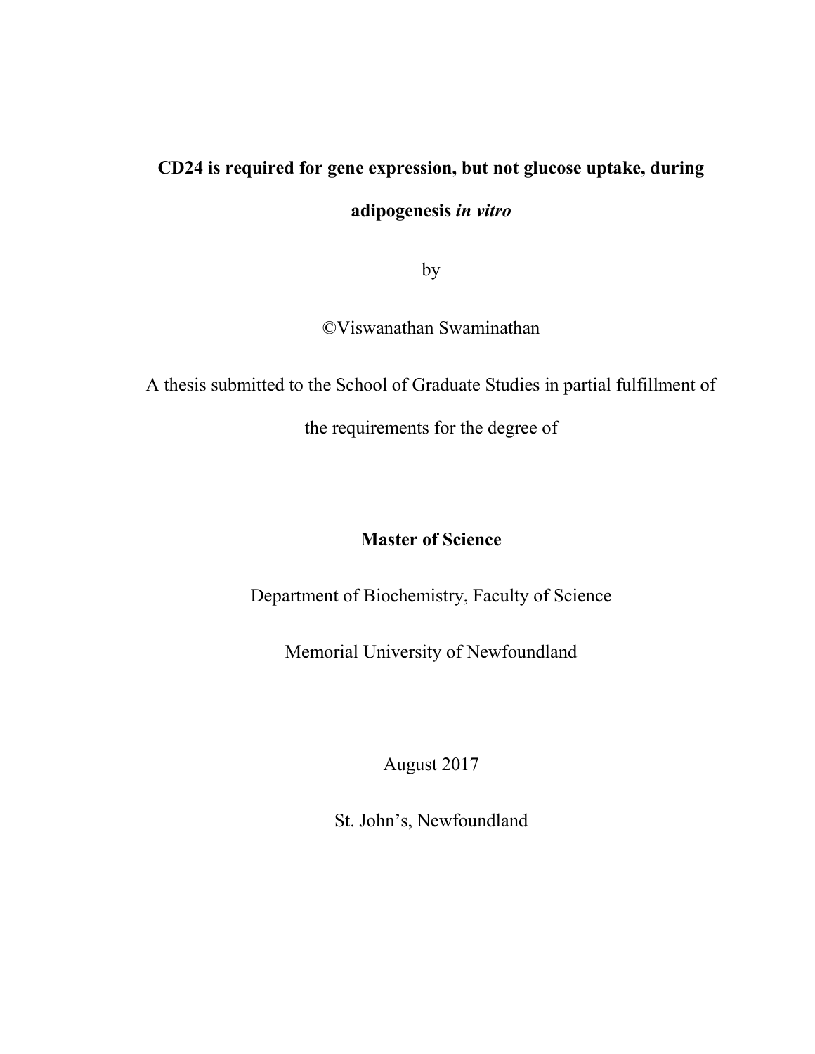# CD24 is required for gene expression, but not glucose uptake, during adipogenesis *in vitro*

by

©Viswanathan Swaminathan

A thesis submitted to the School of Graduate Studies in partial fulfillment of the requirements for the degree of

**Master of Science**

Department of Biochemistry, Faculty of Science

Memorial University of Newfoundland

August 2017

St. John's, Newfoundland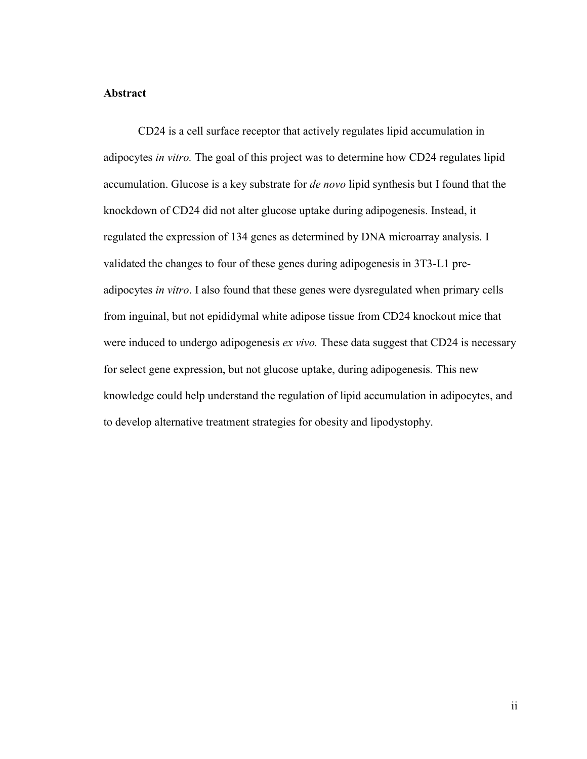## Abstract

CD24 is a cell surface receptor that actively regulates lipid accumulation in adipocytes *in vitro.* The goal of this project was to determine how CD24 regulates lipid accumulation. Glucose is a key substrate for *de novo* lipid synthesis but I found that the knockdown of CD24 did not alter glucose uptake during adipogenesis. Instead, it regulated the expression of 134 genes as determined by DNA microarray analysis. I validated the changes to four of these genes during adipogenesis in 3T3-L1 pre-adipocytes *in vitro*. I also found that these genes were dysregulated when primary cells from inguinal, but not epididymal white adipose tissue from CD24 knockout mice that were induced to undergo adipogenesis *ex vivo.* These data suggest that CD24 is necessary for select gene expression, but not glucose uptake, during adipogenesis. This new knowledge could help understand the regulation of lipid accumulation in adipocytes, and to develop alternative treatment strategies for obesity and lipodystophy.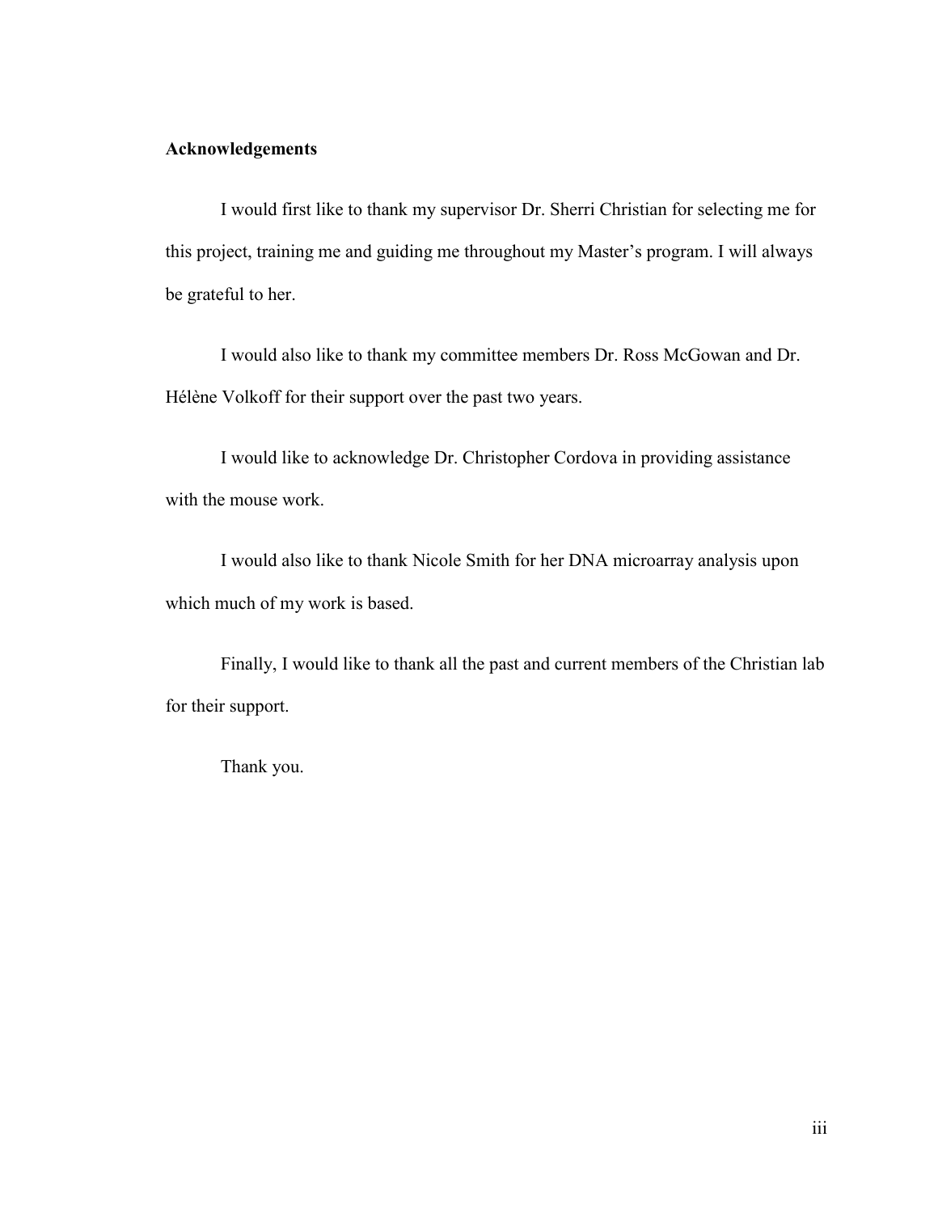# Acknowledgements

I would first like to thank my supervisor Dr. Sherri Christian for selecting me for this project, training me and guiding me throughout my Master's program. I will always be grateful to her.

I would also like to thank my committee members Dr. Ross McGowan and Dr. Hélène Volkoff for their support over the past two years.

I would like to acknowledge Dr. Christopher Cordova in providing assistance with the mouse work.

I would also like to thank Nicole Smith for her DNA microarray analysis upon which much of my work is based.

Finally, I would like to thank all the past and current members of the Christian lab for their support.

Thank you.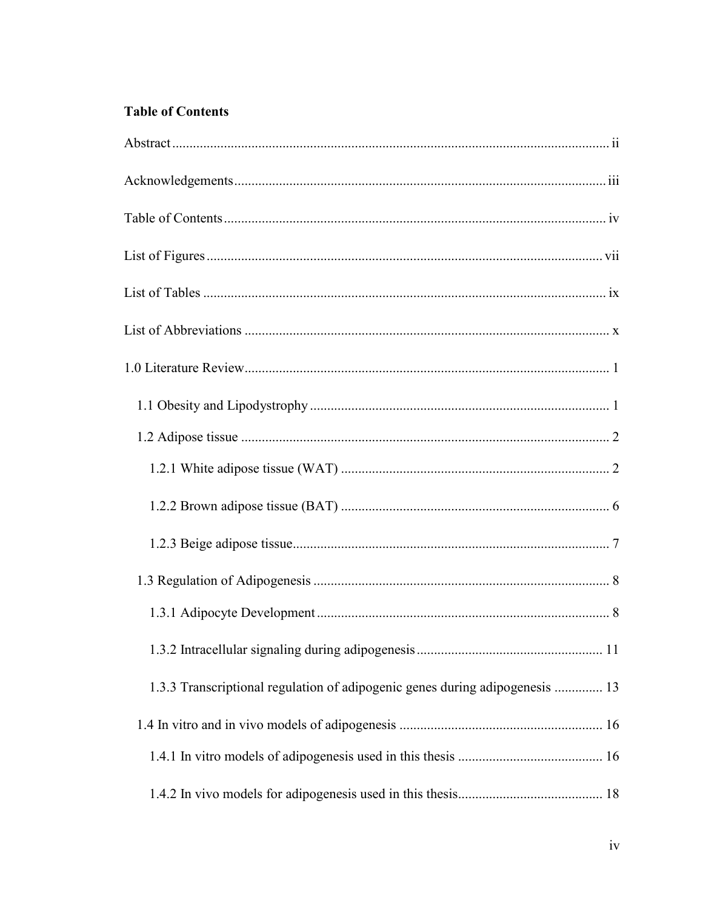**Table of Contents**

Abstract ........................................................................................................................ ii

Acknowledgements ...................................................................................................... iii

Table of Contents ......................................................................................................... iv

List of Figures .............................................................................................................. vii

List of Tables ............................................................................................................... ix

List of Abbreviations .................................................................................................... x

1.0 Literature Review ..................................................................................................... 1

- 1.1 Obesity and Lipodystrophy .................................................................................. 1
- 1.2 Adipose tissue ...................................................................................................... 2
  - 1.2.1 White adipose tissue (WAT) .......................................................................... 2
  - 1.2.2 Brown adipose tissue (BAT) .......................................................................... 6
  - 1.2.3 Beige adipose tissue ........................................................................................ 7
- 1.3 Regulation of Adipogenesis .................................................................................. 8
  - 1.3.1 Adipocyte Development ................................................................................. 8
  - 1.3.2 Intracellular signaling during adipogenesis .................................................. 11
  - 1.3.3 Transcriptional regulation of adipogenic genes during adipogenesis ............. 13
- 1.4 In vitro and in vivo models of adipogenesis ....................................................... 16
  - 1.4.1 In vitro models of adipogenesis used in this thesis ....................................... 16
  - 1.4.2 In vivo models for adipogenesis used in this thesis ....................................... 18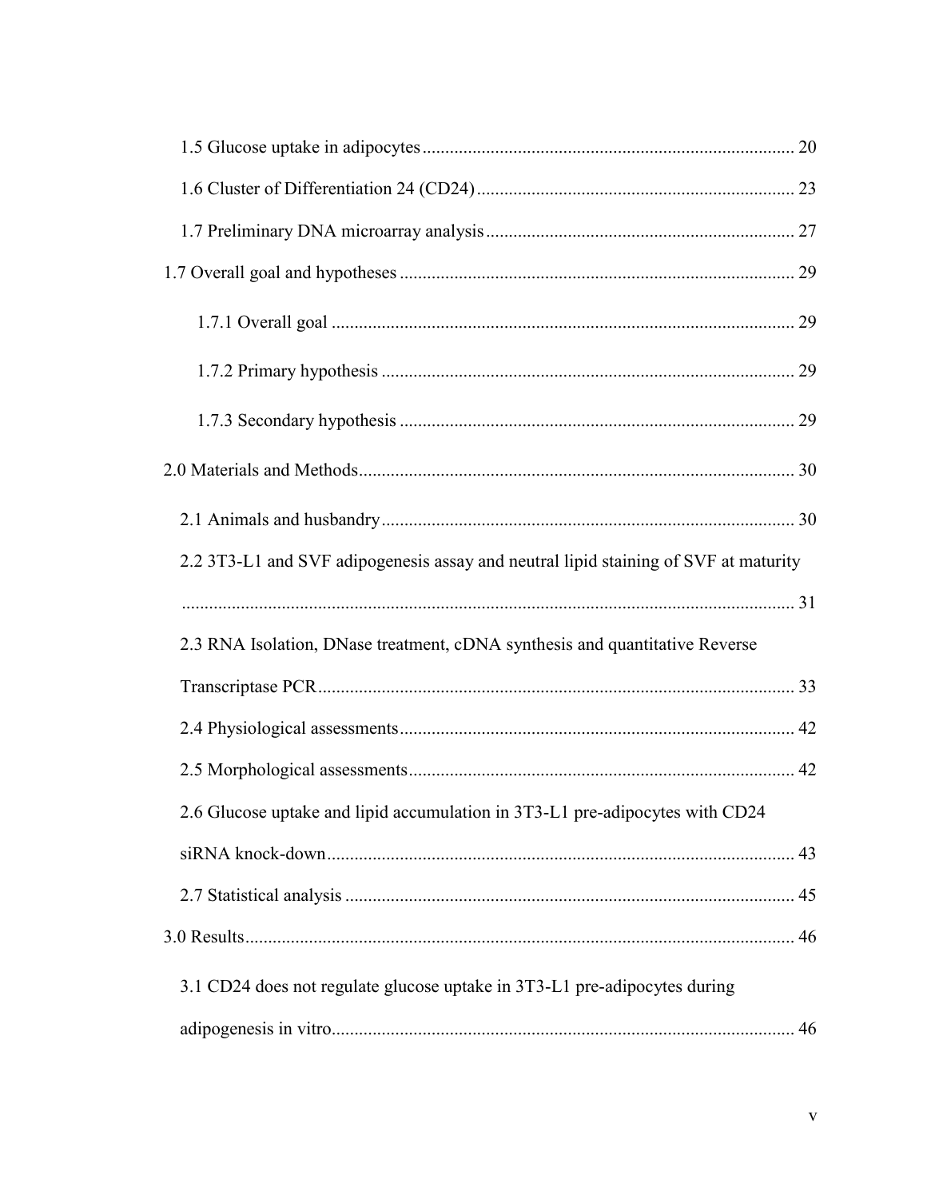1.5 Glucose uptake in adipocytes ........................................................................ 20

1.6 Cluster of Differentiation 24 (CD24) ............................................................. 23

1.7 Preliminary DNA microarray analysis ............................................................ 27

1.7 Overall goal and hypotheses ............................................................................ 29

1.7.1 Overall goal .............................................................................................. 29

1.7.2 Primary hypothesis ................................................................................... 29

1.7.3 Secondary hypothesis ............................................................................... 29

2.0 Materials and Methods ...................................................................................... 30

2.1 Animals and husbandry ................................................................................... 30

2.2 3T3-L1 and SVF adipogenesis assay and neutral lipid staining of SVF at maturity ...................................................................................................................... 31

2.3 RNA Isolation, DNase treatment, cDNA synthesis and quantitative Reverse Transcriptase PCR ................................................................................................ 33

2.4 Physiological assessments ............................................................................... 42

2.5 Morphological assessments ............................................................................. 42

2.6 Glucose uptake and lipid accumulation in 3T3-L1 pre-adipocytes with CD24 siRNA knock-down ............................................................................................... 43

2.7 Statistical analysis ........................................................................................... 45

3.0 Results ................................................................................................................. 46

3.1 CD24 does not regulate glucose uptake in 3T3-L1 pre-adipocytes during adipogenesis in vitro ............................................................................................... 46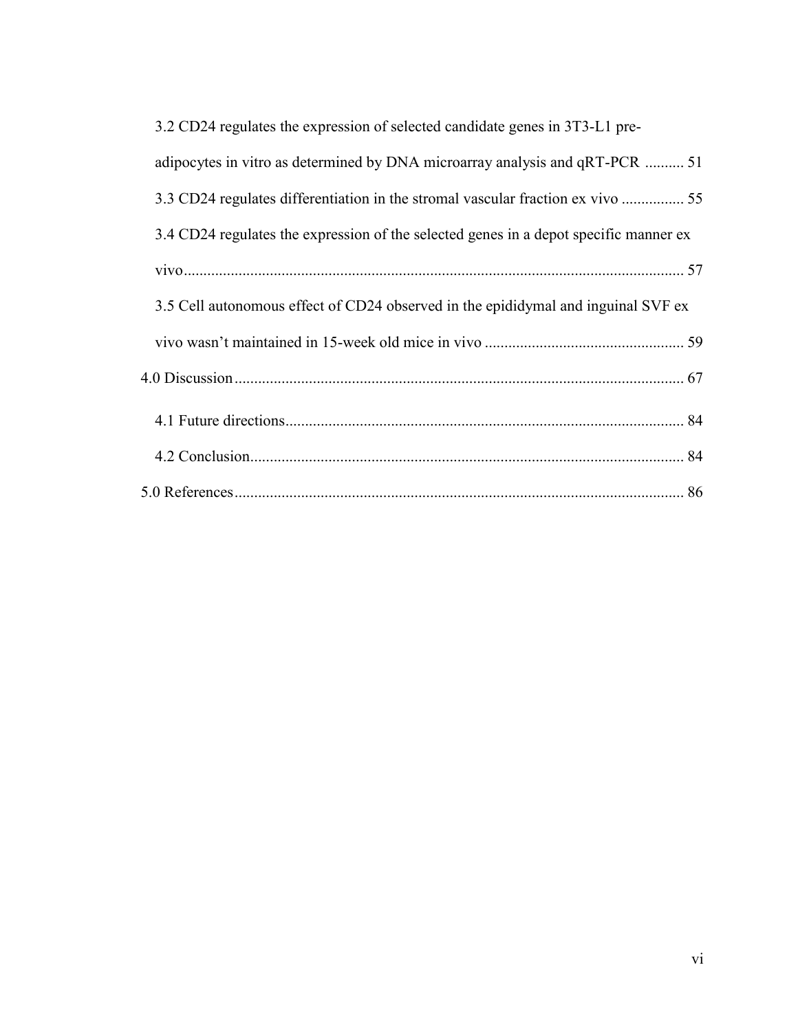3.2 CD24 regulates the expression of selected candidate genes in 3T3-L1 pre-adipocytes in vitro as determined by DNA microarray analysis and qRT-PCR .......... 51

3.3 CD24 regulates differentiation in the stromal vascular fraction ex vivo ................ 55

3.4 CD24 regulates the expression of the selected genes in a depot specific manner ex vivo................................................................................................................ 57

3.5 Cell autonomous effect of CD24 observed in the epididymal and inguinal SVF ex vivo wasn't maintained in 15-week old mice in vivo .................................................. 59

4.0 Discussion................................................................................................................... 67

4.1 Future directions...................................................................................................... 84

4.2 Conclusion............................................................................................................... 84

5.0 References................................................................................................................... 86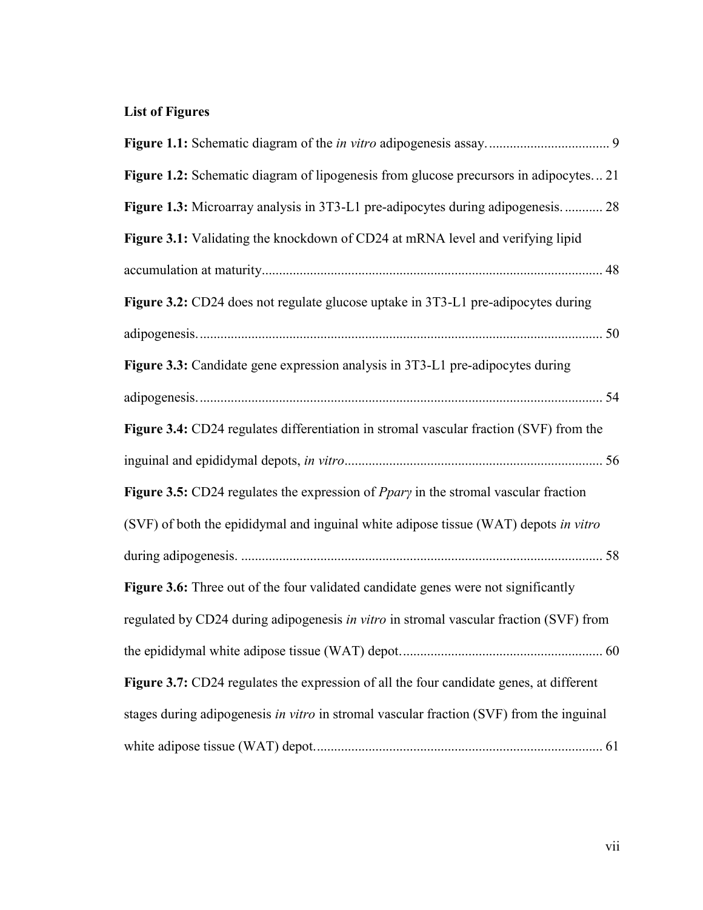**List of Figures**

**Figure 1.1:** Schematic diagram of the *in vitro* adipogenesis assay. .................................. 9

**Figure 1.2:** Schematic diagram of lipogenesis from glucose precursors in adipocytes. .. 21

**Figure 1.3:** Microarray analysis in 3T3-L1 pre-adipocytes during adipogenesis. .......... 28

**Figure 3.1:** Validating the knockdown of CD24 at mRNA level and verifying lipid accumulation at maturity................................................................................................ 48

**Figure 3.2:** CD24 does not regulate glucose uptake in 3T3-L1 pre-adipocytes during adipogenesis. .................................................................................................................. 50

**Figure 3.3:** Candidate gene expression analysis in 3T3-L1 pre-adipocytes during adipogenesis. .................................................................................................................. 54

**Figure 3.4:** CD24 regulates differentiation in stromal vascular fraction (SVF) from the inguinal and epididymal depots, *in vitro*......................................................................... 56

**Figure 3.5:** CD24 regulates the expression of *Pparγ* in the stromal vascular fraction (SVF) of both the epididymal and inguinal white adipose tissue (WAT) depots *in vitro* during adipogenesis. ........................................................................................................ 58

**Figure 3.6:** Three out of the four validated candidate genes were not significantly regulated by CD24 during adipogenesis *in vitro* in stromal vascular fraction (SVF) from the epididymal white adipose tissue (WAT) depot.......................................................... 60

**Figure 3.7:** CD24 regulates the expression of all the four candidate genes, at different stages during adipogenesis *in vitro* in stromal vascular fraction (SVF) from the inguinal white adipose tissue (WAT) depot.................................................................................. 61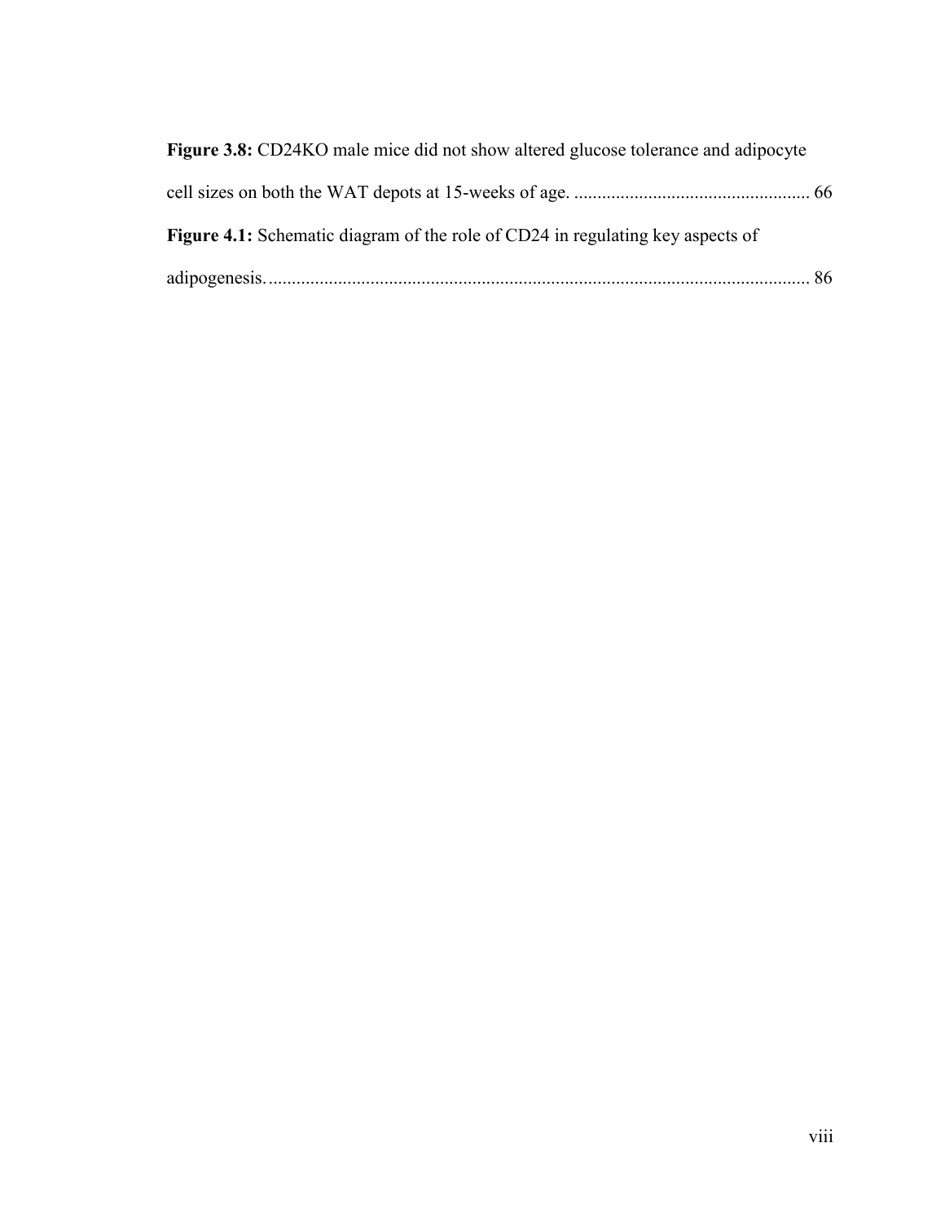**Figure 3.8:** CD24KO male mice did not show altered glucose tolerance and adipocyte cell sizes on both the WAT depots at 15-weeks of age. .................................................. 66

**Figure 4.1:** Schematic diagram of the role of CD24 in regulating key aspects of adipogenesis. ..................................................................................................... 86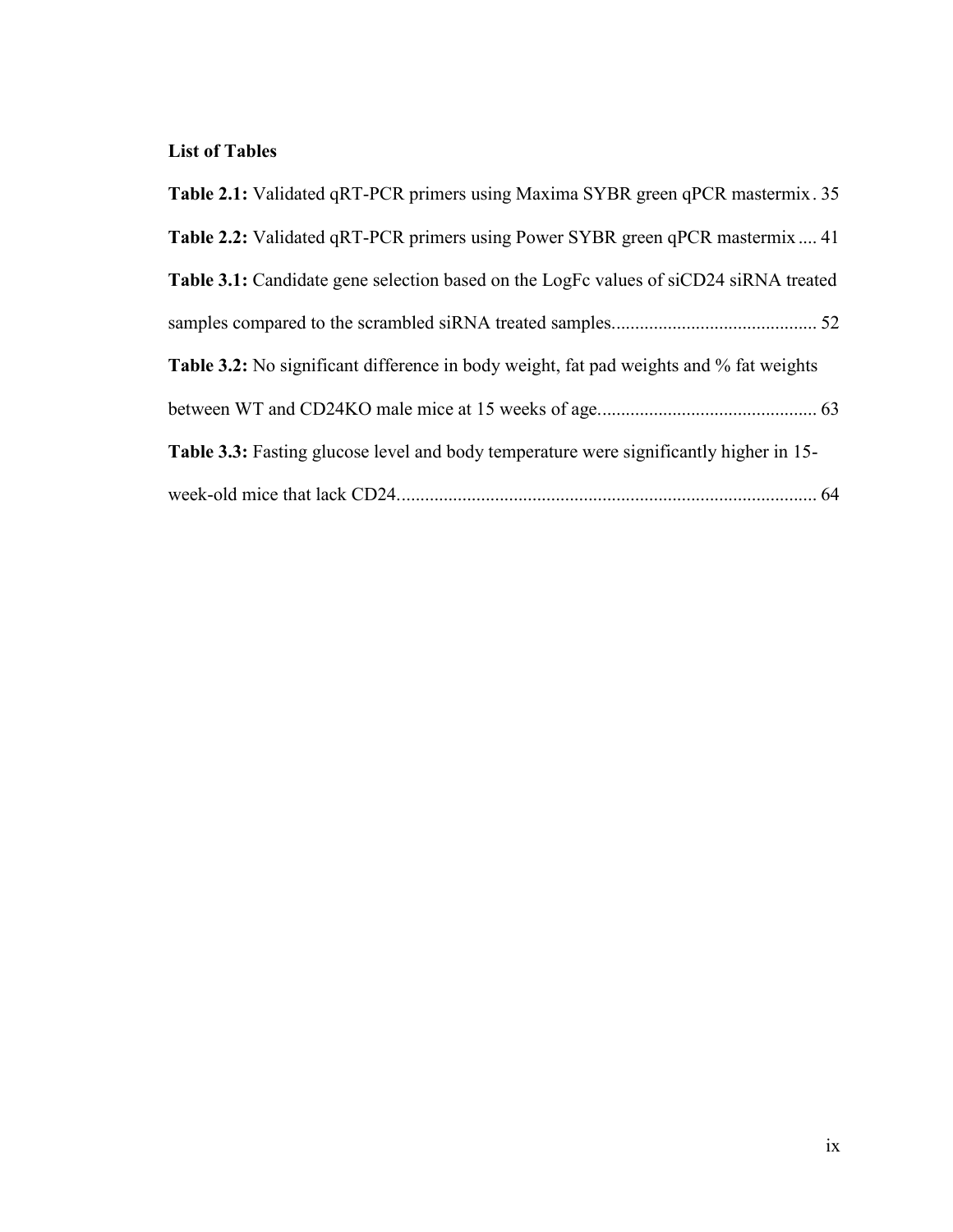**List of Tables**

**Table 2.1:** Validated qRT-PCR primers using Maxima SYBR green qPCR mastermix. 35

**Table 2.2:** Validated qRT-PCR primers using Power SYBR green qPCR mastermix .... 41

**Table 3.1:** Candidate gene selection based on the LogFc values of siCD24 siRNA treated samples compared to the scrambled siRNA treated samples........................................... 52

**Table 3.2:** No significant difference in body weight, fat pad weights and % fat weights between WT and CD24KO male mice at 15 weeks of age.............................................. 63

**Table 3.3:** Fasting glucose level and body temperature were significantly higher in 15-week-old mice that lack CD24......................................................................................... 64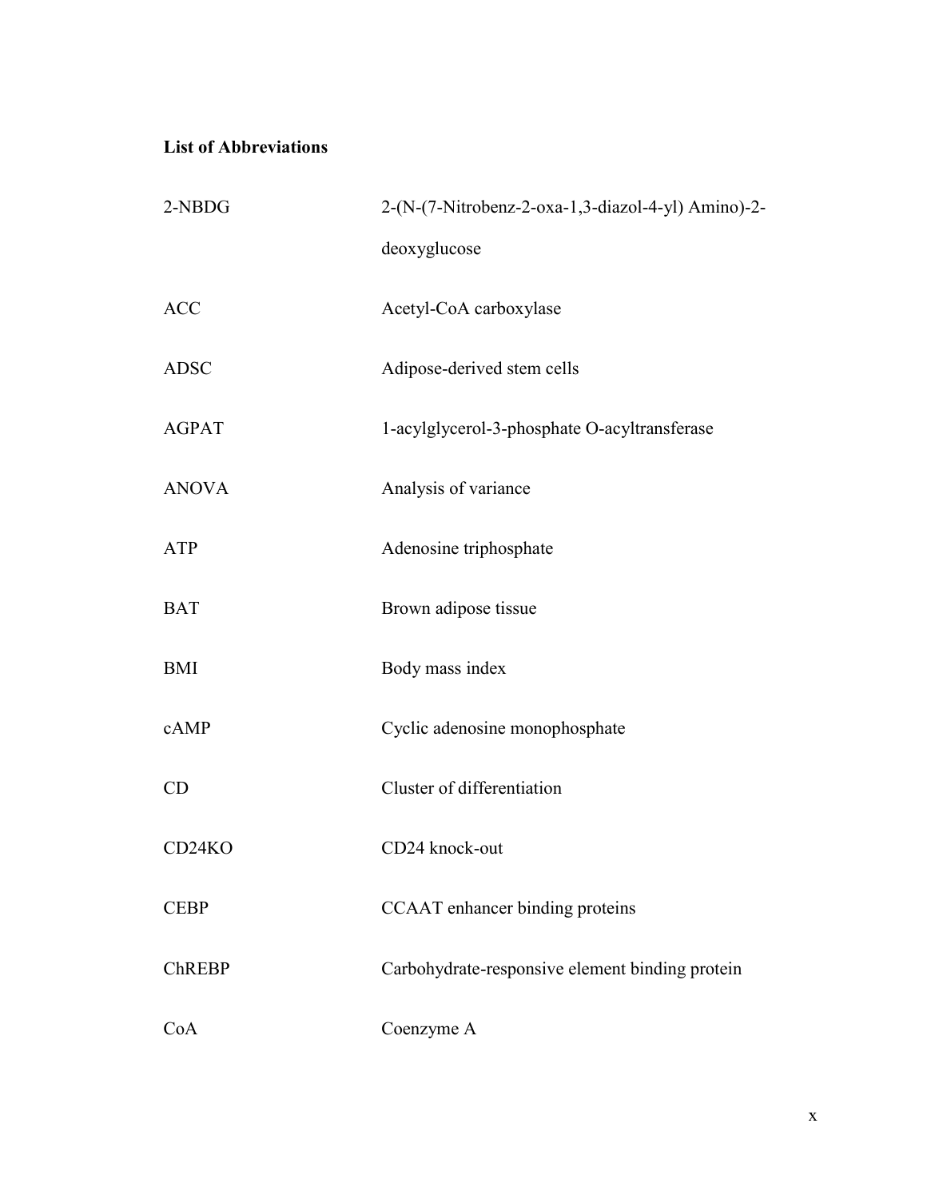**List of Abbreviations**

| | |
|---|---|
| 2-NBDG | 2-(N-(7-Nitrobenz-2-oxa-1,3-diazol-4-yl) Amino)-2-deoxyglucose |
| ACC | Acetyl-CoA carboxylase |
| ADSC | Adipose-derived stem cells |
| AGPAT | 1-acylglycerol-3-phosphate O-acyltransferase |
| ANOVA | Analysis of variance |
| ATP | Adenosine triphosphate |
| BAT | Brown adipose tissue |
| BMI | Body mass index |
| cAMP | Cyclic adenosine monophosphate |
| CD | Cluster of differentiation |
| CD24KO | CD24 knock-out |
| CEBP | CCAAT enhancer binding proteins |
| ChREBP | Carbohydrate-responsive element binding protein |
| CoA | Coenzyme A |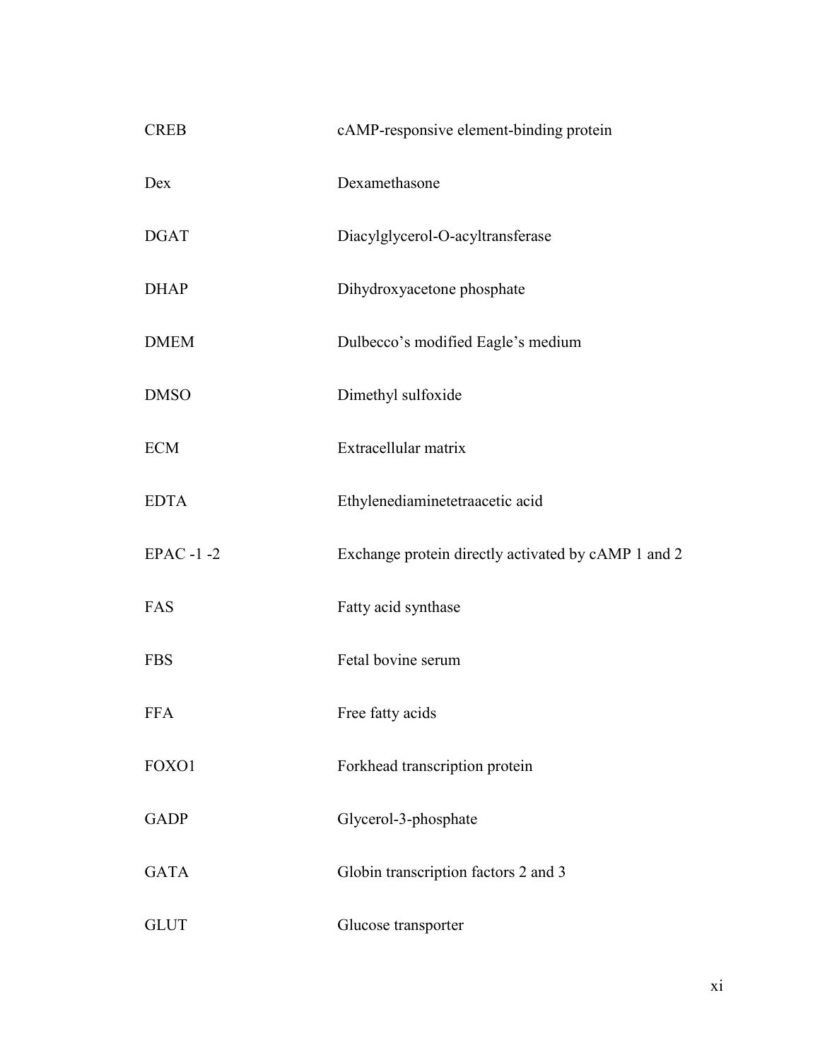| | |
|---|---|
| CREB | cAMP-responsive element-binding protein |
| Dex | Dexamethasone |
| DGAT | Diacylglycerol-O-acyltransferase |
| DHAP | Dihydroxyacetone phosphate |
| DMEM | Dulbecco's modified Eagle's medium |
| DMSO | Dimethyl sulfoxide |
| ECM | Extracellular matrix |
| EDTA | Ethylenediaminetetraacetic acid |
| EPAC -1 -2 | Exchange protein directly activated by cAMP 1 and 2 |
| FAS | Fatty acid synthase |
| FBS | Fetal bovine serum |
| FFA | Free fatty acids |
| FOXO1 | Forkhead transcription protein |
| GADP | Glycerol-3-phosphate |
| GATA | Globin transcription factors 2 and 3 |
| GLUT | Glucose transporter |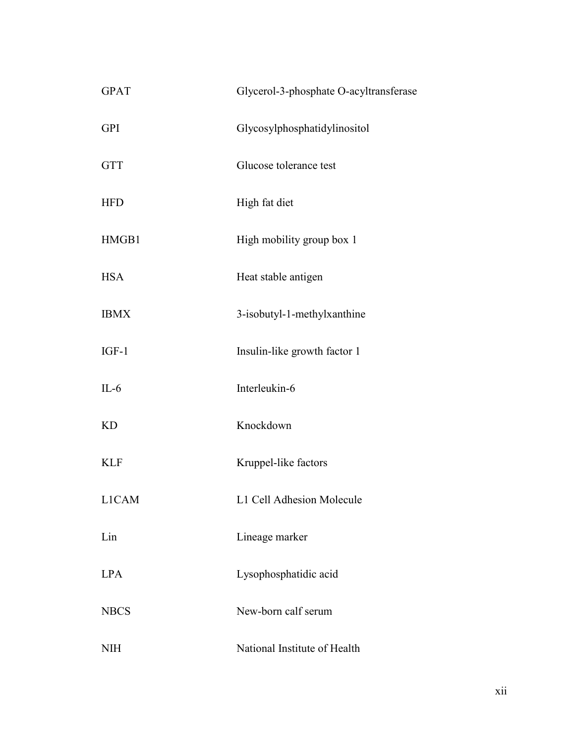| | |
|---|---|
| GPAT | Glycerol-3-phosphate O-acyltransferase |
| GPI | Glycosylphosphatidylinositol |
| GTT | Glucose tolerance test |
| HFD | High fat diet |
| HMGB1 | High mobility group box 1 |
| HSA | Heat stable antigen |
| IBMX | 3-isobutyl-1-methylxanthine |
| IGF-1 | Insulin-like growth factor 1 |
| IL-6 | Interleukin-6 |
| KD | Knockdown |
| KLF | Kruppel-like factors |
| L1CAM | L1 Cell Adhesion Molecule |
| Lin | Lineage marker |
| LPA | Lysophosphatidic acid |
| NBCS | New-born calf serum |
| NIH | National Institute of Health |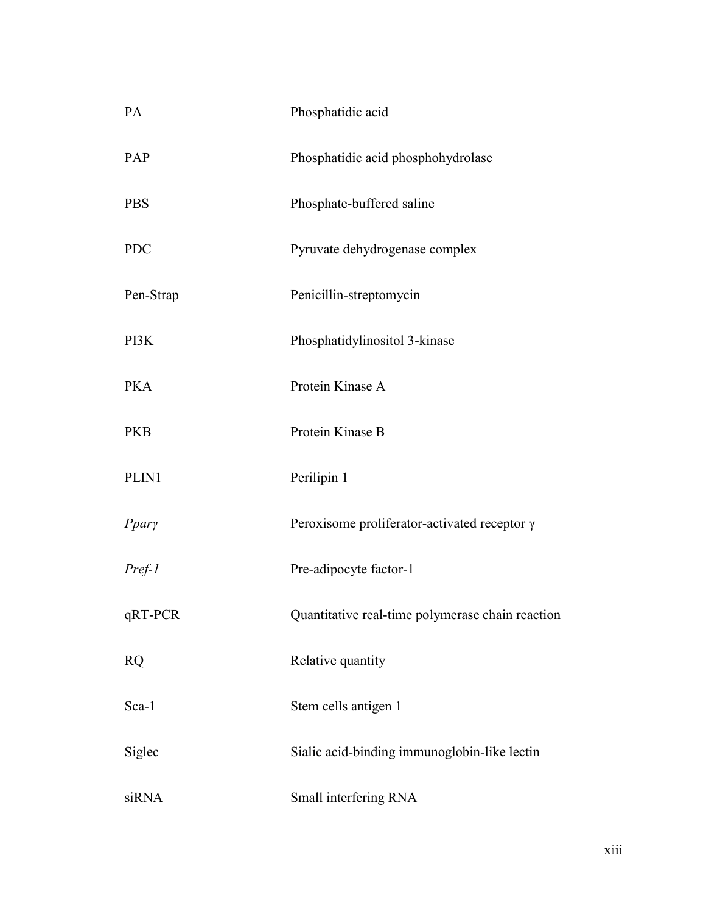| | |
|---|---|
| PA | Phosphatidic acid |
| PAP | Phosphatidic acid phosphohydrolase |
| PBS | Phosphate-buffered saline |
| PDC | Pyruvate dehydrogenase complex |
| Pen-Strap | Penicillin-streptomycin |
| PI3K | Phosphatidylinositol 3-kinase |
| PKA | Protein Kinase A |
| PKB | Protein Kinase B |
| PLIN1 | Perilipin 1 |
| *Pparγ* | Peroxisome proliferator-activated receptor γ |
| *Pref-1* | Pre-adipocyte factor-1 |
| qRT-PCR | Quantitative real-time polymerase chain reaction |
| RQ | Relative quantity |
| Sca-1 | Stem cells antigen 1 |
| Siglec | Sialic acid-binding immunoglobin-like lectin |
| siRNA | Small interfering RNA |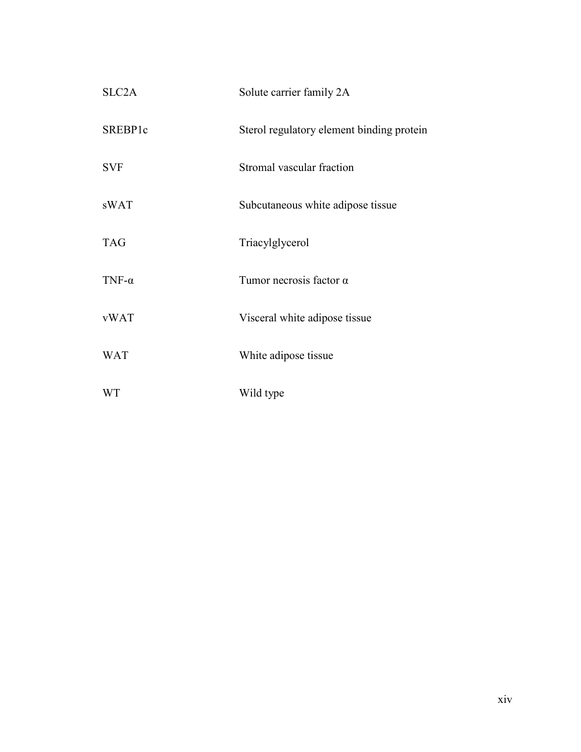| | |
|---|---|
| SLC2A | Solute carrier family 2A |
| SREBP1c | Sterol regulatory element binding protein |
| SVF | Stromal vascular fraction |
| sWAT | Subcutaneous white adipose tissue |
| TAG | Triacylglycerol |
| TNF-α | Tumor necrosis factor α |
| vWAT | Visceral white adipose tissue |
| WAT | White adipose tissue |
| WT | Wild type |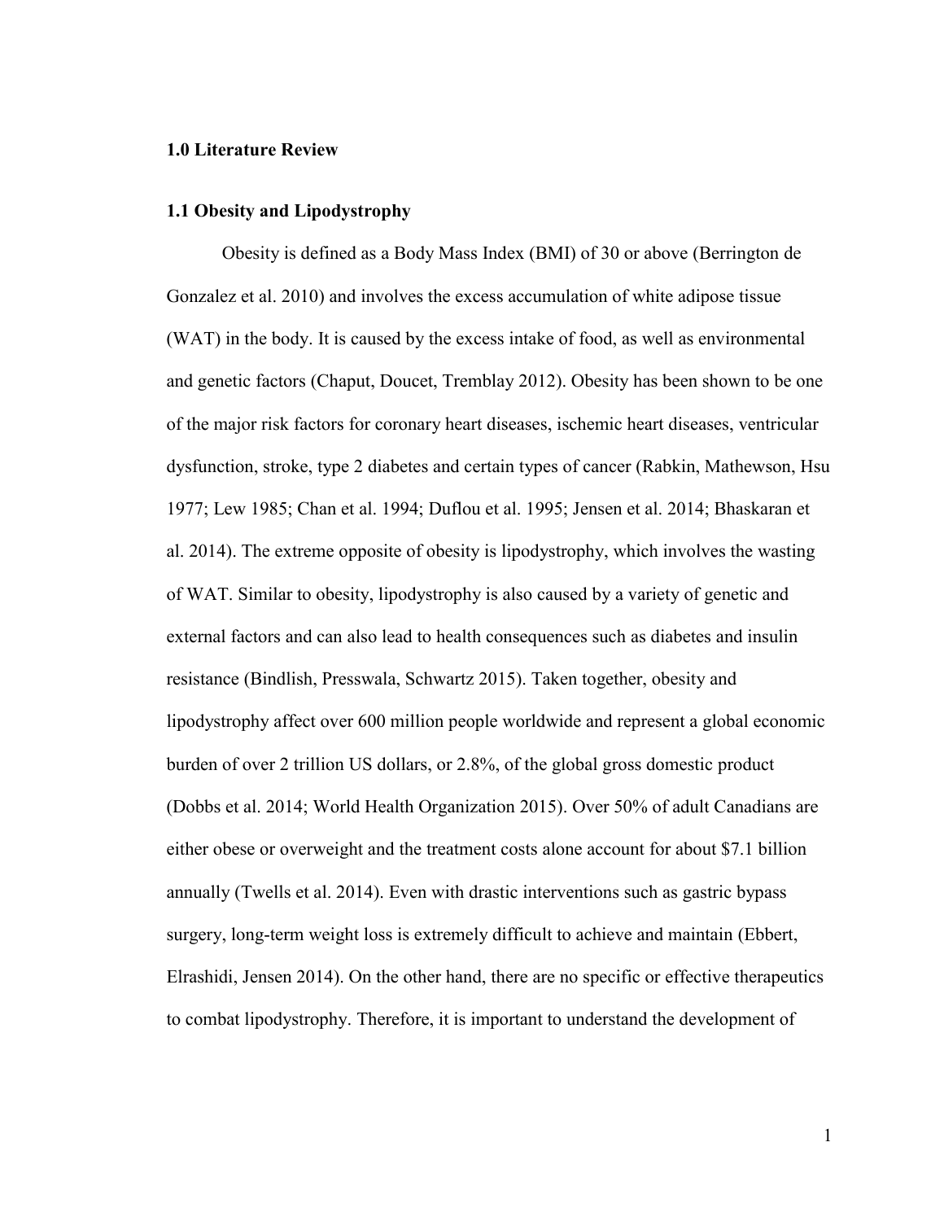# 1.0 Literature Review

## 1.1 Obesity and Lipodystrophy

Obesity is defined as a Body Mass Index (BMI) of 30 or above (Berrington de Gonzalez et al. 2010) and involves the excess accumulation of white adipose tissue (WAT) in the body. It is caused by the excess intake of food, as well as environmental and genetic factors (Chaput, Doucet, Tremblay 2012). Obesity has been shown to be one of the major risk factors for coronary heart diseases, ischemic heart diseases, ventricular dysfunction, stroke, type 2 diabetes and certain types of cancer (Rabkin, Mathewson, Hsu 1977; Lew 1985; Chan et al. 1994; Duflou et al. 1995; Jensen et al. 2014; Bhaskaran et al. 2014). The extreme opposite of obesity is lipodystrophy, which involves the wasting of WAT. Similar to obesity, lipodystrophy is also caused by a variety of genetic and external factors and can also lead to health consequences such as diabetes and insulin resistance (Bindlish, Presswala, Schwartz 2015). Taken together, obesity and lipodystrophy affect over 600 million people worldwide and represent a global economic burden of over 2 trillion US dollars, or 2.8%, of the global gross domestic product (Dobbs et al. 2014; World Health Organization 2015). Over 50% of adult Canadians are either obese or overweight and the treatment costs alone account for about $7.1 billion annually (Twells et al. 2014). Even with drastic interventions such as gastric bypass surgery, long-term weight loss is extremely difficult to achieve and maintain (Ebbert, Elrashidi, Jensen 2014). On the other hand, there are no specific or effective therapeutics to combat lipodystrophy. Therefore, it is important to understand the development of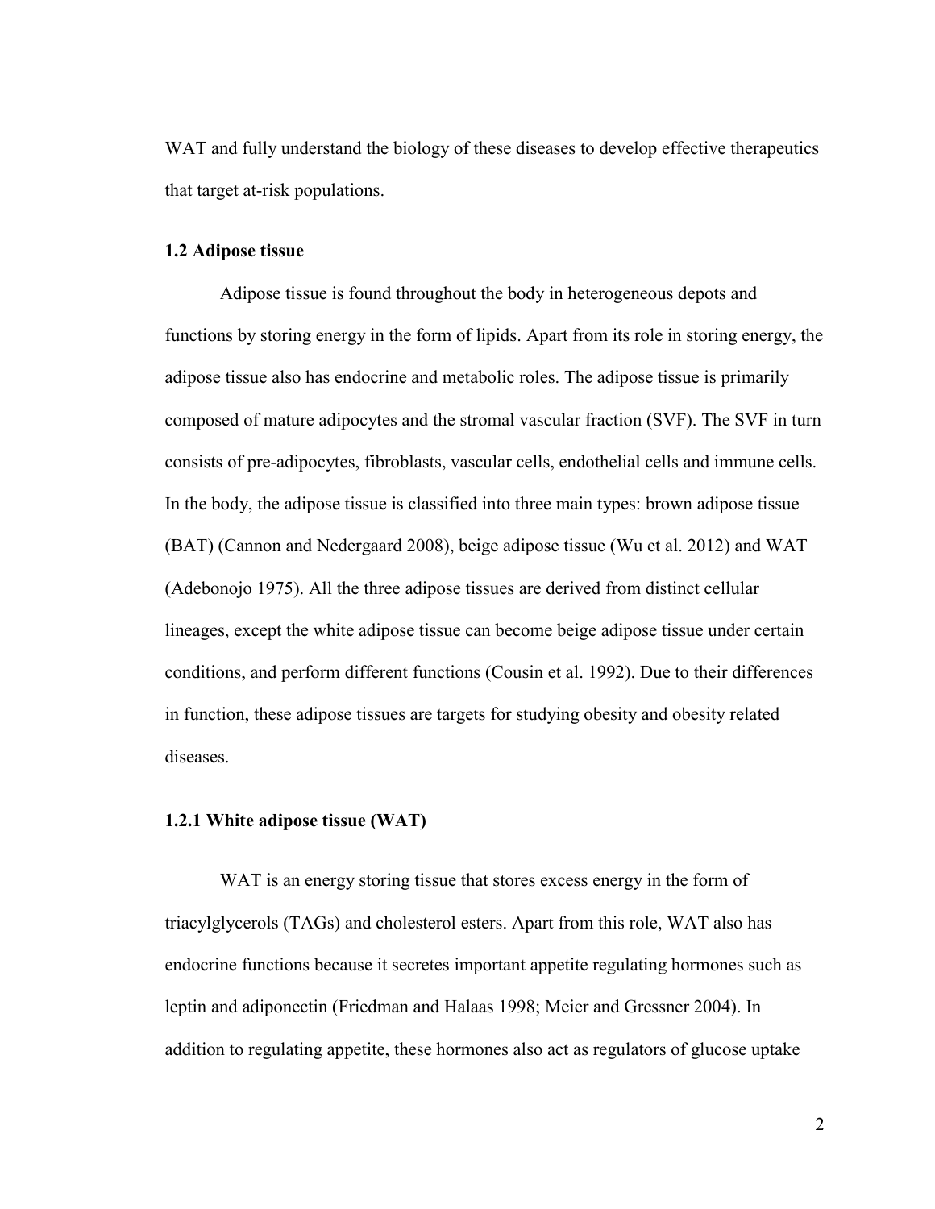WAT and fully understand the biology of these diseases to develop effective therapeutics that target at-risk populations.

### 1.2 Adipose tissue

Adipose tissue is found throughout the body in heterogeneous depots and functions by storing energy in the form of lipids. Apart from its role in storing energy, the adipose tissue also has endocrine and metabolic roles. The adipose tissue is primarily composed of mature adipocytes and the stromal vascular fraction (SVF). The SVF in turn consists of pre-adipocytes, fibroblasts, vascular cells, endothelial cells and immune cells. In the body, the adipose tissue is classified into three main types: brown adipose tissue (BAT) (Cannon and Nedergaard 2008), beige adipose tissue (Wu et al. 2012) and WAT (Adebonojo 1975). All the three adipose tissues are derived from distinct cellular lineages, except the white adipose tissue can become beige adipose tissue under certain conditions, and perform different functions (Cousin et al. 1992). Due to their differences in function, these adipose tissues are targets for studying obesity and obesity related diseases.

#### 1.2.1 White adipose tissue (WAT)

WAT is an energy storing tissue that stores excess energy in the form of triacylglycerols (TAGs) and cholesterol esters. Apart from this role, WAT also has endocrine functions because it secretes important appetite regulating hormones such as leptin and adiponectin (Friedman and Halaas 1998; Meier and Gressner 2004). In addition to regulating appetite, these hormones also act as regulators of glucose uptake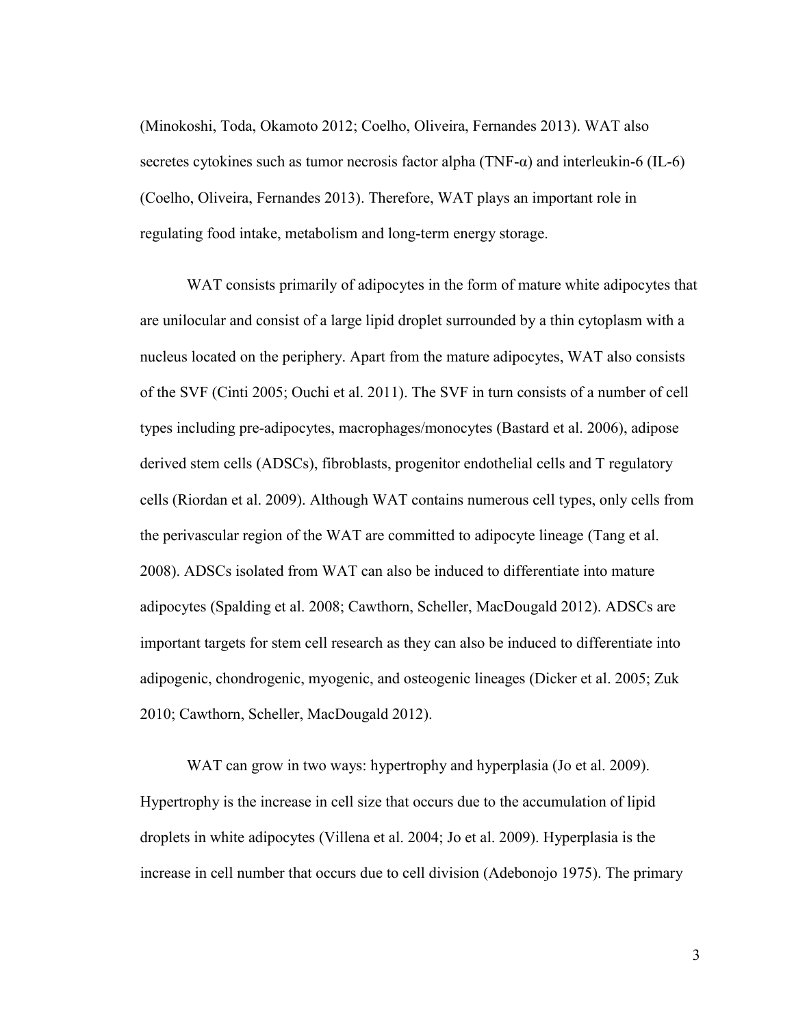(Minokoshi, Toda, Okamoto 2012; Coelho, Oliveira, Fernandes 2013). WAT also secretes cytokines such as tumor necrosis factor alpha (TNF-α) and interleukin-6 (IL-6) (Coelho, Oliveira, Fernandes 2013). Therefore, WAT plays an important role in regulating food intake, metabolism and long-term energy storage.

WAT consists primarily of adipocytes in the form of mature white adipocytes that are unilocular and consist of a large lipid droplet surrounded by a thin cytoplasm with a nucleus located on the periphery. Apart from the mature adipocytes, WAT also consists of the SVF (Cinti 2005; Ouchi et al. 2011). The SVF in turn consists of a number of cell types including pre-adipocytes, macrophages/monocytes (Bastard et al. 2006), adipose derived stem cells (ADSCs), fibroblasts, progenitor endothelial cells and T regulatory cells (Riordan et al. 2009). Although WAT contains numerous cell types, only cells from the perivascular region of the WAT are committed to adipocyte lineage (Tang et al. 2008). ADSCs isolated from WAT can also be induced to differentiate into mature adipocytes (Spalding et al. 2008; Cawthorn, Scheller, MacDougald 2012). ADSCs are important targets for stem cell research as they can also be induced to differentiate into adipogenic, chondrogenic, myogenic, and osteogenic lineages (Dicker et al. 2005; Zuk 2010; Cawthorn, Scheller, MacDougald 2012).

WAT can grow in two ways: hypertrophy and hyperplasia (Jo et al. 2009). Hypertrophy is the increase in cell size that occurs due to the accumulation of lipid droplets in white adipocytes (Villena et al. 2004; Jo et al. 2009). Hyperplasia is the increase in cell number that occurs due to cell division (Adebonojo 1975). The primary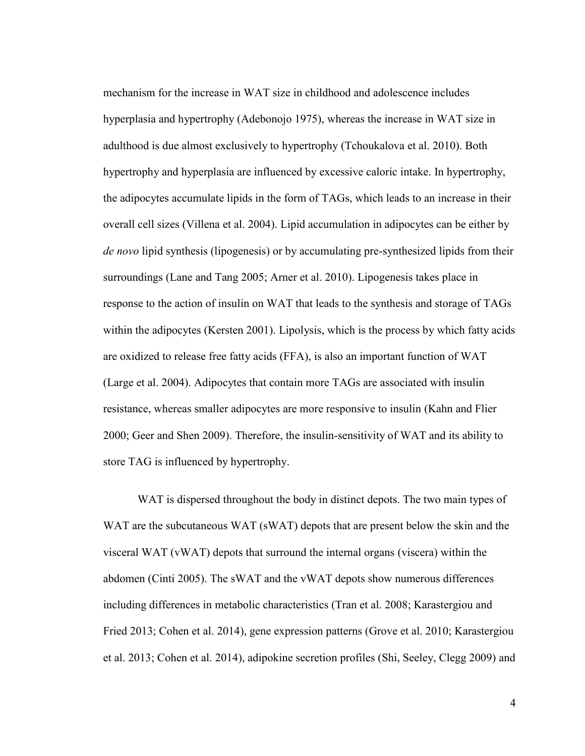mechanism for the increase in WAT size in childhood and adolescence includes hyperplasia and hypertrophy (Adebonojo 1975), whereas the increase in WAT size in adulthood is due almost exclusively to hypertrophy (Tchoukalova et al. 2010). Both hypertrophy and hyperplasia are influenced by excessive caloric intake. In hypertrophy, the adipocytes accumulate lipids in the form of TAGs, which leads to an increase in their overall cell sizes (Villena et al. 2004). Lipid accumulation in adipocytes can be either by *de novo* lipid synthesis (lipogenesis) or by accumulating pre-synthesized lipids from their surroundings (Lane and Tang 2005; Arner et al. 2010). Lipogenesis takes place in response to the action of insulin on WAT that leads to the synthesis and storage of TAGs within the adipocytes (Kersten 2001). Lipolysis, which is the process by which fatty acids are oxidized to release free fatty acids (FFA), is also an important function of WAT (Large et al. 2004). Adipocytes that contain more TAGs are associated with insulin resistance, whereas smaller adipocytes are more responsive to insulin (Kahn and Flier 2000; Geer and Shen 2009). Therefore, the insulin-sensitivity of WAT and its ability to store TAG is influenced by hypertrophy.

WAT is dispersed throughout the body in distinct depots. The two main types of WAT are the subcutaneous WAT (sWAT) depots that are present below the skin and the visceral WAT (vWAT) depots that surround the internal organs (viscera) within the abdomen (Cinti 2005). The sWAT and the vWAT depots show numerous differences including differences in metabolic characteristics (Tran et al. 2008; Karastergiou and Fried 2013; Cohen et al. 2014), gene expression patterns (Grove et al. 2010; Karastergiou et al. 2013; Cohen et al. 2014), adipokine secretion profiles (Shi, Seeley, Clegg 2009) and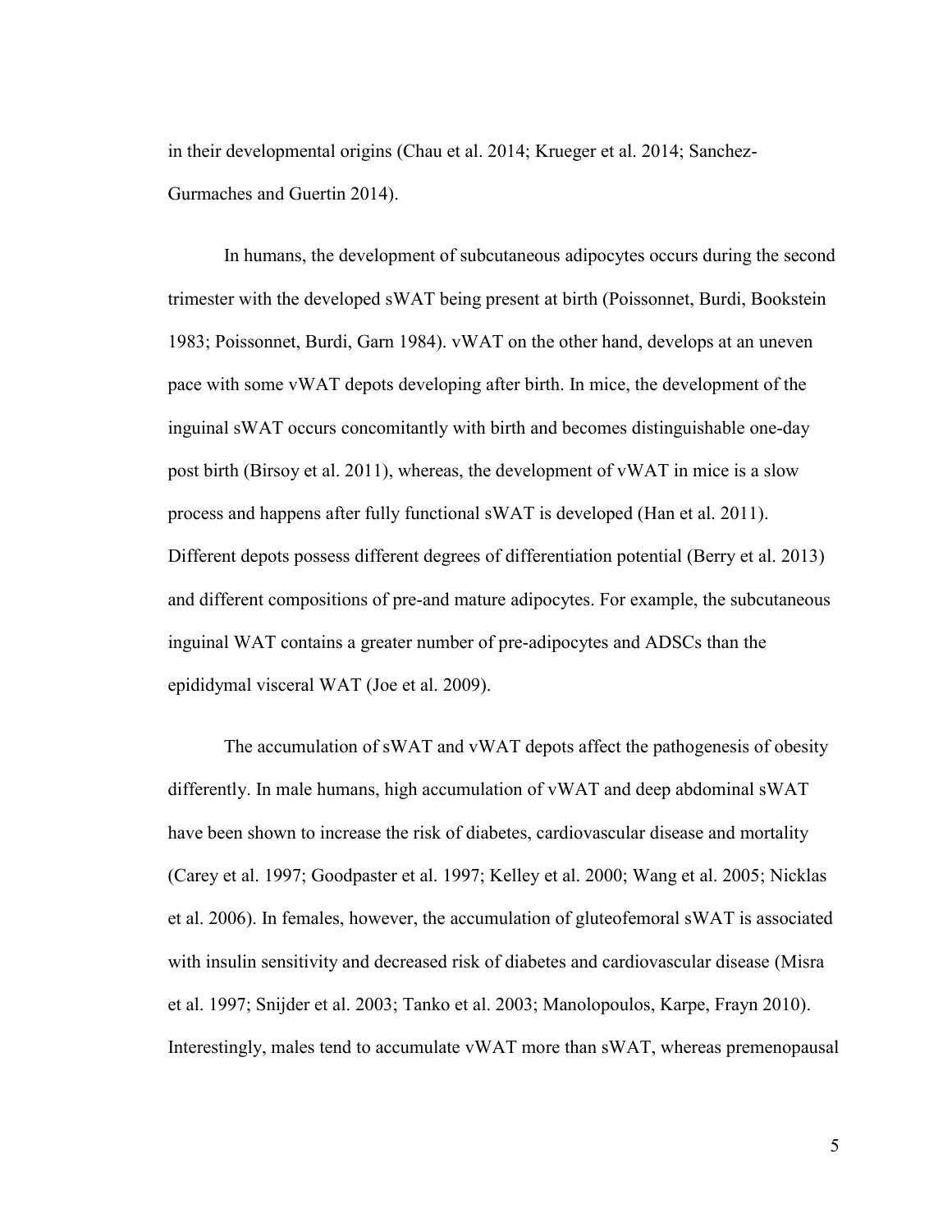in their developmental origins (Chau et al. 2014; Krueger et al. 2014; Sanchez-Gurmaches and Guertin 2014).

In humans, the development of subcutaneous adipocytes occurs during the second trimester with the developed sWAT being present at birth (Poissonnet, Burdi, Bookstein 1983; Poissonnet, Burdi, Garn 1984). vWAT on the other hand, develops at an uneven pace with some vWAT depots developing after birth. In mice, the development of the inguinal sWAT occurs concomitantly with birth and becomes distinguishable one-day post birth (Birsoy et al. 2011), whereas, the development of vWAT in mice is a slow process and happens after fully functional sWAT is developed (Han et al. 2011). Different depots possess different degrees of differentiation potential (Berry et al. 2013) and different compositions of pre-and mature adipocytes. For example, the subcutaneous inguinal WAT contains a greater number of pre-adipocytes and ADSCs than the epididymal visceral WAT (Joe et al. 2009).

The accumulation of sWAT and vWAT depots affect the pathogenesis of obesity differently. In male humans, high accumulation of vWAT and deep abdominal sWAT have been shown to increase the risk of diabetes, cardiovascular disease and mortality (Carey et al. 1997; Goodpaster et al. 1997; Kelley et al. 2000; Wang et al. 2005; Nicklas et al. 2006). In females, however, the accumulation of gluteofemoral sWAT is associated with insulin sensitivity and decreased risk of diabetes and cardiovascular disease (Misra et al. 1997; Snijder et al. 2003; Tanko et al. 2003; Manolopoulos, Karpe, Frayn 2010). Interestingly, males tend to accumulate vWAT more than sWAT, whereas premenopausal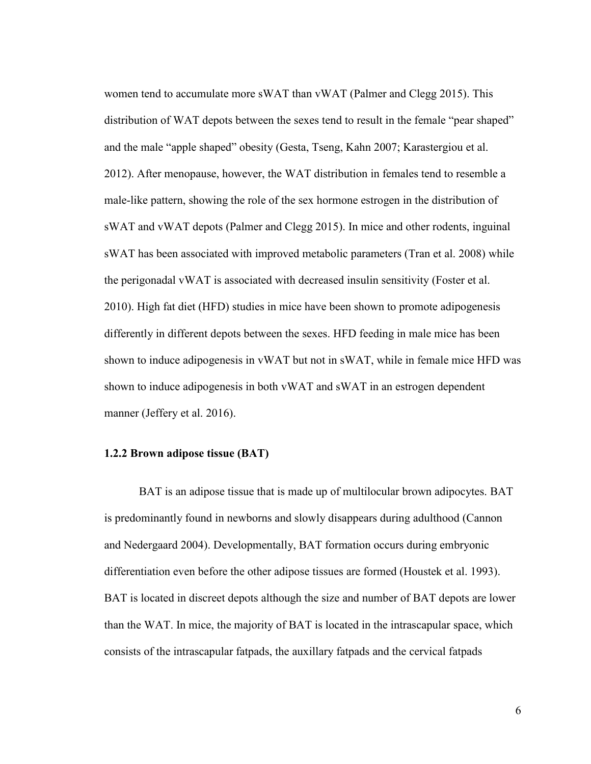women tend to accumulate more sWAT than vWAT (Palmer and Clegg 2015). This distribution of WAT depots between the sexes tend to result in the female "pear shaped" and the male "apple shaped" obesity (Gesta, Tseng, Kahn 2007; Karastergiou et al. 2012). After menopause, however, the WAT distribution in females tend to resemble a male-like pattern, showing the role of the sex hormone estrogen in the distribution of sWAT and vWAT depots (Palmer and Clegg 2015). In mice and other rodents, inguinal sWAT has been associated with improved metabolic parameters (Tran et al. 2008) while the perigonadal vWAT is associated with decreased insulin sensitivity (Foster et al. 2010). High fat diet (HFD) studies in mice have been shown to promote adipogenesis differently in different depots between the sexes. HFD feeding in male mice has been shown to induce adipogenesis in vWAT but not in sWAT, while in female mice HFD was shown to induce adipogenesis in both vWAT and sWAT in an estrogen dependent manner (Jeffery et al. 2016).

### 1.2.2 Brown adipose tissue (BAT)

BAT is an adipose tissue that is made up of multilocular brown adipocytes. BAT is predominantly found in newborns and slowly disappears during adulthood (Cannon and Nedergaard 2004). Developmentally, BAT formation occurs during embryonic differentiation even before the other adipose tissues are formed (Houstek et al. 1993). BAT is located in discreet depots although the size and number of BAT depots are lower than the WAT. In mice, the majority of BAT is located in the intrascapular space, which consists of the intrascapular fatpads, the auxillary fatpads and the cervical fatpads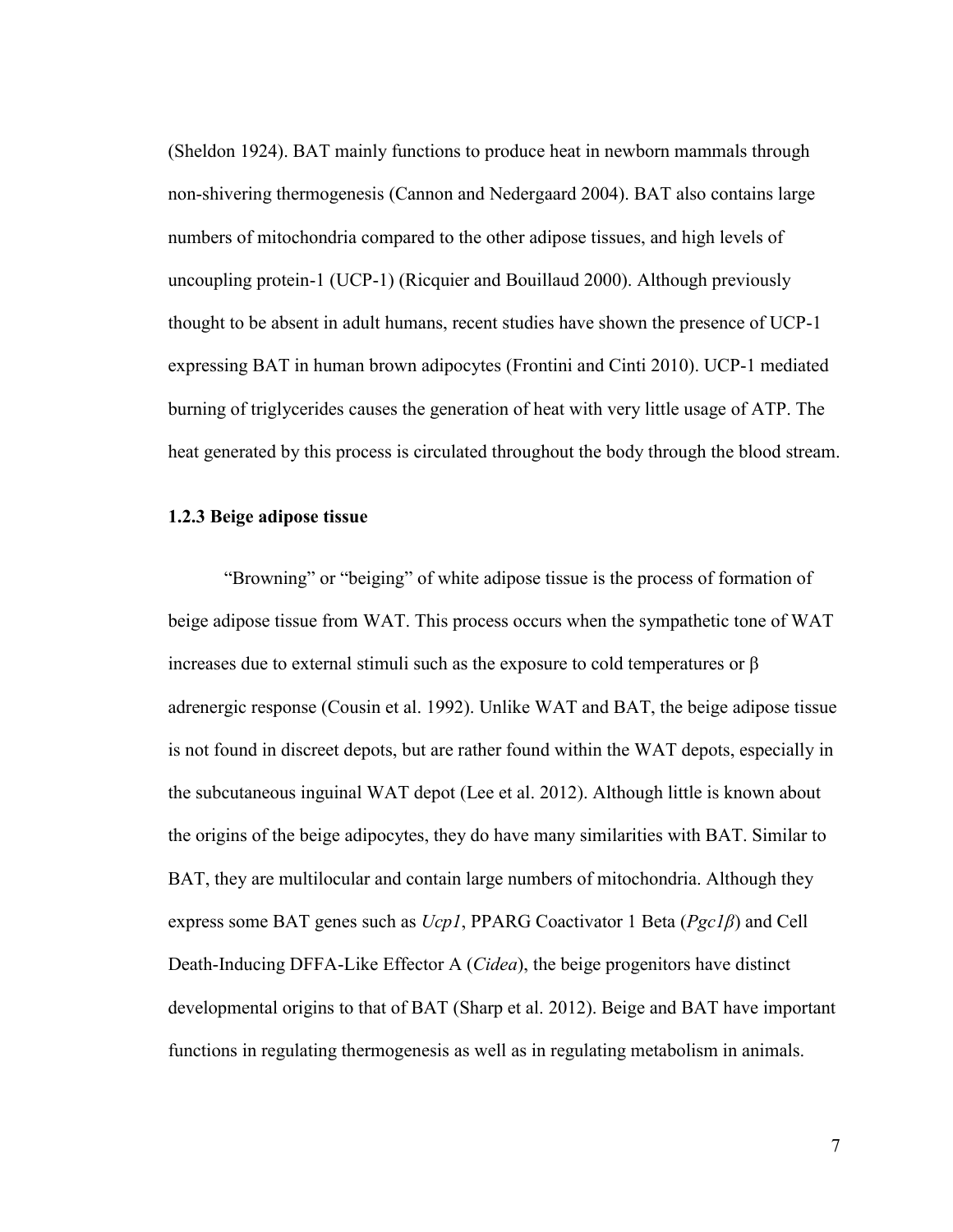(Sheldon 1924). BAT mainly functions to produce heat in newborn mammals through non-shivering thermogenesis (Cannon and Nedergaard 2004). BAT also contains large numbers of mitochondria compared to the other adipose tissues, and high levels of uncoupling protein-1 (UCP-1) (Ricquier and Bouillaud 2000). Although previously thought to be absent in adult humans, recent studies have shown the presence of UCP-1 expressing BAT in human brown adipocytes (Frontini and Cinti 2010). UCP-1 mediated burning of triglycerides causes the generation of heat with very little usage of ATP. The heat generated by this process is circulated throughout the body through the blood stream.

### 1.2.3 Beige adipose tissue

"Browning" or "beiging" of white adipose tissue is the process of formation of beige adipose tissue from WAT. This process occurs when the sympathetic tone of WAT increases due to external stimuli such as the exposure to cold temperatures or β adrenergic response (Cousin et al. 1992). Unlike WAT and BAT, the beige adipose tissue is not found in discreet depots, but are rather found within the WAT depots, especially in the subcutaneous inguinal WAT depot (Lee et al. 2012). Although little is known about the origins of the beige adipocytes, they do have many similarities with BAT. Similar to BAT, they are multilocular and contain large numbers of mitochondria. Although they express some BAT genes such as *Ucp1*, PPARG Coactivator 1 Beta (*Pgc1β*) and Cell Death-Inducing DFFA-Like Effector A (*Cidea*), the beige progenitors have distinct developmental origins to that of BAT (Sharp et al. 2012). Beige and BAT have important functions in regulating thermogenesis as well as in regulating metabolism in animals.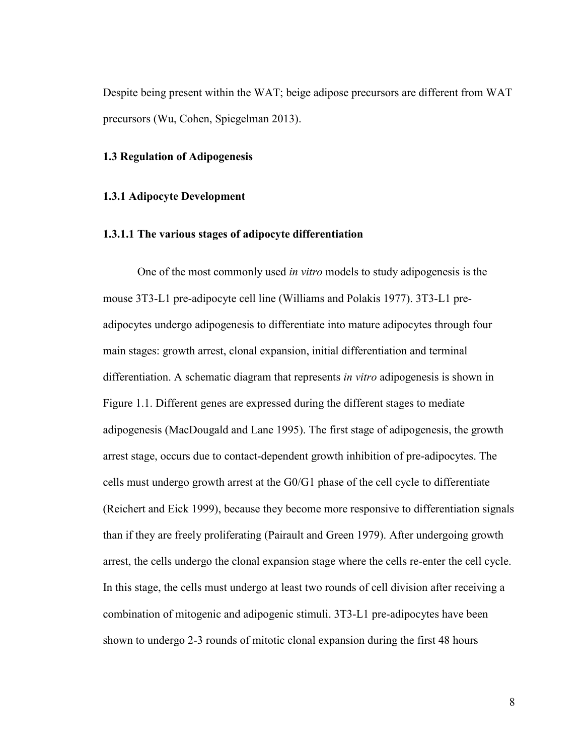Despite being present within the WAT; beige adipose precursors are different from WAT precursors (Wu, Cohen, Spiegelman 2013).

### 1.3 Regulation of Adipogenesis

#### 1.3.1 Adipocyte Development

##### 1.3.1.1 The various stages of adipocyte differentiation

One of the most commonly used *in vitro* models to study adipogenesis is the mouse 3T3-L1 pre-adipocyte cell line (Williams and Polakis 1977). 3T3-L1 pre-adipocytes undergo adipogenesis to differentiate into mature adipocytes through four main stages: growth arrest, clonal expansion, initial differentiation and terminal differentiation. A schematic diagram that represents *in vitro* adipogenesis is shown in Figure 1.1. Different genes are expressed during the different stages to mediate adipogenesis (MacDougald and Lane 1995). The first stage of adipogenesis, the growth arrest stage, occurs due to contact-dependent growth inhibition of pre-adipocytes. The cells must undergo growth arrest at the G0/G1 phase of the cell cycle to differentiate (Reichert and Eick 1999), because they become more responsive to differentiation signals than if they are freely proliferating (Pairault and Green 1979). After undergoing growth arrest, the cells undergo the clonal expansion stage where the cells re-enter the cell cycle. In this stage, the cells must undergo at least two rounds of cell division after receiving a combination of mitogenic and adipogenic stimuli. 3T3-L1 pre-adipocytes have been shown to undergo 2-3 rounds of mitotic clonal expansion during the first 48 hours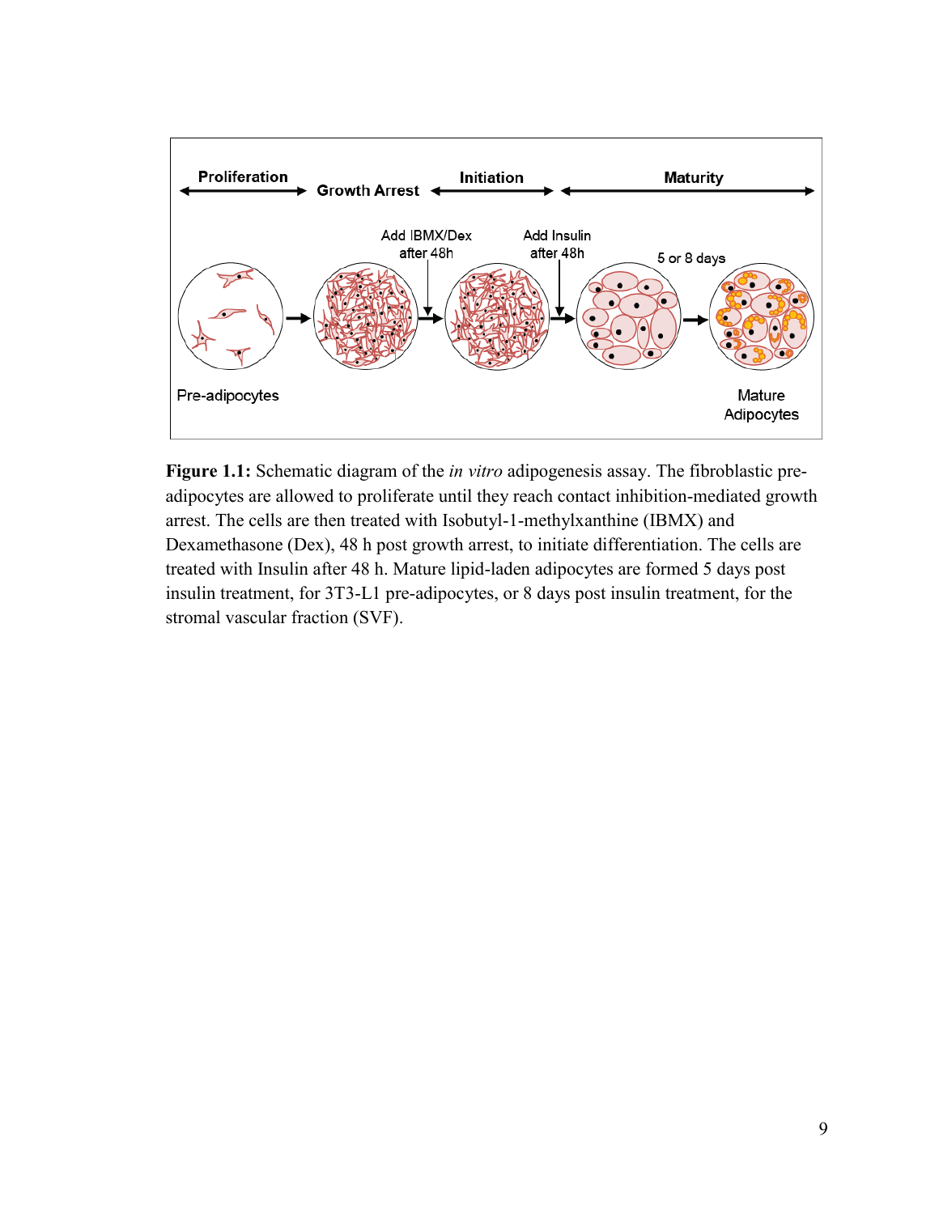**Figure 1.1:** Schematic diagram of the *in vitro* adipogenesis assay. The fibroblastic pre-adipocytes are allowed to proliferate until they reach contact inhibition-mediated growth arrest. The cells are then treated with Isobutyl-1-methylxanthine (IBMX) and Dexamethasone (Dex), 48 h post growth arrest, to initiate differentiation. The cells are treated with Insulin after 48 h. Mature lipid-laden adipocytes are formed 5 days post insulin treatment, for 3T3-L1 pre-adipocytes, or 8 days post insulin treatment, for the stromal vascular fraction (SVF).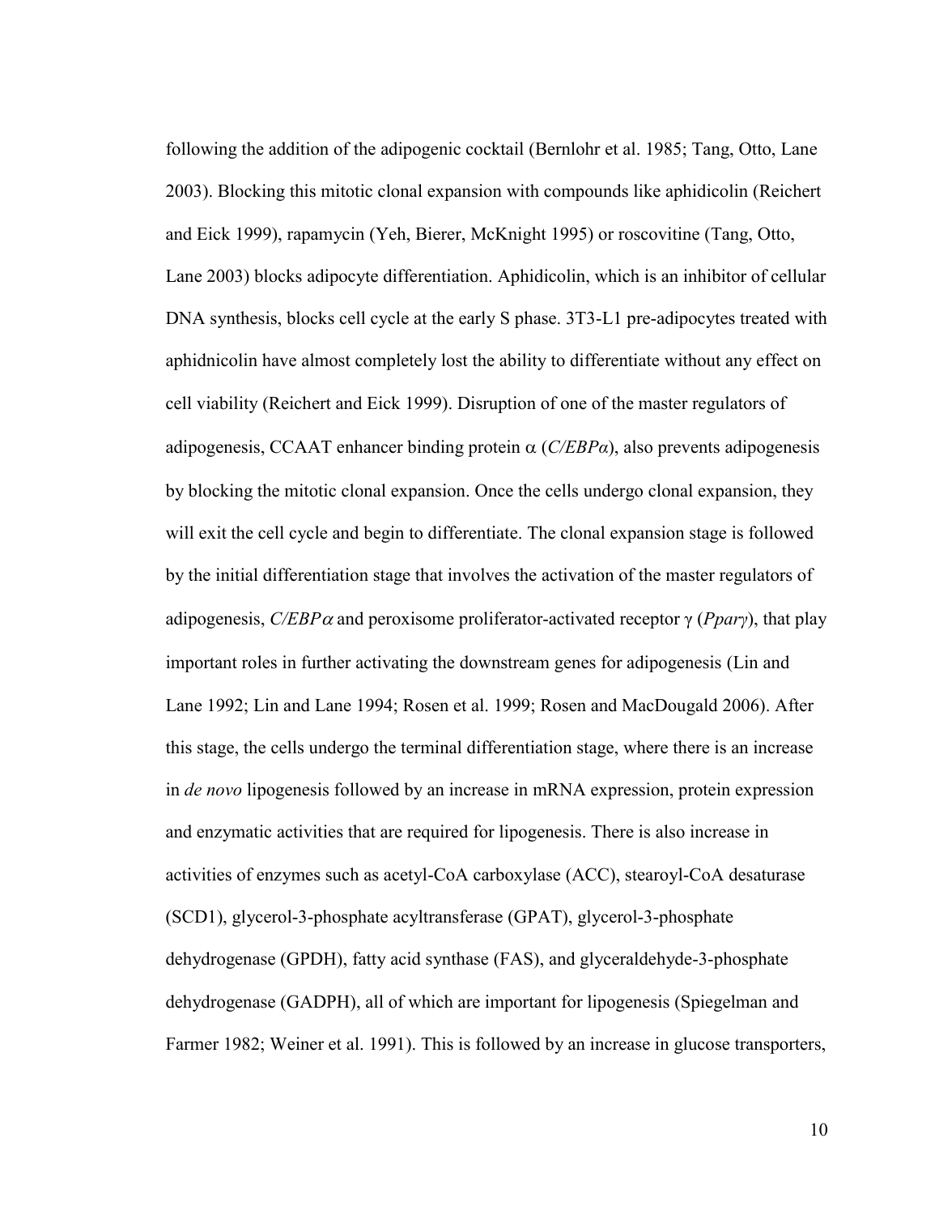following the addition of the adipogenic cocktail (Bernlohr et al. 1985; Tang, Otto, Lane 2003). Blocking this mitotic clonal expansion with compounds like aphidicolin (Reichert and Eick 1999), rapamycin (Yeh, Bierer, McKnight 1995) or roscovitine (Tang, Otto, Lane 2003) blocks adipocyte differentiation. Aphidicolin, which is an inhibitor of cellular DNA synthesis, blocks cell cycle at the early S phase. 3T3-L1 pre-adipocytes treated with aphidnicolin have almost completely lost the ability to differentiate without any effect on cell viability (Reichert and Eick 1999). Disruption of one of the master regulators of adipogenesis, CCAAT enhancer binding protein α (*C/EBPα*), also prevents adipogenesis by blocking the mitotic clonal expansion. Once the cells undergo clonal expansion, they will exit the cell cycle and begin to differentiate. The clonal expansion stage is followed by the initial differentiation stage that involves the activation of the master regulators of adipogenesis, *C/EBPα* and peroxisome proliferator-activated receptor γ (*Pparγ*), that play important roles in further activating the downstream genes for adipogenesis (Lin and Lane 1992; Lin and Lane 1994; Rosen et al. 1999; Rosen and MacDougald 2006). After this stage, the cells undergo the terminal differentiation stage, where there is an increase in *de novo* lipogenesis followed by an increase in mRNA expression, protein expression and enzymatic activities that are required for lipogenesis. There is also increase in activities of enzymes such as acetyl-CoA carboxylase (ACC), stearoyl-CoA desaturase (SCD1), glycerol-3-phosphate acyltransferase (GPAT), glycerol-3-phosphate dehydrogenase (GPDH), fatty acid synthase (FAS), and glyceraldehyde-3-phosphate dehydrogenase (GADPH), all of which are important for lipogenesis (Spiegelman and Farmer 1982; Weiner et al. 1991). This is followed by an increase in glucose transporters,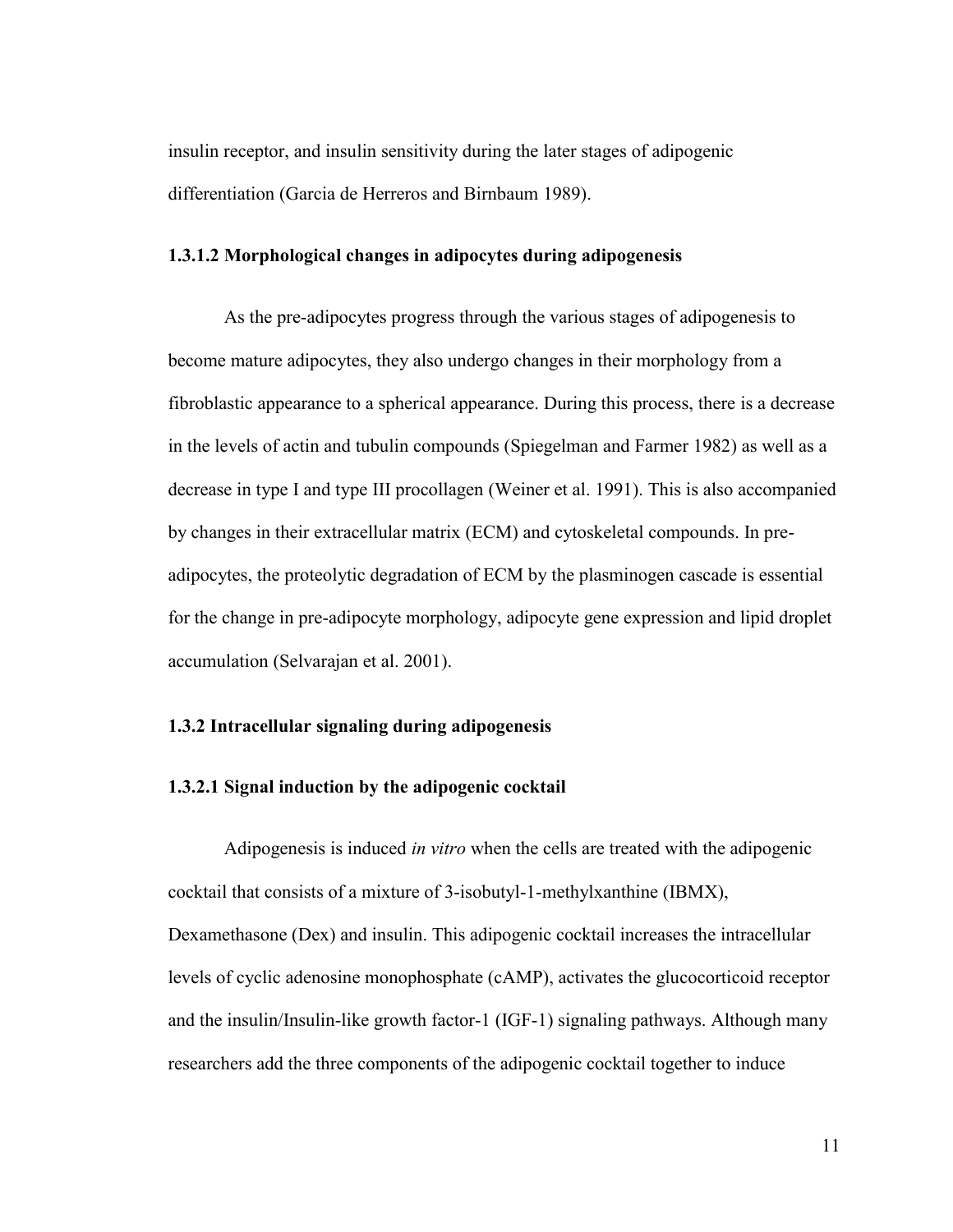insulin receptor, and insulin sensitivity during the later stages of adipogenic differentiation (Garcia de Herreros and Birnbaum 1989).

#### 1.3.1.2 Morphological changes in adipocytes during adipogenesis

As the pre-adipocytes progress through the various stages of adipogenesis to become mature adipocytes, they also undergo changes in their morphology from a fibroblastic appearance to a spherical appearance. During this process, there is a decrease in the levels of actin and tubulin compounds (Spiegelman and Farmer 1982) as well as a decrease in type I and type III procollagen (Weiner et al. 1991). This is also accompanied by changes in their extracellular matrix (ECM) and cytoskeletal compounds. In pre-adipocytes, the proteolytic degradation of ECM by the plasminogen cascade is essential for the change in pre-adipocyte morphology, adipocyte gene expression and lipid droplet accumulation (Selvarajan et al. 2001).

### 1.3.2 Intracellular signaling during adipogenesis

#### 1.3.2.1 Signal induction by the adipogenic cocktail

Adipogenesis is induced *in vitro* when the cells are treated with the adipogenic cocktail that consists of a mixture of 3-isobutyl-1-methylxanthine (IBMX), Dexamethasone (Dex) and insulin. This adipogenic cocktail increases the intracellular levels of cyclic adenosine monophosphate (cAMP), activates the glucocorticoid receptor and the insulin/Insulin-like growth factor-1 (IGF-1) signaling pathways. Although many researchers add the three components of the adipogenic cocktail together to induce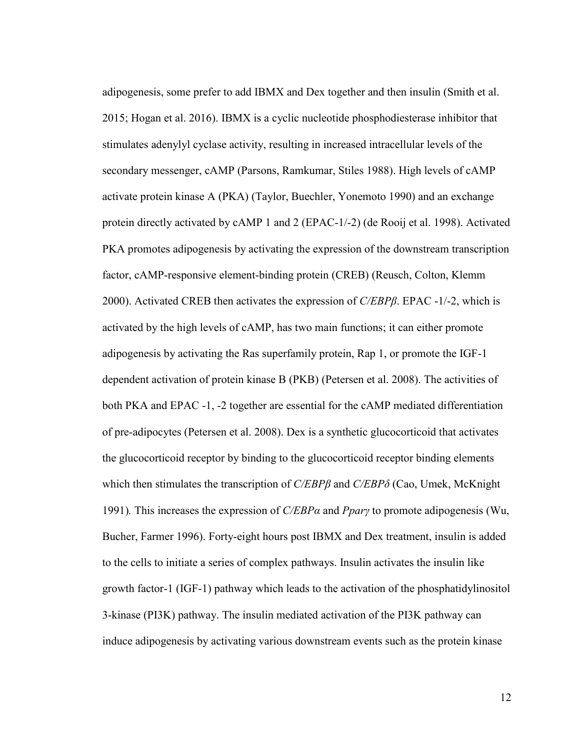adipogenesis, some prefer to add IBMX and Dex together and then insulin (Smith et al. 2015; Hogan et al. 2016). IBMX is a cyclic nucleotide phosphodiesterase inhibitor that stimulates adenylyl cyclase activity, resulting in increased intracellular levels of the secondary messenger, cAMP (Parsons, Ramkumar, Stiles 1988). High levels of cAMP activate protein kinase A (PKA) (Taylor, Buechler, Yonemoto 1990) and an exchange protein directly activated by cAMP 1 and 2 (EPAC-1/-2) (de Rooij et al. 1998). Activated PKA promotes adipogenesis by activating the expression of the downstream transcription factor, cAMP-responsive element-binding protein (CREB) (Reusch, Colton, Klemm 2000). Activated CREB then activates the expression of *C/EBPβ*. EPAC -1/-2, which is activated by the high levels of cAMP, has two main functions; it can either promote adipogenesis by activating the Ras superfamily protein, Rap 1, or promote the IGF-1 dependent activation of protein kinase B (PKB) (Petersen et al. 2008). The activities of both PKA and EPAC -1, -2 together are essential for the cAMP mediated differentiation of pre-adipocytes (Petersen et al. 2008). Dex is a synthetic glucocorticoid that activates the glucocorticoid receptor by binding to the glucocorticoid receptor binding elements which then stimulates the transcription of *C/EBPβ* and *C/EBPδ* (Cao, Umek, McKnight 1991)*.* This increases the expression of *C/EBPα* and *Pparγ* to promote adipogenesis (Wu, Bucher, Farmer 1996). Forty-eight hours post IBMX and Dex treatment, insulin is added to the cells to initiate a series of complex pathways. Insulin activates the insulin like growth factor-1 (IGF-1) pathway which leads to the activation of the phosphatidylinositol 3-kinase (PI3K) pathway. The insulin mediated activation of the PI3K pathway can induce adipogenesis by activating various downstream events such as the protein kinase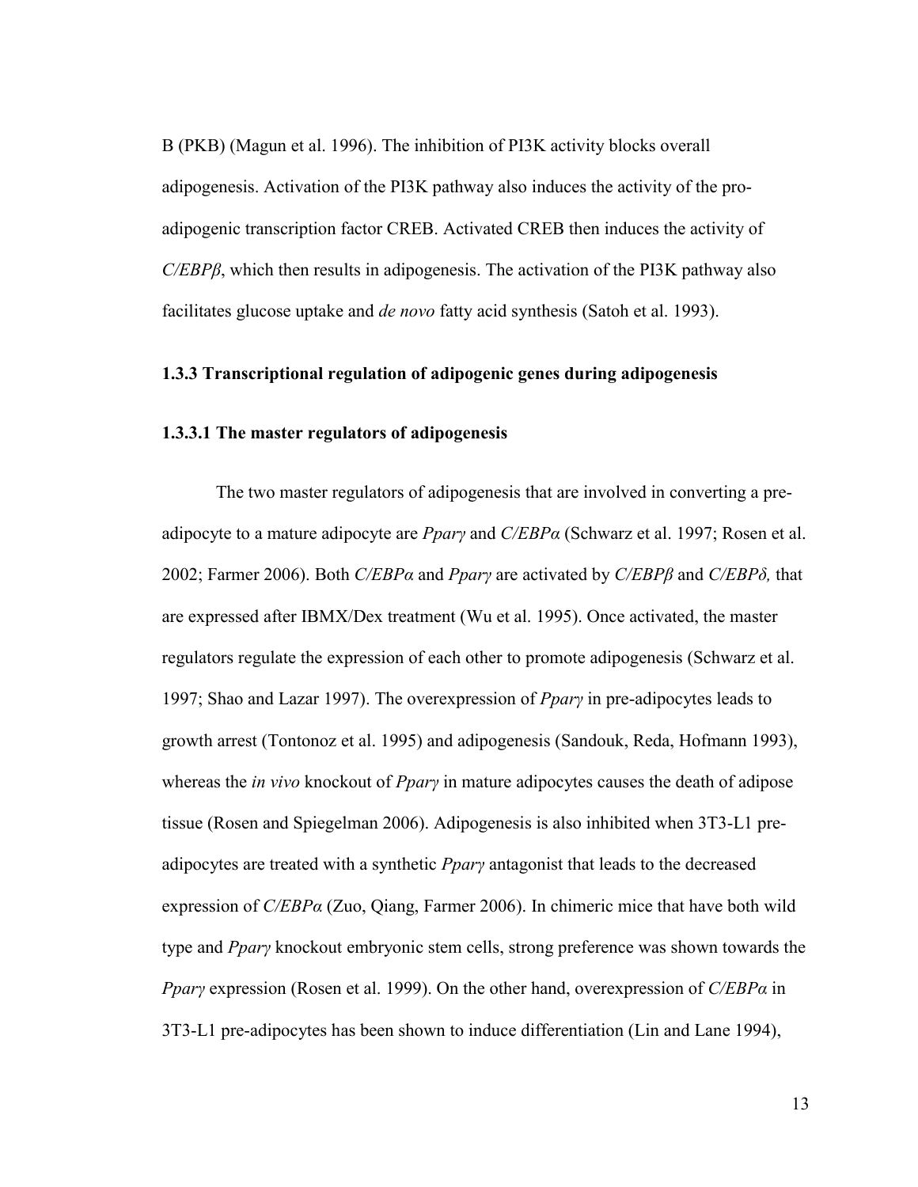B (PKB) (Magun et al. 1996). The inhibition of PI3K activity blocks overall adipogenesis. Activation of the PI3K pathway also induces the activity of the pro-adipogenic transcription factor CREB. Activated CREB then induces the activity of *C/EBPβ*, which then results in adipogenesis. The activation of the PI3K pathway also facilitates glucose uptake and *de novo* fatty acid synthesis (Satoh et al. 1993).

### 1.3.3 Transcriptional regulation of adipogenic genes during adipogenesis

#### 1.3.3.1 The master regulators of adipogenesis

The two master regulators of adipogenesis that are involved in converting a pre-adipocyte to a mature adipocyte are *Pparγ* and *C/EBPα* (Schwarz et al. 1997; Rosen et al. 2002; Farmer 2006). Both *C/EBPα* and *Pparγ* are activated by *C/EBPβ* and *C/EBPδ,* that are expressed after IBMX/Dex treatment (Wu et al. 1995). Once activated, the master regulators regulate the expression of each other to promote adipogenesis (Schwarz et al. 1997; Shao and Lazar 1997). The overexpression of *Pparγ* in pre-adipocytes leads to growth arrest (Tontonoz et al. 1995) and adipogenesis (Sandouk, Reda, Hofmann 1993), whereas the *in vivo* knockout of *Pparγ* in mature adipocytes causes the death of adipose tissue (Rosen and Spiegelman 2006). Adipogenesis is also inhibited when 3T3-L1 pre-adipocytes are treated with a synthetic *Pparγ* antagonist that leads to the decreased expression of *C/EBPα* (Zuo, Qiang, Farmer 2006). In chimeric mice that have both wild type and *Pparγ* knockout embryonic stem cells, strong preference was shown towards the *Pparγ* expression (Rosen et al. 1999). On the other hand, overexpression of *C/EBPα* in 3T3-L1 pre-adipocytes has been shown to induce differentiation (Lin and Lane 1994),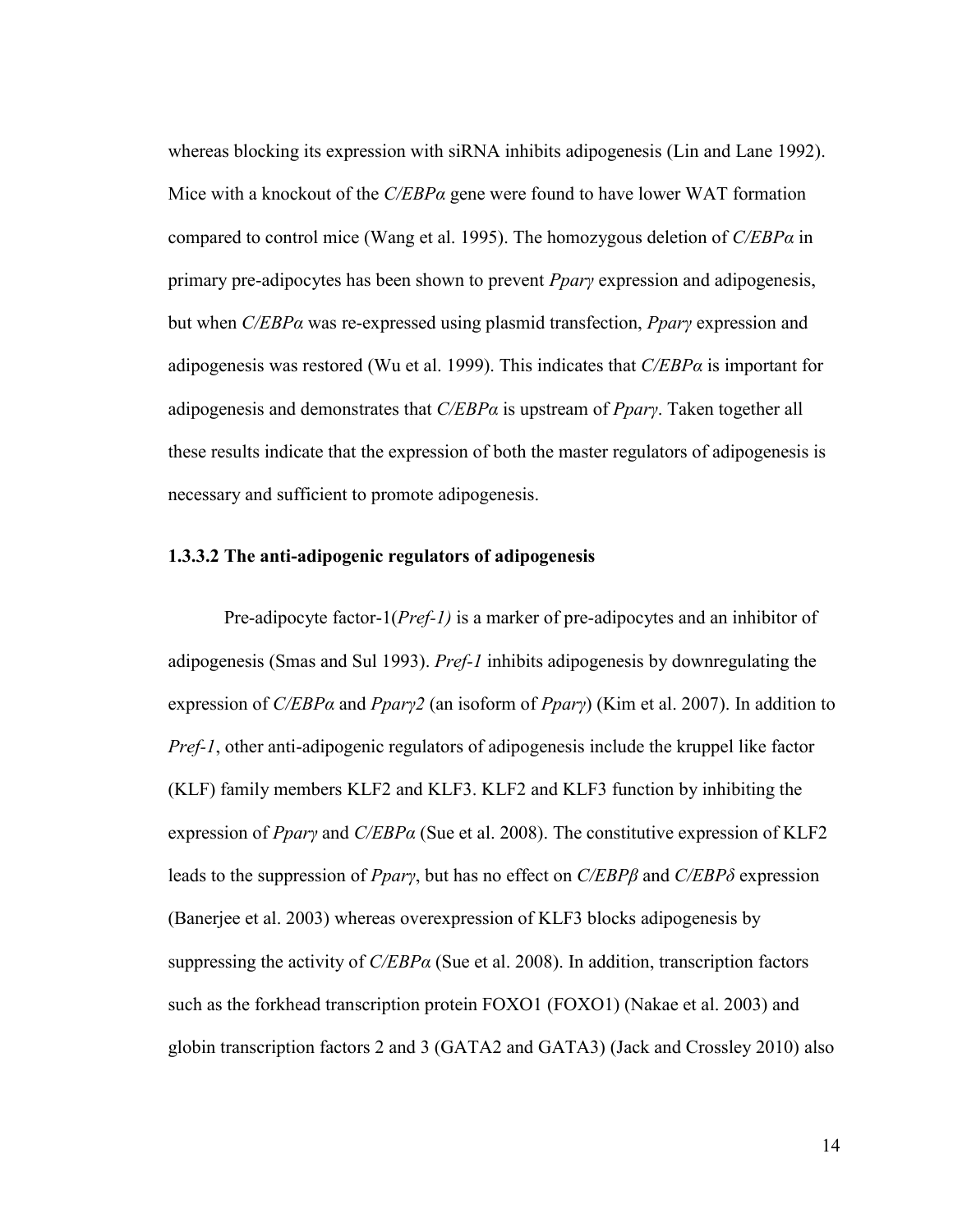whereas blocking its expression with siRNA inhibits adipogenesis (Lin and Lane 1992). Mice with a knockout of the *C/EBPα* gene were found to have lower WAT formation compared to control mice (Wang et al. 1995). The homozygous deletion of *C/EBPα* in primary pre-adipocytes has been shown to prevent *Pparγ* expression and adipogenesis, but when *C/EBPα* was re-expressed using plasmid transfection, *Pparγ* expression and adipogenesis was restored (Wu et al. 1999). This indicates that *C/EBPα* is important for adipogenesis and demonstrates that *C/EBPα* is upstream of *Pparγ*. Taken together all these results indicate that the expression of both the master regulators of adipogenesis is necessary and sufficient to promote adipogenesis.

#### 1.3.3.2 The anti-adipogenic regulators of adipogenesis

Pre-adipocyte factor-1(*Pref-1)* is a marker of pre-adipocytes and an inhibitor of adipogenesis (Smas and Sul 1993). *Pref-1* inhibits adipogenesis by downregulating the expression of *C/EBPα* and *Pparγ2* (an isoform of *Pparγ*) (Kim et al. 2007). In addition to *Pref-1*, other anti-adipogenic regulators of adipogenesis include the kruppel like factor (KLF) family members KLF2 and KLF3. KLF2 and KLF3 function by inhibiting the expression of *Pparγ* and *C/EBPα* (Sue et al. 2008). The constitutive expression of KLF2 leads to the suppression of *Pparγ*, but has no effect on *C/EBPβ* and *C/EBPδ* expression (Banerjee et al. 2003) whereas overexpression of KLF3 blocks adipogenesis by suppressing the activity of *C/EBPα* (Sue et al. 2008). In addition, transcription factors such as the forkhead transcription protein FOXO1 (FOXO1) (Nakae et al. 2003) and globin transcription factors 2 and 3 (GATA2 and GATA3) (Jack and Crossley 2010) also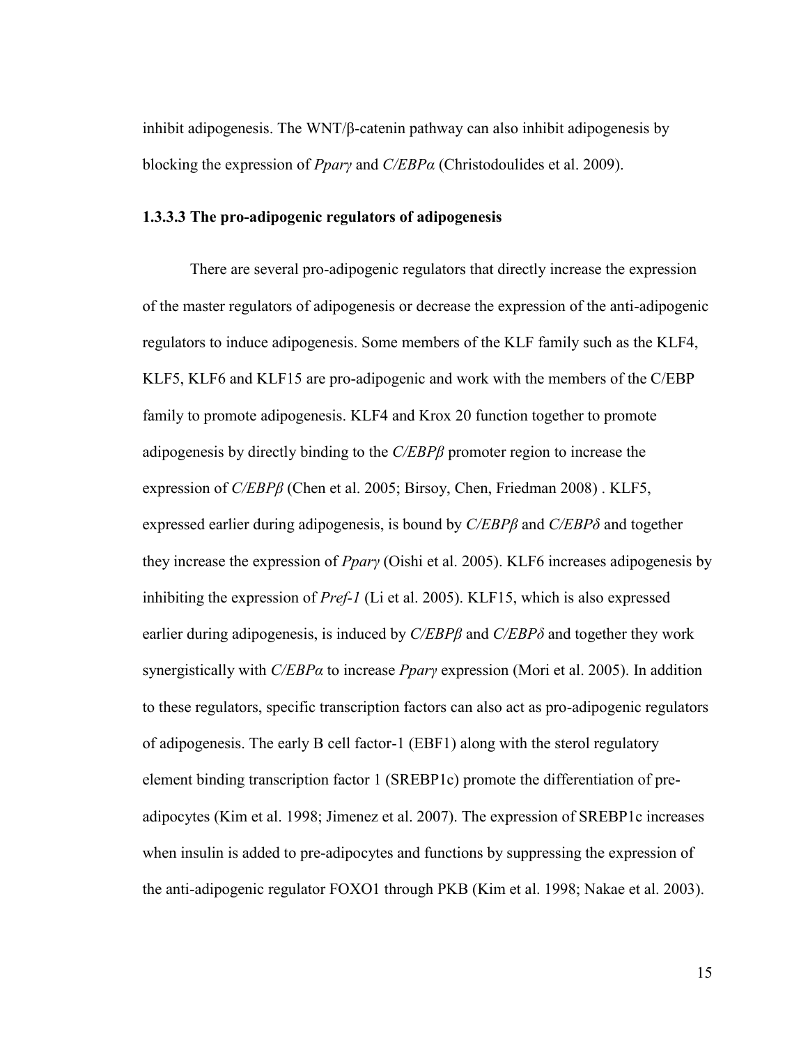inhibit adipogenesis. The WNT/β-catenin pathway can also inhibit adipogenesis by blocking the expression of *Pparγ* and *C/EBPα* (Christodoulides et al. 2009).

### 1.3.3.3 The pro-adipogenic regulators of adipogenesis

There are several pro-adipogenic regulators that directly increase the expression of the master regulators of adipogenesis or decrease the expression of the anti-adipogenic regulators to induce adipogenesis. Some members of the KLF family such as the KLF4, KLF5, KLF6 and KLF15 are pro-adipogenic and work with the members of the C/EBP family to promote adipogenesis. KLF4 and Krox 20 function together to promote adipogenesis by directly binding to the *C/EBPβ* promoter region to increase the expression of *C/EBPβ* (Chen et al. 2005; Birsoy, Chen, Friedman 2008) . KLF5, expressed earlier during adipogenesis, is bound by *C/EBPβ* and *C/EBPδ* and together they increase the expression of *Pparγ* (Oishi et al. 2005). KLF6 increases adipogenesis by inhibiting the expression of *Pref-1* (Li et al. 2005). KLF15, which is also expressed earlier during adipogenesis, is induced by *C/EBPβ* and *C/EBPδ* and together they work synergistically with *C/EBPα* to increase *Pparγ* expression (Mori et al. 2005). In addition to these regulators, specific transcription factors can also act as pro-adipogenic regulators of adipogenesis. The early B cell factor-1 (EBF1) along with the sterol regulatory element binding transcription factor 1 (SREBP1c) promote the differentiation of pre-adipocytes (Kim et al. 1998; Jimenez et al. 2007). The expression of SREBP1c increases when insulin is added to pre-adipocytes and functions by suppressing the expression of the anti-adipogenic regulator FOXO1 through PKB (Kim et al. 1998; Nakae et al. 2003).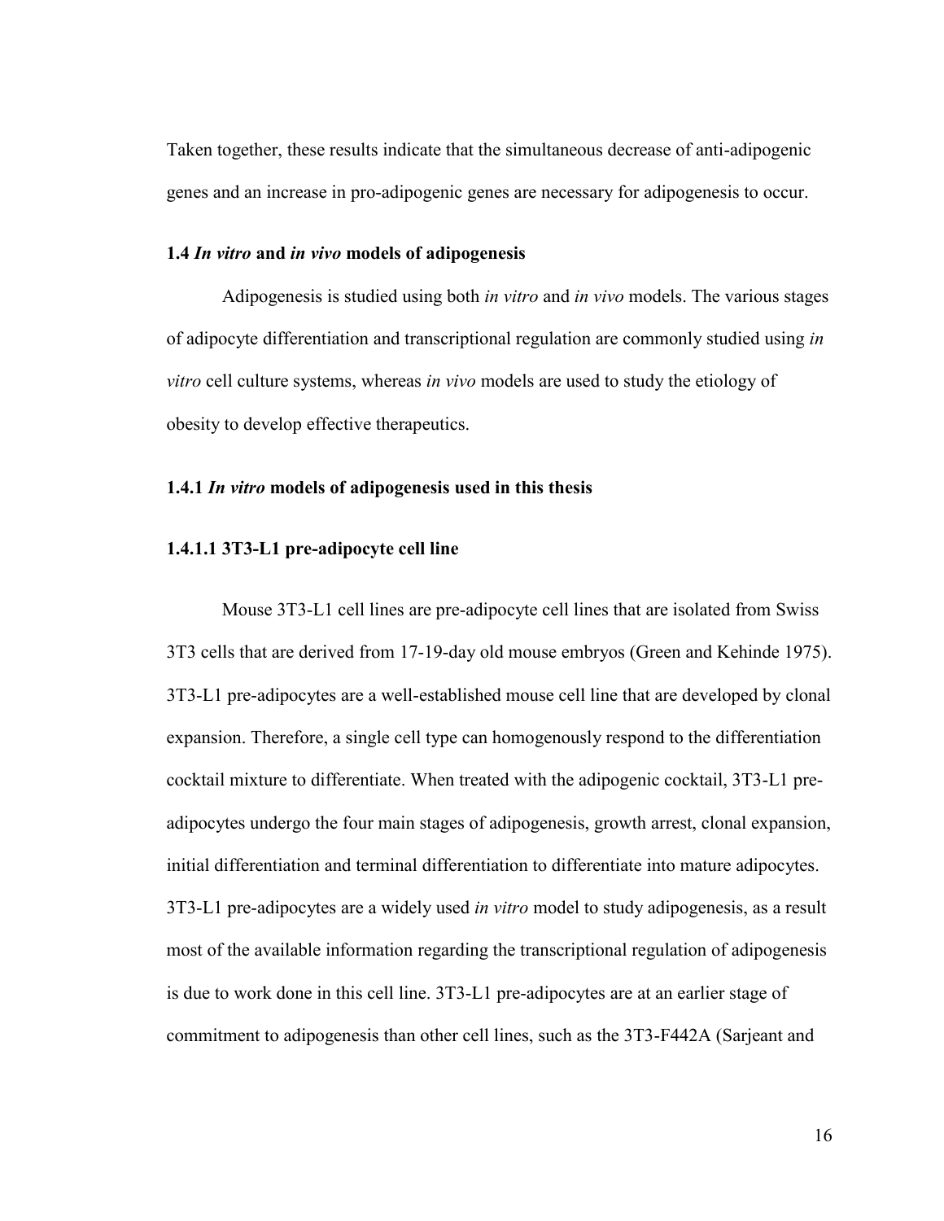Taken together, these results indicate that the simultaneous decrease of anti-adipogenic genes and an increase in pro-adipogenic genes are necessary for adipogenesis to occur.

### 1.4 *In vitro* and *in vivo* models of adipogenesis

Adipogenesis is studied using both *in vitro* and *in vivo* models. The various stages of adipocyte differentiation and transcriptional regulation are commonly studied using *in vitro* cell culture systems, whereas *in vivo* models are used to study the etiology of obesity to develop effective therapeutics.

#### 1.4.1 *In vitro* models of adipogenesis used in this thesis

##### 1.4.1.1 3T3-L1 pre-adipocyte cell line

Mouse 3T3-L1 cell lines are pre-adipocyte cell lines that are isolated from Swiss 3T3 cells that are derived from 17-19-day old mouse embryos (Green and Kehinde 1975). 3T3-L1 pre-adipocytes are a well-established mouse cell line that are developed by clonal expansion. Therefore, a single cell type can homogenously respond to the differentiation cocktail mixture to differentiate. When treated with the adipogenic cocktail, 3T3-L1 pre-adipocytes undergo the four main stages of adipogenesis, growth arrest, clonal expansion, initial differentiation and terminal differentiation to differentiate into mature adipocytes. 3T3-L1 pre-adipocytes are a widely used *in vitro* model to study adipogenesis, as a result most of the available information regarding the transcriptional regulation of adipogenesis is due to work done in this cell line. 3T3-L1 pre-adipocytes are at an earlier stage of commitment to adipogenesis than other cell lines, such as the 3T3-F442A (Sarjeant and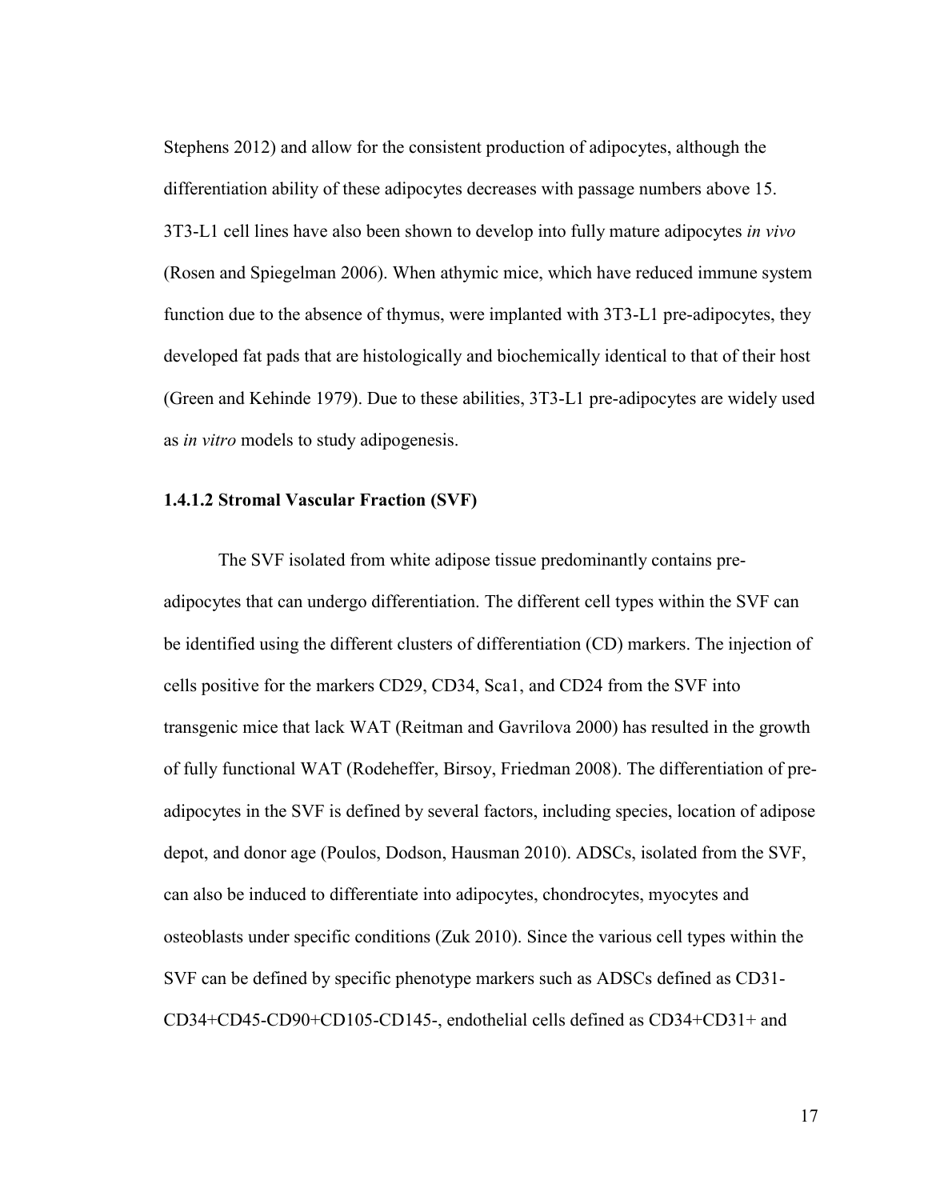Stephens 2012) and allow for the consistent production of adipocytes, although the differentiation ability of these adipocytes decreases with passage numbers above 15. 3T3-L1 cell lines have also been shown to develop into fully mature adipocytes *in vivo* (Rosen and Spiegelman 2006). When athymic mice, which have reduced immune system function due to the absence of thymus, were implanted with 3T3-L1 pre-adipocytes, they developed fat pads that are histologically and biochemically identical to that of their host (Green and Kehinde 1979). Due to these abilities, 3T3-L1 pre-adipocytes are widely used as *in vitro* models to study adipogenesis.

#### 1.4.1.2 Stromal Vascular Fraction (SVF)

The SVF isolated from white adipose tissue predominantly contains pre-adipocytes that can undergo differentiation. The different cell types within the SVF can be identified using the different clusters of differentiation (CD) markers. The injection of cells positive for the markers CD29, CD34, Sca1, and CD24 from the SVF into transgenic mice that lack WAT (Reitman and Gavrilova 2000) has resulted in the growth of fully functional WAT (Rodeheffer, Birsoy, Friedman 2008). The differentiation of pre-adipocytes in the SVF is defined by several factors, including species, location of adipose depot, and donor age (Poulos, Dodson, Hausman 2010). ADSCs, isolated from the SVF, can also be induced to differentiate into adipocytes, chondrocytes, myocytes and osteoblasts under specific conditions (Zuk 2010). Since the various cell types within the SVF can be defined by specific phenotype markers such as ADSCs defined as CD31-CD34+CD45-CD90+CD105-CD145-, endothelial cells defined as CD34+CD31+ and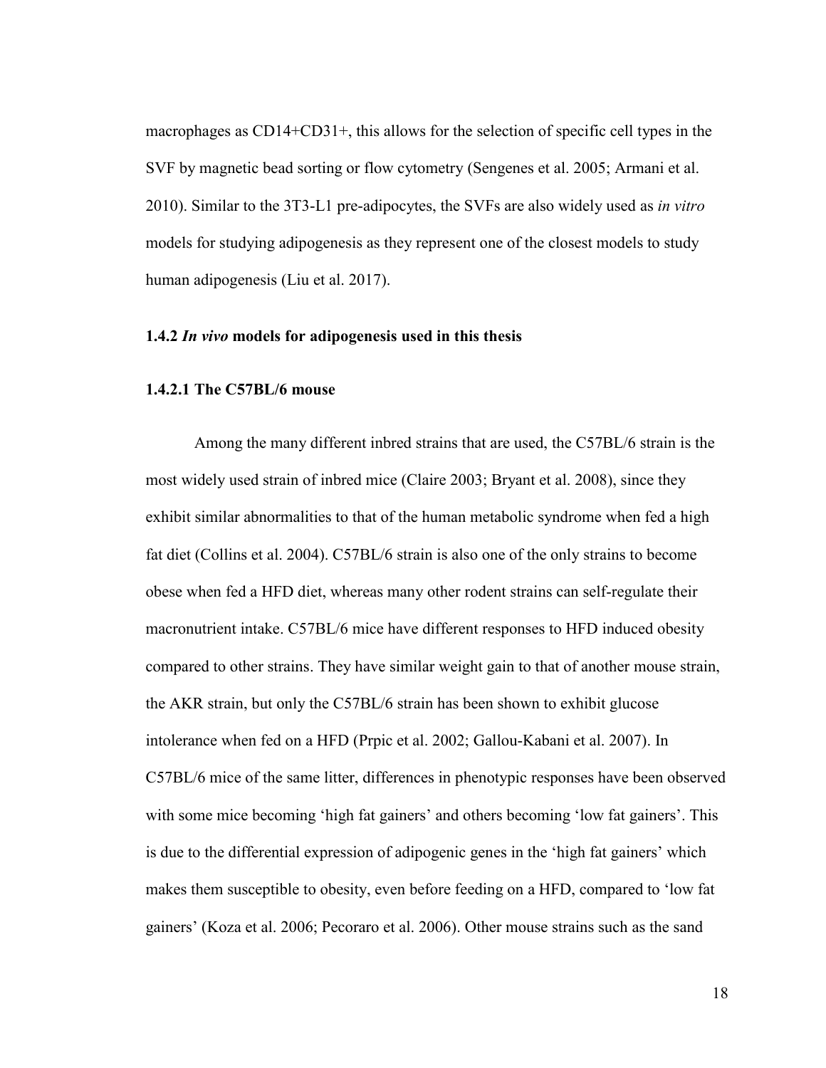macrophages as CD14+CD31+, this allows for the selection of specific cell types in the SVF by magnetic bead sorting or flow cytometry (Sengenes et al. 2005; Armani et al. 2010). Similar to the 3T3-L1 pre-adipocytes, the SVFs are also widely used as *in vitro* models for studying adipogenesis as they represent one of the closest models to study human adipogenesis (Liu et al. 2017).

### 1.4.2 *In vivo* models for adipogenesis used in this thesis

#### 1.4.2.1 The C57BL/6 mouse

Among the many different inbred strains that are used, the C57BL/6 strain is the most widely used strain of inbred mice (Claire 2003; Bryant et al. 2008), since they exhibit similar abnormalities to that of the human metabolic syndrome when fed a high fat diet (Collins et al. 2004). C57BL/6 strain is also one of the only strains to become obese when fed a HFD diet, whereas many other rodent strains can self-regulate their macronutrient intake. C57BL/6 mice have different responses to HFD induced obesity compared to other strains. They have similar weight gain to that of another mouse strain, the AKR strain, but only the C57BL/6 strain has been shown to exhibit glucose intolerance when fed on a HFD (Prpic et al. 2002; Gallou-Kabani et al. 2007). In C57BL/6 mice of the same litter, differences in phenotypic responses have been observed with some mice becoming 'high fat gainers' and others becoming 'low fat gainers'. This is due to the differential expression of adipogenic genes in the 'high fat gainers' which makes them susceptible to obesity, even before feeding on a HFD, compared to 'low fat gainers' (Koza et al. 2006; Pecoraro et al. 2006). Other mouse strains such as the sand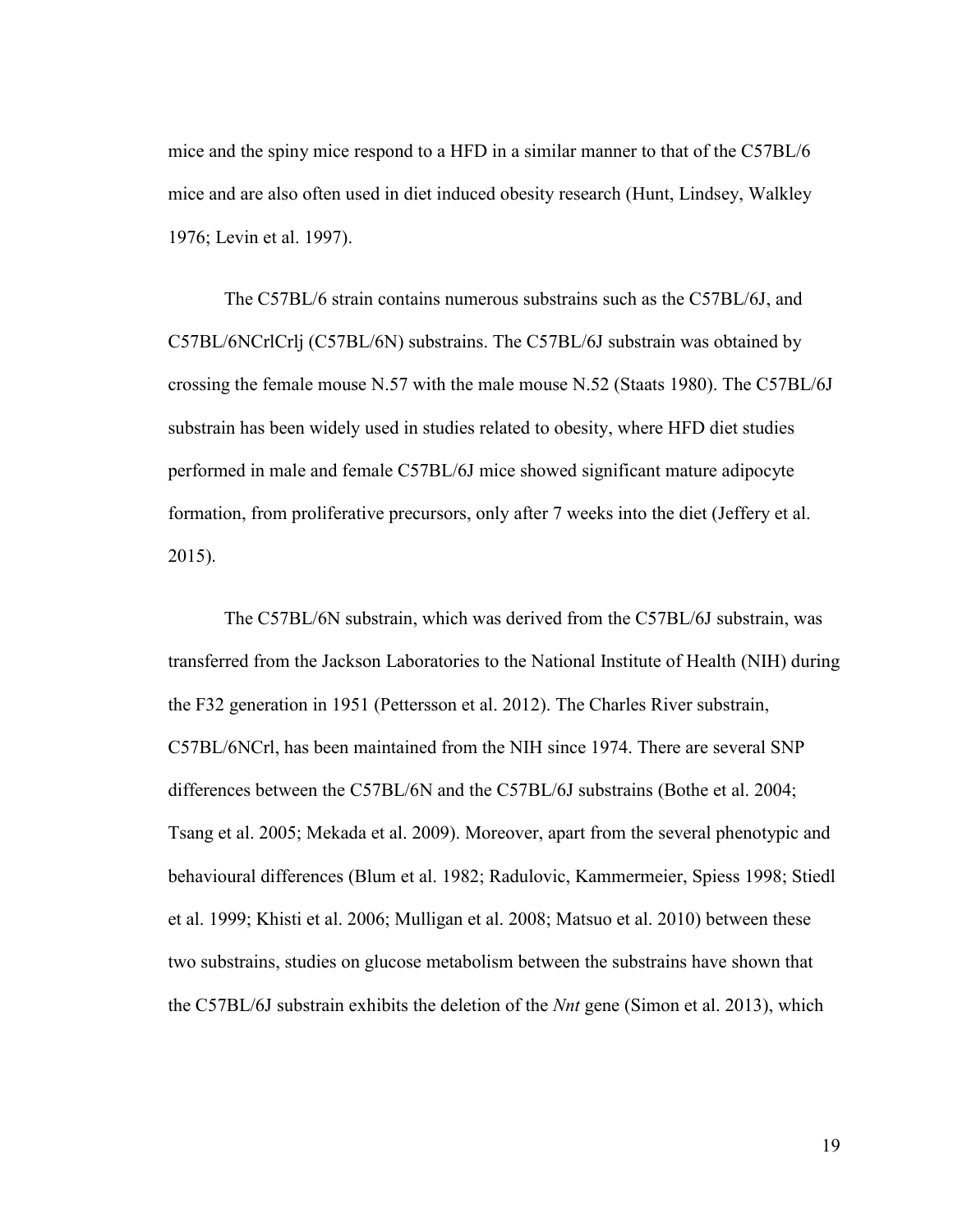mice and the spiny mice respond to a HFD in a similar manner to that of the C57BL/6 mice and are also often used in diet induced obesity research (Hunt, Lindsey, Walkley 1976; Levin et al. 1997).

The C57BL/6 strain contains numerous substrains such as the C57BL/6J, and C57BL/6NCrlCrlj (C57BL/6N) substrains. The C57BL/6J substrain was obtained by crossing the female mouse N.57 with the male mouse N.52 (Staats 1980). The C57BL/6J substrain has been widely used in studies related to obesity, where HFD diet studies performed in male and female C57BL/6J mice showed significant mature adipocyte formation, from proliferative precursors, only after 7 weeks into the diet (Jeffery et al. 2015).

The C57BL/6N substrain, which was derived from the C57BL/6J substrain, was transferred from the Jackson Laboratories to the National Institute of Health (NIH) during the F32 generation in 1951 (Pettersson et al. 2012). The Charles River substrain, C57BL/6NCrl, has been maintained from the NIH since 1974. There are several SNP differences between the C57BL/6N and the C57BL/6J substrains (Bothe et al. 2004; Tsang et al. 2005; Mekada et al. 2009). Moreover, apart from the several phenotypic and behavioural differences (Blum et al. 1982; Radulovic, Kammermeier, Spiess 1998; Stiedl et al. 1999; Khisti et al. 2006; Mulligan et al. 2008; Matsuo et al. 2010) between these two substrains, studies on glucose metabolism between the substrains have shown that the C57BL/6J substrain exhibits the deletion of the *Nnt* gene (Simon et al. 2013), which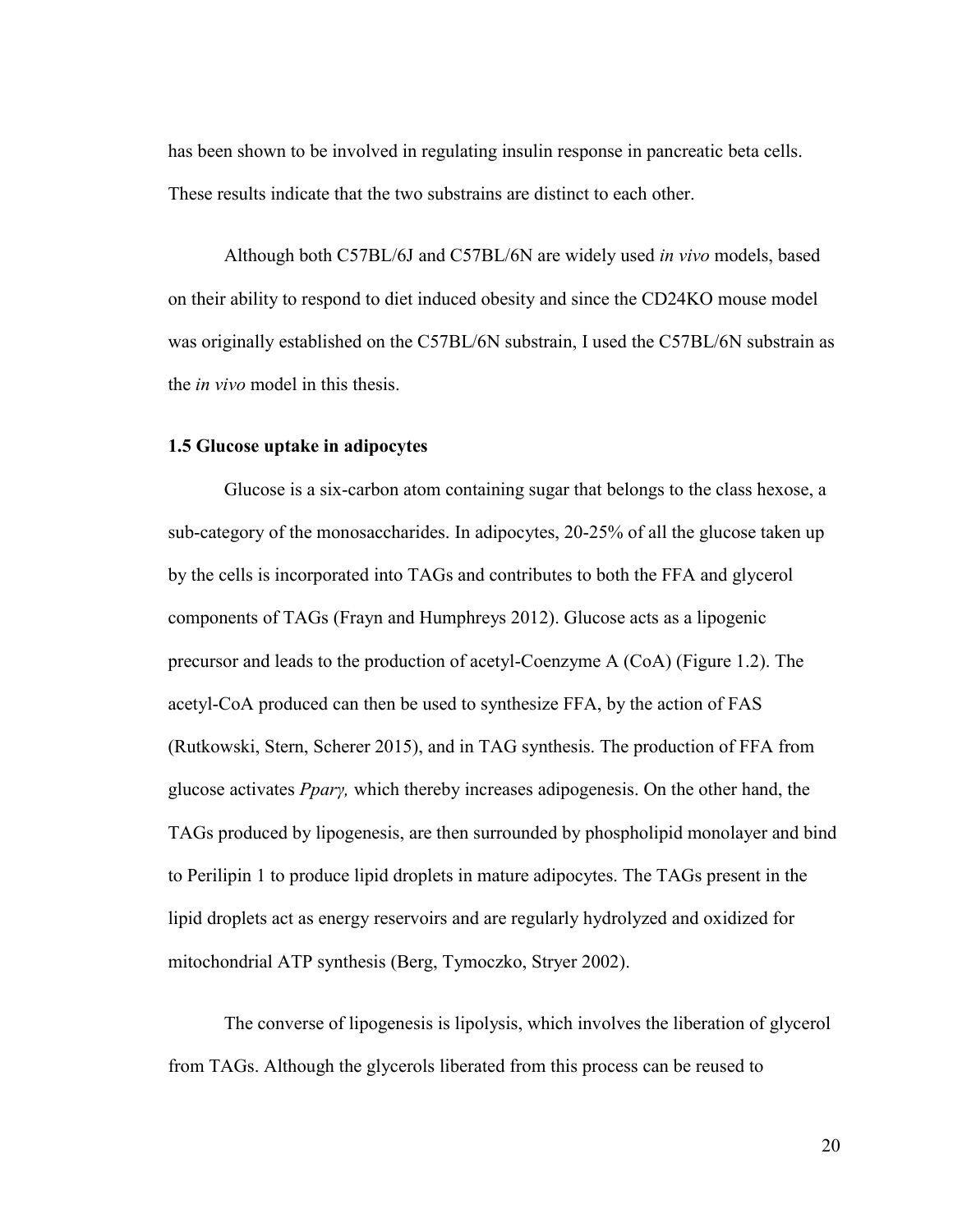has been shown to be involved in regulating insulin response in pancreatic beta cells. These results indicate that the two substrains are distinct to each other.

Although both C57BL/6J and C57BL/6N are widely used *in vivo* models, based on their ability to respond to diet induced obesity and since the CD24KO mouse model was originally established on the C57BL/6N substrain, I used the C57BL/6N substrain as the *in vivo* model in this thesis.

### 1.5 Glucose uptake in adipocytes

Glucose is a six-carbon atom containing sugar that belongs to the class hexose, a sub-category of the monosaccharides. In adipocytes, 20-25% of all the glucose taken up by the cells is incorporated into TAGs and contributes to both the FFA and glycerol components of TAGs (Frayn and Humphreys 2012). Glucose acts as a lipogenic precursor and leads to the production of acetyl-Coenzyme A (CoA) (Figure 1.2). The acetyl-CoA produced can then be used to synthesize FFA, by the action of FAS (Rutkowski, Stern, Scherer 2015), and in TAG synthesis. The production of FFA from glucose activates *Pparγ,* which thereby increases adipogenesis. On the other hand, the TAGs produced by lipogenesis, are then surrounded by phospholipid monolayer and bind to Perilipin 1 to produce lipid droplets in mature adipocytes. The TAGs present in the lipid droplets act as energy reservoirs and are regularly hydrolyzed and oxidized for mitochondrial ATP synthesis (Berg, Tymoczko, Stryer 2002).

The converse of lipogenesis is lipolysis, which involves the liberation of glycerol from TAGs. Although the glycerols liberated from this process can be reused to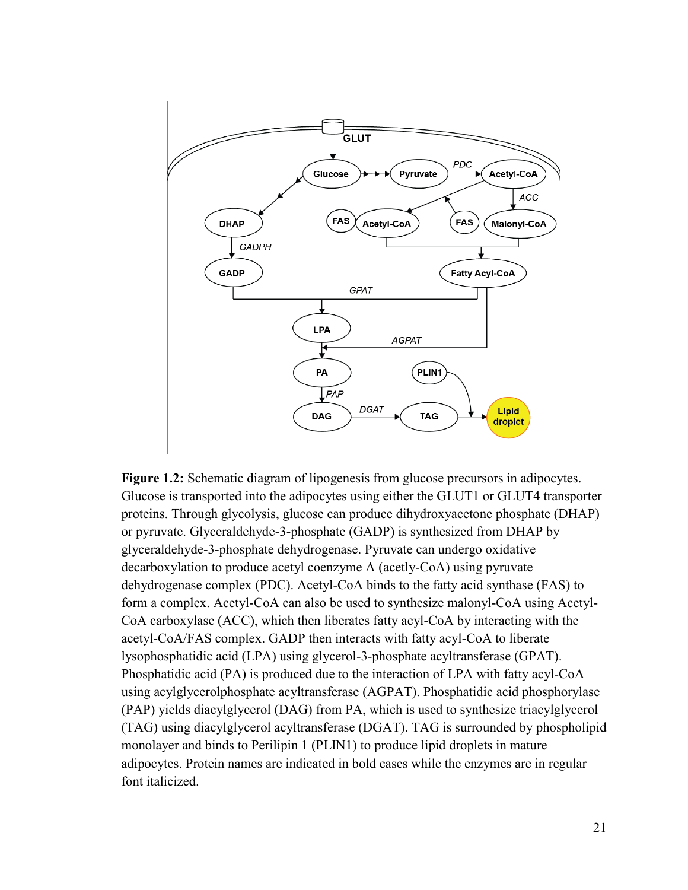**Figure 1.2:** Schematic diagram of lipogenesis from glucose precursors in adipocytes. Glucose is transported into the adipocytes using either the GLUT1 or GLUT4 transporter proteins. Through glycolysis, glucose can produce dihydroxyacetone phosphate (DHAP) or pyruvate. Glyceraldehyde-3-phosphate (GADP) is synthesized from DHAP by glyceraldehyde-3-phosphate dehydrogenase. Pyruvate can undergo oxidative decarboxylation to produce acetyl coenzyme A (acetly-CoA) using pyruvate dehydrogenase complex (PDC). Acetyl-CoA binds to the fatty acid synthase (FAS) to form a complex. Acetyl-CoA can also be used to synthesize malonyl-CoA using Acetyl-CoA carboxylase (ACC), which then liberates fatty acyl-CoA by interacting with the acetyl-CoA/FAS complex. GADP then interacts with fatty acyl-CoA to liberate lysophosphatidic acid (LPA) using glycerol-3-phosphate acyltransferase (GPAT). Phosphatidic acid (PA) is produced due to the interaction of LPA with fatty acyl-CoA using acylglycerolphosphate acyltransferase (AGPAT). Phosphatidic acid phosphorylase (PAP) yields diacylglycerol (DAG) from PA, which is used to synthesize triacylglycerol (TAG) using diacylglycerol acyltransferase (DGAT). TAG is surrounded by phospholipid monolayer and binds to Perilipin 1 (PLIN1) to produce lipid droplets in mature adipocytes. Protein names are indicated in bold cases while the enzymes are in regular font italicized.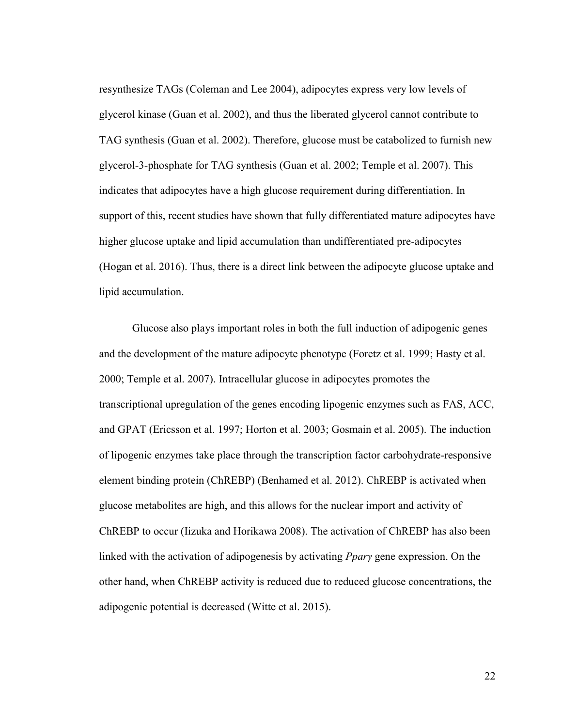resynthesize TAGs (Coleman and Lee 2004), adipocytes express very low levels of glycerol kinase (Guan et al. 2002), and thus the liberated glycerol cannot contribute to TAG synthesis (Guan et al. 2002). Therefore, glucose must be catabolized to furnish new glycerol-3-phosphate for TAG synthesis (Guan et al. 2002; Temple et al. 2007). This indicates that adipocytes have a high glucose requirement during differentiation. In support of this, recent studies have shown that fully differentiated mature adipocytes have higher glucose uptake and lipid accumulation than undifferentiated pre-adipocytes (Hogan et al. 2016). Thus, there is a direct link between the adipocyte glucose uptake and lipid accumulation.

Glucose also plays important roles in both the full induction of adipogenic genes and the development of the mature adipocyte phenotype (Foretz et al. 1999; Hasty et al. 2000; Temple et al. 2007). Intracellular glucose in adipocytes promotes the transcriptional upregulation of the genes encoding lipogenic enzymes such as FAS, ACC, and GPAT (Ericsson et al. 1997; Horton et al. 2003; Gosmain et al. 2005). The induction of lipogenic enzymes take place through the transcription factor carbohydrate-responsive element binding protein (ChREBP) (Benhamed et al. 2012). ChREBP is activated when glucose metabolites are high, and this allows for the nuclear import and activity of ChREBP to occur (Iizuka and Horikawa 2008). The activation of ChREBP has also been linked with the activation of adipogenesis by activating *Pparγ* gene expression. On the other hand, when ChREBP activity is reduced due to reduced glucose concentrations, the adipogenic potential is decreased (Witte et al. 2015).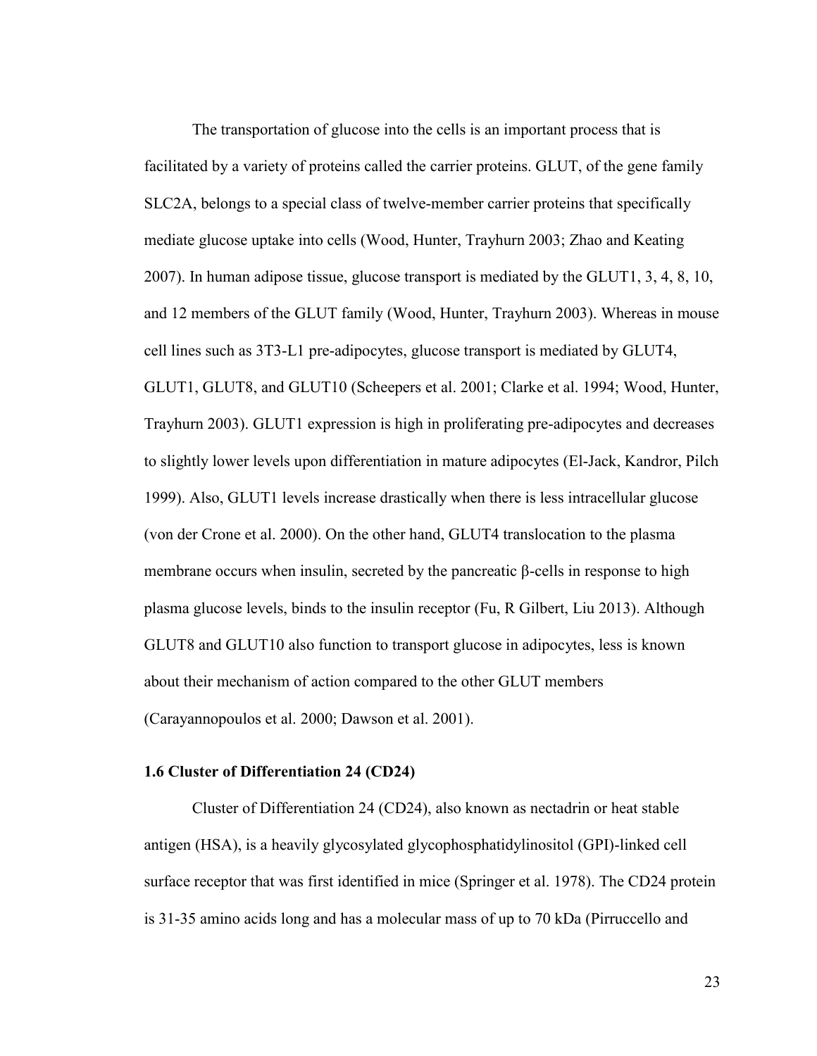The transportation of glucose into the cells is an important process that is facilitated by a variety of proteins called the carrier proteins. GLUT, of the gene family SLC2A, belongs to a special class of twelve-member carrier proteins that specifically mediate glucose uptake into cells (Wood, Hunter, Trayhurn 2003; Zhao and Keating 2007). In human adipose tissue, glucose transport is mediated by the GLUT1, 3, 4, 8, 10, and 12 members of the GLUT family (Wood, Hunter, Trayhurn 2003). Whereas in mouse cell lines such as 3T3-L1 pre-adipocytes, glucose transport is mediated by GLUT4, GLUT1, GLUT8, and GLUT10 (Scheepers et al. 2001; Clarke et al. 1994; Wood, Hunter, Trayhurn 2003). GLUT1 expression is high in proliferating pre-adipocytes and decreases to slightly lower levels upon differentiation in mature adipocytes (El-Jack, Kandror, Pilch 1999). Also, GLUT1 levels increase drastically when there is less intracellular glucose (von der Crone et al. 2000). On the other hand, GLUT4 translocation to the plasma membrane occurs when insulin, secreted by the pancreatic β-cells in response to high plasma glucose levels, binds to the insulin receptor (Fu, R Gilbert, Liu 2013). Although GLUT8 and GLUT10 also function to transport glucose in adipocytes, less is known about their mechanism of action compared to the other GLUT members (Carayannopoulos et al. 2000; Dawson et al. 2001).

### 1.6 Cluster of Differentiation 24 (CD24)

Cluster of Differentiation 24 (CD24), also known as nectadrin or heat stable antigen (HSA), is a heavily glycosylated glycophosphatidylinositol (GPI)-linked cell surface receptor that was first identified in mice (Springer et al. 1978). The CD24 protein is 31-35 amino acids long and has a molecular mass of up to 70 kDa (Pirruccello and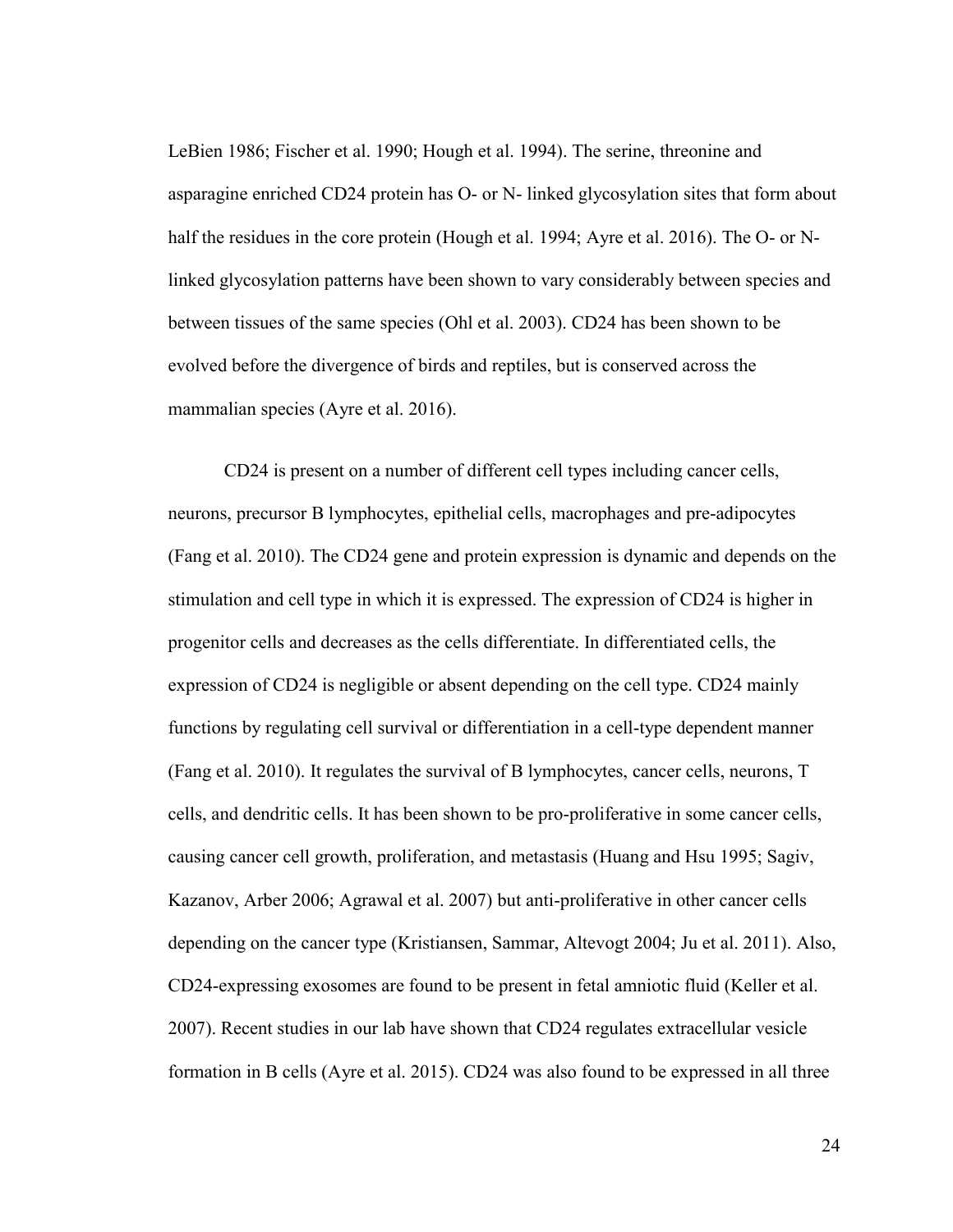LeBien 1986; Fischer et al. 1990; Hough et al. 1994). The serine, threonine and asparagine enriched CD24 protein has O- or N- linked glycosylation sites that form about half the residues in the core protein (Hough et al. 1994; Ayre et al. 2016). The O- or N-linked glycosylation patterns have been shown to vary considerably between species and between tissues of the same species (Ohl et al. 2003). CD24 has been shown to be evolved before the divergence of birds and reptiles, but is conserved across the mammalian species (Ayre et al. 2016).

CD24 is present on a number of different cell types including cancer cells, neurons, precursor B lymphocytes, epithelial cells, macrophages and pre-adipocytes (Fang et al. 2010). The CD24 gene and protein expression is dynamic and depends on the stimulation and cell type in which it is expressed. The expression of CD24 is higher in progenitor cells and decreases as the cells differentiate. In differentiated cells, the expression of CD24 is negligible or absent depending on the cell type. CD24 mainly functions by regulating cell survival or differentiation in a cell-type dependent manner (Fang et al. 2010). It regulates the survival of B lymphocytes, cancer cells, neurons, T cells, and dendritic cells. It has been shown to be pro-proliferative in some cancer cells, causing cancer cell growth, proliferation, and metastasis (Huang and Hsu 1995; Sagiv, Kazanov, Arber 2006; Agrawal et al. 2007) but anti-proliferative in other cancer cells depending on the cancer type (Kristiansen, Sammar, Altevogt 2004; Ju et al. 2011). Also, CD24-expressing exosomes are found to be present in fetal amniotic fluid (Keller et al. 2007). Recent studies in our lab have shown that CD24 regulates extracellular vesicle formation in B cells (Ayre et al. 2015). CD24 was also found to be expressed in all three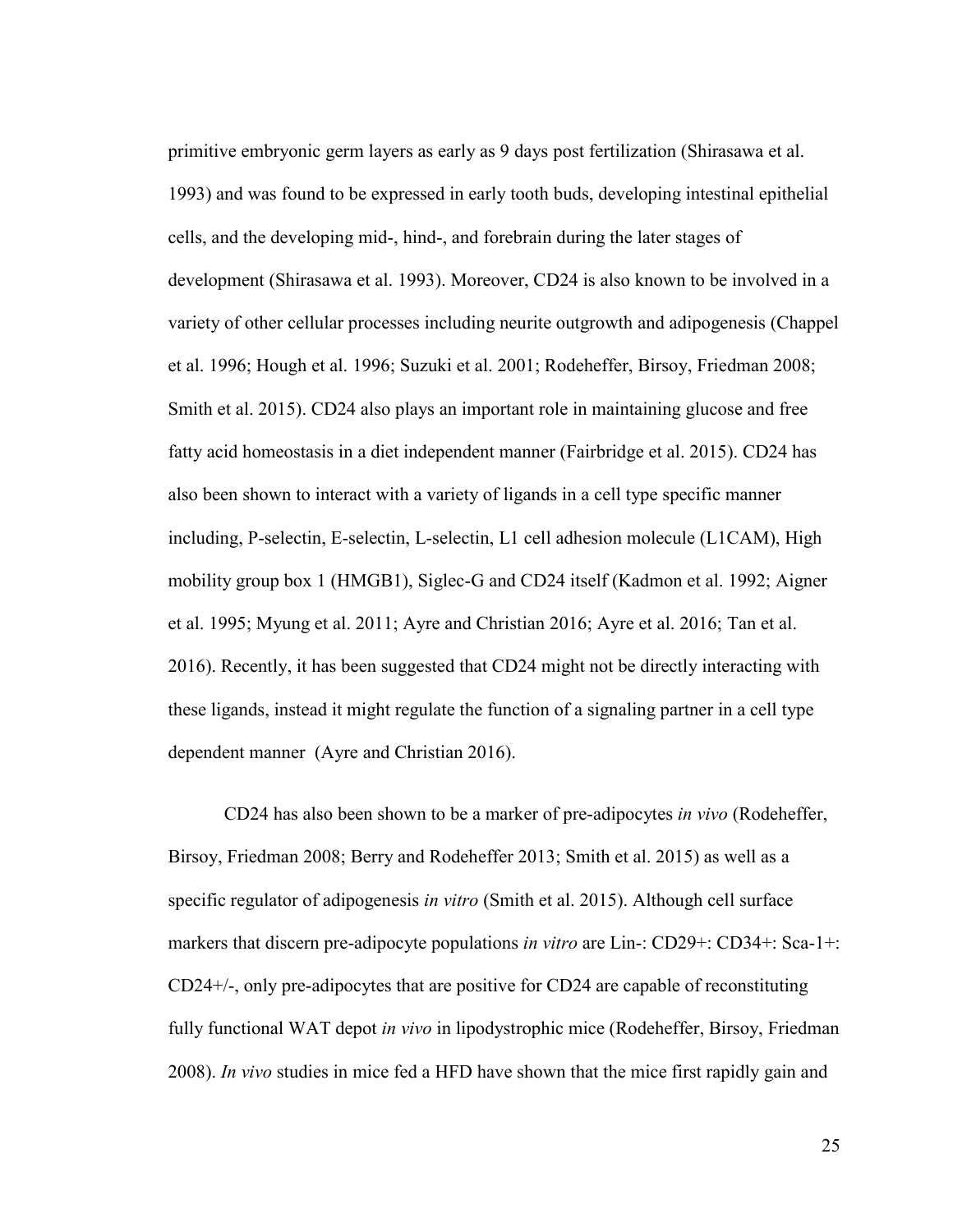primitive embryonic germ layers as early as 9 days post fertilization (Shirasawa et al. 1993) and was found to be expressed in early tooth buds, developing intestinal epithelial cells, and the developing mid-, hind-, and forebrain during the later stages of development (Shirasawa et al. 1993). Moreover, CD24 is also known to be involved in a variety of other cellular processes including neurite outgrowth and adipogenesis (Chappel et al. 1996; Hough et al. 1996; Suzuki et al. 2001; Rodeheffer, Birsoy, Friedman 2008; Smith et al. 2015). CD24 also plays an important role in maintaining glucose and free fatty acid homeostasis in a diet independent manner (Fairbridge et al. 2015). CD24 has also been shown to interact with a variety of ligands in a cell type specific manner including, P-selectin, E-selectin, L-selectin, L1 cell adhesion molecule (L1CAM), High mobility group box 1 (HMGB1), Siglec-G and CD24 itself (Kadmon et al. 1992; Aigner et al. 1995; Myung et al. 2011; Ayre and Christian 2016; Ayre et al. 2016; Tan et al. 2016). Recently, it has been suggested that CD24 might not be directly interacting with these ligands, instead it might regulate the function of a signaling partner in a cell type dependent manner (Ayre and Christian 2016).

CD24 has also been shown to be a marker of pre-adipocytes *in vivo* (Rodeheffer, Birsoy, Friedman 2008; Berry and Rodeheffer 2013; Smith et al. 2015) as well as a specific regulator of adipogenesis *in vitro* (Smith et al. 2015). Although cell surface markers that discern pre-adipocyte populations *in vitro* are Lin-: CD29+: CD34+: Sca-1+: CD24+/-, only pre-adipocytes that are positive for CD24 are capable of reconstituting fully functional WAT depot *in vivo* in lipodystrophic mice (Rodeheffer, Birsoy, Friedman 2008). *In vivo* studies in mice fed a HFD have shown that the mice first rapidly gain and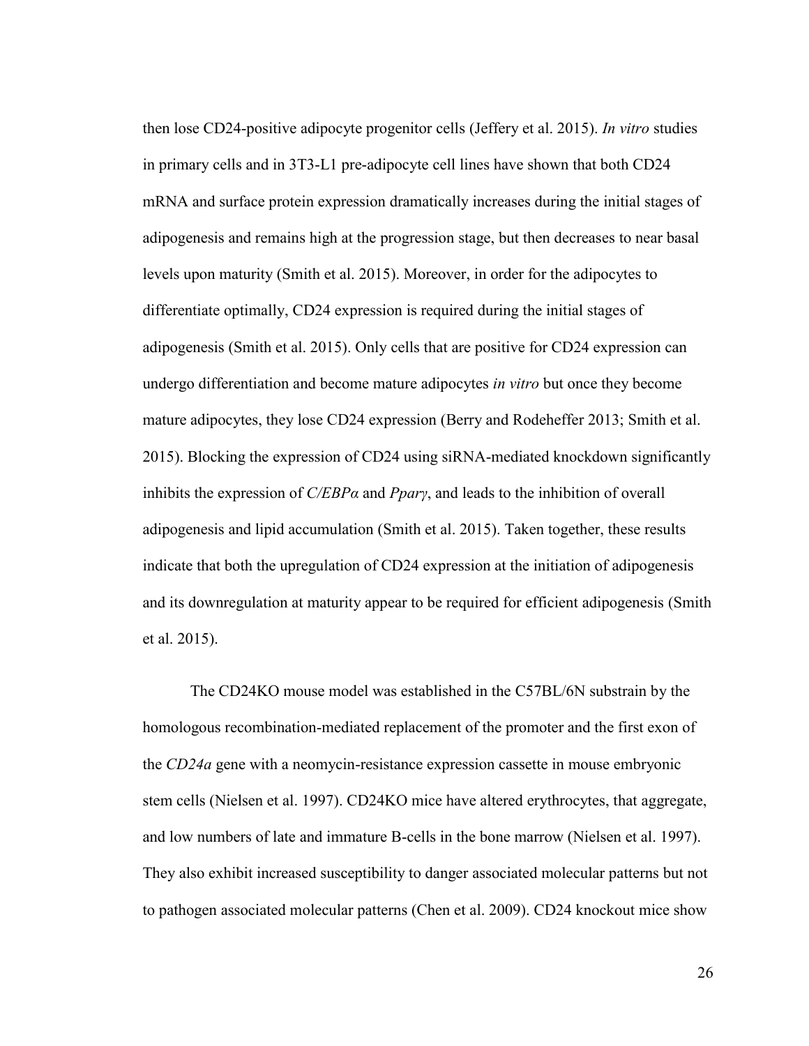then lose CD24-positive adipocyte progenitor cells (Jeffery et al. 2015). *In vitro* studies in primary cells and in 3T3-L1 pre-adipocyte cell lines have shown that both CD24 mRNA and surface protein expression dramatically increases during the initial stages of adipogenesis and remains high at the progression stage, but then decreases to near basal levels upon maturity (Smith et al. 2015). Moreover, in order for the adipocytes to differentiate optimally, CD24 expression is required during the initial stages of adipogenesis (Smith et al. 2015). Only cells that are positive for CD24 expression can undergo differentiation and become mature adipocytes *in vitro* but once they become mature adipocytes, they lose CD24 expression (Berry and Rodeheffer 2013; Smith et al. 2015). Blocking the expression of CD24 using siRNA-mediated knockdown significantly inhibits the expression of *C/EBPα* and *Pparγ*, and leads to the inhibition of overall adipogenesis and lipid accumulation (Smith et al. 2015). Taken together, these results indicate that both the upregulation of CD24 expression at the initiation of adipogenesis and its downregulation at maturity appear to be required for efficient adipogenesis (Smith et al. 2015).

The CD24KO mouse model was established in the C57BL/6N substrain by the homologous recombination-mediated replacement of the promoter and the first exon of the *CD24a* gene with a neomycin-resistance expression cassette in mouse embryonic stem cells (Nielsen et al. 1997). CD24KO mice have altered erythrocytes, that aggregate, and low numbers of late and immature B-cells in the bone marrow (Nielsen et al. 1997). They also exhibit increased susceptibility to danger associated molecular patterns but not to pathogen associated molecular patterns (Chen et al. 2009). CD24 knockout mice show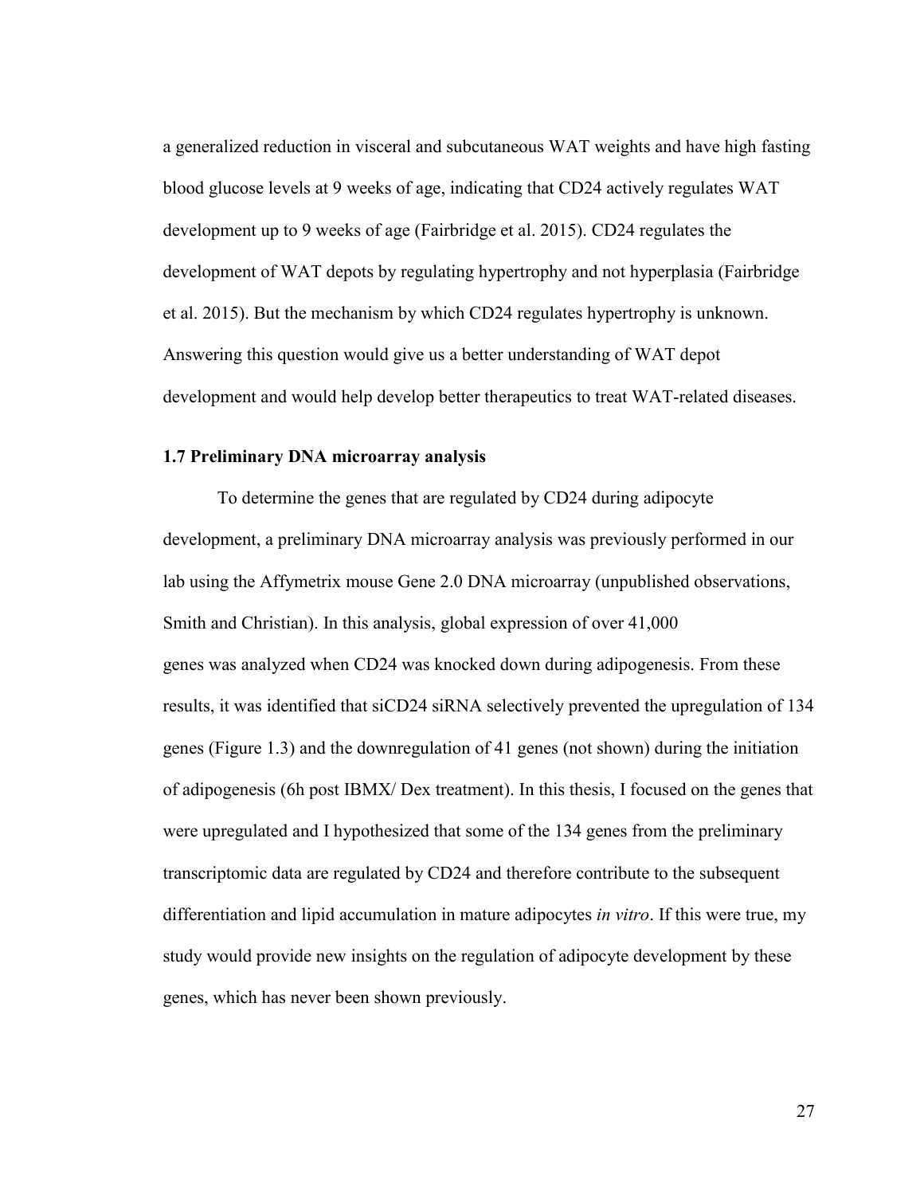a generalized reduction in visceral and subcutaneous WAT weights and have high fasting blood glucose levels at 9 weeks of age, indicating that CD24 actively regulates WAT development up to 9 weeks of age (Fairbridge et al. 2015). CD24 regulates the development of WAT depots by regulating hypertrophy and not hyperplasia (Fairbridge et al. 2015). But the mechanism by which CD24 regulates hypertrophy is unknown. Answering this question would give us a better understanding of WAT depot development and would help develop better therapeutics to treat WAT-related diseases.

### 1.7 Preliminary DNA microarray analysis

To determine the genes that are regulated by CD24 during adipocyte development, a preliminary DNA microarray analysis was previously performed in our lab using the Affymetrix mouse Gene 2.0 DNA microarray (unpublished observations, Smith and Christian). In this analysis, global expression of over 41,000 genes was analyzed when CD24 was knocked down during adipogenesis. From these results, it was identified that siCD24 siRNA selectively prevented the upregulation of 134 genes (Figure 1.3) and the downregulation of 41 genes (not shown) during the initiation of adipogenesis (6h post IBMX/ Dex treatment). In this thesis, I focused on the genes that were upregulated and I hypothesized that some of the 134 genes from the preliminary transcriptomic data are regulated by CD24 and therefore contribute to the subsequent differentiation and lipid accumulation in mature adipocytes *in vitro*. If this were true, my study would provide new insights on the regulation of adipocyte development by these genes, which has never been shown previously.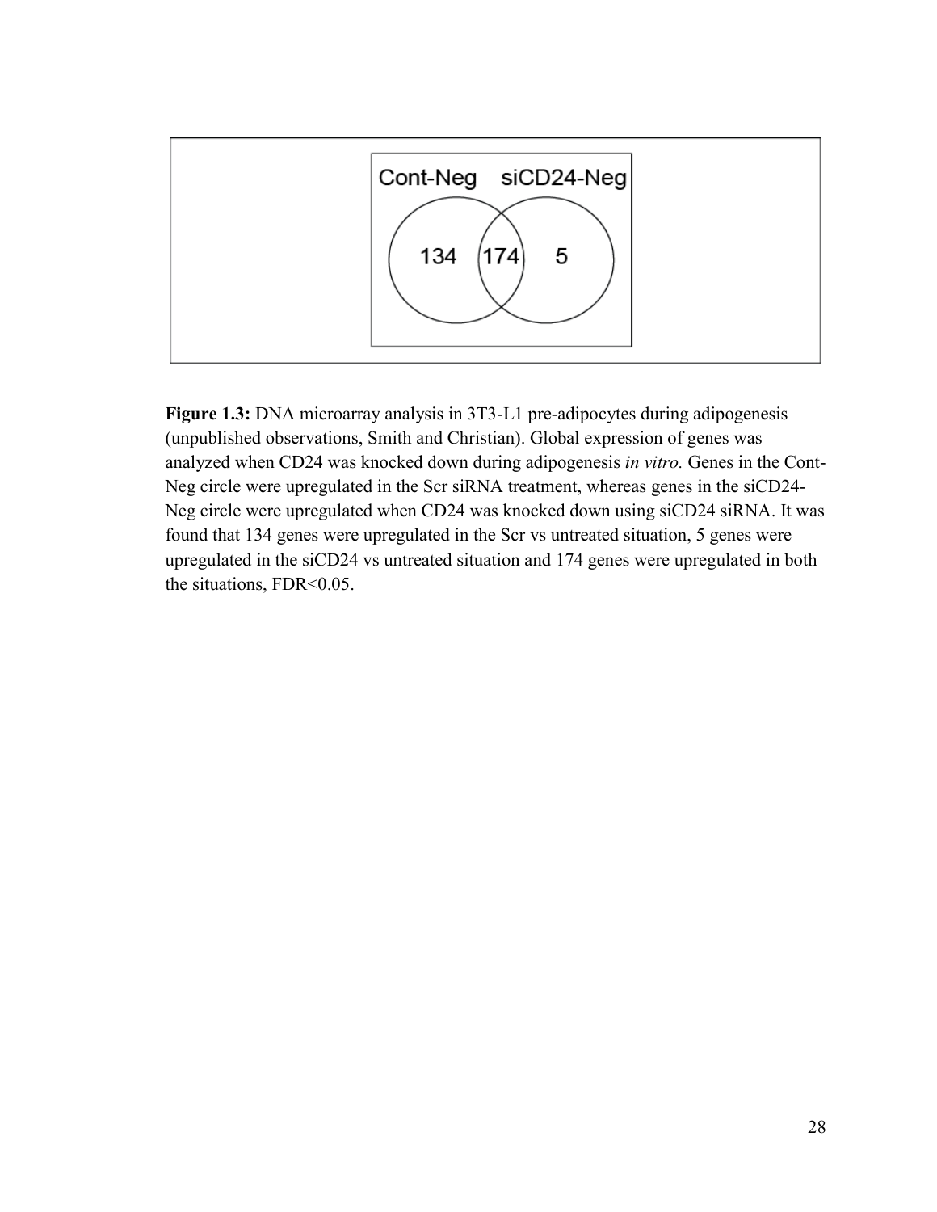Cont-Neg siCD24-Neg

134 174 5

**Figure 1.3:** DNA microarray analysis in 3T3-L1 pre-adipocytes during adipogenesis (unpublished observations, Smith and Christian). Global expression of genes was analyzed when CD24 was knocked down during adipogenesis *in vitro.* Genes in the Cont-Neg circle were upregulated in the Scr siRNA treatment, whereas genes in the siCD24-Neg circle were upregulated when CD24 was knocked down using siCD24 siRNA. It was found that 134 genes were upregulated in the Scr vs untreated situation, 5 genes were upregulated in the siCD24 vs untreated situation and 174 genes were upregulated in both the situations, FDR<0.05.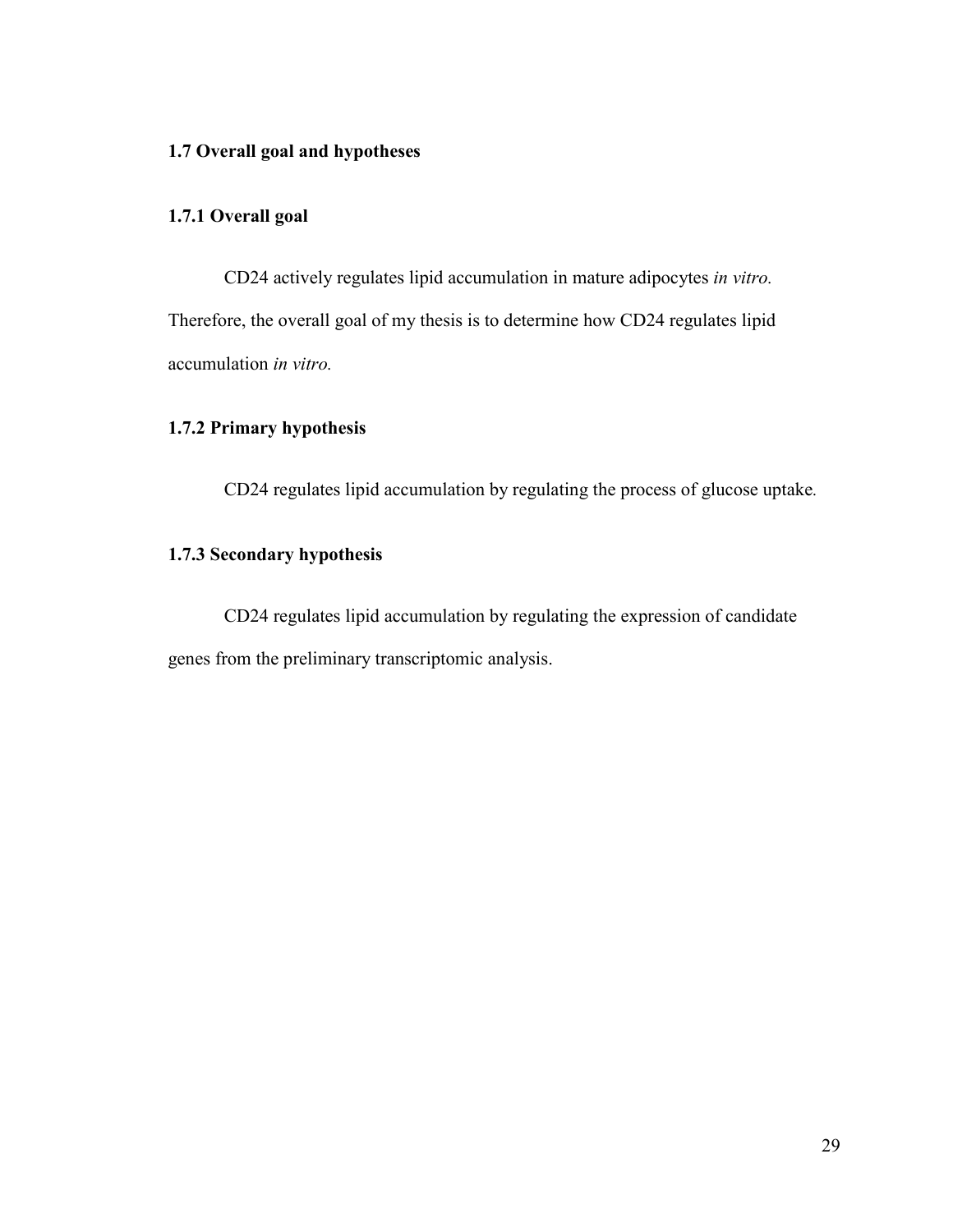## 1.7 Overall goal and hypotheses

### 1.7.1 Overall goal

CD24 actively regulates lipid accumulation in mature adipocytes *in vitro.* Therefore, the overall goal of my thesis is to determine how CD24 regulates lipid accumulation *in vitro.*

### 1.7.2 Primary hypothesis

CD24 regulates lipid accumulation by regulating the process of glucose uptake.

### 1.7.3 Secondary hypothesis

CD24 regulates lipid accumulation by regulating the expression of candidate genes from the preliminary transcriptomic analysis.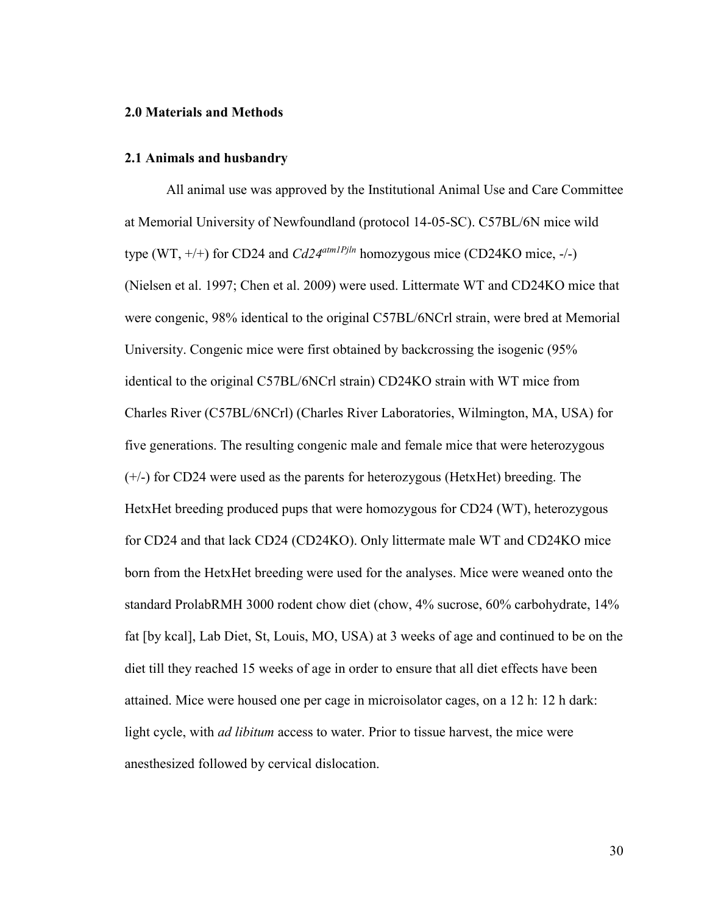## 2.0 Materials and Methods

### 2.1 Animals and husbandry

All animal use was approved by the Institutional Animal Use and Care Committee at Memorial University of Newfoundland (protocol 14-05-SC). C57BL/6N mice wild type (WT, +/+) for CD24 and *Cd24*$^{atm1Pjln}$ homozygous mice (CD24KO mice, -/-) (Nielsen et al. 1997; Chen et al. 2009) were used. Littermate WT and CD24KO mice that were congenic, 98% identical to the original C57BL/6NCrl strain, were bred at Memorial University. Congenic mice were first obtained by backcrossing the isogenic (95% identical to the original C57BL/6NCrl strain) CD24KO strain with WT mice from Charles River (C57BL/6NCrl) (Charles River Laboratories, Wilmington, MA, USA) for five generations. The resulting congenic male and female mice that were heterozygous (+/-) for CD24 were used as the parents for heterozygous (HetxHet) breeding. The HetxHet breeding produced pups that were homozygous for CD24 (WT), heterozygous for CD24 and that lack CD24 (CD24KO). Only littermate male WT and CD24KO mice born from the HetxHet breeding were used for the analyses. Mice were weaned onto the standard ProlabRMH 3000 rodent chow diet (chow, 4% sucrose, 60% carbohydrate, 14% fat [by kcal], Lab Diet, St, Louis, MO, USA) at 3 weeks of age and continued to be on the diet till they reached 15 weeks of age in order to ensure that all diet effects have been attained. Mice were housed one per cage in microisolator cages, on a 12 h: 12 h dark: light cycle, with *ad libitum* access to water. Prior to tissue harvest, the mice were anesthesized followed by cervical dislocation.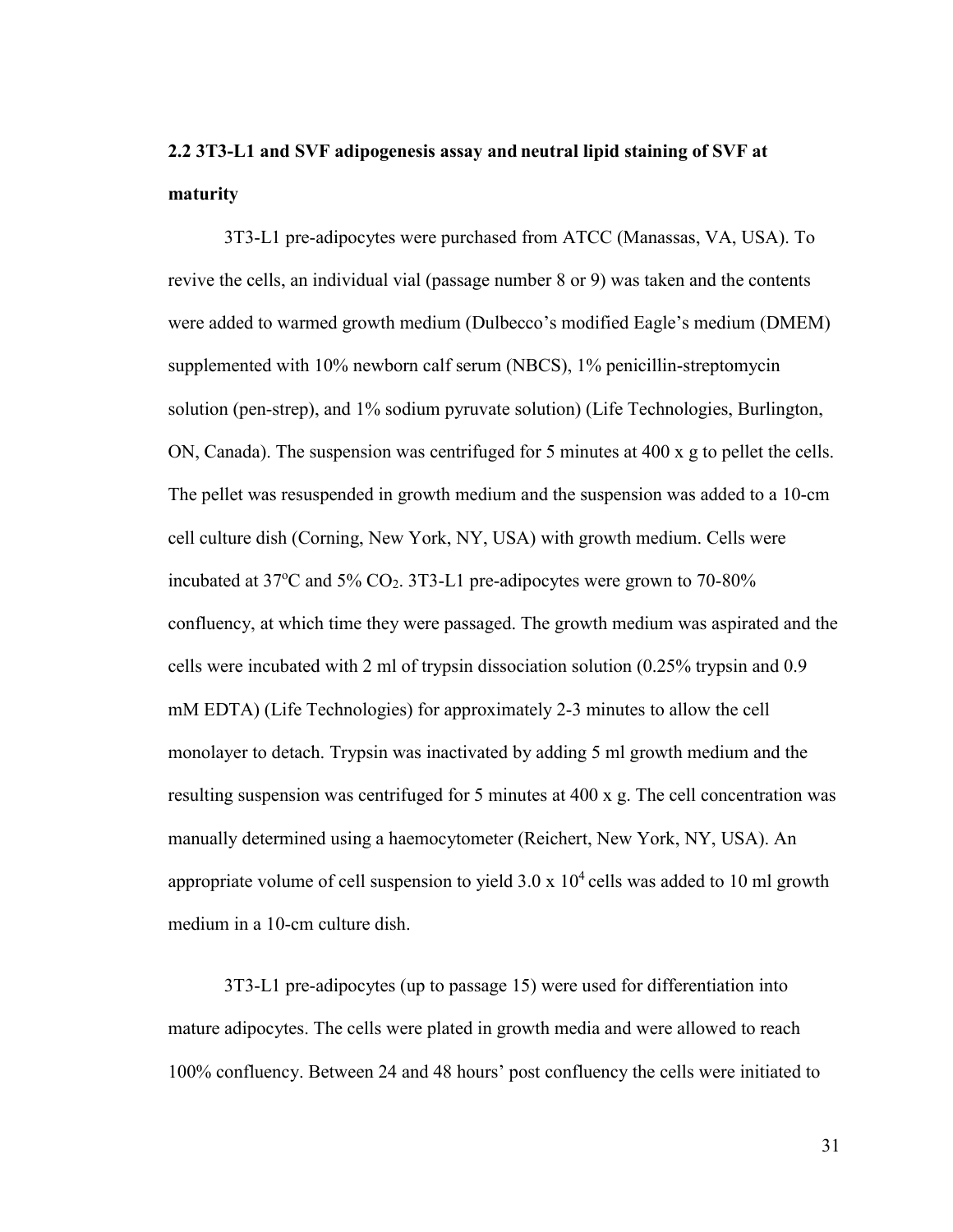## 2.2 3T3-L1 and SVF adipogenesis assay and neutral lipid staining of SVF at maturity

3T3-L1 pre-adipocytes were purchased from ATCC (Manassas, VA, USA). To revive the cells, an individual vial (passage number 8 or 9) was taken and the contents were added to warmed growth medium (Dulbecco's modified Eagle's medium (DMEM) supplemented with 10% newborn calf serum (NBCS), 1% penicillin-streptomycin solution (pen-strep), and 1% sodium pyruvate solution) (Life Technologies, Burlington, ON, Canada). The suspension was centrifuged for 5 minutes at 400 x g to pellet the cells. The pellet was resuspended in growth medium and the suspension was added to a 10-cm cell culture dish (Corning, New York, NY, USA) with growth medium. Cells were incubated at 37°C and 5% $CO_2$. 3T3-L1 pre-adipocytes were grown to 70-80% confluency, at which time they were passaged. The growth medium was aspirated and the cells were incubated with 2 ml of trypsin dissociation solution (0.25% trypsin and 0.9 mM EDTA) (Life Technologies) for approximately 2-3 minutes to allow the cell monolayer to detach. Trypsin was inactivated by adding 5 ml growth medium and the resulting suspension was centrifuged for 5 minutes at 400 x g. The cell concentration was manually determined using a haemocytometer (Reichert, New York, NY, USA). An appropriate volume of cell suspension to yield $3.0 \times 10^4$ cells was added to 10 ml growth medium in a 10-cm culture dish.

3T3-L1 pre-adipocytes (up to passage 15) were used for differentiation into mature adipocytes. The cells were plated in growth media and were allowed to reach 100% confluency. Between 24 and 48 hours' post confluency the cells were initiated to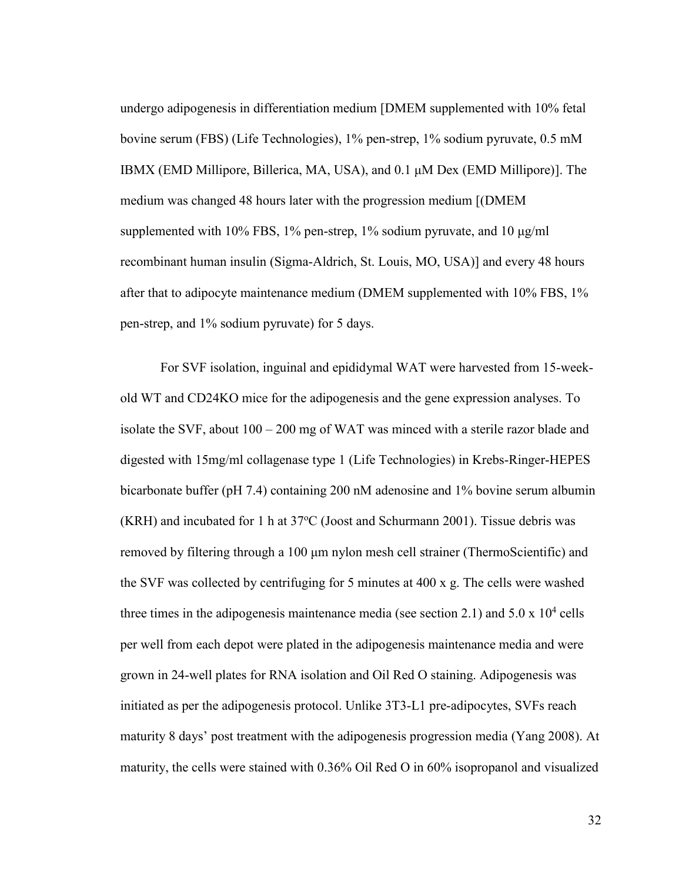undergo adipogenesis in differentiation medium [DMEM supplemented with 10% fetal bovine serum (FBS) (Life Technologies), 1% pen-strep, 1% sodium pyruvate, 0.5 mM IBMX (EMD Millipore, Billerica, MA, USA), and 0.1 μM Dex (EMD Millipore)]. The medium was changed 48 hours later with the progression medium [(DMEM supplemented with 10% FBS, 1% pen-strep, 1% sodium pyruvate, and 10 μg/ml recombinant human insulin (Sigma-Aldrich, St. Louis, MO, USA)] and every 48 hours after that to adipocyte maintenance medium (DMEM supplemented with 10% FBS, 1% pen-strep, and 1% sodium pyruvate) for 5 days.

For SVF isolation, inguinal and epididymal WAT were harvested from 15-week-old WT and CD24KO mice for the adipogenesis and the gene expression analyses. To isolate the SVF, about 100 – 200 mg of WAT was minced with a sterile razor blade and digested with 15mg/ml collagenase type 1 (Life Technologies) in Krebs-Ringer-HEPES bicarbonate buffer (pH 7.4) containing 200 nM adenosine and 1% bovine serum albumin (KRH) and incubated for 1 h at 37$^{o}$C (Joost and Schurmann 2001). Tissue debris was removed by filtering through a 100 μm nylon mesh cell strainer (ThermoScientific) and the SVF was collected by centrifuging for 5 minutes at 400 x g. The cells were washed three times in the adipogenesis maintenance media (see section 2.1) and 5.0 x $10^4$ cells per well from each depot were plated in the adipogenesis maintenance media and were grown in 24-well plates for RNA isolation and Oil Red O staining. Adipogenesis was initiated as per the adipogenesis protocol. Unlike 3T3-L1 pre-adipocytes, SVFs reach maturity 8 days' post treatment with the adipogenesis progression media (Yang 2008). At maturity, the cells were stained with 0.36% Oil Red O in 60% isopropanol and visualized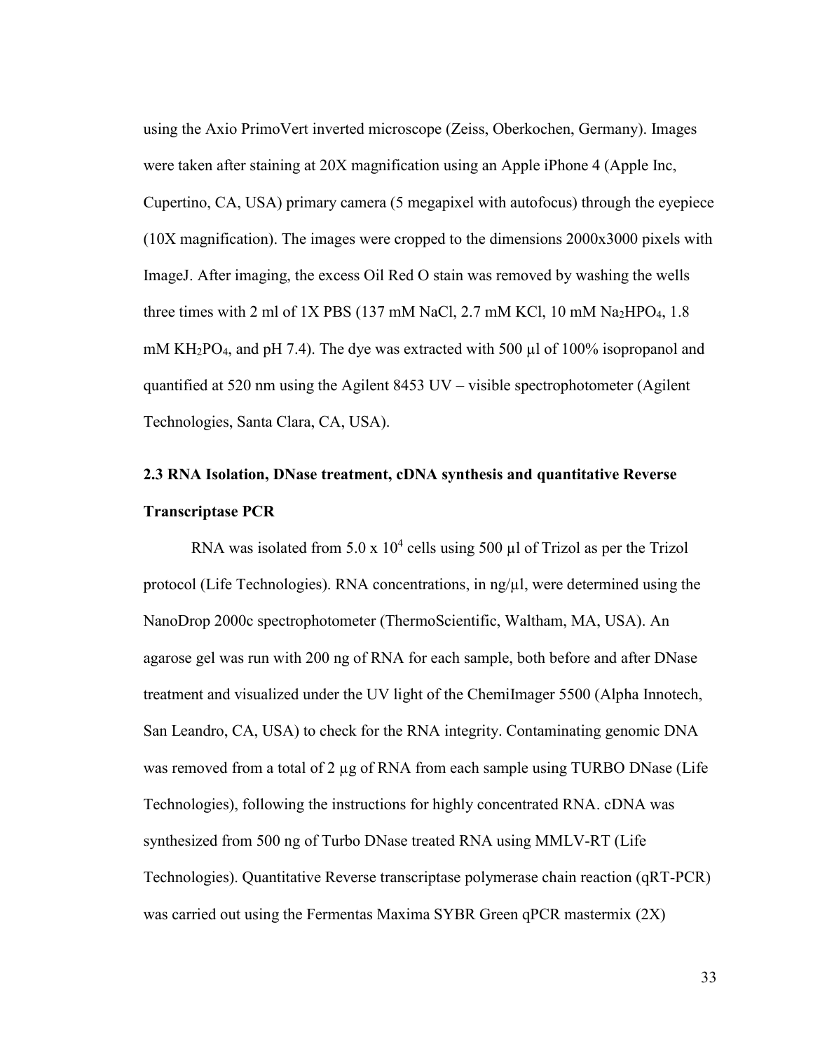using the Axio PrimoVert inverted microscope (Zeiss, Oberkochen, Germany). Images were taken after staining at 20X magnification using an Apple iPhone 4 (Apple Inc, Cupertino, CA, USA) primary camera (5 megapixel with autofocus) through the eyepiece (10X magnification). The images were cropped to the dimensions 2000x3000 pixels with ImageJ. After imaging, the excess Oil Red O stain was removed by washing the wells three times with 2 ml of 1X PBS (137 mM NaCl, 2.7 mM KCl, 10 mM $Na_2HPO_4$, 1.8 mM $KH_2PO_4$, and pH 7.4). The dye was extracted with 500 µl of 100% isopropanol and quantified at 520 nm using the Agilent 8453 UV – visible spectrophotometer (Agilent Technologies, Santa Clara, CA, USA).

### 2.3 RNA Isolation, DNase treatment, cDNA synthesis and quantitative Reverse Transcriptase PCR

RNA was isolated from $5.0 \times 10^4$ cells using 500 µl of Trizol as per the Trizol protocol (Life Technologies). RNA concentrations, in ng/µl, were determined using the NanoDrop 2000c spectrophotometer (ThermoScientific, Waltham, MA, USA). An agarose gel was run with 200 ng of RNA for each sample, both before and after DNase treatment and visualized under the UV light of the ChemiImager 5500 (Alpha Innotech, San Leandro, CA, USA) to check for the RNA integrity. Contaminating genomic DNA was removed from a total of 2 µg of RNA from each sample using TURBO DNase (Life Technologies), following the instructions for highly concentrated RNA. cDNA was synthesized from 500 ng of Turbo DNase treated RNA using MMLV-RT (Life Technologies). Quantitative Reverse transcriptase polymerase chain reaction (qRT-PCR) was carried out using the Fermentas Maxima SYBR Green qPCR mastermix (2X)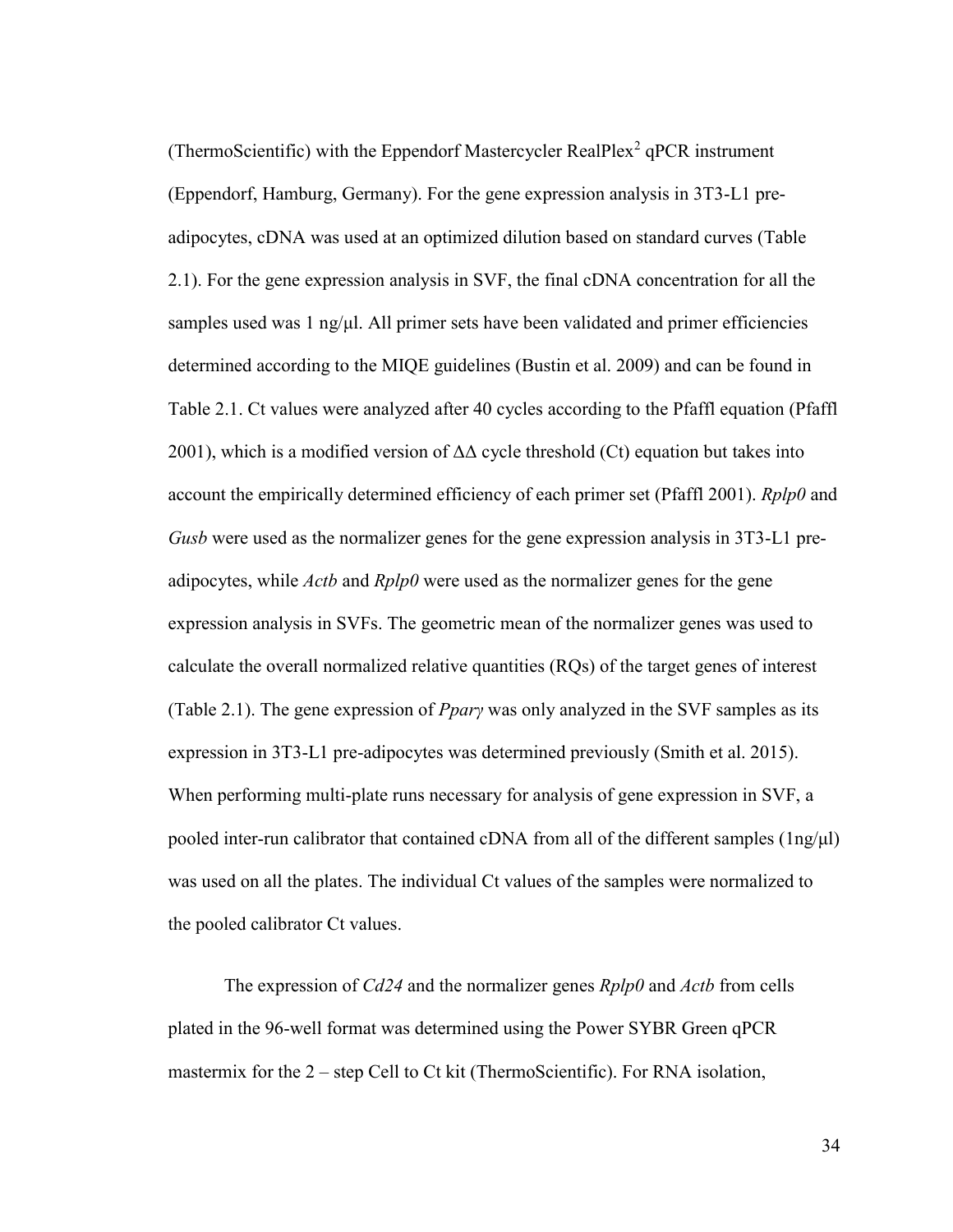(ThermoScientific) with the Eppendorf Mastercycler RealPlex$^2$ qPCR instrument (Eppendorf, Hamburg, Germany). For the gene expression analysis in 3T3-L1 pre-adipocytes, cDNA was used at an optimized dilution based on standard curves (Table 2.1). For the gene expression analysis in SVF, the final cDNA concentration for all the samples used was 1 ng/µl. All primer sets have been validated and primer efficiencies determined according to the MIQE guidelines (Bustin et al. 2009) and can be found in Table 2.1. Ct values were analyzed after 40 cycles according to the Pfaffl equation (Pfaffl 2001), which is a modified version of ΔΔ cycle threshold (Ct) equation but takes into account the empirically determined efficiency of each primer set (Pfaffl 2001). *Rplp0* and *Gusb* were used as the normalizer genes for the gene expression analysis in 3T3-L1 pre-adipocytes, while *Actb* and *Rplp0* were used as the normalizer genes for the gene expression analysis in SVFs. The geometric mean of the normalizer genes was used to calculate the overall normalized relative quantities (RQs) of the target genes of interest (Table 2.1). The gene expression of *Pparγ* was only analyzed in the SVF samples as its expression in 3T3-L1 pre-adipocytes was determined previously (Smith et al. 2015). When performing multi-plate runs necessary for analysis of gene expression in SVF, a pooled inter-run calibrator that contained cDNA from all of the different samples (1ng/µl) was used on all the plates. The individual Ct values of the samples were normalized to the pooled calibrator Ct values.

The expression of *Cd24* and the normalizer genes *Rplp0* and *Actb* from cells plated in the 96-well format was determined using the Power SYBR Green qPCR mastermix for the 2 – step Cell to Ct kit (ThermoScientific). For RNA isolation,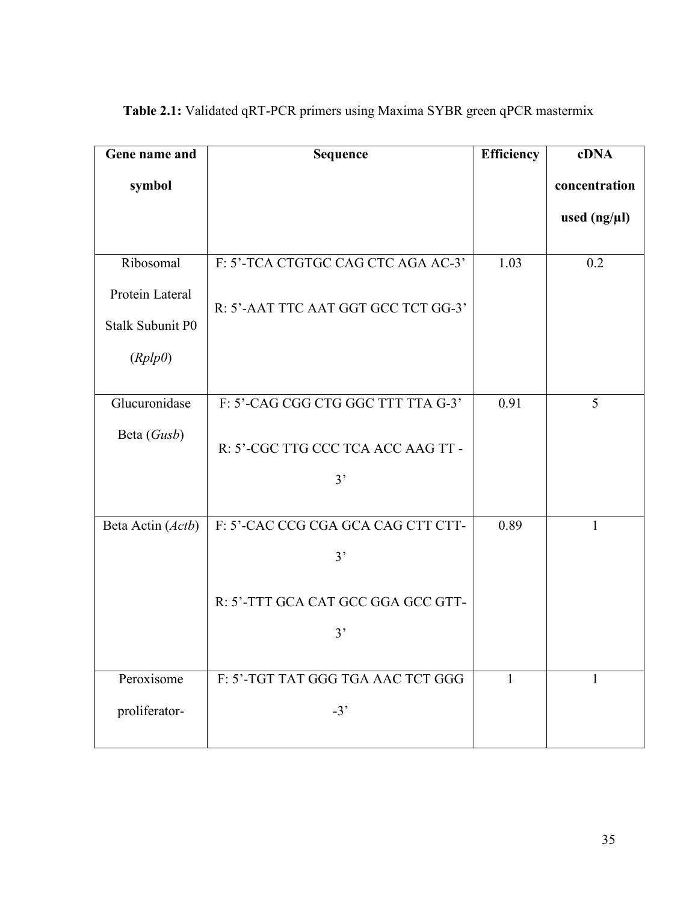**Table 2.1:** Validated qRT-PCR primers using Maxima SYBR green qPCR mastermix

| Gene name and symbol | Sequence | Efficiency | cDNA concentration used (ng/µl) |
|---|---|---|---|
| Ribosomal Protein Lateral Stalk Subunit P0 (*Rplp0*) | F: 5'-TCA CTGTGC CAG CTC AGA AC-3'<br>R: 5'-AAT TTC AAT GGT GCC TCT GG-3' | 1.03 | 0.2 |
| Glucuronidase Beta (*Gusb*) | F: 5'-CAG CGG CTG GGC TTT TTA G-3'<br>R: 5'-CGC TTG CCC TCA ACC AAG TT -3' | 0.91 | 5 |
| Beta Actin (*Actb*) | F: 5'-CAC CCG CGA GCA CAG CTT CTT-3'<br>R: 5'-TTT GCA CAT GCC GGA GCC GTT-3' | 0.89 | 1 |
| Peroxisome proliferator- | F: 5'-TGT TAT GGG TGA AAC TCT GGG -3' | 1 | 1 |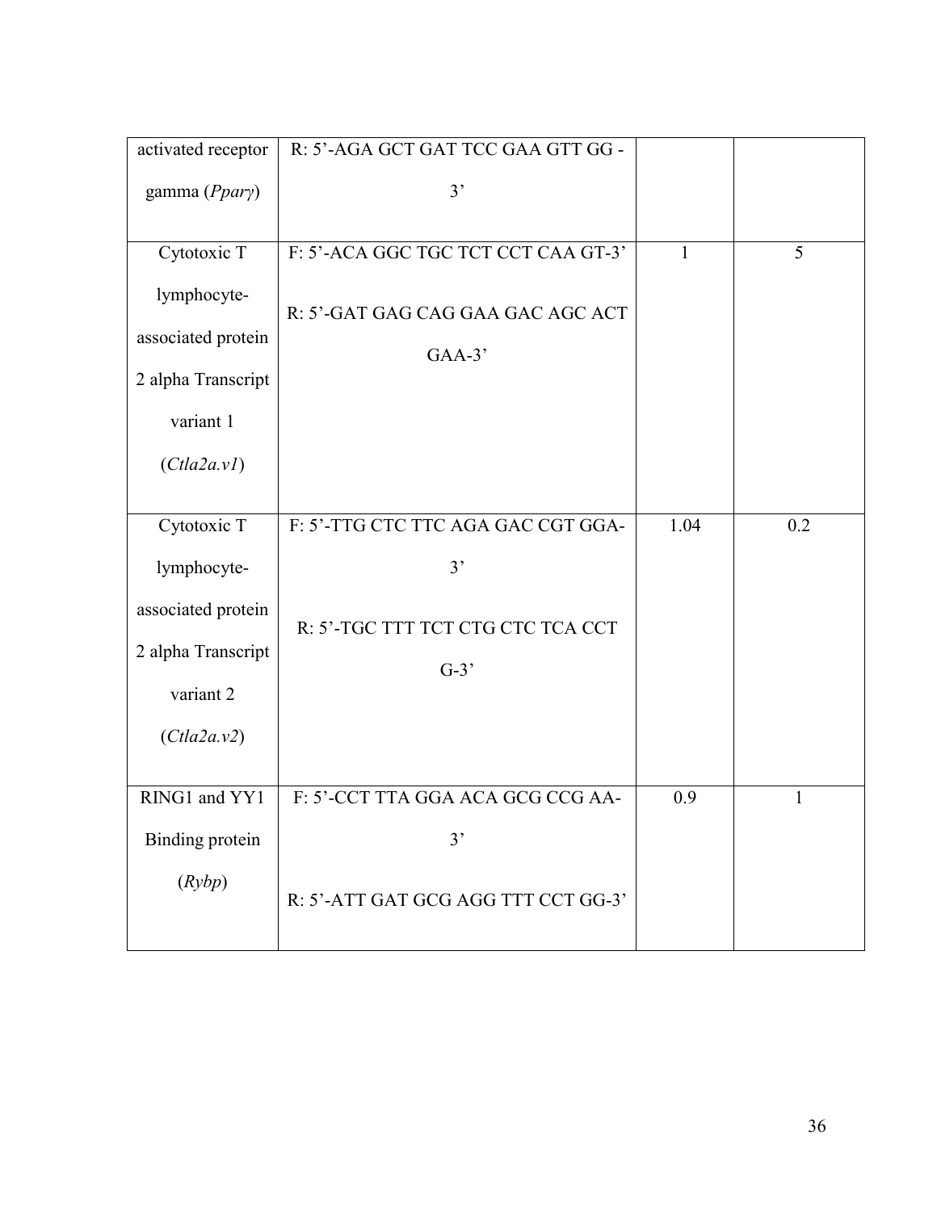| | | | |
|---|---|---|---|
| activated receptor gamma (*Pparγ*) | R: 5'-AGA GCT GAT TCC GAA GTT GG -3' | | |
| Cytotoxic T lymphocyte-associated protein 2 alpha Transcript variant 1 (*Ctla2a.v1*) | F: 5'-ACA GGC TGC TCT CCT CAA GT-3'<br><br>R: 5'-GAT GAG CAG GAA GAC AGC ACT GAA-3' | 1 | 5 |
| Cytotoxic T lymphocyte-associated protein 2 alpha Transcript variant 2 (*Ctla2a.v2*) | F: 5'-TTG CTC TTC AGA GAC CGT GGA-3'<br><br>R: 5'-TGC TTT TCT CTG CTC TCA CCT G-3' | 1.04 | 0.2 |
| RING1 and YY1 Binding protein (*Rybp*) | F: 5'-CCT TTA GGA ACA GCG CCG AA-3'<br><br>R: 5'-ATT GAT GCG AGG TTT CCT GG-3' | 0.9 | 1 |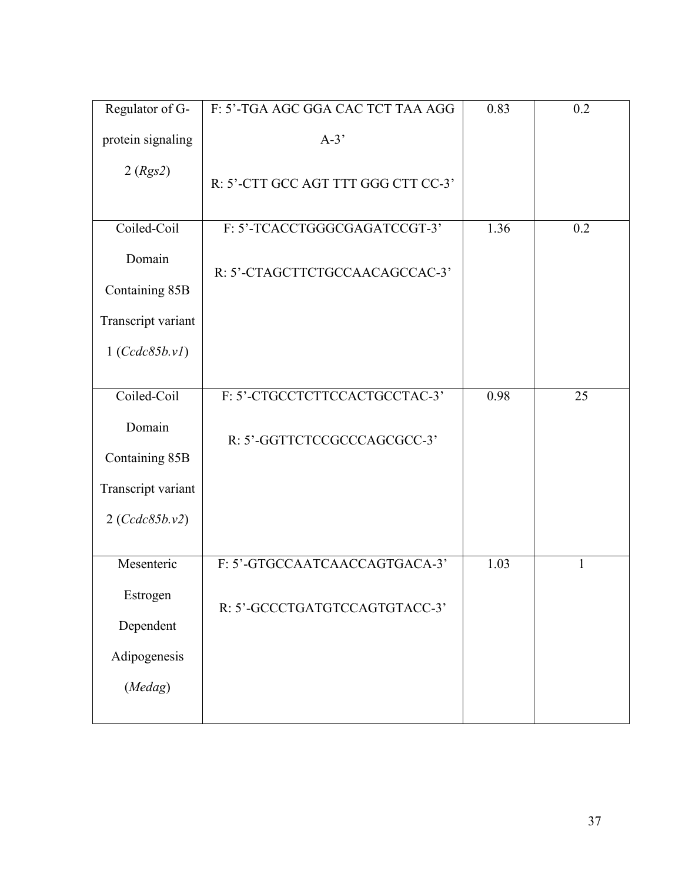| | | | |
|---|---|---|---|
| Regulator of G-protein signaling 2 (*Rgs2*) | F: 5'-TGA AGC GGA CAC TCT TAA AGG A-3'<br><br>R: 5'-CTT GCC AGT TTT GGG CTT CC-3' | 0.83 | 0.2 |
| Coiled-Coil Domain Containing 85B Transcript variant 1 (*Ccdc85b.v1*) | F: 5'-TCACCTGGGCGAGATCCGT-3'<br><br>R: 5'-CTAGCTTCTGCCAACAGCCAC-3' | 1.36 | 0.2 |
| Coiled-Coil Domain Containing 85B Transcript variant 2 (*Ccdc85b.v2*) | F: 5'-CTGCCTCTTCCACTGCCTAC-3'<br><br>R: 5'-GGTTCTCCGCCCAGCGCC-3' | 0.98 | 25 |
| Mesenteric Estrogen Dependent Adipogenesis (*Medag*) | F: 5'-GTGCCAATCAACCAGTGACA-3'<br><br>R: 5'-GCCCTGATGTCCAGTGTACC-3' | 1.03 | 1 |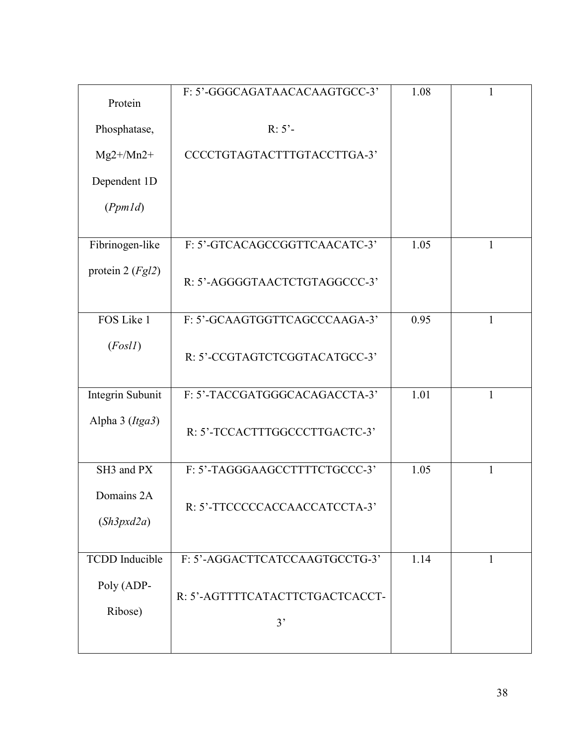| | | | |
|---|---|---|---|
| Protein Phosphatase, Mg2+/Mn2+ Dependent 1D (*Ppm1d*) | F: 5'-GGGCAGATAACACAAGTGCC-3'<br>R: 5'-CCCCTGTAGTACTTTGTACCTTGA-3' | 1.08 | 1 |
| Fibrinogen-like protein 2 (*Fgl2*) | F: 5'-GTCACAGCCGGTTCAACATC-3'<br>R: 5'-AGGGGTAACTCTGTAGGCCC-3' | 1.05 | 1 |
| FOS Like 1 (*Fosl1*) | F: 5'-GCAAGTGGTTCAGCCCAAGA-3'<br>R: 5'-CCGTAGTCTCGGTACATGCC-3' | 0.95 | 1 |
| Integrin Subunit Alpha 3 (*Itga3*) | F: 5'-TACCGATGGGCACAGACCTA-3'<br>R: 5'-TCCACTTTGGCCCTTGACTC-3' | 1.01 | 1 |
| SH3 and PX Domains 2A (*Sh3pxd2a*) | F: 5'-TAGGGAAGCCTTTTCTGCCC-3'<br>R: 5'-TTCCCCCACCAACCATCCTA-3' | 1.05 | 1 |
| TCDD Inducible Poly (ADP-Ribose) | F: 5'-AGGACTTCATCCAAGTGCCTG-3'<br>R: 5'-AGTTTTCATACTTCTGACTCACCT-3' | 1.14 | 1 |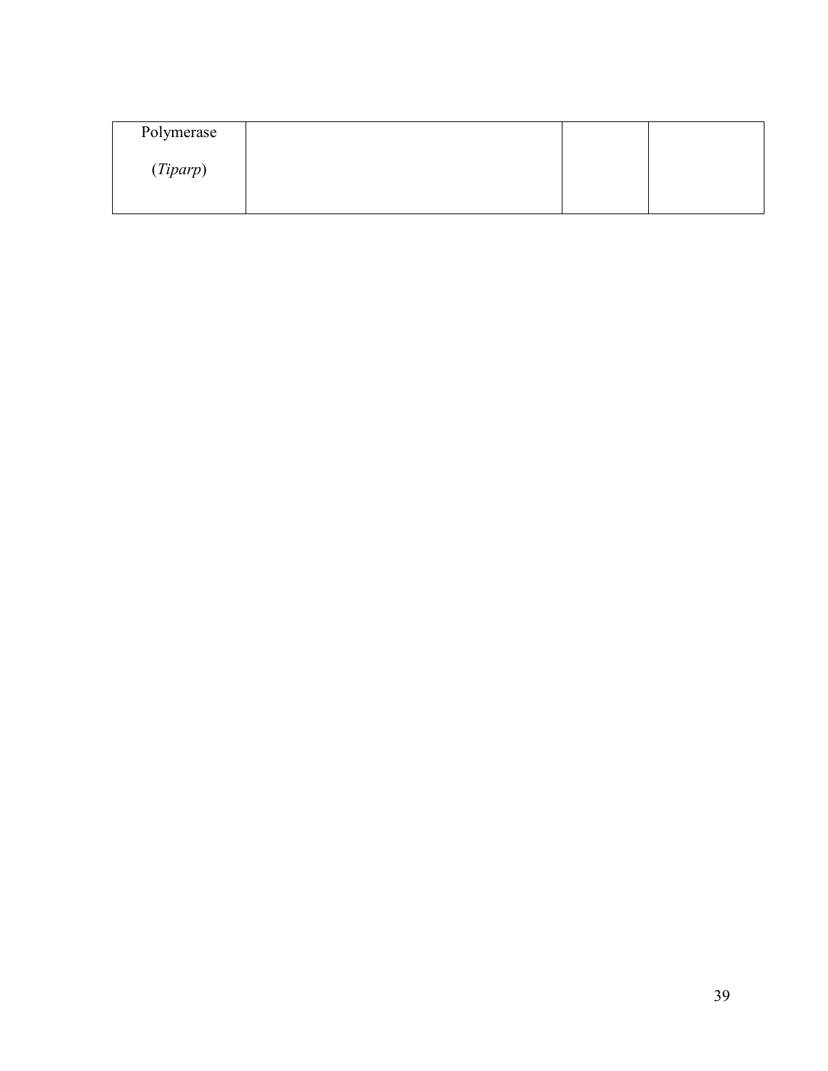| | | | |
|---|---|---|---|
| Polymerase (*Tiparp*) | | | |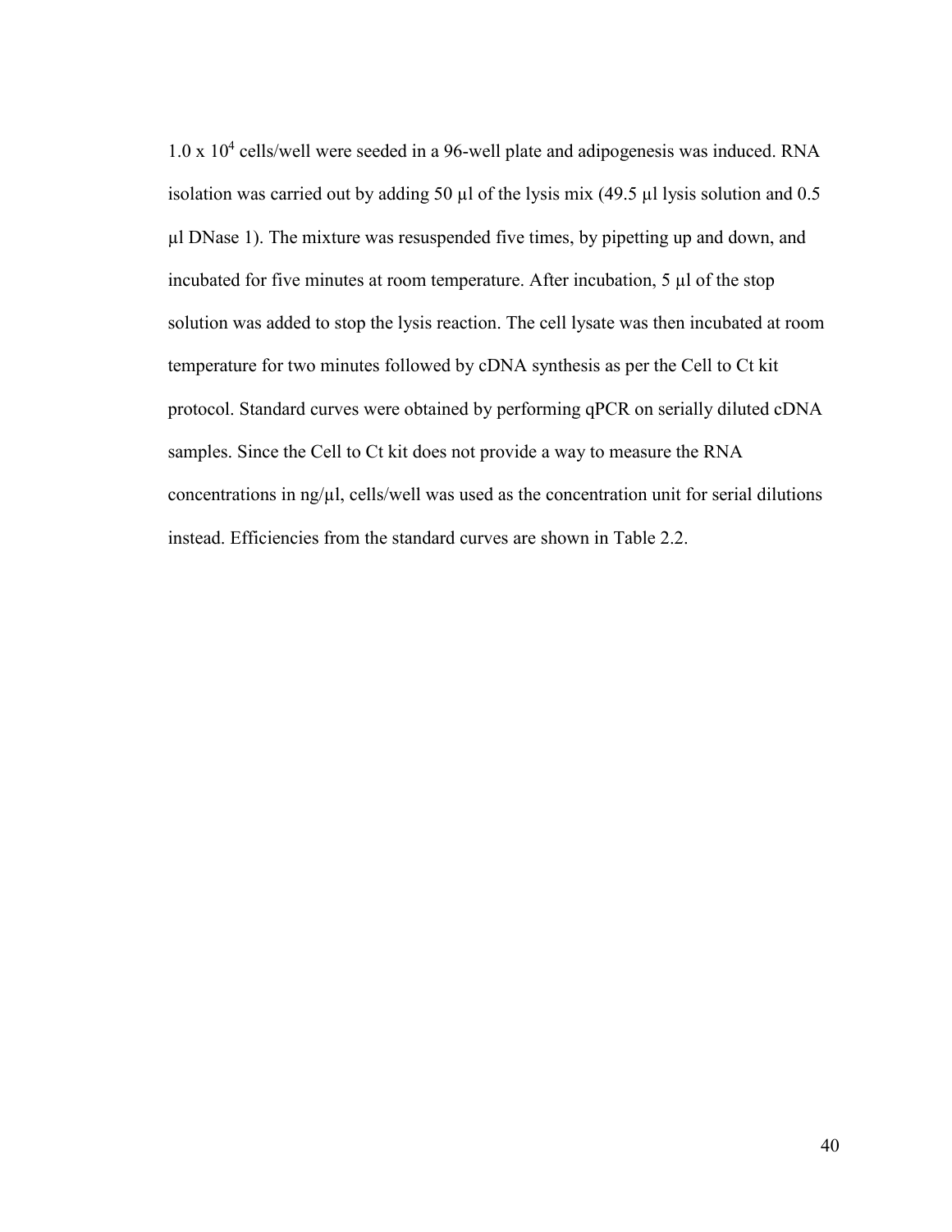$1.0 \times 10^4$ cells/well were seeded in a 96-well plate and adipogenesis was induced. RNA isolation was carried out by adding 50 µl of the lysis mix (49.5 µl lysis solution and 0.5 µl DNase 1). The mixture was resuspended five times, by pipetting up and down, and incubated for five minutes at room temperature. After incubation, 5 µl of the stop solution was added to stop the lysis reaction. The cell lysate was then incubated at room temperature for two minutes followed by cDNA synthesis as per the Cell to Ct kit protocol. Standard curves were obtained by performing qPCR on serially diluted cDNA samples. Since the Cell to Ct kit does not provide a way to measure the RNA concentrations in ng/µl, cells/well was used as the concentration unit for serial dilutions instead. Efficiencies from the standard curves are shown in Table 2.2.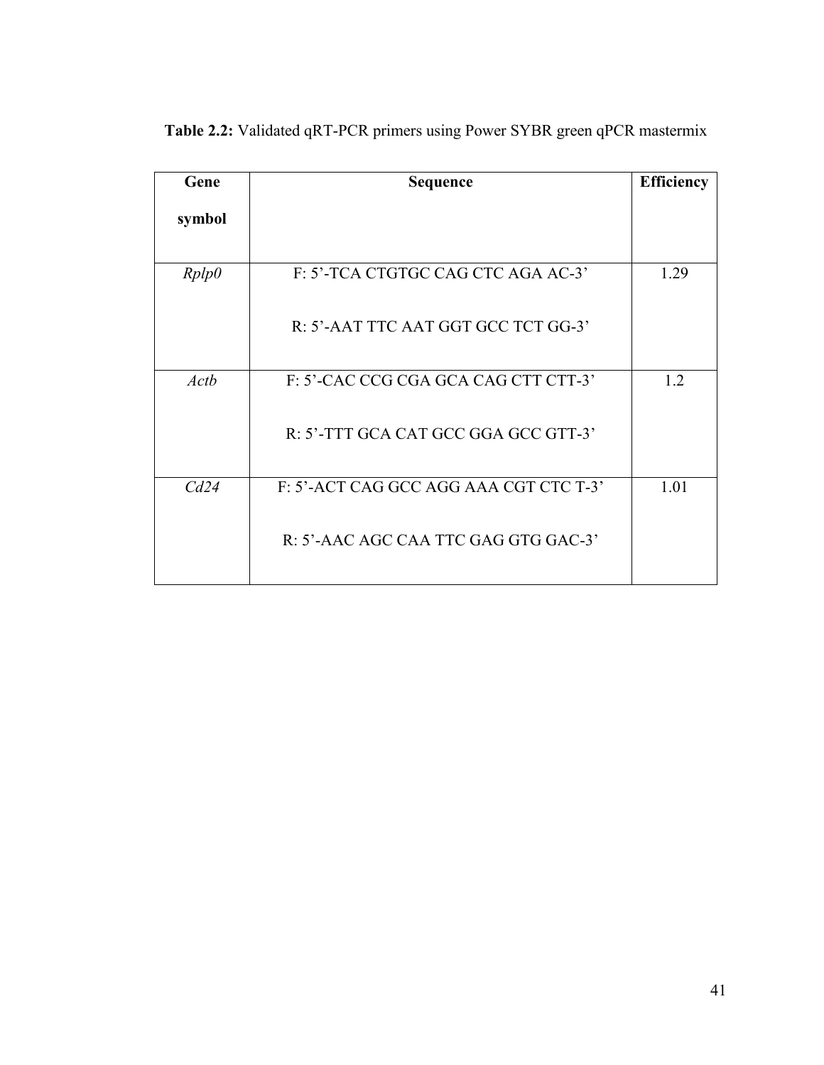**Table 2.2:** Validated qRT-PCR primers using Power SYBR green qPCR mastermix

| Gene symbol | Sequence | Efficiency |
|---|---|---|
| *Rplp0* | F: 5’-TCA CTGTGC CAG CTC AGA AC-3’<br><br>R: 5’-AAT TTC AAT GGT GCC TCT GG-3’ | 1.29 |
| *Actb* | F: 5’-CAC CCG CGA GCA CAG CTT CTT-3’<br><br>R: 5’-TTT GCA CAT GCC GGA GCC GTT-3’ | 1.2 |
| *Cd24* | F: 5’-ACT CAG GCC AGG AAA CGT CTC T-3’<br><br>R: 5’-AAC AGC CAA TTC GAG GTG GAC-3’ | 1.01 |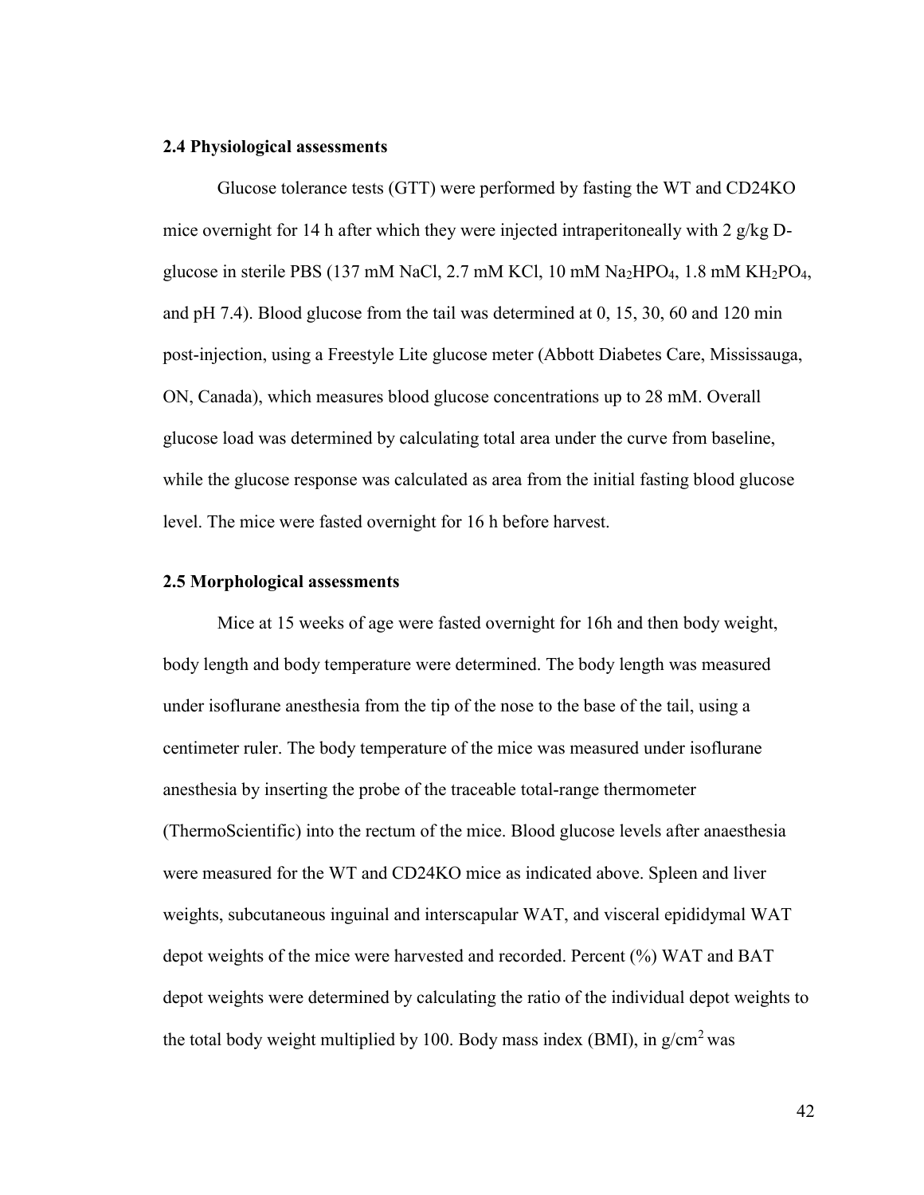### 2.4 Physiological assessments

Glucose tolerance tests (GTT) were performed by fasting the WT and CD24KO mice overnight for 14 h after which they were injected intraperitoneally with 2 g/kg D-glucose in sterile PBS (137 mM NaCl, 2.7 mM KCl, 10 mM $Na_2HPO_4$, 1.8 mM $KH_2PO_4$, and pH 7.4). Blood glucose from the tail was determined at 0, 15, 30, 60 and 120 min post-injection, using a Freestyle Lite glucose meter (Abbott Diabetes Care, Mississauga, ON, Canada), which measures blood glucose concentrations up to 28 mM. Overall glucose load was determined by calculating total area under the curve from baseline, while the glucose response was calculated as area from the initial fasting blood glucose level. The mice were fasted overnight for 16 h before harvest.

### 2.5 Morphological assessments

Mice at 15 weeks of age were fasted overnight for 16h and then body weight, body length and body temperature were determined. The body length was measured under isoflurane anesthesia from the tip of the nose to the base of the tail, using a centimeter ruler. The body temperature of the mice was measured under isoflurane anesthesia by inserting the probe of the traceable total-range thermometer (ThermoScientific) into the rectum of the mice. Blood glucose levels after anaesthesia were measured for the WT and CD24KO mice as indicated above. Spleen and liver weights, subcutaneous inguinal and interscapular WAT, and visceral epididymal WAT depot weights of the mice were harvested and recorded. Percent (%) WAT and BAT depot weights were determined by calculating the ratio of the individual depot weights to the total body weight multiplied by 100. Body mass index (BMI), in $g/cm^2$ was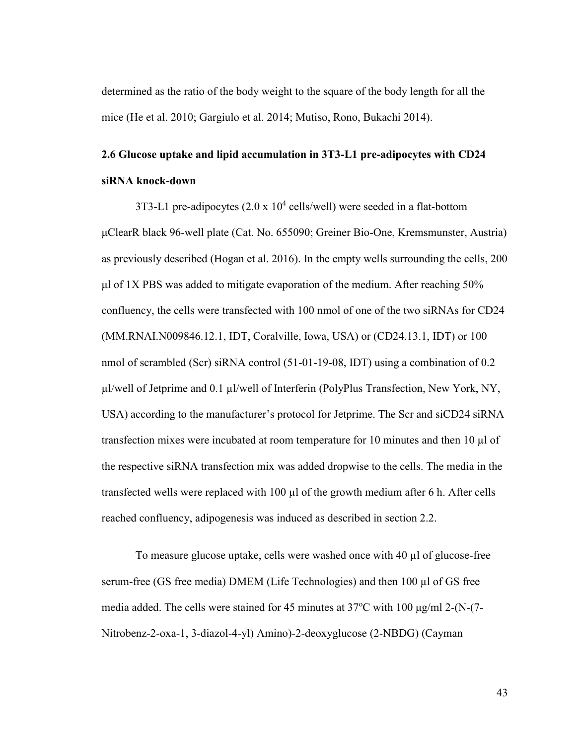determined as the ratio of the body weight to the square of the body length for all the mice (He et al. 2010; Gargiulo et al. 2014; Mutiso, Rono, Bukachi 2014).

## 2.6 Glucose uptake and lipid accumulation in 3T3-L1 pre-adipocytes with CD24 siRNA knock-down

3T3-L1 pre-adipocytes (2.0 x $10^4$ cells/well) were seeded in a flat-bottom μClearR black 96-well plate (Cat. No. 655090; Greiner Bio-One, Kremsmunster, Austria) as previously described (Hogan et al. 2016). In the empty wells surrounding the cells, 200 μl of 1X PBS was added to mitigate evaporation of the medium. After reaching 50% confluency, the cells were transfected with 100 nmol of one of the two siRNAs for CD24 (MM.RNAI.N009846.12.1, IDT, Coralville, Iowa, USA) or (CD24.13.1, IDT) or 100 nmol of scrambled (Scr) siRNA control (51-01-19-08, IDT) using a combination of 0.2 μl/well of Jetprime and 0.1 μl/well of Interferin (PolyPlus Transfection, New York, NY, USA) according to the manufacturer's protocol for Jetprime. The Scr and siCD24 siRNA transfection mixes were incubated at room temperature for 10 minutes and then 10 μl of the respective siRNA transfection mix was added dropwise to the cells. The media in the transfected wells were replaced with 100 μl of the growth medium after 6 h. After cells reached confluency, adipogenesis was induced as described in section 2.2.

To measure glucose uptake, cells were washed once with 40 μl of glucose-free serum-free (GS free media) DMEM (Life Technologies) and then 100 μl of GS free media added. The cells were stained for 45 minutes at 37ºC with 100 μg/ml 2-(N-(7-Nitrobenz-2-oxa-1, 3-diazol-4-yl) Amino)-2-deoxyglucose (2-NBDG) (Cayman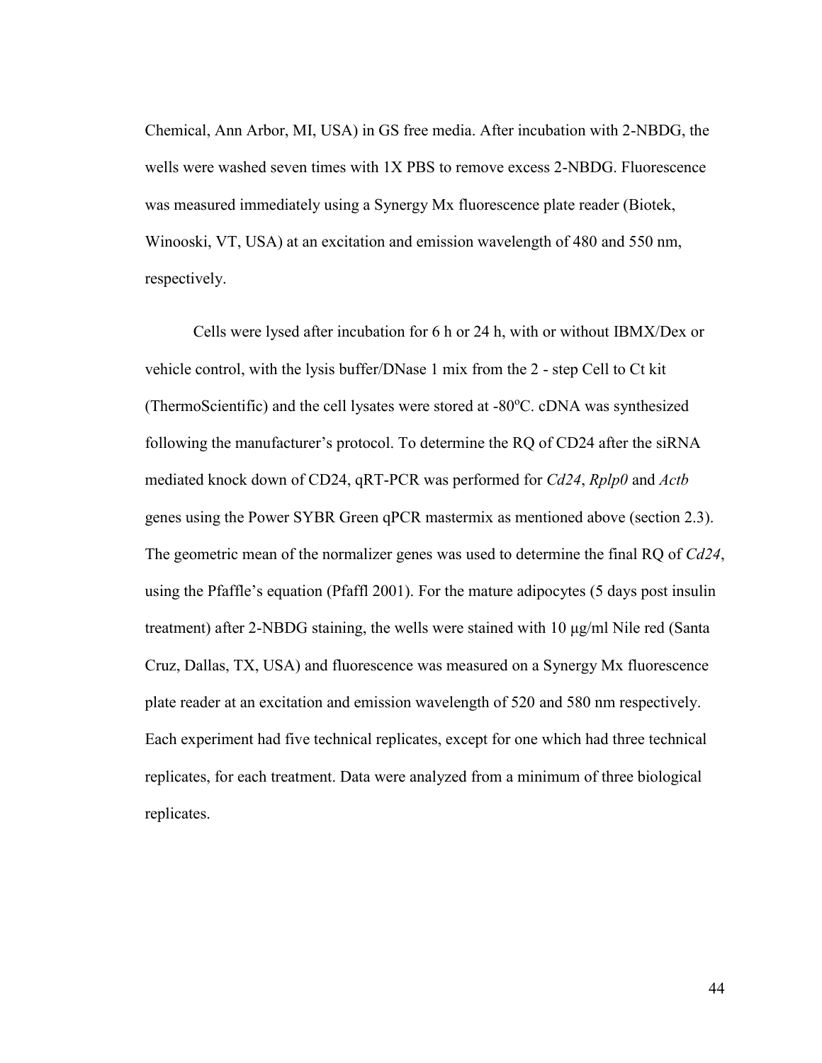Chemical, Ann Arbor, MI, USA) in GS free media. After incubation with 2-NBDG, the wells were washed seven times with 1X PBS to remove excess 2-NBDG. Fluorescence was measured immediately using a Synergy Mx fluorescence plate reader (Biotek, Winooski, VT, USA) at an excitation and emission wavelength of 480 and 550 nm, respectively.

Cells were lysed after incubation for 6 h or 24 h, with or without IBMX/Dex or vehicle control, with the lysis buffer/DNase 1 mix from the 2 - step Cell to Ct kit (ThermoScientific) and the cell lysates were stored at -80$^{o}$C. cDNA was synthesized following the manufacturer's protocol. To determine the RQ of CD24 after the siRNA mediated knock down of CD24, qRT-PCR was performed for *Cd24*, *Rplp0* and *Actb* genes using the Power SYBR Green qPCR mastermix as mentioned above (section 2.3). The geometric mean of the normalizer genes was used to determine the final RQ of *Cd24*, using the Pfaffle's equation (Pfaffl 2001). For the mature adipocytes (5 days post insulin treatment) after 2-NBDG staining, the wells were stained with 10 μg/ml Nile red (Santa Cruz, Dallas, TX, USA) and fluorescence was measured on a Synergy Mx fluorescence plate reader at an excitation and emission wavelength of 520 and 580 nm respectively. Each experiment had five technical replicates, except for one which had three technical replicates, for each treatment. Data were analyzed from a minimum of three biological replicates.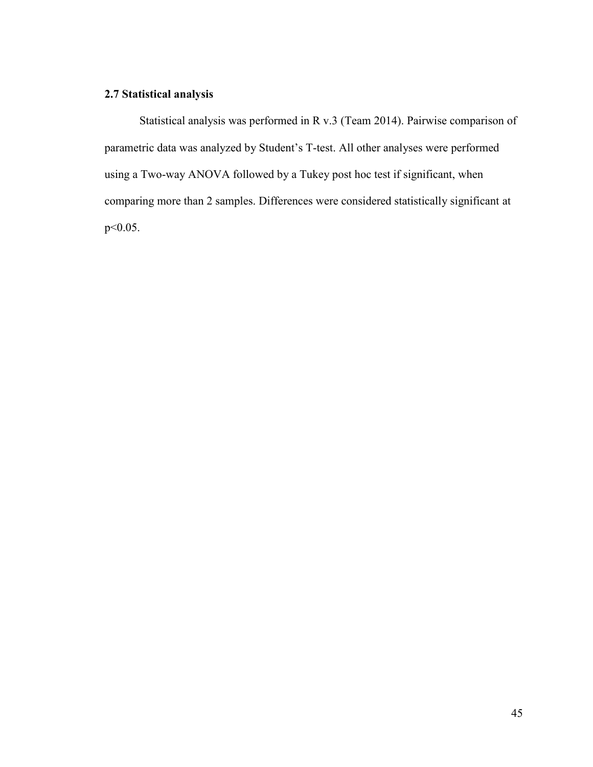### 2.7 Statistical analysis

Statistical analysis was performed in R v.3 (Team 2014). Pairwise comparison of parametric data was analyzed by Student's T-test. All other analyses were performed using a Two-way ANOVA followed by a Tukey post hoc test if significant, when comparing more than 2 samples. Differences were considered statistically significant at $p<0.05$.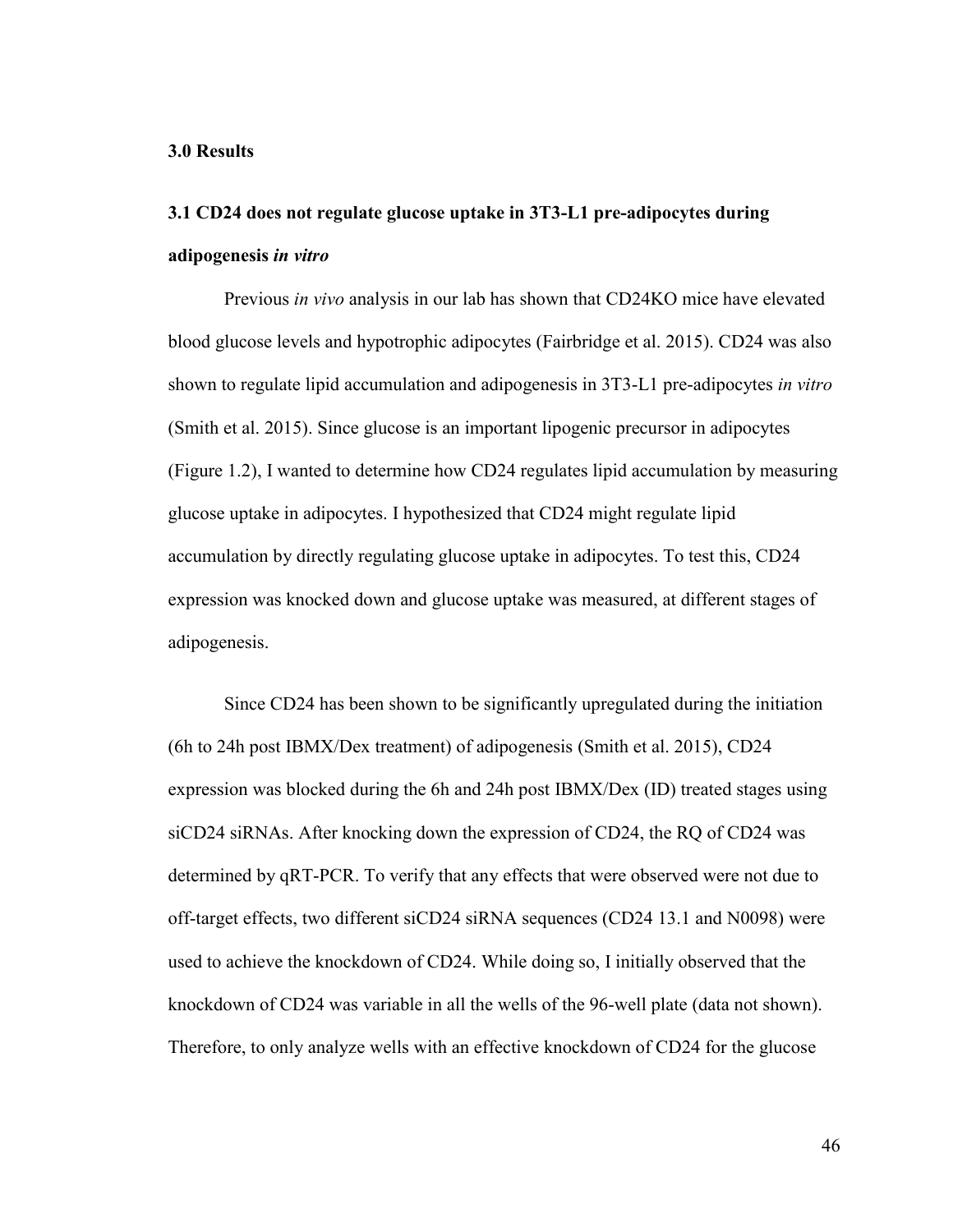## 3.0 Results

### 3.1 CD24 does not regulate glucose uptake in 3T3-L1 pre-adipocytes during adipogenesis *in vitro*

Previous *in vivo* analysis in our lab has shown that CD24KO mice have elevated blood glucose levels and hypotrophic adipocytes (Fairbridge et al. 2015). CD24 was also shown to regulate lipid accumulation and adipogenesis in 3T3-L1 pre-adipocytes *in vitro* (Smith et al. 2015). Since glucose is an important lipogenic precursor in adipocytes (Figure 1.2), I wanted to determine how CD24 regulates lipid accumulation by measuring glucose uptake in adipocytes. I hypothesized that CD24 might regulate lipid accumulation by directly regulating glucose uptake in adipocytes. To test this, CD24 expression was knocked down and glucose uptake was measured, at different stages of adipogenesis.

Since CD24 has been shown to be significantly upregulated during the initiation (6h to 24h post IBMX/Dex treatment) of adipogenesis (Smith et al. 2015), CD24 expression was blocked during the 6h and 24h post IBMX/Dex (ID) treated stages using siCD24 siRNAs. After knocking down the expression of CD24, the RQ of CD24 was determined by qRT-PCR. To verify that any effects that were observed were not due to off-target effects, two different siCD24 siRNA sequences (CD24 13.1 and N0098) were used to achieve the knockdown of CD24. While doing so, I initially observed that the knockdown of CD24 was variable in all the wells of the 96-well plate (data not shown). Therefore, to only analyze wells with an effective knockdown of CD24 for the glucose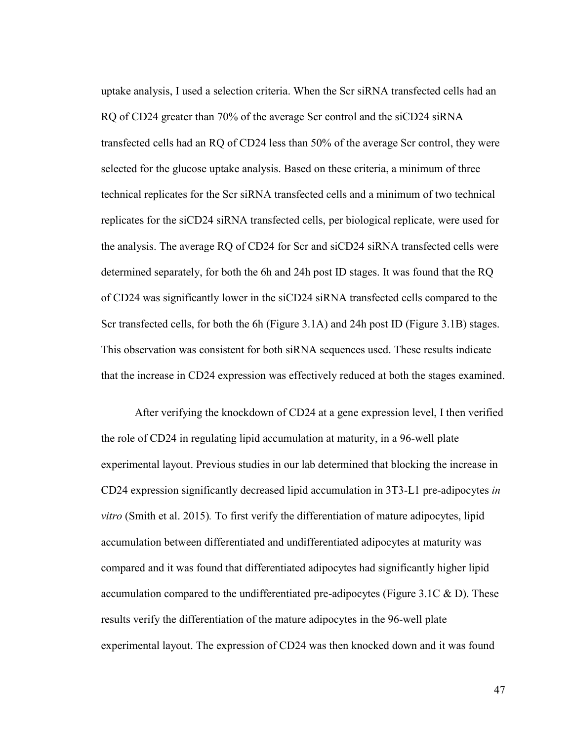uptake analysis, I used a selection criteria. When the Scr siRNA transfected cells had an RQ of CD24 greater than 70% of the average Scr control and the siCD24 siRNA transfected cells had an RQ of CD24 less than 50% of the average Scr control, they were selected for the glucose uptake analysis. Based on these criteria, a minimum of three technical replicates for the Scr siRNA transfected cells and a minimum of two technical replicates for the siCD24 siRNA transfected cells, per biological replicate, were used for the analysis. The average RQ of CD24 for Scr and siCD24 siRNA transfected cells were determined separately, for both the 6h and 24h post ID stages. It was found that the RQ of CD24 was significantly lower in the siCD24 siRNA transfected cells compared to the Scr transfected cells, for both the 6h (Figure 3.1A) and 24h post ID (Figure 3.1B) stages. This observation was consistent for both siRNA sequences used. These results indicate that the increase in CD24 expression was effectively reduced at both the stages examined.

After verifying the knockdown of CD24 at a gene expression level, I then verified the role of CD24 in regulating lipid accumulation at maturity, in a 96-well plate experimental layout. Previous studies in our lab determined that blocking the increase in CD24 expression significantly decreased lipid accumulation in 3T3-L1 pre-adipocytes *in vitro* (Smith et al. 2015). To first verify the differentiation of mature adipocytes, lipid accumulation between differentiated and undifferentiated adipocytes at maturity was compared and it was found that differentiated adipocytes had significantly higher lipid accumulation compared to the undifferentiated pre-adipocytes (Figure 3.1C & D). These results verify the differentiation of the mature adipocytes in the 96-well plate experimental layout. The expression of CD24 was then knocked down and it was found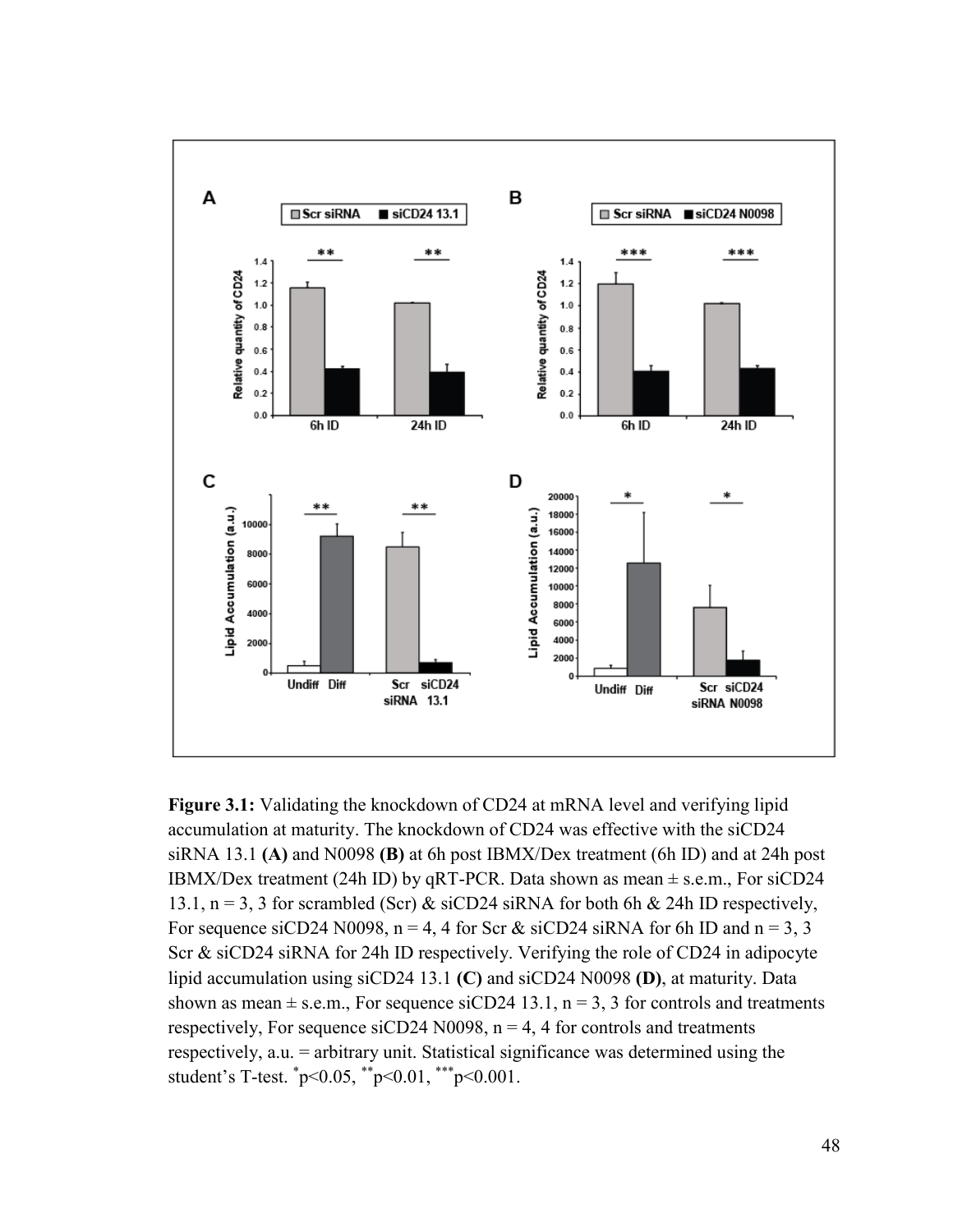**Figure 3.1:** Validating the knockdown of CD24 at mRNA level and verifying lipid accumulation at maturity. The knockdown of CD24 was effective with the siCD24 siRNA 13.1 **(A)** and N0098 **(B)** at 6h post IBMX/Dex treatment (6h ID) and at 24h post IBMX/Dex treatment (24h ID) by qRT-PCR. Data shown as mean ± s.e.m., For siCD24 13.1, n = 3, 3 for scrambled (Scr) & siCD24 siRNA for both 6h & 24h ID respectively, For sequence siCD24 N0098, n = 4, 4 for Scr & siCD24 siRNA for 6h ID and n = 3, 3 Scr & siCD24 siRNA for 24h ID respectively. Verifying the role of CD24 in adipocyte lipid accumulation using siCD24 13.1 **(C)** and siCD24 N0098 **(D)**, at maturity. Data shown as mean ± s.e.m., For sequence siCD24 13.1, n = 3, 3 for controls and treatments respectively, For sequence siCD24 N0098, n = 4, 4 for controls and treatments respectively, a.u. = arbitrary unit. Statistical significance was determined using the student's T-test. *$p<0.05$, **$p<0.01$, ***$p<0.001$.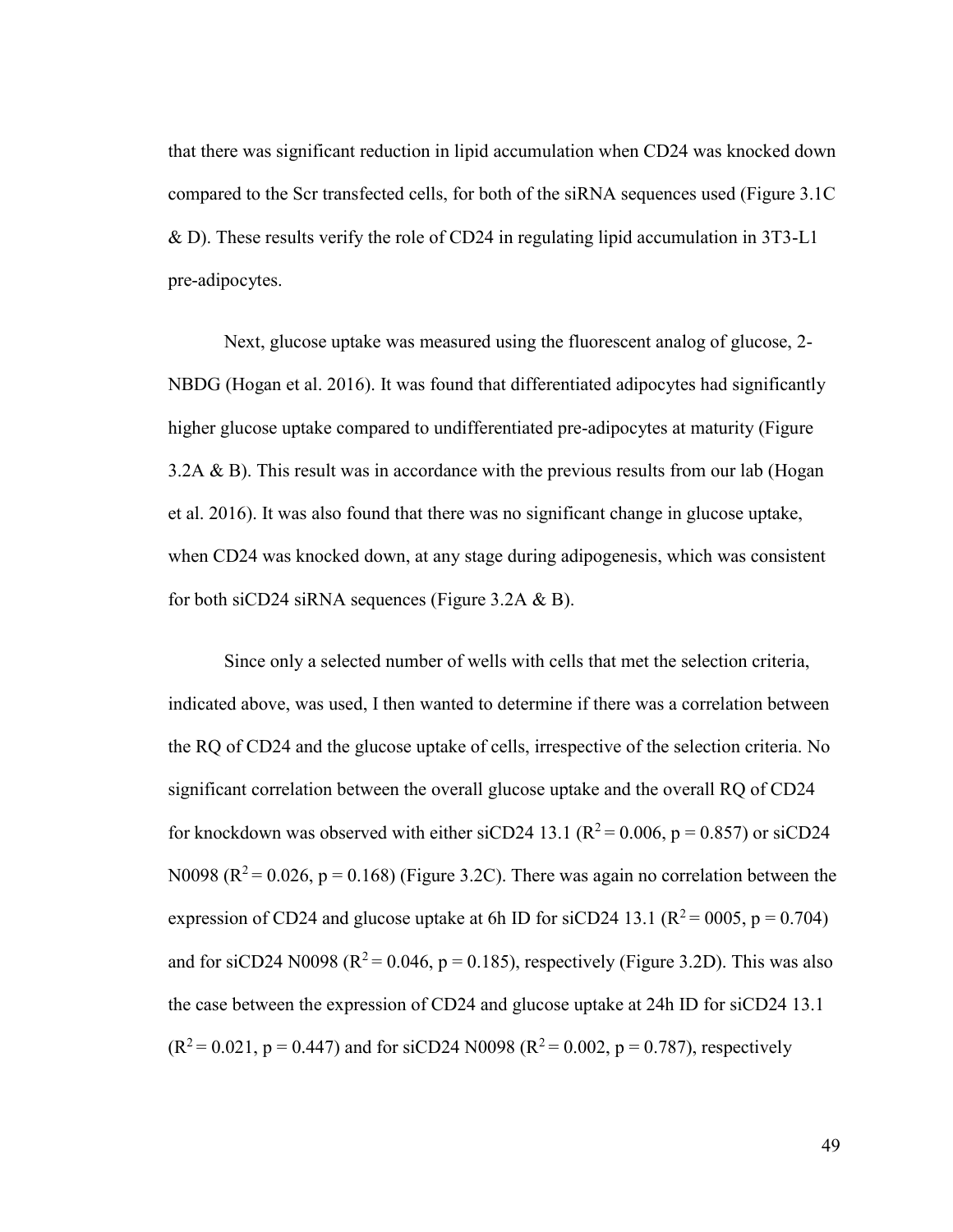that there was significant reduction in lipid accumulation when CD24 was knocked down compared to the Scr transfected cells, for both of the siRNA sequences used (Figure 3.1C & D). These results verify the role of CD24 in regulating lipid accumulation in 3T3-L1 pre-adipocytes.

Next, glucose uptake was measured using the fluorescent analog of glucose, 2-NBDG (Hogan et al. 2016). It was found that differentiated adipocytes had significantly higher glucose uptake compared to undifferentiated pre-adipocytes at maturity (Figure 3.2A & B). This result was in accordance with the previous results from our lab (Hogan et al. 2016). It was also found that there was no significant change in glucose uptake, when CD24 was knocked down, at any stage during adipogenesis, which was consistent for both siCD24 siRNA sequences (Figure 3.2A & B).

Since only a selected number of wells with cells that met the selection criteria, indicated above, was used, I then wanted to determine if there was a correlation between the RQ of CD24 and the glucose uptake of cells, irrespective of the selection criteria. No significant correlation between the overall glucose uptake and the overall RQ of CD24 for knockdown was observed with either siCD24 13.1 ($R^2 = 0.006$, $p = 0.857$) or siCD24 N0098 ($R^2 = 0.026$, $p = 0.168$) (Figure 3.2C). There was again no correlation between the expression of CD24 and glucose uptake at 6h ID for siCD24 13.1 ($R^2 = 0005$, $p = 0.704$) and for siCD24 N0098 ($R^2 = 0.046$, $p = 0.185$), respectively (Figure 3.2D). This was also the case between the expression of CD24 and glucose uptake at 24h ID for siCD24 13.1 ($R^2 = 0.021$, $p = 0.447$) and for siCD24 N0098 ($R^2 = 0.002$, $p = 0.787$), respectively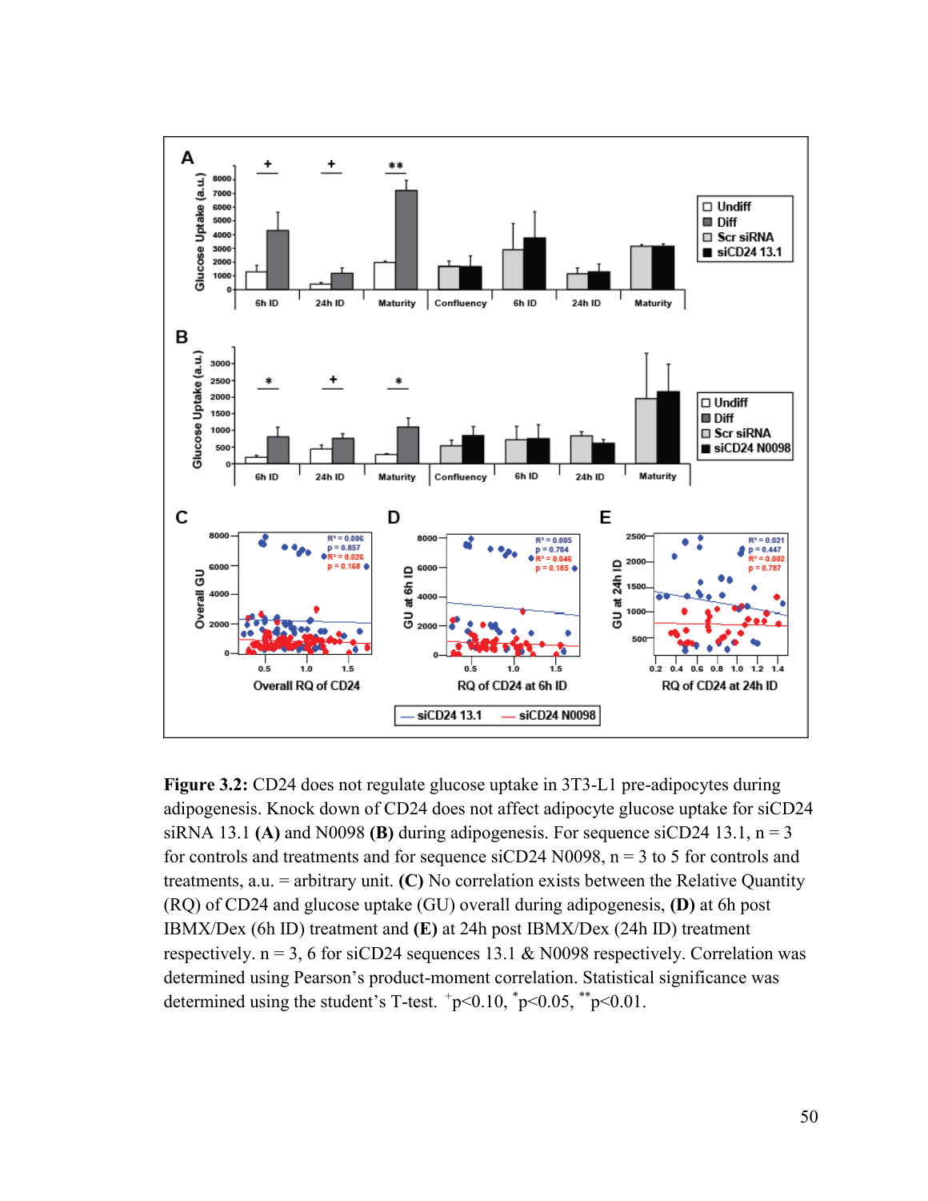**Figure 3.2:** CD24 does not regulate glucose uptake in 3T3-L1 pre-adipocytes during adipogenesis. Knock down of CD24 does not affect adipocyte glucose uptake for siCD24 siRNA 13.1 **(A)** and N0098 **(B)** during adipogenesis. For sequence siCD24 13.1, n = 3 for controls and treatments and for sequence siCD24 N0098, n = 3 to 5 for controls and treatments, a.u. = arbitrary unit. **(C)** No correlation exists between the Relative Quantity (RQ) of CD24 and glucose uptake (GU) overall during adipogenesis, **(D)** at 6h post IBMX/Dex (6h ID) treatment and **(E)** at 24h post IBMX/Dex (24h ID) treatment respectively. n = 3, 6 for siCD24 sequences 13.1 & N0098 respectively. Correlation was determined using Pearson's product-moment correlation. Statistical significance was determined using the student's T-test. $^{+}p<0.10$, $^{*}p<0.05$, $^{**}p<0.01$.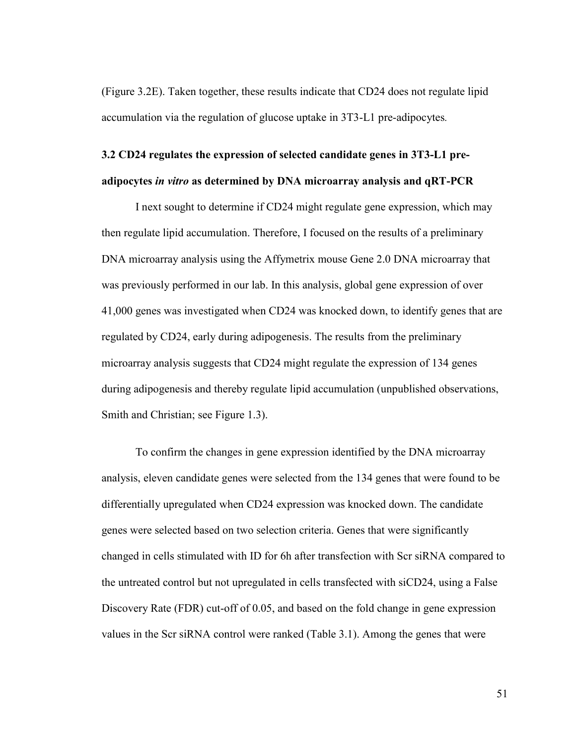(Figure 3.2E). Taken together, these results indicate that CD24 does not regulate lipid accumulation via the regulation of glucose uptake in 3T3-L1 pre-adipocytes.

## 3.2 CD24 regulates the expression of selected candidate genes in 3T3-L1 pre-adipocytes *in vitro* as determined by DNA microarray analysis and qRT-PCR

I next sought to determine if CD24 might regulate gene expression, which may then regulate lipid accumulation. Therefore, I focused on the results of a preliminary DNA microarray analysis using the Affymetrix mouse Gene 2.0 DNA microarray that was previously performed in our lab. In this analysis, global gene expression of over 41,000 genes was investigated when CD24 was knocked down, to identify genes that are regulated by CD24, early during adipogenesis. The results from the preliminary microarray analysis suggests that CD24 might regulate the expression of 134 genes during adipogenesis and thereby regulate lipid accumulation (unpublished observations, Smith and Christian; see Figure 1.3).

To confirm the changes in gene expression identified by the DNA microarray analysis, eleven candidate genes were selected from the 134 genes that were found to be differentially upregulated when CD24 expression was knocked down. The candidate genes were selected based on two selection criteria. Genes that were significantly changed in cells stimulated with ID for 6h after transfection with Scr siRNA compared to the untreated control but not upregulated in cells transfected with siCD24, using a False Discovery Rate (FDR) cut-off of 0.05, and based on the fold change in gene expression values in the Scr siRNA control were ranked (Table 3.1). Among the genes that were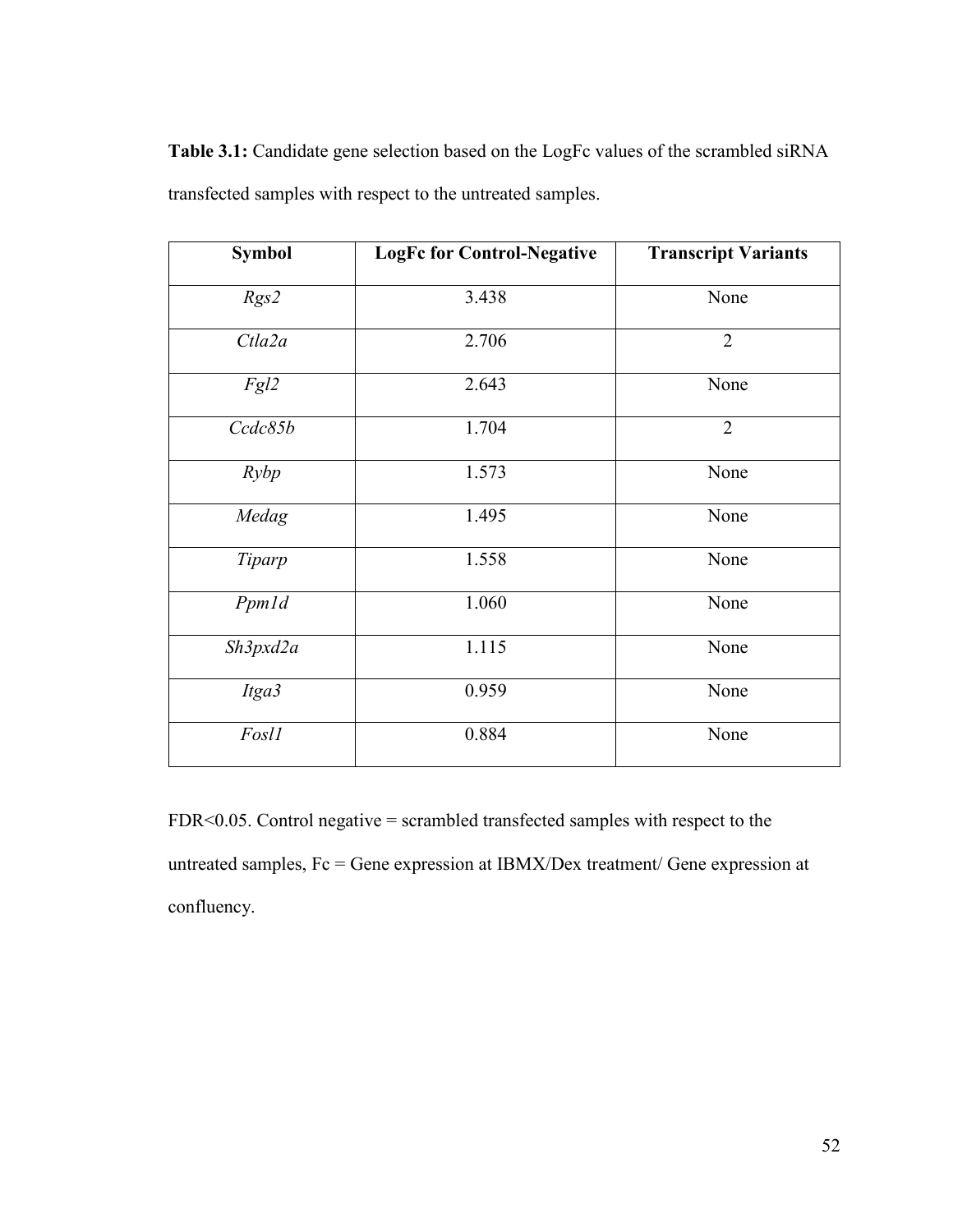**Table 3.1:** Candidate gene selection based on the LogFc values of the scrambled siRNA transfected samples with respect to the untreated samples.

| Symbol | LogFc for Control-Negative | Transcript Variants |
|---|---|---|
| *Rgs2* | 3.438 | None |
| *Ctla2a* | 2.706 | 2 |
| *Fgl2* | 2.643 | None |
| *Ccdc85b* | 1.704 | 2 |
| *Rybp* | 1.573 | None |
| *Medag* | 1.495 | None |
| *Tiparp* | 1.558 | None |
| *Ppm1d* | 1.060 | None |
| *Sh3pxd2a* | 1.115 | None |
| *Itga3* | 0.959 | None |
| *Fosl1* | 0.884 | None |

FDR<0.05. Control negative = scrambled transfected samples with respect to the untreated samples, Fc = Gene expression at IBMX/Dex treatment/ Gene expression at confluency.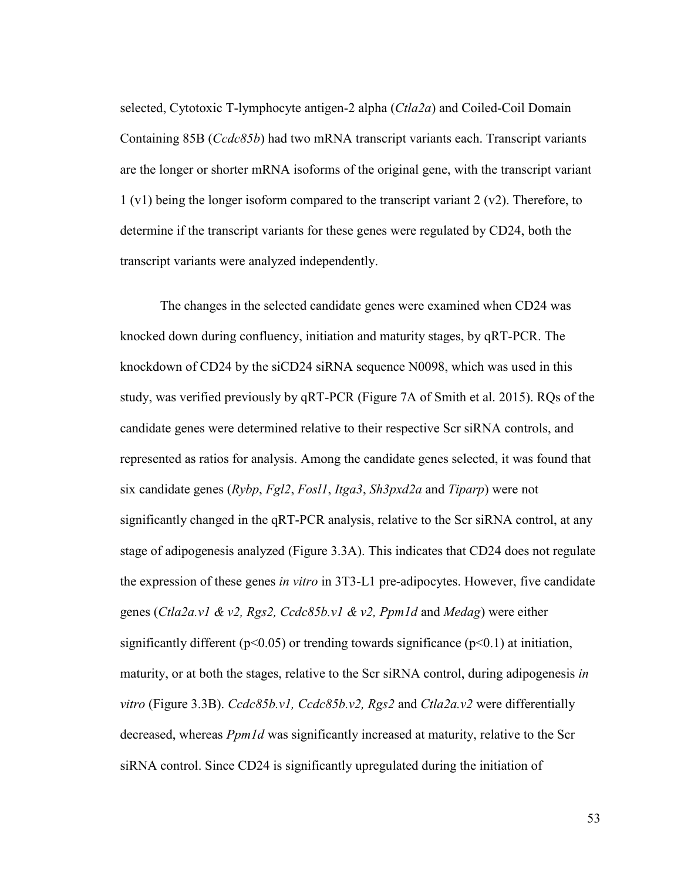selected, Cytotoxic T-lymphocyte antigen-2 alpha (*Ctla2a*) and Coiled-Coil Domain Containing 85B (*Ccdc85b*) had two mRNA transcript variants each. Transcript variants are the longer or shorter mRNA isoforms of the original gene, with the transcript variant 1 (v1) being the longer isoform compared to the transcript variant 2 (v2). Therefore, to determine if the transcript variants for these genes were regulated by CD24, both the transcript variants were analyzed independently.

The changes in the selected candidate genes were examined when CD24 was knocked down during confluency, initiation and maturity stages, by qRT-PCR. The knockdown of CD24 by the siCD24 siRNA sequence N0098, which was used in this study, was verified previously by qRT-PCR (Figure 7A of Smith et al. 2015). RQs of the candidate genes were determined relative to their respective Scr siRNA controls, and represented as ratios for analysis. Among the candidate genes selected, it was found that six candidate genes (*Rybp*, *Fgl2*, *Fosl1*, *Itga3*, *Sh3pxd2a* and *Tiparp*) were not significantly changed in the qRT-PCR analysis, relative to the Scr siRNA control, at any stage of adipogenesis analyzed (Figure 3.3A). This indicates that CD24 does not regulate the expression of these genes *in vitro* in 3T3-L1 pre-adipocytes. However, five candidate genes (*Ctla2a.v1 & v2, Rgs2, Ccdc85b.v1 & v2, Ppm1d* and *Medag*) were either significantly different ($p<0.05$) or trending towards significance ($p<0.1$) at initiation, maturity, or at both the stages, relative to the Scr siRNA control, during adipogenesis *in vitro* (Figure 3.3B). *Ccdc85b.v1, Ccdc85b.v2, Rgs2* and *Ctla2a.v2* were differentially decreased, whereas *Ppm1d* was significantly increased at maturity, relative to the Scr siRNA control. Since CD24 is significantly upregulated during the initiation of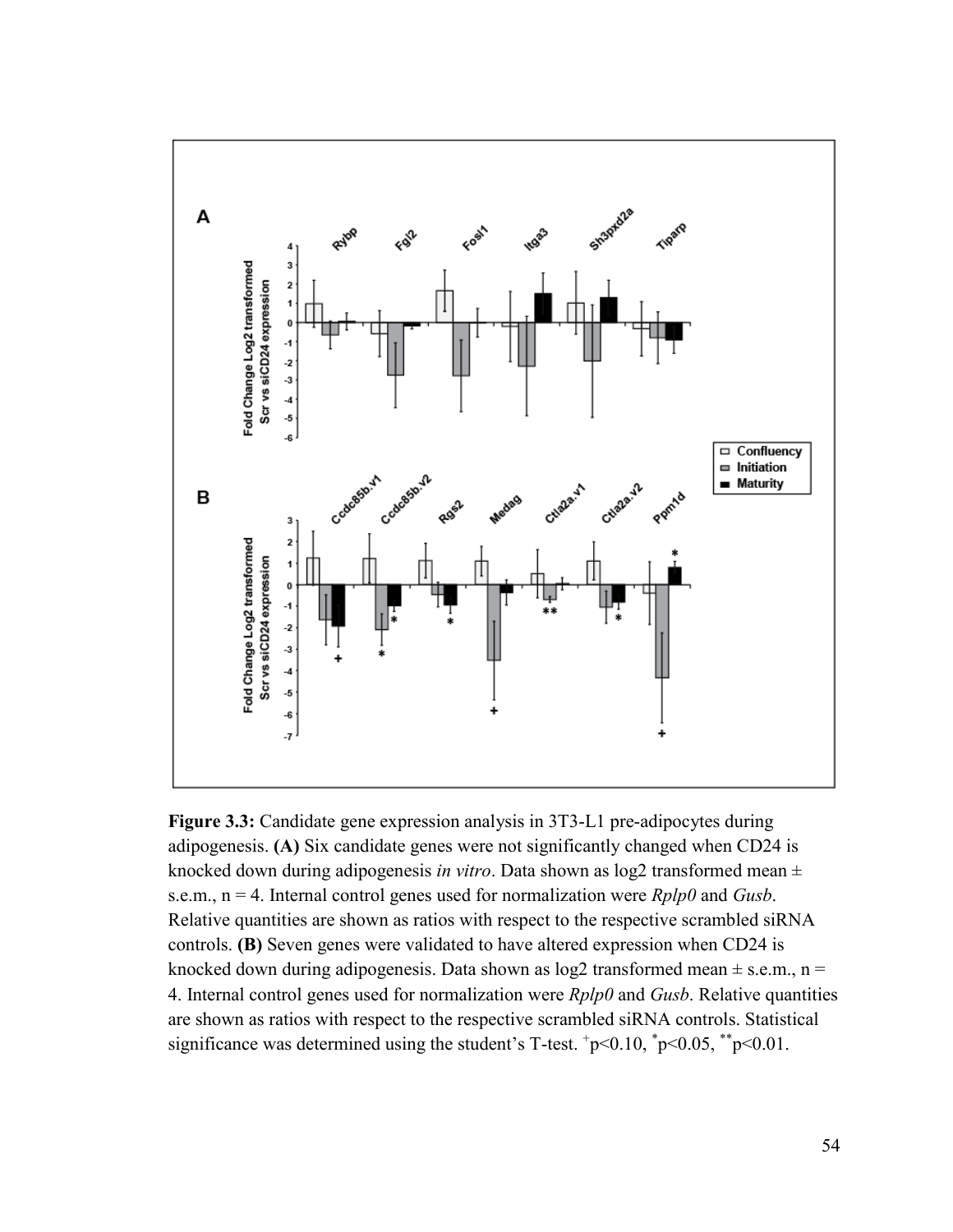**Figure 3.3:** Candidate gene expression analysis in 3T3-L1 pre-adipocytes during adipogenesis. **(A)** Six candidate genes were not significantly changed when CD24 is knocked down during adipogenesis *in vitro*. Data shown as log2 transformed mean ± s.e.m., n = 4. Internal control genes used for normalization were *Rplp0* and *Gusb*. Relative quantities are shown as ratios with respect to the respective scrambled siRNA controls. **(B)** Seven genes were validated to have altered expression when CD24 is knocked down during adipogenesis. Data shown as log2 transformed mean ± s.e.m., n = 4. Internal control genes used for normalization were *Rplp0* and *Gusb*. Relative quantities are shown as ratios with respect to the respective scrambled siRNA controls. Statistical significance was determined using the student's T-test. $^{+}p<0.10$, $^{*}p<0.05$, $^{**}p<0.01$.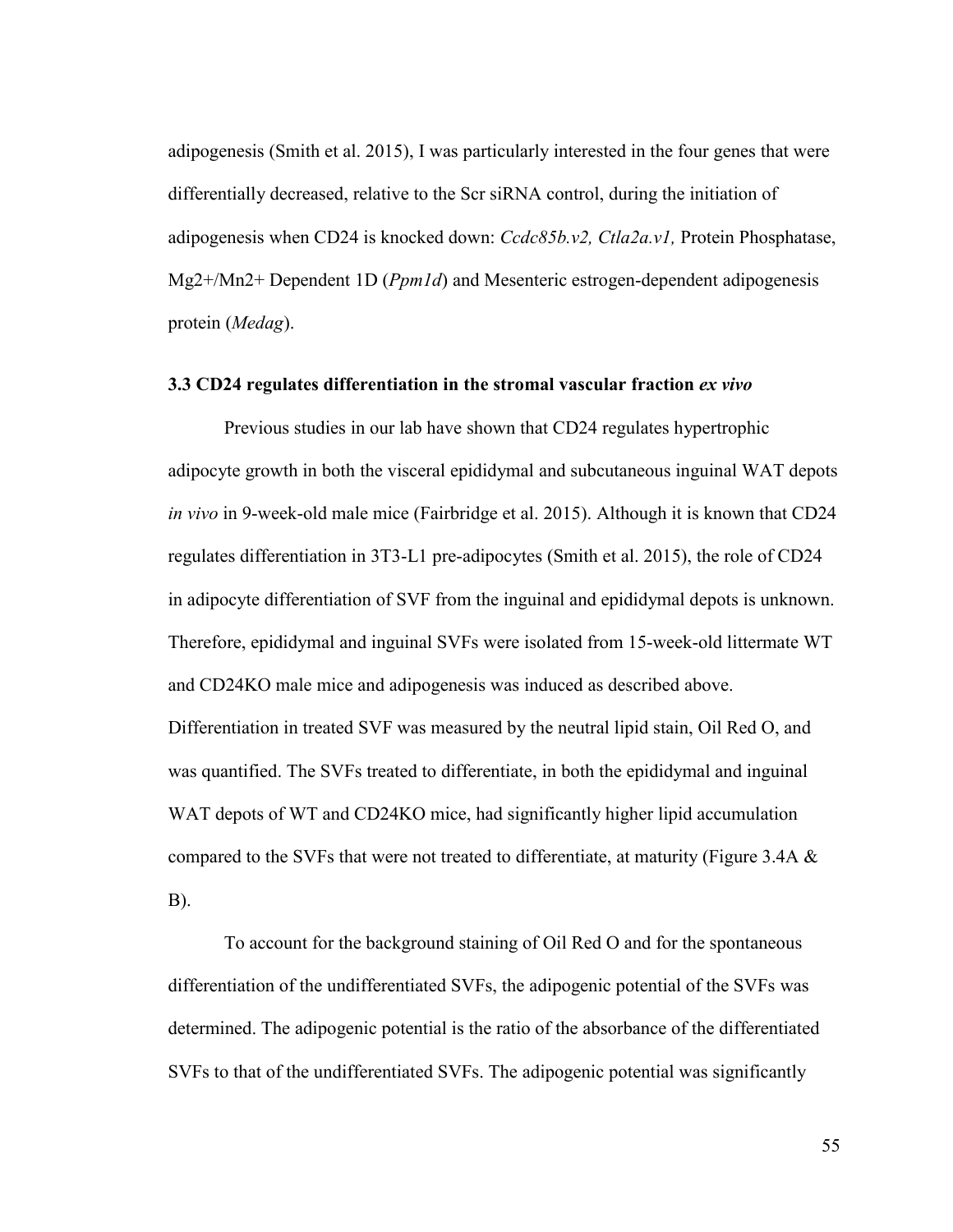adipogenesis (Smith et al. 2015), I was particularly interested in the four genes that were differentially decreased, relative to the Scr siRNA control, during the initiation of adipogenesis when CD24 is knocked down: *Ccdc85b.v2, Ctla2a.v1,* Protein Phosphatase, Mg2+/Mn2+ Dependent 1D (*Ppm1d*) and Mesenteric estrogen-dependent adipogenesis protein (*Medag*).

### 3.3 CD24 regulates differentiation in the stromal vascular fraction *ex vivo*

Previous studies in our lab have shown that CD24 regulates hypertrophic adipocyte growth in both the visceral epididymal and subcutaneous inguinal WAT depots *in vivo* in 9-week-old male mice (Fairbridge et al. 2015). Although it is known that CD24 regulates differentiation in 3T3-L1 pre-adipocytes (Smith et al. 2015), the role of CD24 in adipocyte differentiation of SVF from the inguinal and epididymal depots is unknown. Therefore, epididymal and inguinal SVFs were isolated from 15-week-old littermate WT and CD24KO male mice and adipogenesis was induced as described above. Differentiation in treated SVF was measured by the neutral lipid stain, Oil Red O, and was quantified. The SVFs treated to differentiate, in both the epididymal and inguinal WAT depots of WT and CD24KO mice, had significantly higher lipid accumulation compared to the SVFs that were not treated to differentiate, at maturity (Figure 3.4A & B).

To account for the background staining of Oil Red O and for the spontaneous differentiation of the undifferentiated SVFs, the adipogenic potential of the SVFs was determined. The adipogenic potential is the ratio of the absorbance of the differentiated SVFs to that of the undifferentiated SVFs. The adipogenic potential was significantly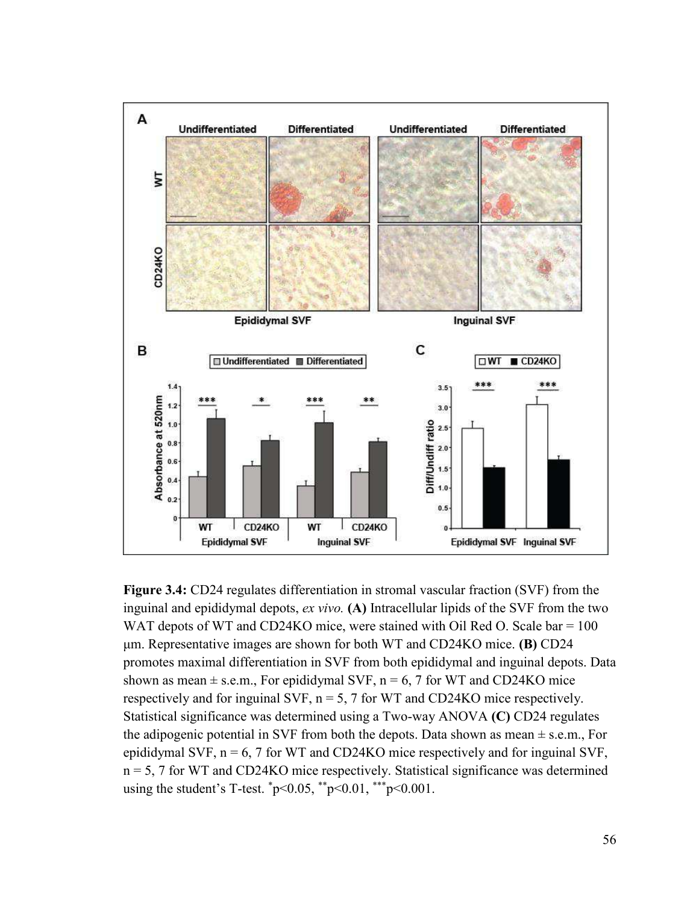**Figure 3.4:** CD24 regulates differentiation in stromal vascular fraction (SVF) from the inguinal and epididymal depots, *ex vivo.* **(A)** Intracellular lipids of the SVF from the two WAT depots of WT and CD24KO mice, were stained with Oil Red O. Scale bar = 100 μm. Representative images are shown for both WT and CD24KO mice. **(B)** CD24 promotes maximal differentiation in SVF from both epididymal and inguinal depots. Data shown as mean ± s.e.m., For epididymal SVF, n = 6, 7 for WT and CD24KO mice respectively and for inguinal SVF, n = 5, 7 for WT and CD24KO mice respectively. Statistical significance was determined using a Two-way ANOVA **(C)** CD24 regulates the adipogenic potential in SVF from both the depots. Data shown as mean ± s.e.m., For epididymal SVF, n = 6, 7 for WT and CD24KO mice respectively and for inguinal SVF, n = 5, 7 for WT and CD24KO mice respectively. Statistical significance was determined using the student's T-test. *p<0.05, **p<0.01, ***p<0.001.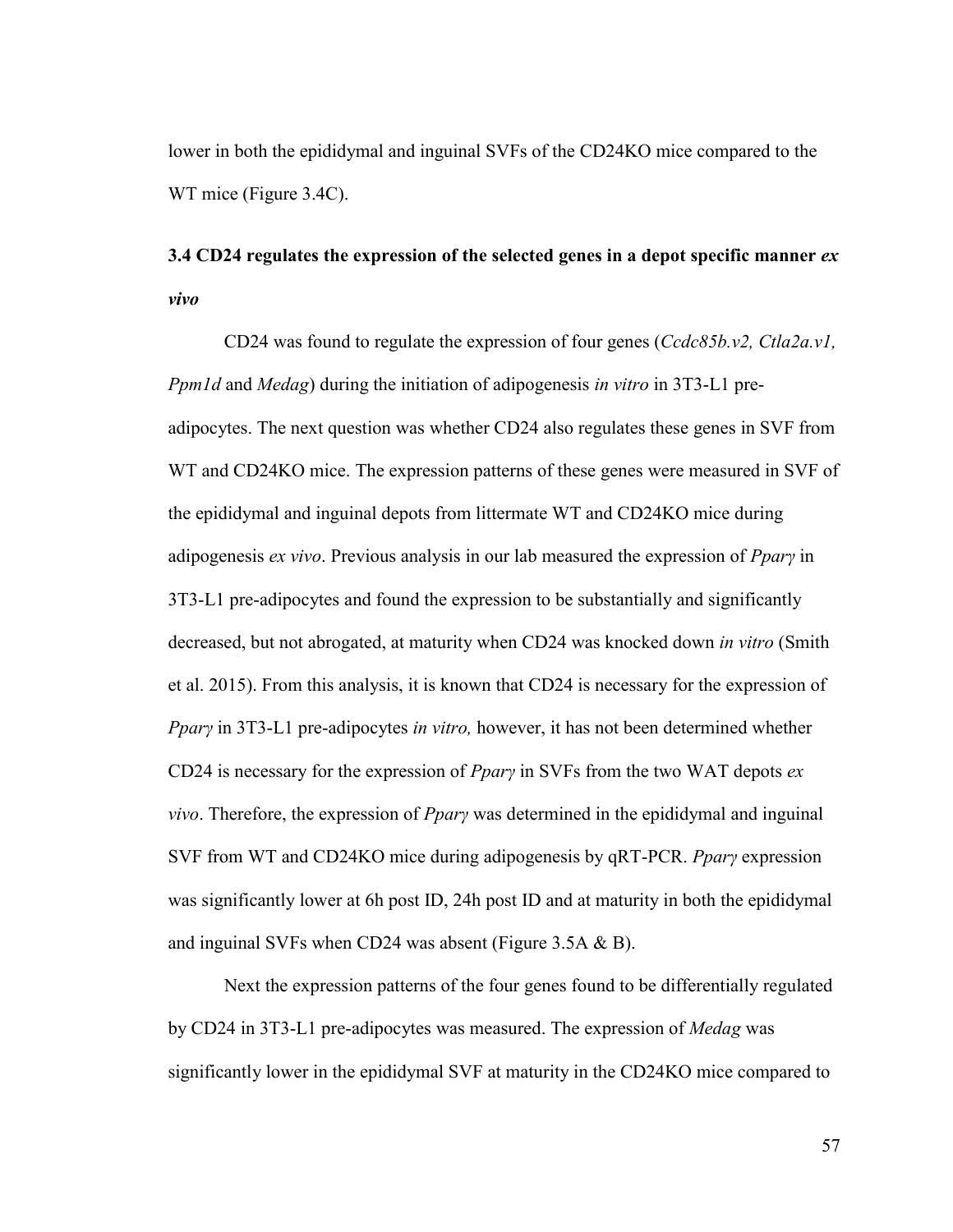lower in both the epididymal and inguinal SVFs of the CD24KO mice compared to the WT mice (Figure 3.4C).

### 3.4 CD24 regulates the expression of the selected genes in a depot specific manner *ex vivo*

CD24 was found to regulate the expression of four genes (*Ccdc85b.v2, Ctla2a.v1, Ppm1d* and *Medag*) during the initiation of adipogenesis *in vitro* in 3T3-L1 pre-adipocytes. The next question was whether CD24 also regulates these genes in SVF from WT and CD24KO mice. The expression patterns of these genes were measured in SVF of the epididymal and inguinal depots from littermate WT and CD24KO mice during adipogenesis *ex vivo*. Previous analysis in our lab measured the expression of *Pparγ* in 3T3-L1 pre-adipocytes and found the expression to be substantially and significantly decreased, but not abrogated, at maturity when CD24 was knocked down *in vitro* (Smith et al. 2015). From this analysis, it is known that CD24 is necessary for the expression of *Pparγ* in 3T3-L1 pre-adipocytes *in vitro,* however, it has not been determined whether CD24 is necessary for the expression of *Pparγ* in SVFs from the two WAT depots *ex vivo*. Therefore, the expression of *Pparγ* was determined in the epididymal and inguinal SVF from WT and CD24KO mice during adipogenesis by qRT-PCR. *Pparγ* expression was significantly lower at 6h post ID, 24h post ID and at maturity in both the epididymal and inguinal SVFs when CD24 was absent (Figure 3.5A & B).

Next the expression patterns of the four genes found to be differentially regulated by CD24 in 3T3-L1 pre-adipocytes was measured. The expression of *Medag* was significantly lower in the epididymal SVF at maturity in the CD24KO mice compared to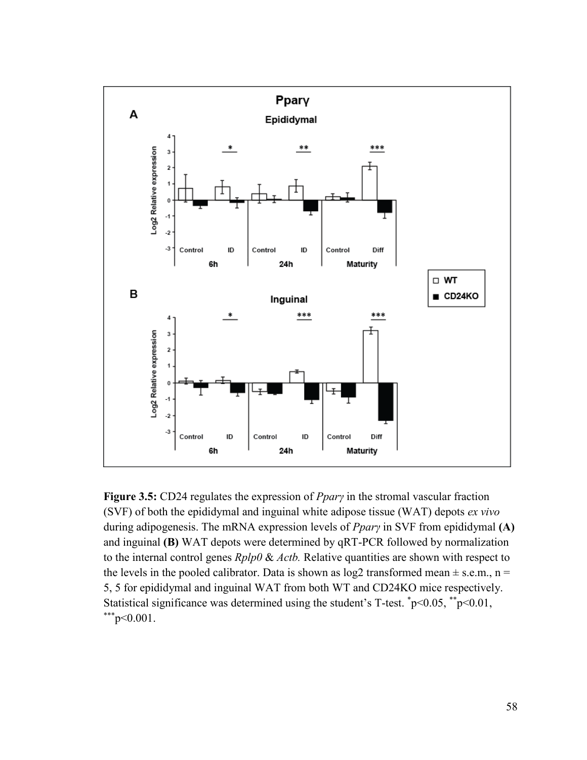**Figure 3.5:** CD24 regulates the expression of *Pparγ* in the stromal vascular fraction (SVF) of both the epididymal and inguinal white adipose tissue (WAT) depots *ex vivo* during adipogenesis. The mRNA expression levels of *Pparγ* in SVF from epididymal **(A)** and inguinal **(B)** WAT depots were determined by qRT-PCR followed by normalization to the internal control genes *Rplp0* & *Actb.* Relative quantities are shown with respect to the levels in the pooled calibrator. Data is shown as log2 transformed mean ± s.e.m., n = 5, 5 for epididymal and inguinal WAT from both WT and CD24KO mice respectively. Statistical significance was determined using the student's T-test. $^{*}p<0.05$, $^{**}p<0.01$, $^{***}p<0.001$.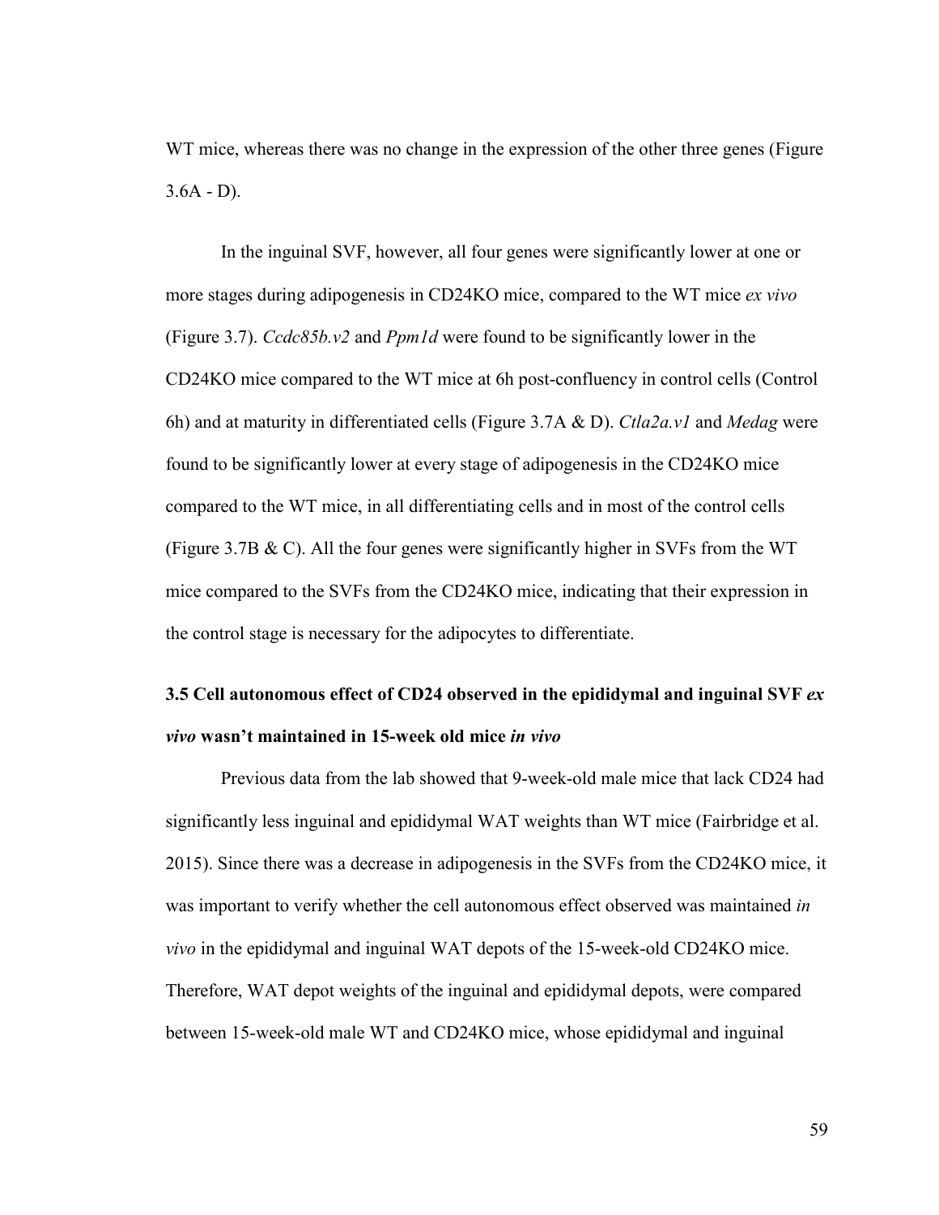WT mice, whereas there was no change in the expression of the other three genes (Figure 3.6A - D).

In the inguinal SVF, however, all four genes were significantly lower at one or more stages during adipogenesis in CD24KO mice, compared to the WT mice *ex vivo* (Figure 3.7). *Ccdc85b.v2* and *Ppm1d* were found to be significantly lower in the CD24KO mice compared to the WT mice at 6h post-confluency in control cells (Control 6h) and at maturity in differentiated cells (Figure 3.7A & D). *Ctla2a.v1* and *Medag* were found to be significantly lower at every stage of adipogenesis in the CD24KO mice compared to the WT mice, in all differentiating cells and in most of the control cells (Figure 3.7B & C). All the four genes were significantly higher in SVFs from the WT mice compared to the SVFs from the CD24KO mice, indicating that their expression in the control stage is necessary for the adipocytes to differentiate.

## 3.5 Cell autonomous effect of CD24 observed in the epididymal and inguinal SVF *ex vivo* wasn't maintained in 15-week old mice *in vivo*

Previous data from the lab showed that 9-week-old male mice that lack CD24 had significantly less inguinal and epididymal WAT weights than WT mice (Fairbridge et al. 2015). Since there was a decrease in adipogenesis in the SVFs from the CD24KO mice, it was important to verify whether the cell autonomous effect observed was maintained *in vivo* in the epididymal and inguinal WAT depots of the 15-week-old CD24KO mice. Therefore, WAT depot weights of the inguinal and epididymal depots, were compared between 15-week-old male WT and CD24KO mice, whose epididymal and inguinal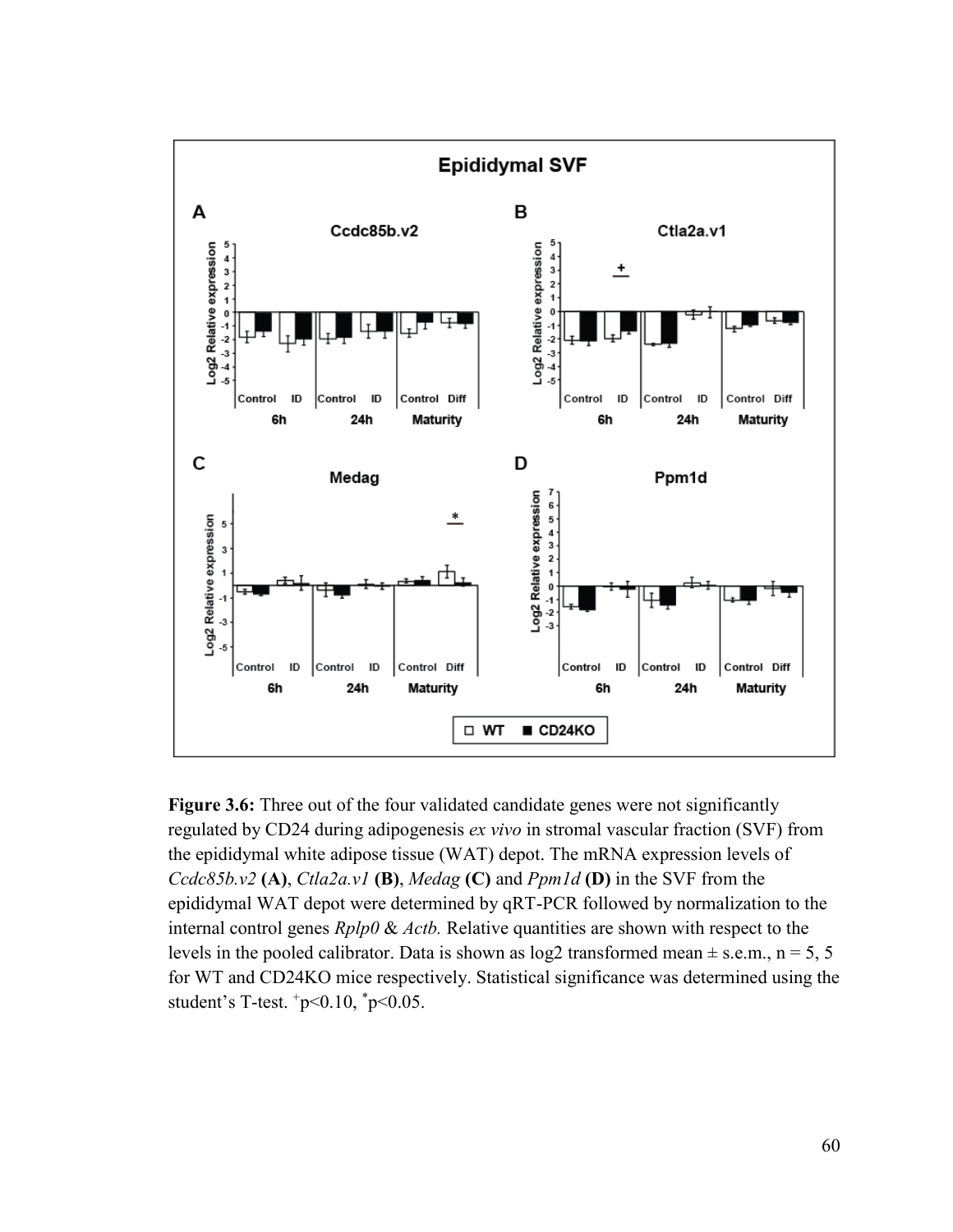**Figure 3.6:** Three out of the four validated candidate genes were not significantly regulated by CD24 during adipogenesis *ex vivo* in stromal vascular fraction (SVF) from the epididymal white adipose tissue (WAT) depot. The mRNA expression levels of *Ccdc85b.v2* **(A)**, *Ctla2a.v1* **(B)**, *Medag* **(C)** and *Ppm1d* **(D)** in the SVF from the epididymal WAT depot were determined by qRT-PCR followed by normalization to the internal control genes *Rplp0* & *Actb.* Relative quantities are shown with respect to the levels in the pooled calibrator. Data is shown as log2 transformed mean ± s.e.m., n = 5, 5 for WT and CD24KO mice respectively. Statistical significance was determined using the student's T-test. [+]$p<0.10$, [*]$p<0.05$.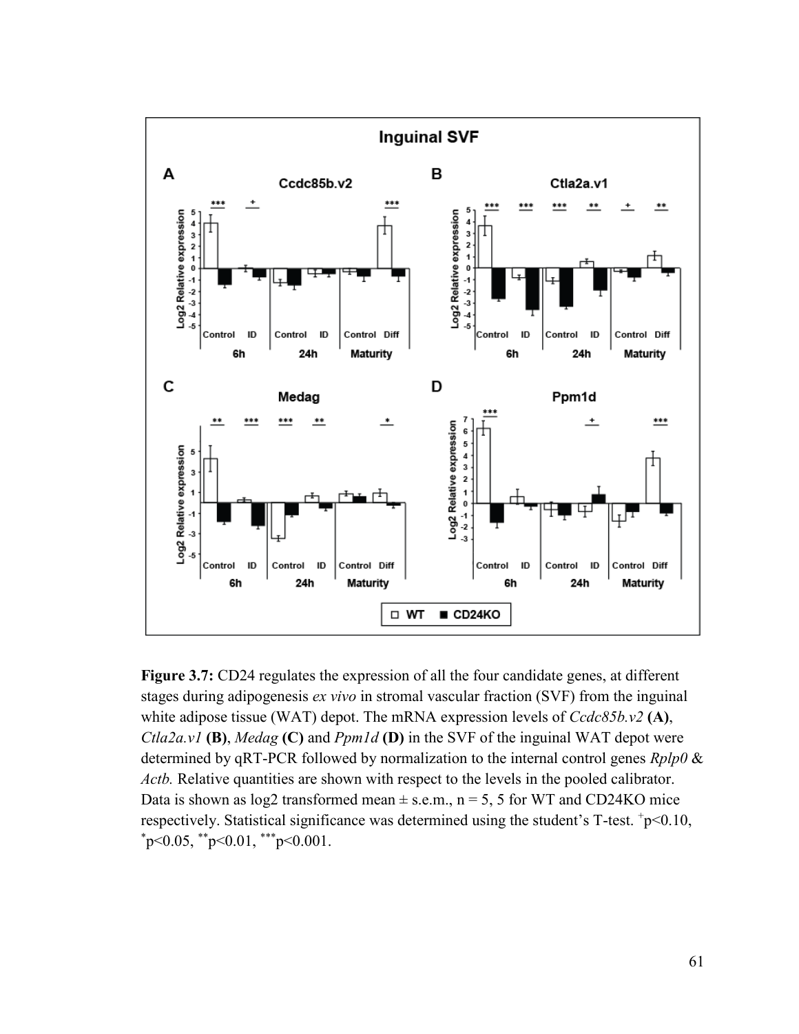**Figure 3.7:** CD24 regulates the expression of all the four candidate genes, at different stages during adipogenesis *ex vivo* in stromal vascular fraction (SVF) from the inguinal white adipose tissue (WAT) depot. The mRNA expression levels of *Ccdc85b.v2* **(A)**, *Ctla2a.v1* **(B)**, *Medag* **(C)** and *Ppm1d* **(D)** in the SVF of the inguinal WAT depot were determined by qRT-PCR followed by normalization to the internal control genes *Rplp0* & *Actb.* Relative quantities are shown with respect to the levels in the pooled calibrator. Data is shown as log2 transformed mean ± s.e.m., n = 5, 5 for WT and CD24KO mice respectively. Statistical significance was determined using the student's T-test. +p<0.10, *p<0.05, **p<0.01, ***p<0.001.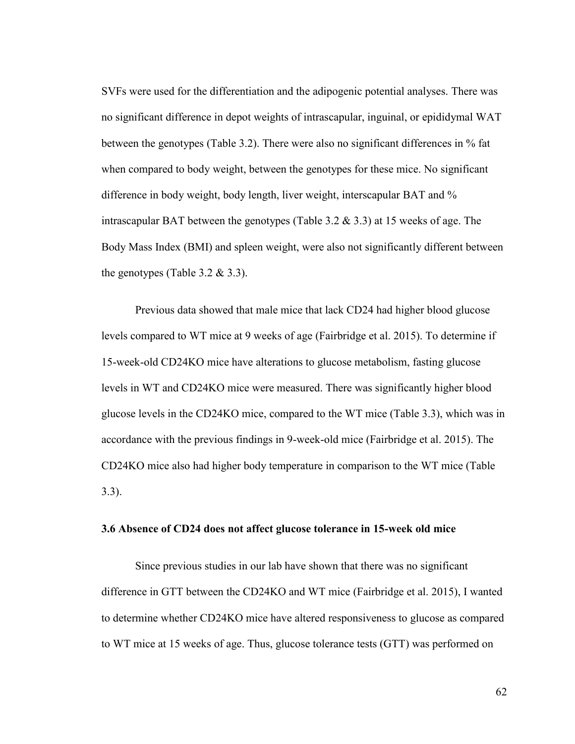SVFs were used for the differentiation and the adipogenic potential analyses. There was no significant difference in depot weights of intrascapular, inguinal, or epididymal WAT between the genotypes (Table 3.2). There were also no significant differences in % fat when compared to body weight, between the genotypes for these mice. No significant difference in body weight, body length, liver weight, interscapular BAT and % intrascapular BAT between the genotypes (Table 3.2 & 3.3) at 15 weeks of age. The Body Mass Index (BMI) and spleen weight, were also not significantly different between the genotypes (Table 3.2 & 3.3).

Previous data showed that male mice that lack CD24 had higher blood glucose levels compared to WT mice at 9 weeks of age (Fairbridge et al. 2015). To determine if 15-week-old CD24KO mice have alterations to glucose metabolism, fasting glucose levels in WT and CD24KO mice were measured. There was significantly higher blood glucose levels in the CD24KO mice, compared to the WT mice (Table 3.3), which was in accordance with the previous findings in 9-week-old mice (Fairbridge et al. 2015). The CD24KO mice also had higher body temperature in comparison to the WT mice (Table 3.3).

### 3.6 Absence of CD24 does not affect glucose tolerance in 15-week old mice

Since previous studies in our lab have shown that there was no significant difference in GTT between the CD24KO and WT mice (Fairbridge et al. 2015), I wanted to determine whether CD24KO mice have altered responsiveness to glucose as compared to WT mice at 15 weeks of age. Thus, glucose tolerance tests (GTT) was performed on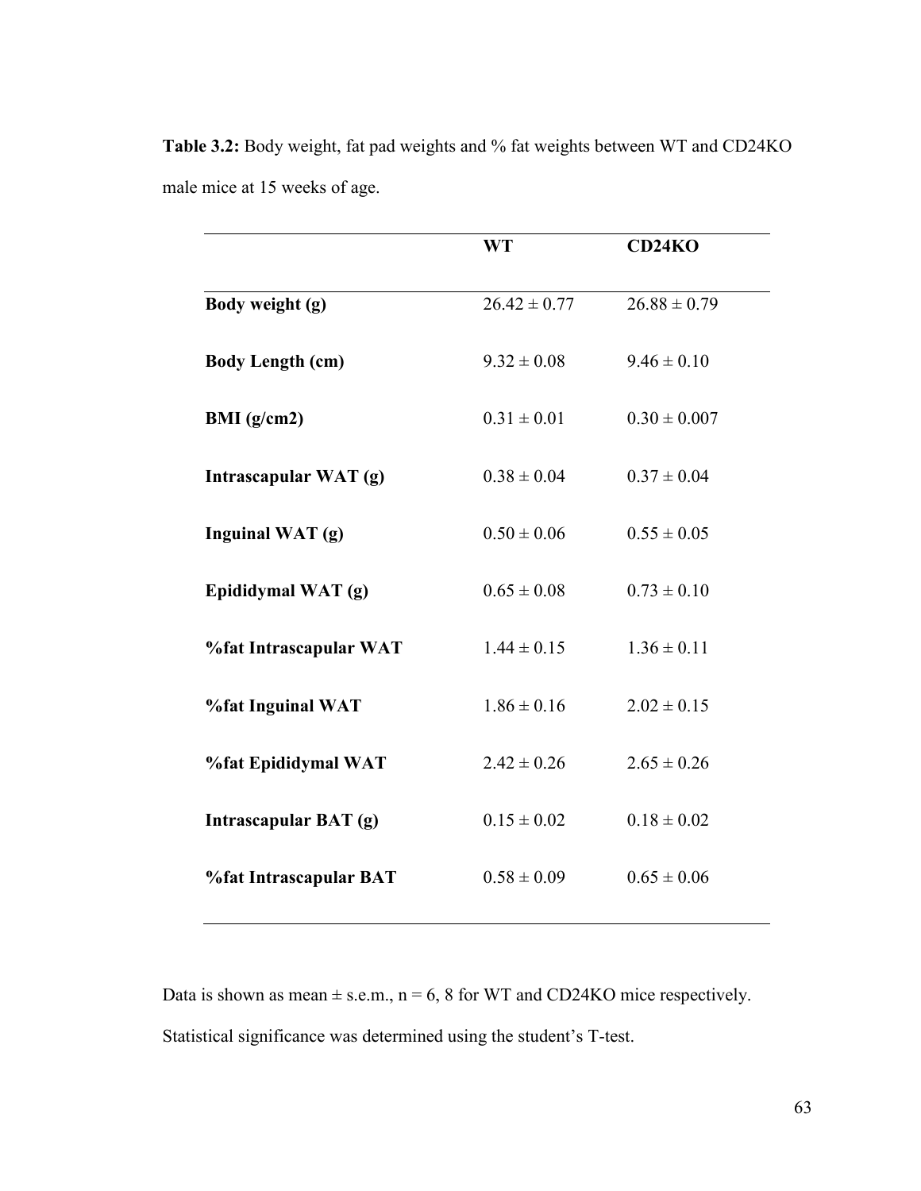**Table 3.2:** Body weight, fat pad weights and % fat weights between WT and CD24KO male mice at 15 weeks of age.

| | **WT** | **CD24KO** |
|---|---|---|
| **Body weight (g)** | 26.42 ± 0.77 | 26.88 ± 0.79 |
| **Body Length (cm)** | 9.32 ± 0.08 | 9.46 ± 0.10 |
| **BMI (g/cm2)** | 0.31 ± 0.01 | 0.30 ± 0.007 |
| **Intrascapular WAT (g)** | 0.38 ± 0.04 | 0.37 ± 0.04 |
| **Inguinal WAT (g)** | 0.50 ± 0.06 | 0.55 ± 0.05 |
| **Epididymal WAT (g)** | 0.65 ± 0.08 | 0.73 ± 0.10 |
| **%fat Intrascapular WAT** | 1.44 ± 0.15 | 1.36 ± 0.11 |
| **%fat Inguinal WAT** | 1.86 ± 0.16 | 2.02 ± 0.15 |
| **%fat Epididymal WAT** | 2.42 ± 0.26 | 2.65 ± 0.26 |
| **Intrascapular BAT (g)** | 0.15 ± 0.02 | 0.18 ± 0.02 |
| **%fat Intrascapular BAT** | 0.58 ± 0.09 | 0.65 ± 0.06 |

Data is shown as mean ± s.e.m., n = 6, 8 for WT and CD24KO mice respectively. Statistical significance was determined using the student's T-test.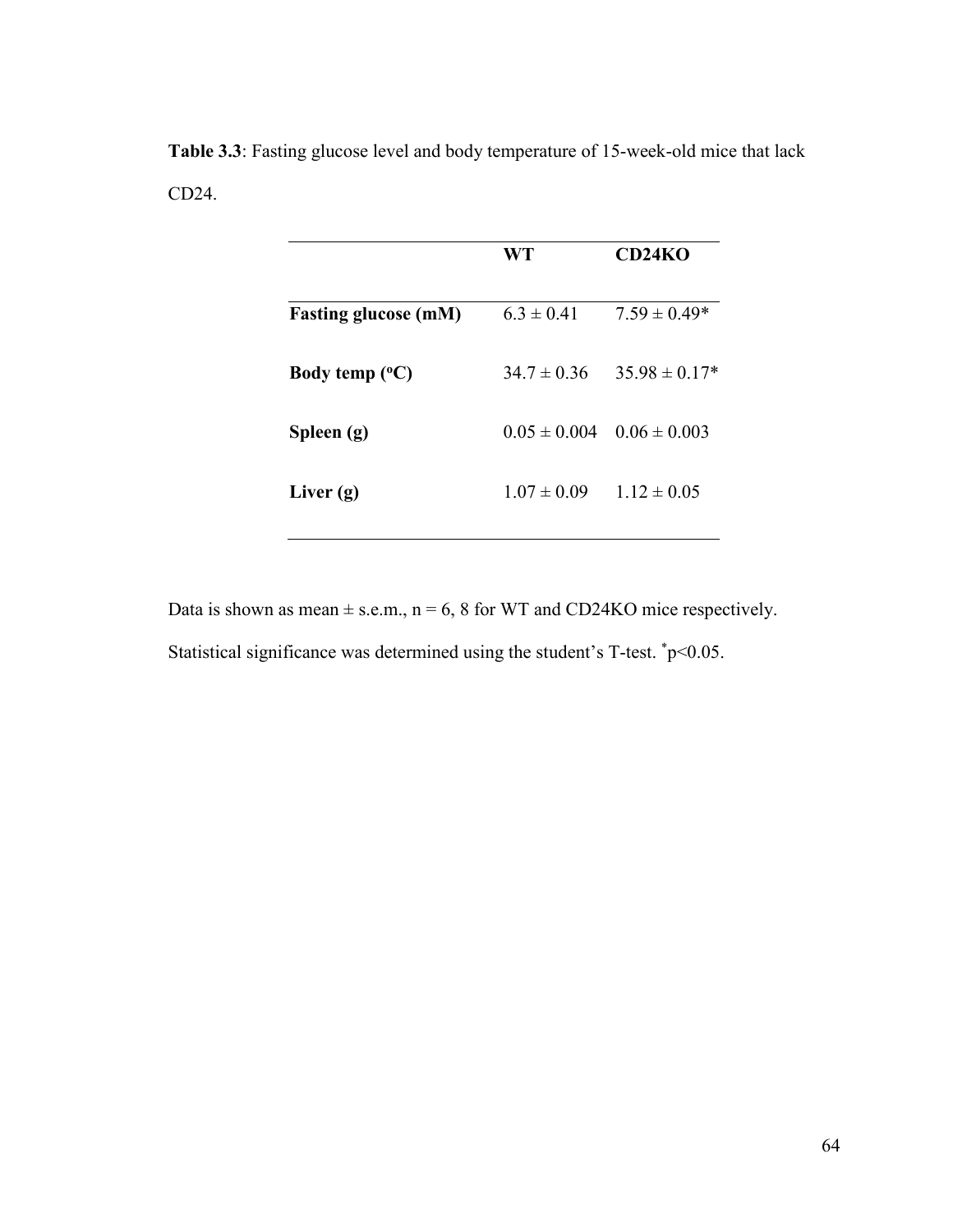**Table 3.3**: Fasting glucose level and body temperature of 15-week-old mice that lack CD24.

| | **WT** | **CD24KO** |
|---|---|---|
| **Fasting glucose (mM)** | 6.3 ± 0.41 | 7.59 ± 0.49* |
| **Body temp ($^{o}$C)** | 34.7 ± 0.36 | 35.98 ± 0.17* |
| **Spleen (g)** | 0.05 ± 0.004 | 0.06 ± 0.003 |
| **Liver (g)** | 1.07 ± 0.09 | 1.12 ± 0.05 |

Data is shown as mean ± s.e.m., n = 6, 8 for WT and CD24KO mice respectively. Statistical significance was determined using the student's T-test. $^{*}p<0.05$.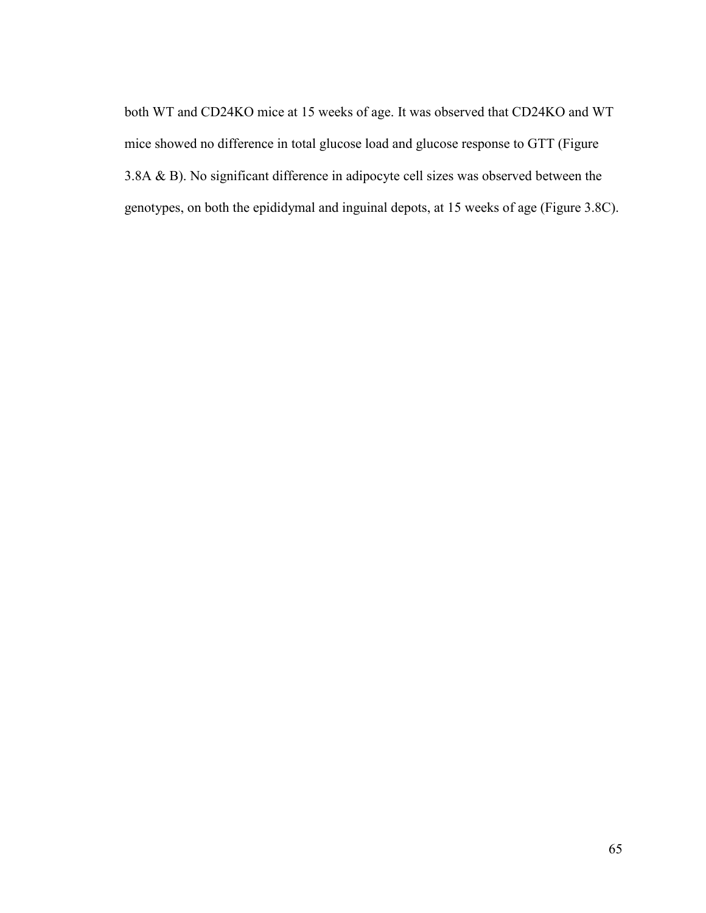both WT and CD24KO mice at 15 weeks of age. It was observed that CD24KO and WT mice showed no difference in total glucose load and glucose response to GTT (Figure 3.8A & B). No significant difference in adipocyte cell sizes was observed between the genotypes, on both the epididymal and inguinal depots, at 15 weeks of age (Figure 3.8C).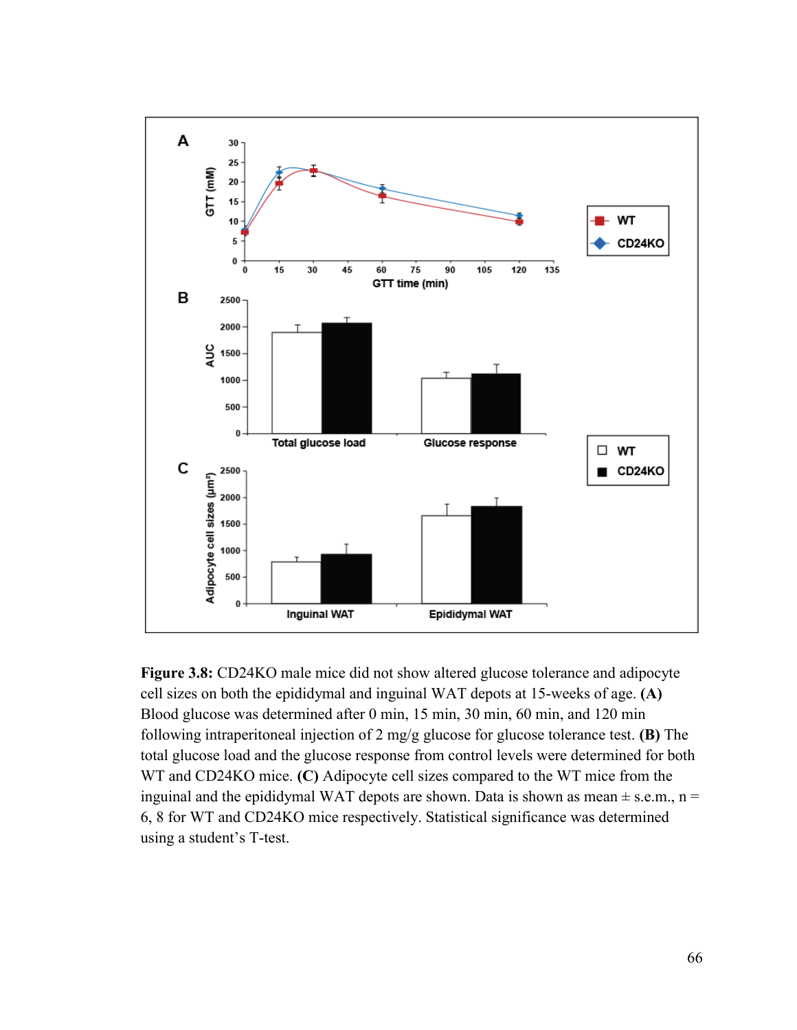**Figure 3.8:** CD24KO male mice did not show altered glucose tolerance and adipocyte cell sizes on both the epididymal and inguinal WAT depots at 15-weeks of age. **(A)** Blood glucose was determined after 0 min, 15 min, 30 min, 60 min, and 120 min following intraperitoneal injection of 2 mg/g glucose for glucose tolerance test. **(B)** The total glucose load and the glucose response from control levels were determined for both WT and CD24KO mice. **(C)** Adipocyte cell sizes compared to the WT mice from the inguinal and the epididymal WAT depots are shown. Data is shown as mean ± s.e.m., n = 6, 8 for WT and CD24KO mice respectively. Statistical significance was determined using a student's T-test.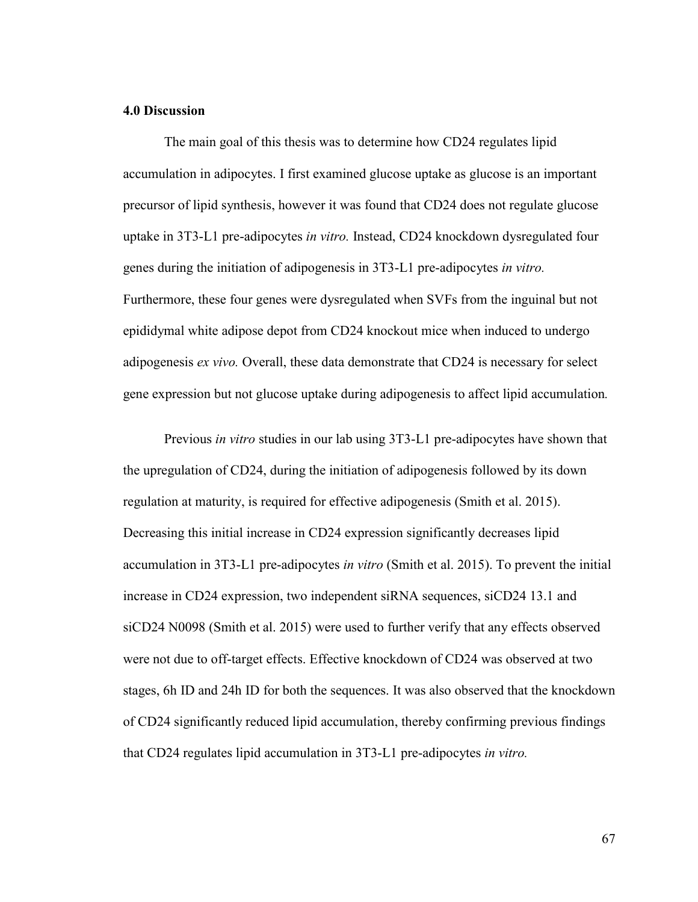## 4.0 Discussion

The main goal of this thesis was to determine how CD24 regulates lipid accumulation in adipocytes. I first examined glucose uptake as glucose is an important precursor of lipid synthesis, however it was found that CD24 does not regulate glucose uptake in 3T3-L1 pre-adipocytes *in vitro.* Instead, CD24 knockdown dysregulated four genes during the initiation of adipogenesis in 3T3-L1 pre-adipocytes *in vitro.* Furthermore, these four genes were dysregulated when SVFs from the inguinal but not epididymal white adipose depot from CD24 knockout mice when induced to undergo adipogenesis *ex vivo.* Overall, these data demonstrate that CD24 is necessary for select gene expression but not glucose uptake during adipogenesis to affect lipid accumulation*.*

Previous *in vitro* studies in our lab using 3T3-L1 pre-adipocytes have shown that the upregulation of CD24, during the initiation of adipogenesis followed by its down regulation at maturity, is required for effective adipogenesis (Smith et al. 2015). Decreasing this initial increase in CD24 expression significantly decreases lipid accumulation in 3T3-L1 pre-adipocytes *in vitro* (Smith et al. 2015). To prevent the initial increase in CD24 expression, two independent siRNA sequences, siCD24 13.1 and siCD24 N0098 (Smith et al. 2015) were used to further verify that any effects observed were not due to off-target effects. Effective knockdown of CD24 was observed at two stages, 6h ID and 24h ID for both the sequences. It was also observed that the knockdown of CD24 significantly reduced lipid accumulation, thereby confirming previous findings that CD24 regulates lipid accumulation in 3T3-L1 pre-adipocytes *in vitro.*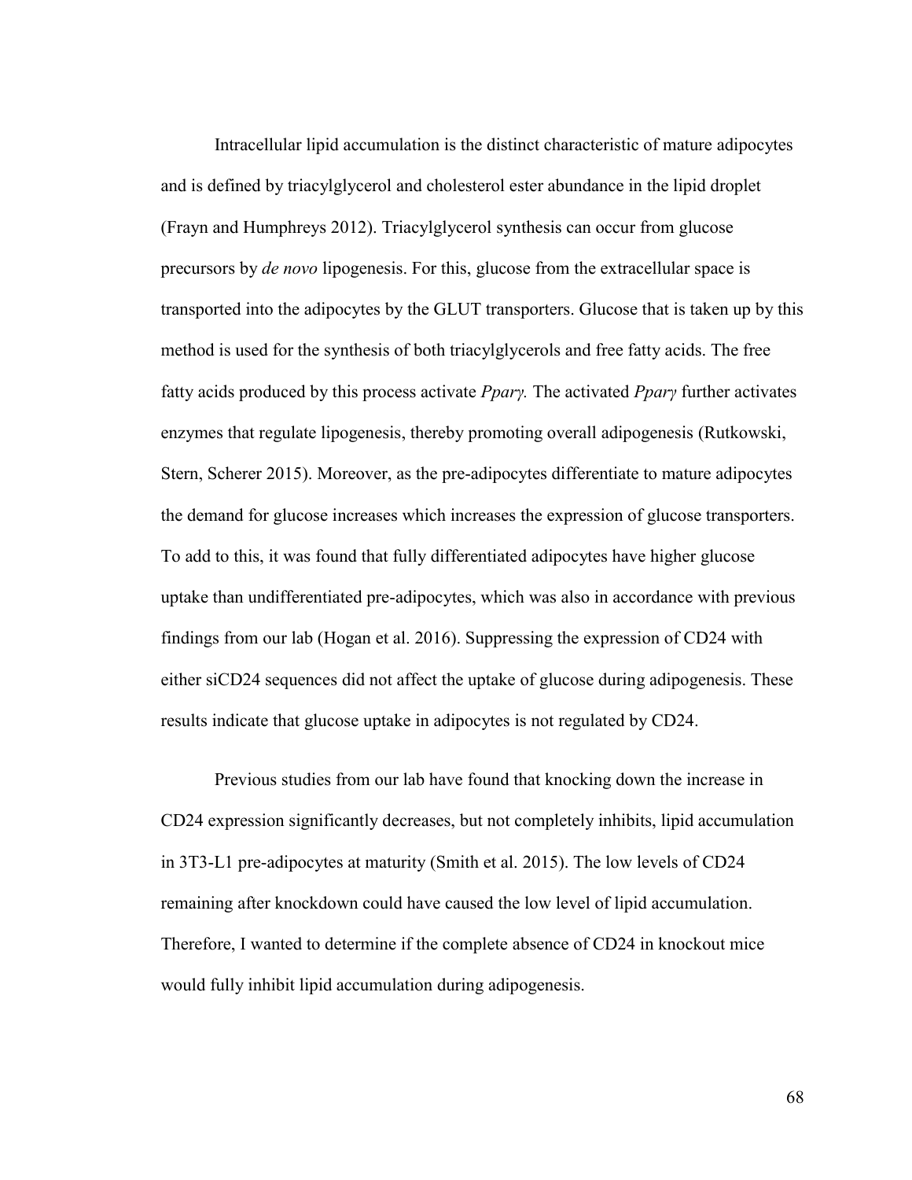Intracellular lipid accumulation is the distinct characteristic of mature adipocytes and is defined by triacylglycerol and cholesterol ester abundance in the lipid droplet (Frayn and Humphreys 2012). Triacylglycerol synthesis can occur from glucose precursors by *de novo* lipogenesis. For this, glucose from the extracellular space is transported into the adipocytes by the GLUT transporters. Glucose that is taken up by this method is used for the synthesis of both triacylglycerols and free fatty acids. The free fatty acids produced by this process activate *Pparγ.* The activated *Pparγ* further activates enzymes that regulate lipogenesis, thereby promoting overall adipogenesis (Rutkowski, Stern, Scherer 2015). Moreover, as the pre-adipocytes differentiate to mature adipocytes the demand for glucose increases which increases the expression of glucose transporters. To add to this, it was found that fully differentiated adipocytes have higher glucose uptake than undifferentiated pre-adipocytes, which was also in accordance with previous findings from our lab (Hogan et al. 2016). Suppressing the expression of CD24 with either siCD24 sequences did not affect the uptake of glucose during adipogenesis. These results indicate that glucose uptake in adipocytes is not regulated by CD24.

Previous studies from our lab have found that knocking down the increase in CD24 expression significantly decreases, but not completely inhibits, lipid accumulation in 3T3-L1 pre-adipocytes at maturity (Smith et al. 2015). The low levels of CD24 remaining after knockdown could have caused the low level of lipid accumulation. Therefore, I wanted to determine if the complete absence of CD24 in knockout mice would fully inhibit lipid accumulation during adipogenesis.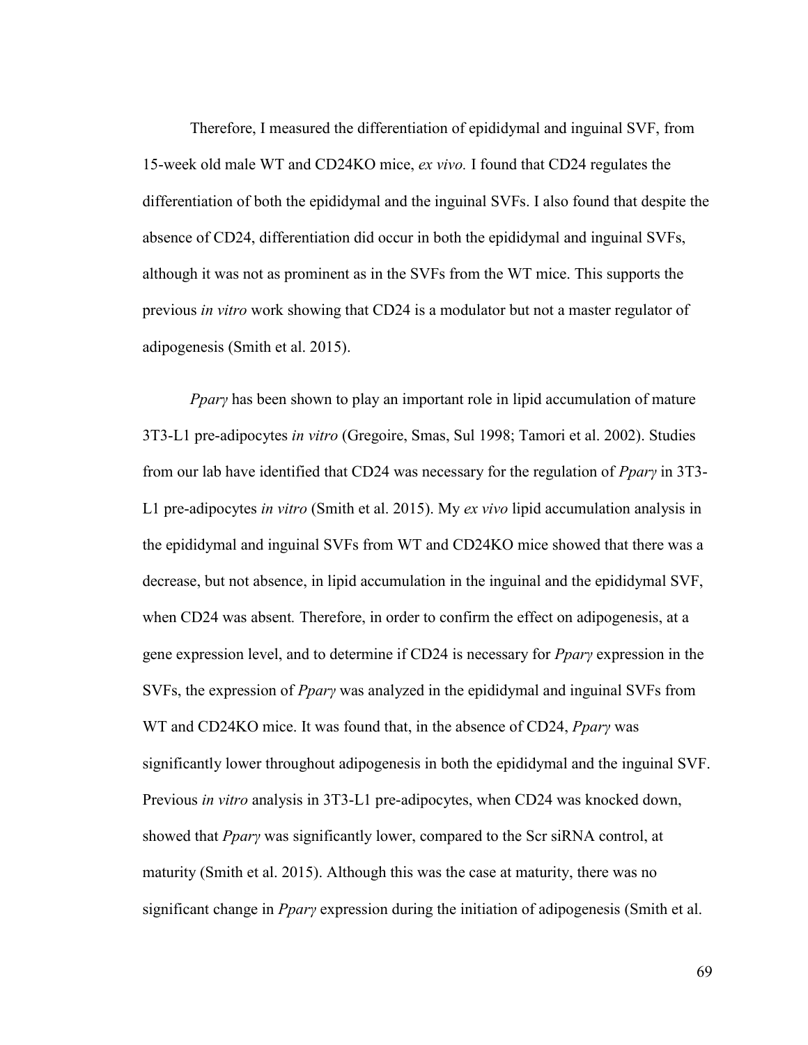Therefore, I measured the differentiation of epididymal and inguinal SVF, from 15-week old male WT and CD24KO mice, *ex vivo.* I found that CD24 regulates the differentiation of both the epididymal and the inguinal SVFs. I also found that despite the absence of CD24, differentiation did occur in both the epididymal and inguinal SVFs, although it was not as prominent as in the SVFs from the WT mice. This supports the previous *in vitro* work showing that CD24 is a modulator but not a master regulator of adipogenesis (Smith et al. 2015).

*Pparγ* has been shown to play an important role in lipid accumulation of mature 3T3-L1 pre-adipocytes *in vitro* (Gregoire, Smas, Sul 1998; Tamori et al. 2002). Studies from our lab have identified that CD24 was necessary for the regulation of *Pparγ* in 3T3-L1 pre-adipocytes *in vitro* (Smith et al. 2015). My *ex vivo* lipid accumulation analysis in the epididymal and inguinal SVFs from WT and CD24KO mice showed that there was a decrease, but not absence, in lipid accumulation in the inguinal and the epididymal SVF, when CD24 was absent*.* Therefore, in order to confirm the effect on adipogenesis, at a gene expression level, and to determine if CD24 is necessary for *Pparγ* expression in the SVFs, the expression of *Pparγ* was analyzed in the epididymal and inguinal SVFs from WT and CD24KO mice. It was found that, in the absence of CD24, *Pparγ* was significantly lower throughout adipogenesis in both the epididymal and the inguinal SVF. Previous *in vitro* analysis in 3T3-L1 pre-adipocytes, when CD24 was knocked down, showed that *Pparγ* was significantly lower, compared to the Scr siRNA control, at maturity (Smith et al. 2015). Although this was the case at maturity, there was no significant change in *Pparγ* expression during the initiation of adipogenesis (Smith et al.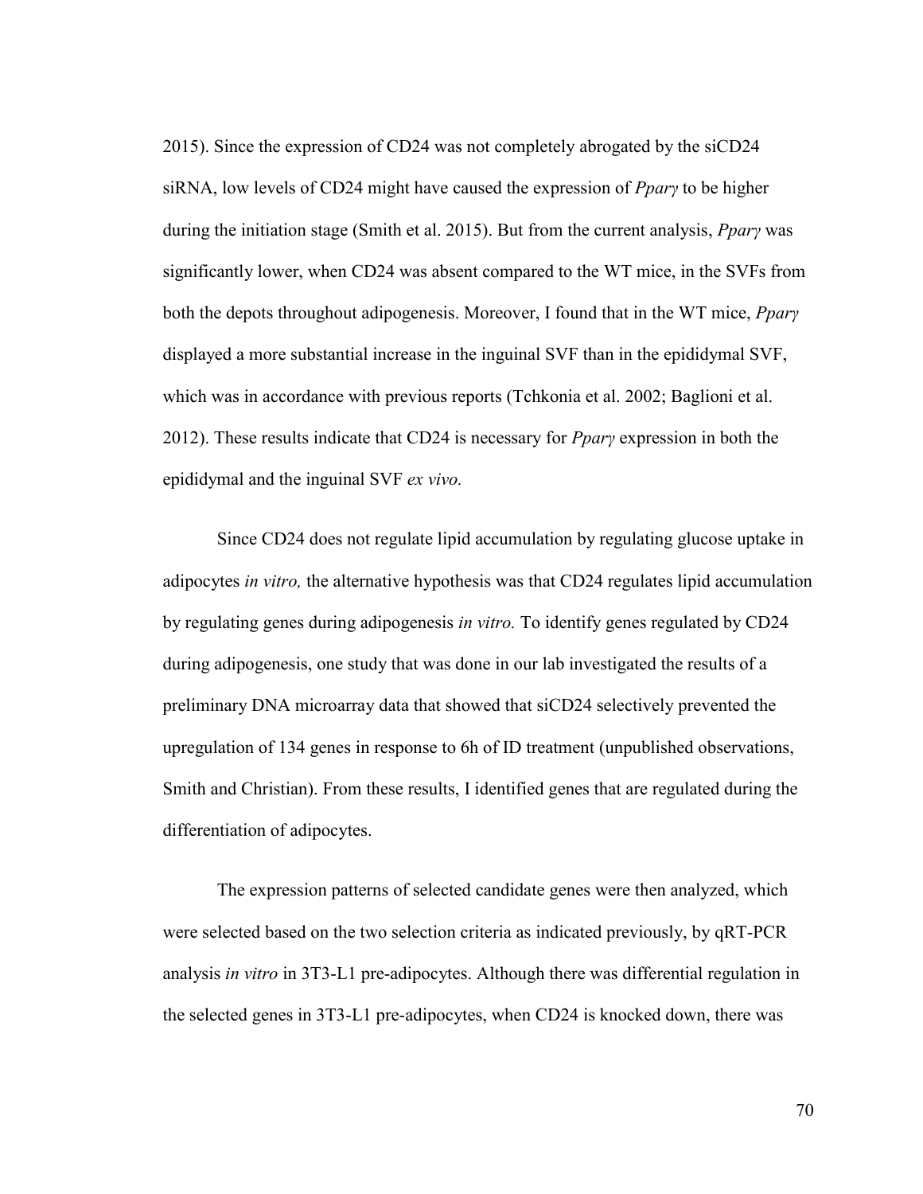2015). Since the expression of CD24 was not completely abrogated by the siCD24 siRNA, low levels of CD24 might have caused the expression of *Pparγ* to be higher during the initiation stage (Smith et al. 2015). But from the current analysis, *Pparγ* was significantly lower, when CD24 was absent compared to the WT mice, in the SVFs from both the depots throughout adipogenesis. Moreover, I found that in the WT mice, *Pparγ* displayed a more substantial increase in the inguinal SVF than in the epididymal SVF, which was in accordance with previous reports (Tchkonia et al. 2002; Baglioni et al. 2012). These results indicate that CD24 is necessary for *Pparγ* expression in both the epididymal and the inguinal SVF *ex vivo.*

Since CD24 does not regulate lipid accumulation by regulating glucose uptake in adipocytes *in vitro,* the alternative hypothesis was that CD24 regulates lipid accumulation by regulating genes during adipogenesis *in vitro.* To identify genes regulated by CD24 during adipogenesis, one study that was done in our lab investigated the results of a preliminary DNA microarray data that showed that siCD24 selectively prevented the upregulation of 134 genes in response to 6h of ID treatment (unpublished observations, Smith and Christian). From these results, I identified genes that are regulated during the differentiation of adipocytes.

The expression patterns of selected candidate genes were then analyzed, which were selected based on the two selection criteria as indicated previously, by qRT-PCR analysis *in vitro* in 3T3-L1 pre-adipocytes. Although there was differential regulation in the selected genes in 3T3-L1 pre-adipocytes, when CD24 is knocked down, there was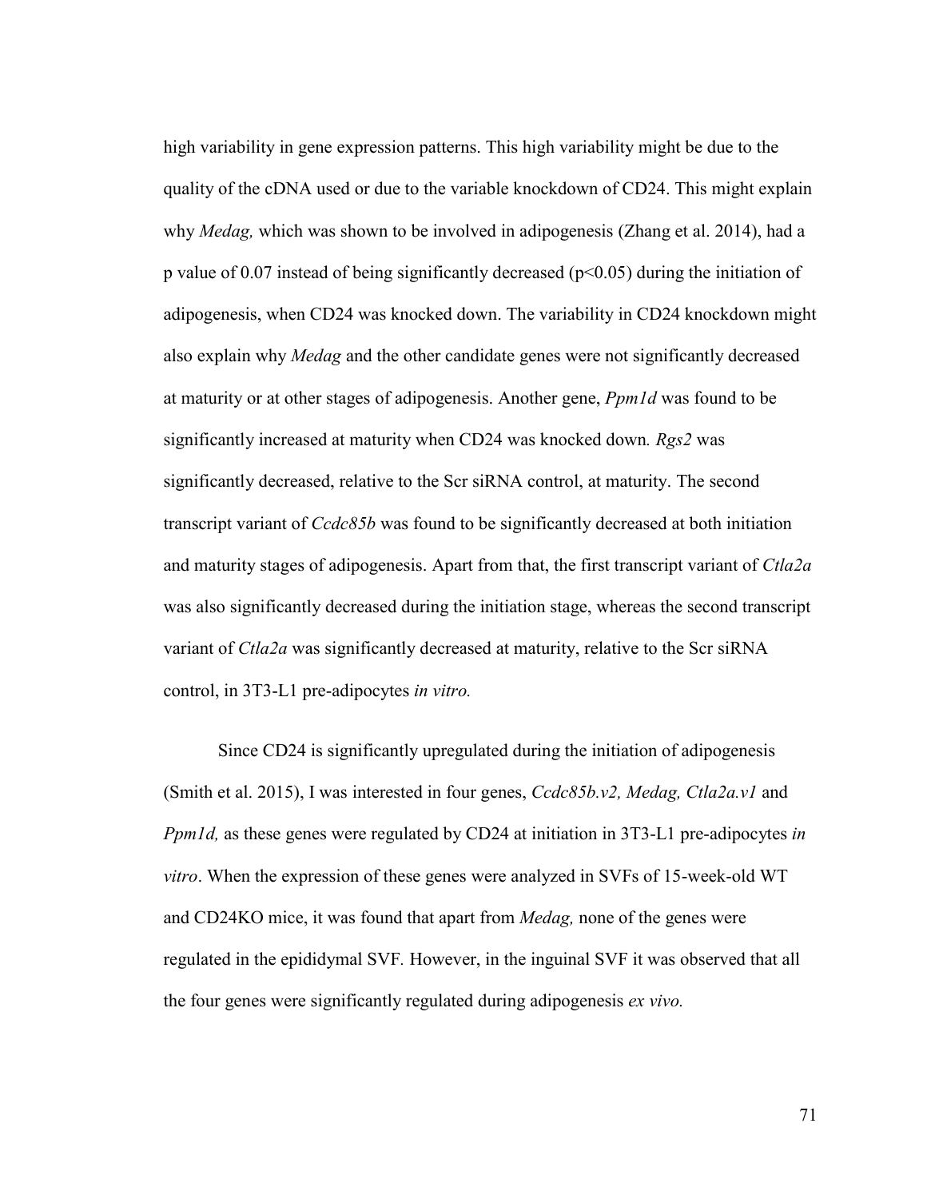high variability in gene expression patterns. This high variability might be due to the quality of the cDNA used or due to the variable knockdown of CD24. This might explain why *Medag,* which was shown to be involved in adipogenesis (Zhang et al. 2014), had a p value of 0.07 instead of being significantly decreased ($p<0.05$) during the initiation of adipogenesis, when CD24 was knocked down. The variability in CD24 knockdown might also explain why *Medag* and the other candidate genes were not significantly decreased at maturity or at other stages of adipogenesis. Another gene, *Ppm1d* was found to be significantly increased at maturity when CD24 was knocked down*. Rgs2* was significantly decreased, relative to the Scr siRNA control, at maturity. The second transcript variant of *Ccdc85b* was found to be significantly decreased at both initiation and maturity stages of adipogenesis. Apart from that, the first transcript variant of *Ctla2a* was also significantly decreased during the initiation stage, whereas the second transcript variant of *Ctla2a* was significantly decreased at maturity, relative to the Scr siRNA control, in 3T3-L1 pre-adipocytes *in vitro.*

Since CD24 is significantly upregulated during the initiation of adipogenesis (Smith et al. 2015), I was interested in four genes, *Ccdc85b.v2, Medag, Ctla2a.v1* and *Ppm1d,* as these genes were regulated by CD24 at initiation in 3T3-L1 pre-adipocytes *in vitro*. When the expression of these genes were analyzed in SVFs of 15-week-old WT and CD24KO mice, it was found that apart from *Medag,* none of the genes were regulated in the epididymal SVF*.* However, in the inguinal SVF it was observed that all the four genes were significantly regulated during adipogenesis *ex vivo.*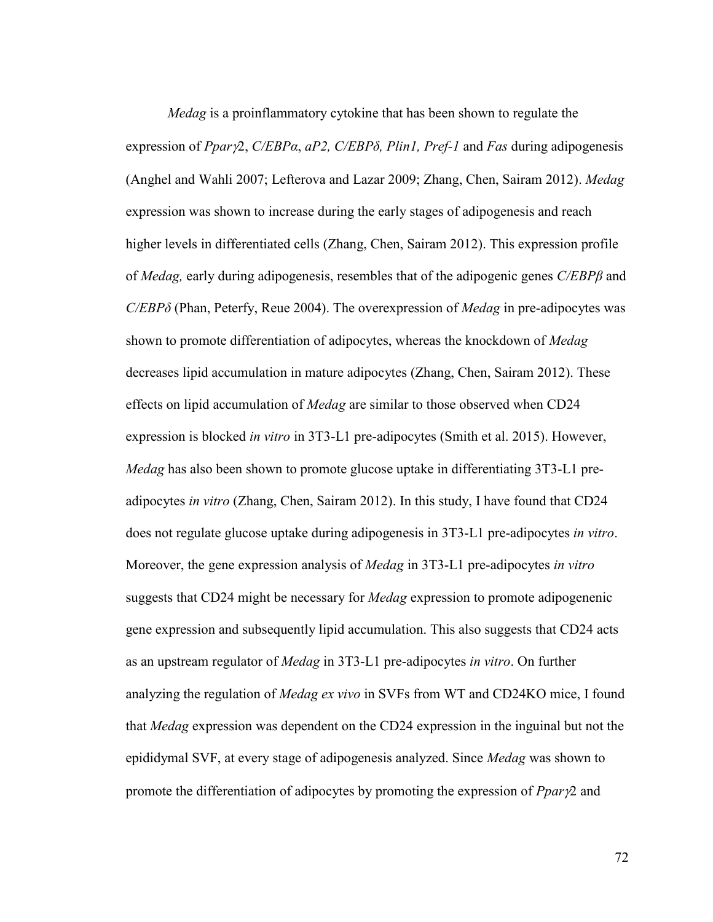*Medag* is a proinflammatory cytokine that has been shown to regulate the expression of *Pparγ2*, *C/EBPα*, *aP2, C/EBPδ, Plin1, Pref-1* and *Fas* during adipogenesis (Anghel and Wahli 2007; Lefterova and Lazar 2009; Zhang, Chen, Sairam 2012). *Medag* expression was shown to increase during the early stages of adipogenesis and reach higher levels in differentiated cells (Zhang, Chen, Sairam 2012). This expression profile of *Medag,* early during adipogenesis, resembles that of the adipogenic genes *C/EBPβ* and *C/EBPδ* (Phan, Peterfy, Reue 2004). The overexpression of *Medag* in pre-adipocytes was shown to promote differentiation of adipocytes, whereas the knockdown of *Medag* decreases lipid accumulation in mature adipocytes (Zhang, Chen, Sairam 2012). These effects on lipid accumulation of *Medag* are similar to those observed when CD24 expression is blocked *in vitro* in 3T3-L1 pre-adipocytes (Smith et al. 2015). However, *Medag* has also been shown to promote glucose uptake in differentiating 3T3-L1 pre-adipocytes *in vitro* (Zhang, Chen, Sairam 2012). In this study, I have found that CD24 does not regulate glucose uptake during adipogenesis in 3T3-L1 pre-adipocytes *in vitro*. Moreover, the gene expression analysis of *Medag* in 3T3-L1 pre-adipocytes *in vitro* suggests that CD24 might be necessary for *Medag* expression to promote adipogenenic gene expression and subsequently lipid accumulation. This also suggests that CD24 acts as an upstream regulator of *Medag* in 3T3-L1 pre-adipocytes *in vitro*. On further analyzing the regulation of *Medag ex vivo* in SVFs from WT and CD24KO mice, I found that *Medag* expression was dependent on the CD24 expression in the inguinal but not the epididymal SVF, at every stage of adipogenesis analyzed. Since *Medag* was shown to promote the differentiation of adipocytes by promoting the expression of *Pparγ2* and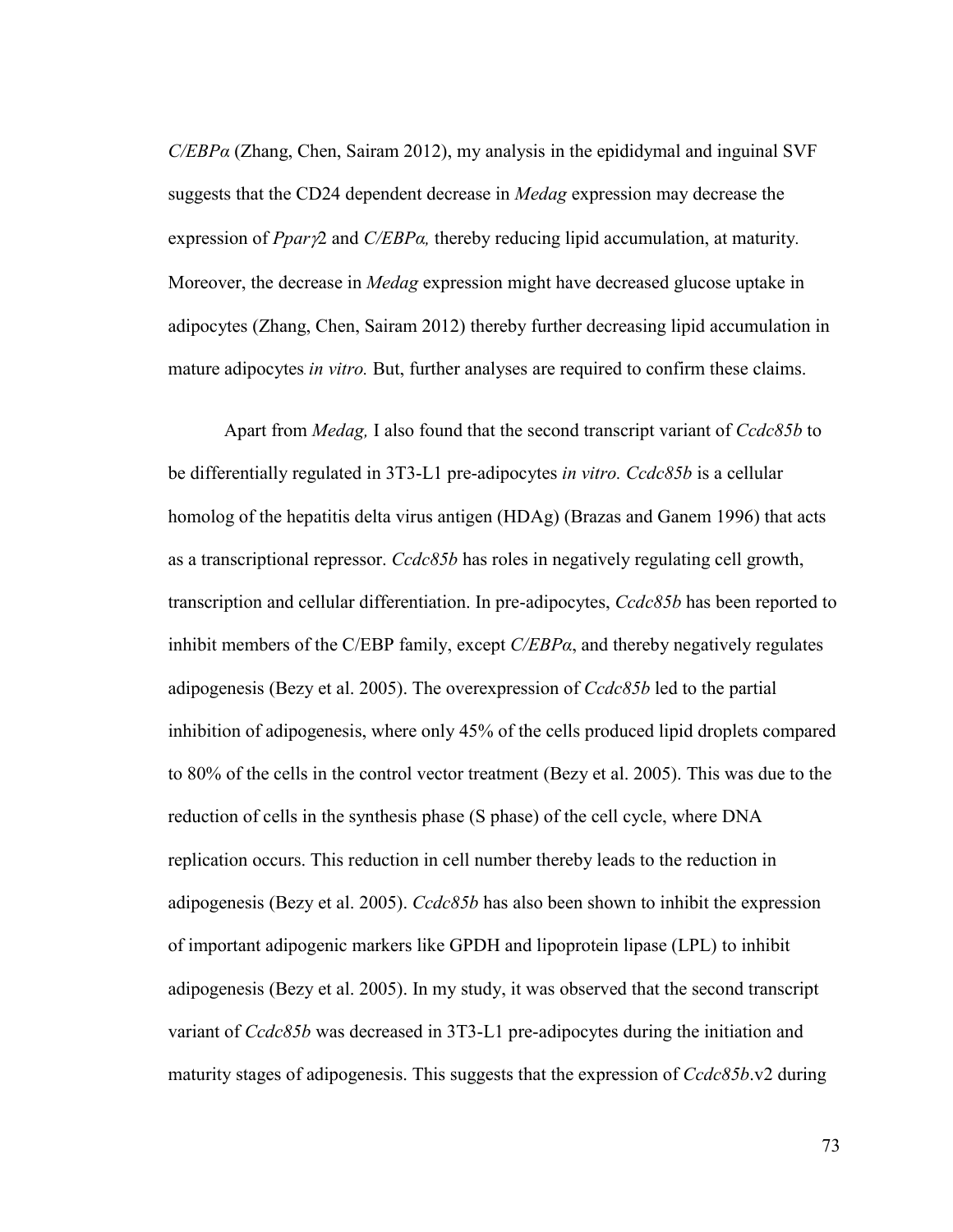*C/EBPα* (Zhang, Chen, Sairam 2012), my analysis in the epididymal and inguinal SVF suggests that the CD24 dependent decrease in *Medag* expression may decrease the expression of *Pparγ*2 and *C/EBPα,* thereby reducing lipid accumulation, at maturity. Moreover, the decrease in *Medag* expression might have decreased glucose uptake in adipocytes (Zhang, Chen, Sairam 2012) thereby further decreasing lipid accumulation in mature adipocytes *in vitro.* But, further analyses are required to confirm these claims.

Apart from *Medag,* I also found that the second transcript variant of *Ccdc85b* to be differentially regulated in 3T3-L1 pre-adipocytes *in vitro. Ccdc85b* is a cellular homolog of the hepatitis delta virus antigen (HDAg) (Brazas and Ganem 1996) that acts as a transcriptional repressor. *Ccdc85b* has roles in negatively regulating cell growth, transcription and cellular differentiation. In pre-adipocytes, *Ccdc85b* has been reported to inhibit members of the C/EBP family, except *C/EBPα*, and thereby negatively regulates adipogenesis (Bezy et al. 2005). The overexpression of *Ccdc85b* led to the partial inhibition of adipogenesis, where only 45% of the cells produced lipid droplets compared to 80% of the cells in the control vector treatment (Bezy et al. 2005). This was due to the reduction of cells in the synthesis phase (S phase) of the cell cycle, where DNA replication occurs. This reduction in cell number thereby leads to the reduction in adipogenesis (Bezy et al. 2005). *Ccdc85b* has also been shown to inhibit the expression of important adipogenic markers like GPDH and lipoprotein lipase (LPL) to inhibit adipogenesis (Bezy et al. 2005). In my study, it was observed that the second transcript variant of *Ccdc85b* was decreased in 3T3-L1 pre-adipocytes during the initiation and maturity stages of adipogenesis. This suggests that the expression of *Ccdc85b*.v2 during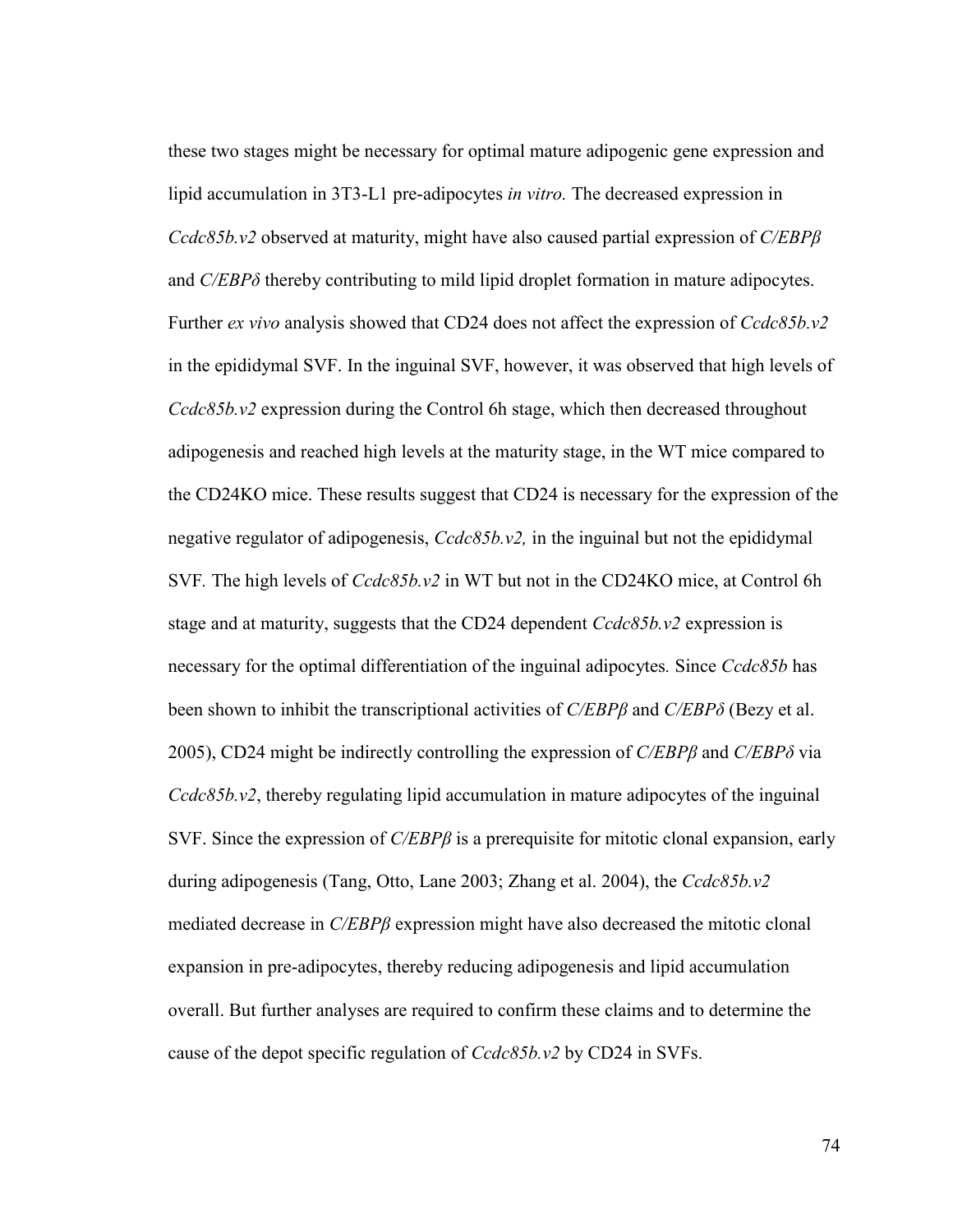these two stages might be necessary for optimal mature adipogenic gene expression and lipid accumulation in 3T3-L1 pre-adipocytes *in vitro.* The decreased expression in *Ccdc85b.v2* observed at maturity, might have also caused partial expression of *C/EBPβ* and *C/EBPδ* thereby contributing to mild lipid droplet formation in mature adipocytes. Further *ex vivo* analysis showed that CD24 does not affect the expression of *Ccdc85b.v2* in the epididymal SVF. In the inguinal SVF, however, it was observed that high levels of *Ccdc85b.v2* expression during the Control 6h stage, which then decreased throughout adipogenesis and reached high levels at the maturity stage, in the WT mice compared to the CD24KO mice. These results suggest that CD24 is necessary for the expression of the negative regulator of adipogenesis, *Ccdc85b.v2,* in the inguinal but not the epididymal SVF. The high levels of *Ccdc85b.v2* in WT but not in the CD24KO mice, at Control 6h stage and at maturity, suggests that the CD24 dependent *Ccdc85b.v2* expression is necessary for the optimal differentiation of the inguinal adipocytes. Since *Ccdc85b* has been shown to inhibit the transcriptional activities of *C/EBPβ* and *C/EBPδ* (Bezy et al. 2005), CD24 might be indirectly controlling the expression of *C/EBPβ* and *C/EBPδ* via *Ccdc85b.v2*, thereby regulating lipid accumulation in mature adipocytes of the inguinal SVF. Since the expression of *C/EBPβ* is a prerequisite for mitotic clonal expansion, early during adipogenesis (Tang, Otto, Lane 2003; Zhang et al. 2004), the *Ccdc85b.v2* mediated decrease in *C/EBPβ* expression might have also decreased the mitotic clonal expansion in pre-adipocytes, thereby reducing adipogenesis and lipid accumulation overall. But further analyses are required to confirm these claims and to determine the cause of the depot specific regulation of *Ccdc85b.v2* by CD24 in SVFs.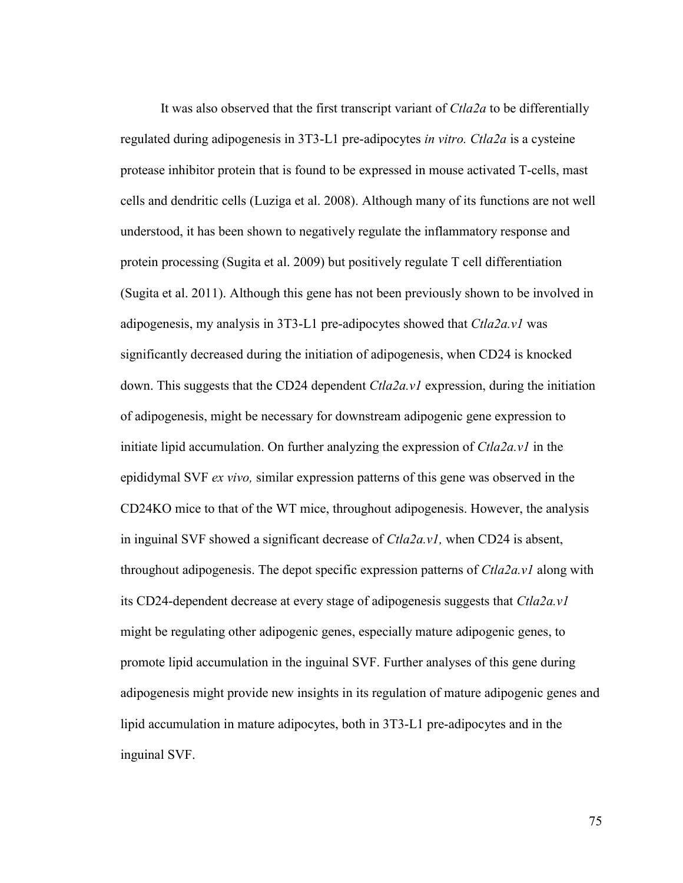It was also observed that the first transcript variant of *Ctla2a* to be differentially regulated during adipogenesis in 3T3-L1 pre-adipocytes *in vitro. Ctla2a* is a cysteine protease inhibitor protein that is found to be expressed in mouse activated T-cells, mast cells and dendritic cells (Luziga et al. 2008). Although many of its functions are not well understood, it has been shown to negatively regulate the inflammatory response and protein processing (Sugita et al. 2009) but positively regulate T cell differentiation (Sugita et al. 2011). Although this gene has not been previously shown to be involved in adipogenesis, my analysis in 3T3-L1 pre-adipocytes showed that *Ctla2a.v1* was significantly decreased during the initiation of adipogenesis, when CD24 is knocked down. This suggests that the CD24 dependent *Ctla2a.v1* expression, during the initiation of adipogenesis, might be necessary for downstream adipogenic gene expression to initiate lipid accumulation. On further analyzing the expression of *Ctla2a.v1* in the epididymal SVF *ex vivo,* similar expression patterns of this gene was observed in the CD24KO mice to that of the WT mice, throughout adipogenesis. However, the analysis in inguinal SVF showed a significant decrease of *Ctla2a.v1,* when CD24 is absent, throughout adipogenesis. The depot specific expression patterns of *Ctla2a.v1* along with its CD24-dependent decrease at every stage of adipogenesis suggests that *Ctla2a.v1* might be regulating other adipogenic genes, especially mature adipogenic genes, to promote lipid accumulation in the inguinal SVF. Further analyses of this gene during adipogenesis might provide new insights in its regulation of mature adipogenic genes and lipid accumulation in mature adipocytes, both in 3T3-L1 pre-adipocytes and in the inguinal SVF.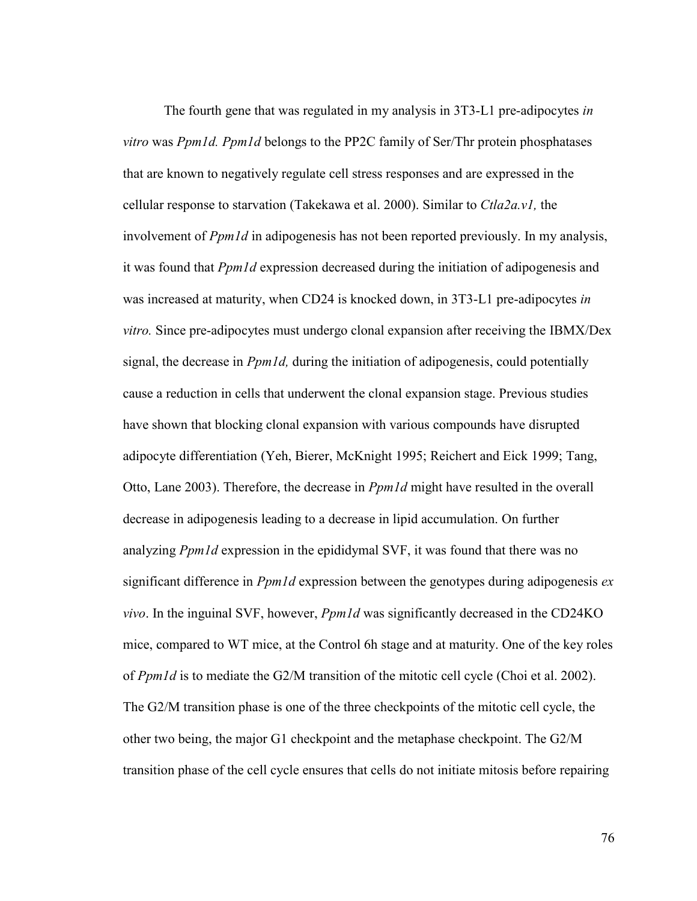The fourth gene that was regulated in my analysis in 3T3-L1 pre-adipocytes *in vitro* was *Ppm1d. Ppm1d* belongs to the PP2C family of Ser/Thr protein phosphatases that are known to negatively regulate cell stress responses and are expressed in the cellular response to starvation (Takekawa et al. 2000). Similar to *Ctla2a.v1,* the involvement of *Ppm1d* in adipogenesis has not been reported previously. In my analysis, it was found that *Ppm1d* expression decreased during the initiation of adipogenesis and was increased at maturity, when CD24 is knocked down, in 3T3-L1 pre-adipocytes *in vitro.* Since pre-adipocytes must undergo clonal expansion after receiving the IBMX/Dex signal, the decrease in *Ppm1d,* during the initiation of adipogenesis, could potentially cause a reduction in cells that underwent the clonal expansion stage. Previous studies have shown that blocking clonal expansion with various compounds have disrupted adipocyte differentiation (Yeh, Bierer, McKnight 1995; Reichert and Eick 1999; Tang, Otto, Lane 2003). Therefore, the decrease in *Ppm1d* might have resulted in the overall decrease in adipogenesis leading to a decrease in lipid accumulation. On further analyzing *Ppm1d* expression in the epididymal SVF, it was found that there was no significant difference in *Ppm1d* expression between the genotypes during adipogenesis *ex vivo*. In the inguinal SVF, however, *Ppm1d* was significantly decreased in the CD24KO mice, compared to WT mice, at the Control 6h stage and at maturity. One of the key roles of *Ppm1d* is to mediate the G2/M transition of the mitotic cell cycle (Choi et al. 2002). The G2/M transition phase is one of the three checkpoints of the mitotic cell cycle, the other two being, the major G1 checkpoint and the metaphase checkpoint. The G2/M transition phase of the cell cycle ensures that cells do not initiate mitosis before repairing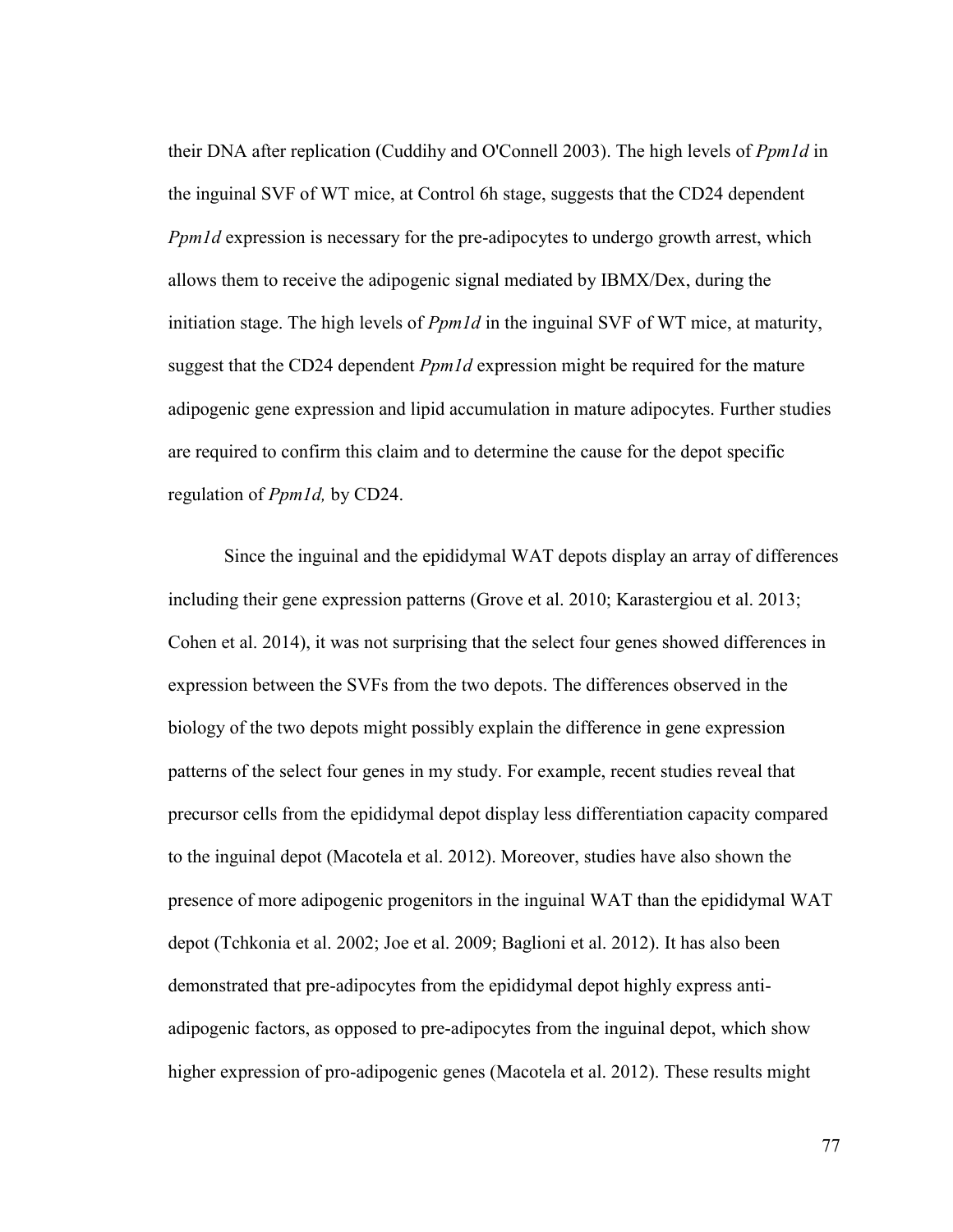their DNA after replication (Cuddihy and O'Connell 2003). The high levels of *Ppm1d* in the inguinal SVF of WT mice, at Control 6h stage, suggests that the CD24 dependent *Ppm1d* expression is necessary for the pre-adipocytes to undergo growth arrest, which allows them to receive the adipogenic signal mediated by IBMX/Dex, during the initiation stage. The high levels of *Ppm1d* in the inguinal SVF of WT mice, at maturity, suggest that the CD24 dependent *Ppm1d* expression might be required for the mature adipogenic gene expression and lipid accumulation in mature adipocytes. Further studies are required to confirm this claim and to determine the cause for the depot specific regulation of *Ppm1d,* by CD24.

Since the inguinal and the epididymal WAT depots display an array of differences including their gene expression patterns (Grove et al. 2010; Karastergiou et al. 2013; Cohen et al. 2014), it was not surprising that the select four genes showed differences in expression between the SVFs from the two depots. The differences observed in the biology of the two depots might possibly explain the difference in gene expression patterns of the select four genes in my study. For example, recent studies reveal that precursor cells from the epididymal depot display less differentiation capacity compared to the inguinal depot (Macotela et al. 2012). Moreover, studies have also shown the presence of more adipogenic progenitors in the inguinal WAT than the epididymal WAT depot (Tchkonia et al. 2002; Joe et al. 2009; Baglioni et al. 2012). It has also been demonstrated that pre-adipocytes from the epididymal depot highly express anti-adipogenic factors, as opposed to pre-adipocytes from the inguinal depot, which show higher expression of pro-adipogenic genes (Macotela et al. 2012). These results might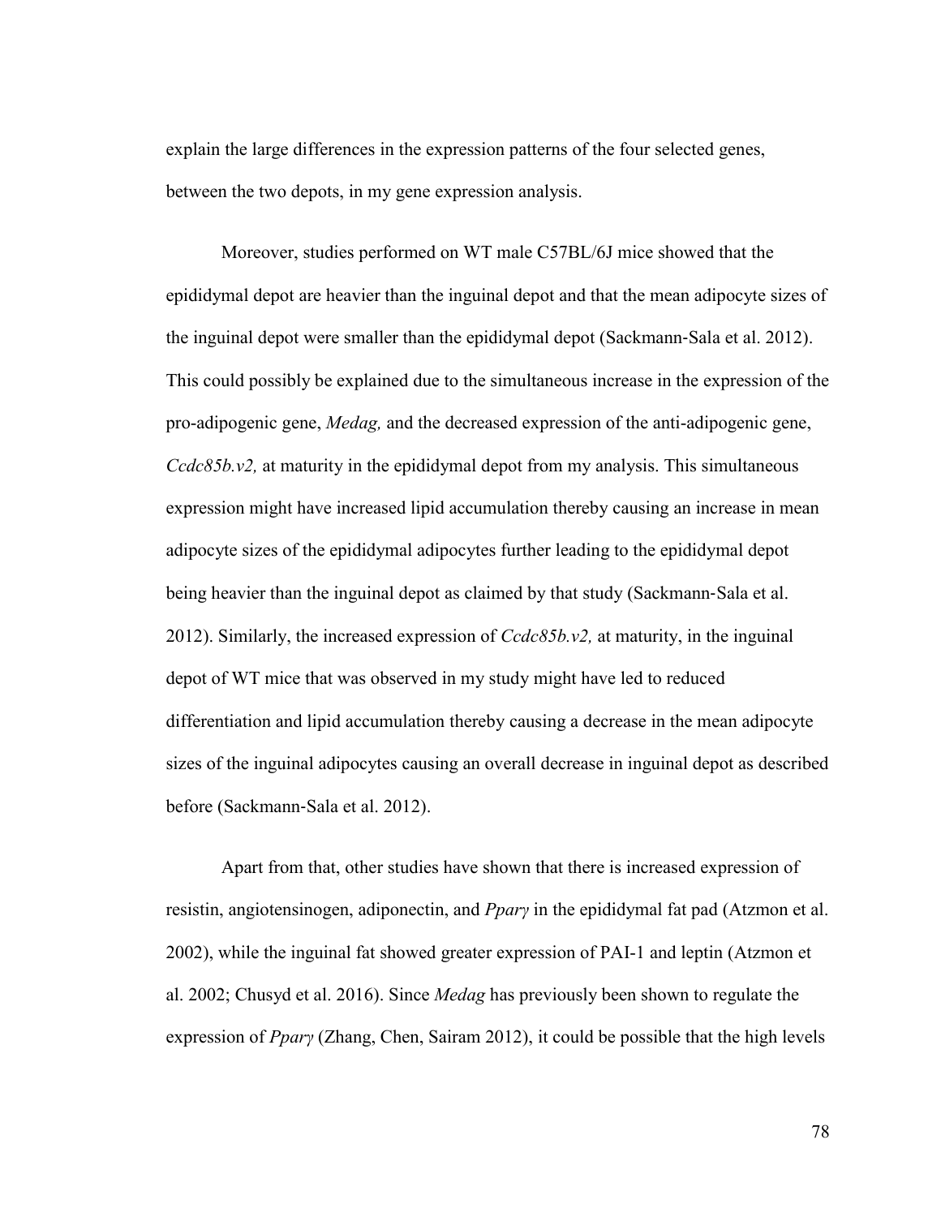explain the large differences in the expression patterns of the four selected genes, between the two depots, in my gene expression analysis.

Moreover, studies performed on WT male C57BL/6J mice showed that the epididymal depot are heavier than the inguinal depot and that the mean adipocyte sizes of the inguinal depot were smaller than the epididymal depot (Sackmann‐Sala et al. 2012). This could possibly be explained due to the simultaneous increase in the expression of the pro-adipogenic gene, *Medag,* and the decreased expression of the anti-adipogenic gene, *Ccdc85b.v2,* at maturity in the epididymal depot from my analysis. This simultaneous expression might have increased lipid accumulation thereby causing an increase in mean adipocyte sizes of the epididymal adipocytes further leading to the epididymal depot being heavier than the inguinal depot as claimed by that study (Sackmann‐Sala et al. 2012). Similarly, the increased expression of *Ccdc85b.v2,* at maturity, in the inguinal depot of WT mice that was observed in my study might have led to reduced differentiation and lipid accumulation thereby causing a decrease in the mean adipocyte sizes of the inguinal adipocytes causing an overall decrease in inguinal depot as described before (Sackmann‐Sala et al. 2012).

Apart from that, other studies have shown that there is increased expression of resistin, angiotensinogen, adiponectin, and *Pparγ* in the epididymal fat pad (Atzmon et al. 2002), while the inguinal fat showed greater expression of PAI-1 and leptin (Atzmon et al. 2002; Chusyd et al. 2016). Since *Medag* has previously been shown to regulate the expression of *Pparγ* (Zhang, Chen, Sairam 2012), it could be possible that the high levels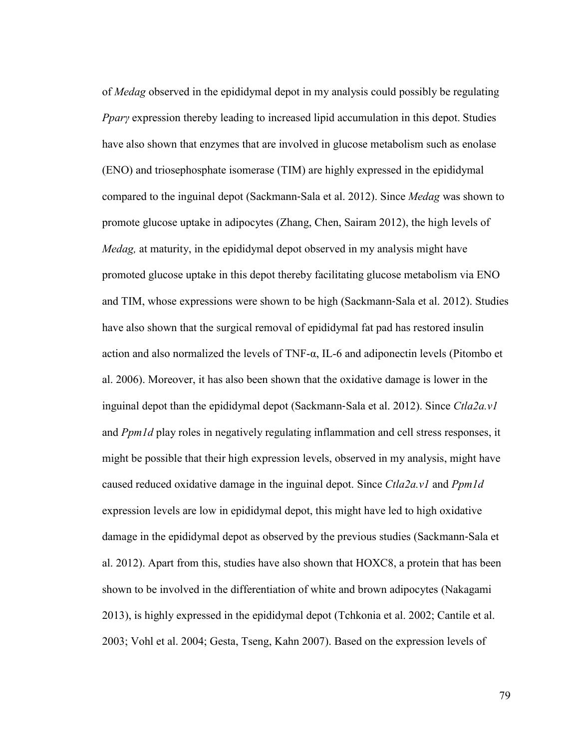of *Medag* observed in the epididymal depot in my analysis could possibly be regulating *Pparγ* expression thereby leading to increased lipid accumulation in this depot. Studies have also shown that enzymes that are involved in glucose metabolism such as enolase (ENO) and triosephosphate isomerase (TIM) are highly expressed in the epididymal compared to the inguinal depot (Sackmann-Sala et al. 2012). Since *Medag* was shown to promote glucose uptake in adipocytes (Zhang, Chen, Sairam 2012), the high levels of *Medag,* at maturity, in the epididymal depot observed in my analysis might have promoted glucose uptake in this depot thereby facilitating glucose metabolism via ENO and TIM, whose expressions were shown to be high (Sackmann-Sala et al. 2012). Studies have also shown that the surgical removal of epididymal fat pad has restored insulin action and also normalized the levels of TNF-α, IL-6 and adiponectin levels (Pitombo et al. 2006). Moreover, it has also been shown that the oxidative damage is lower in the inguinal depot than the epididymal depot (Sackmann-Sala et al. 2012). Since *Ctla2a.v1* and *Ppm1d* play roles in negatively regulating inflammation and cell stress responses, it might be possible that their high expression levels, observed in my analysis, might have caused reduced oxidative damage in the inguinal depot. Since *Ctla2a.v1* and *Ppm1d* expression levels are low in epididymal depot, this might have led to high oxidative damage in the epididymal depot as observed by the previous studies (Sackmann-Sala et al. 2012). Apart from this, studies have also shown that HOXC8, a protein that has been shown to be involved in the differentiation of white and brown adipocytes (Nakagami 2013), is highly expressed in the epididymal depot (Tchkonia et al. 2002; Cantile et al. 2003; Vohl et al. 2004; Gesta, Tseng, Kahn 2007). Based on the expression levels of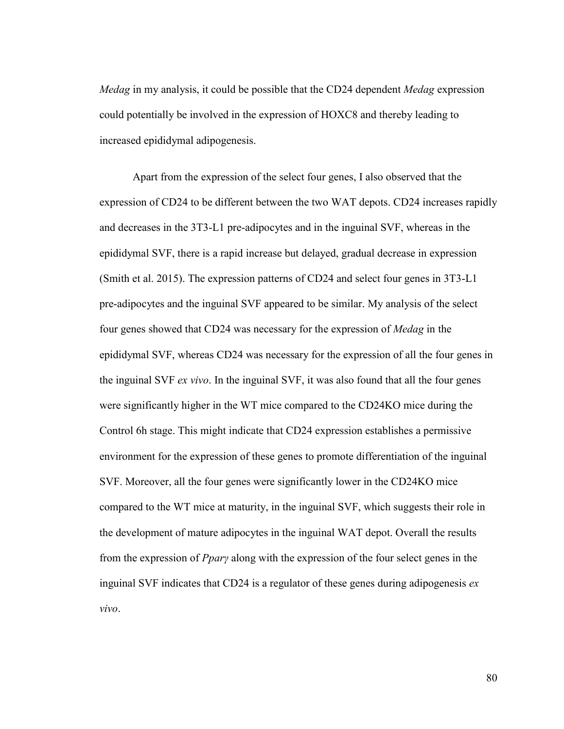*Medag* in my analysis, it could be possible that the CD24 dependent *Medag* expression could potentially be involved in the expression of HOXC8 and thereby leading to increased epididymal adipogenesis.

Apart from the expression of the select four genes, I also observed that the expression of CD24 to be different between the two WAT depots. CD24 increases rapidly and decreases in the 3T3-L1 pre-adipocytes and in the inguinal SVF, whereas in the epididymal SVF, there is a rapid increase but delayed, gradual decrease in expression (Smith et al. 2015). The expression patterns of CD24 and select four genes in 3T3-L1 pre-adipocytes and the inguinal SVF appeared to be similar. My analysis of the select four genes showed that CD24 was necessary for the expression of *Medag* in the epididymal SVF, whereas CD24 was necessary for the expression of all the four genes in the inguinal SVF *ex vivo*. In the inguinal SVF, it was also found that all the four genes were significantly higher in the WT mice compared to the CD24KO mice during the Control 6h stage. This might indicate that CD24 expression establishes a permissive environment for the expression of these genes to promote differentiation of the inguinal SVF. Moreover, all the four genes were significantly lower in the CD24KO mice compared to the WT mice at maturity, in the inguinal SVF, which suggests their role in the development of mature adipocytes in the inguinal WAT depot. Overall the results from the expression of *Pparγ* along with the expression of the four select genes in the inguinal SVF indicates that CD24 is a regulator of these genes during adipogenesis *ex vivo*.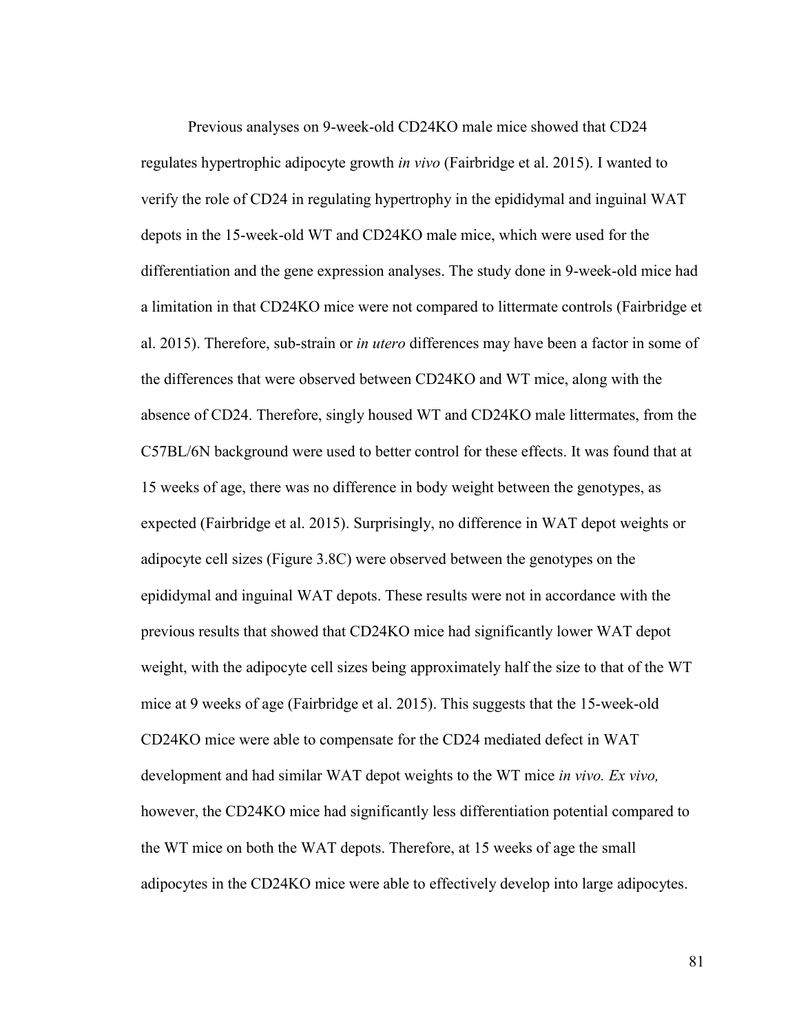Previous analyses on 9-week-old CD24KO male mice showed that CD24 regulates hypertrophic adipocyte growth *in vivo* (Fairbridge et al. 2015). I wanted to verify the role of CD24 in regulating hypertrophy in the epididymal and inguinal WAT depots in the 15-week-old WT and CD24KO male mice, which were used for the differentiation and the gene expression analyses. The study done in 9-week-old mice had a limitation in that CD24KO mice were not compared to littermate controls (Fairbridge et al. 2015). Therefore, sub-strain or *in utero* differences may have been a factor in some of the differences that were observed between CD24KO and WT mice, along with the absence of CD24. Therefore, singly housed WT and CD24KO male littermates, from the C57BL/6N background were used to better control for these effects. It was found that at 15 weeks of age, there was no difference in body weight between the genotypes, as expected (Fairbridge et al. 2015). Surprisingly, no difference in WAT depot weights or adipocyte cell sizes (Figure 3.8C) were observed between the genotypes on the epididymal and inguinal WAT depots. These results were not in accordance with the previous results that showed that CD24KO mice had significantly lower WAT depot weight, with the adipocyte cell sizes being approximately half the size to that of the WT mice at 9 weeks of age (Fairbridge et al. 2015). This suggests that the 15-week-old CD24KO mice were able to compensate for the CD24 mediated defect in WAT development and had similar WAT depot weights to the WT mice *in vivo. Ex vivo,* however, the CD24KO mice had significantly less differentiation potential compared to the WT mice on both the WAT depots. Therefore, at 15 weeks of age the small adipocytes in the CD24KO mice were able to effectively develop into large adipocytes.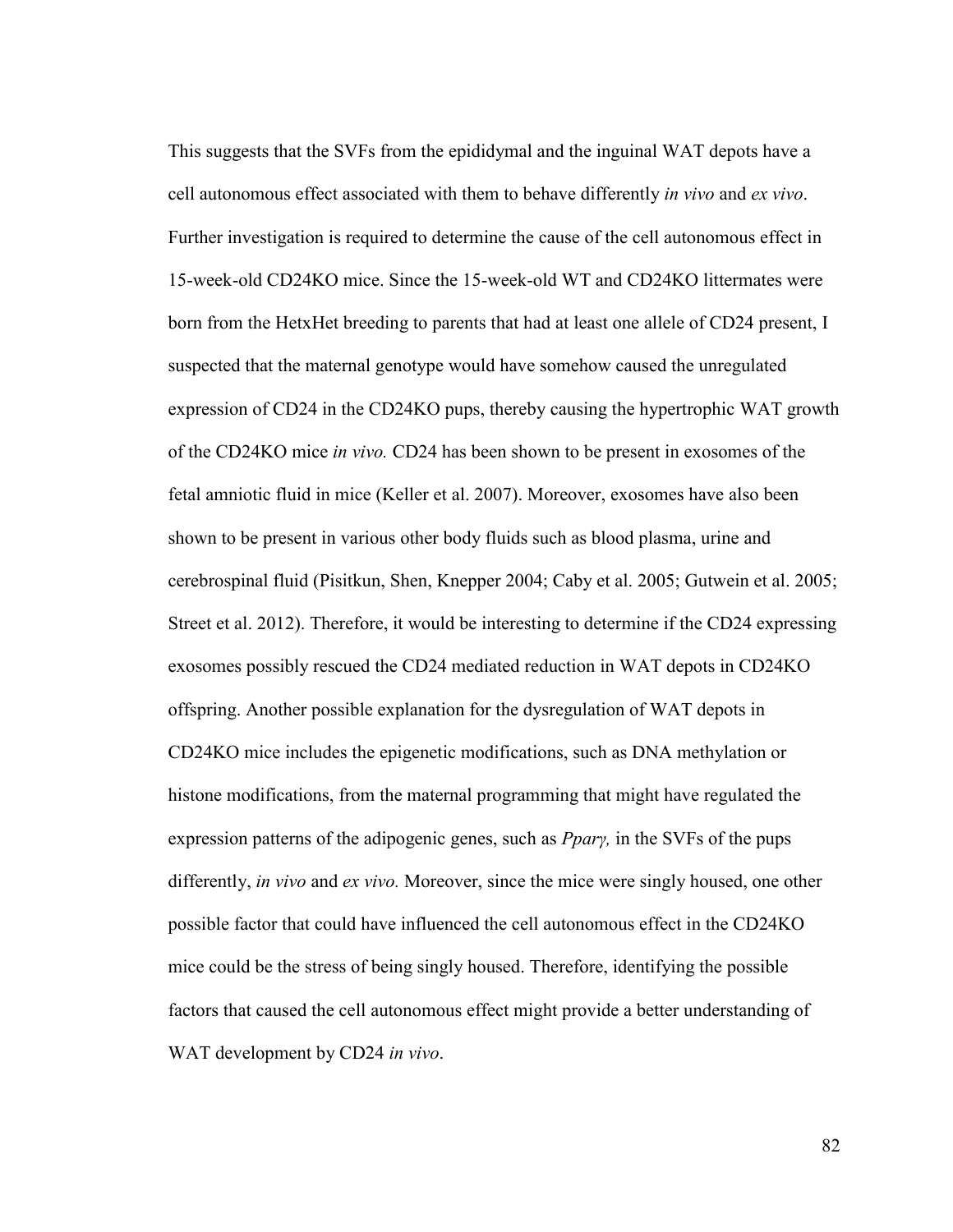This suggests that the SVFs from the epididymal and the inguinal WAT depots have a cell autonomous effect associated with them to behave differently *in vivo* and *ex vivo*. Further investigation is required to determine the cause of the cell autonomous effect in 15-week-old CD24KO mice. Since the 15-week-old WT and CD24KO littermates were born from the HetxHet breeding to parents that had at least one allele of CD24 present, I suspected that the maternal genotype would have somehow caused the unregulated expression of CD24 in the CD24KO pups, thereby causing the hypertrophic WAT growth of the CD24KO mice *in vivo.* CD24 has been shown to be present in exosomes of the fetal amniotic fluid in mice (Keller et al. 2007). Moreover, exosomes have also been shown to be present in various other body fluids such as blood plasma, urine and cerebrospinal fluid (Pisitkun, Shen, Knepper 2004; Caby et al. 2005; Gutwein et al. 2005; Street et al. 2012). Therefore, it would be interesting to determine if the CD24 expressing exosomes possibly rescued the CD24 mediated reduction in WAT depots in CD24KO offspring. Another possible explanation for the dysregulation of WAT depots in CD24KO mice includes the epigenetic modifications, such as DNA methylation or histone modifications, from the maternal programming that might have regulated the expression patterns of the adipogenic genes, such as *Pparγ,* in the SVFs of the pups differently, *in vivo* and *ex vivo.* Moreover, since the mice were singly housed, one other possible factor that could have influenced the cell autonomous effect in the CD24KO mice could be the stress of being singly housed. Therefore, identifying the possible factors that caused the cell autonomous effect might provide a better understanding of WAT development by CD24 *in vivo*.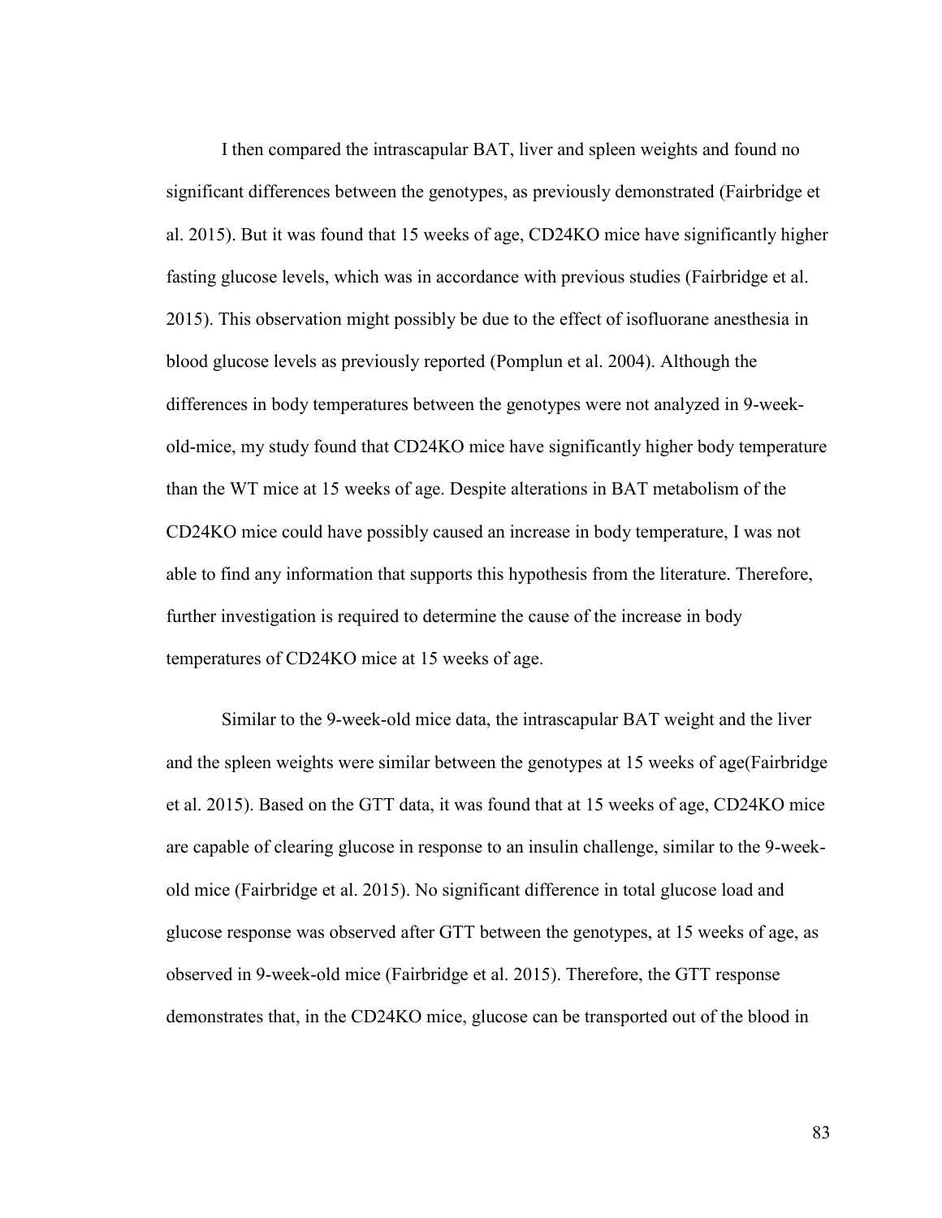I then compared the intrascapular BAT, liver and spleen weights and found no significant differences between the genotypes, as previously demonstrated (Fairbridge et al. 2015). But it was found that 15 weeks of age, CD24KO mice have significantly higher fasting glucose levels, which was in accordance with previous studies (Fairbridge et al. 2015). This observation might possibly be due to the effect of isofluorane anesthesia in blood glucose levels as previously reported (Pomplun et al. 2004). Although the differences in body temperatures between the genotypes were not analyzed in 9-week-old-mice, my study found that CD24KO mice have significantly higher body temperature than the WT mice at 15 weeks of age. Despite alterations in BAT metabolism of the CD24KO mice could have possibly caused an increase in body temperature, I was not able to find any information that supports this hypothesis from the literature. Therefore, further investigation is required to determine the cause of the increase in body temperatures of CD24KO mice at 15 weeks of age.

Similar to the 9-week-old mice data, the intrascapular BAT weight and the liver and the spleen weights were similar between the genotypes at 15 weeks of age(Fairbridge et al. 2015). Based on the GTT data, it was found that at 15 weeks of age, CD24KO mice are capable of clearing glucose in response to an insulin challenge, similar to the 9-week-old mice (Fairbridge et al. 2015). No significant difference in total glucose load and glucose response was observed after GTT between the genotypes, at 15 weeks of age, as observed in 9-week-old mice (Fairbridge et al. 2015). Therefore, the GTT response demonstrates that, in the CD24KO mice, glucose can be transported out of the blood in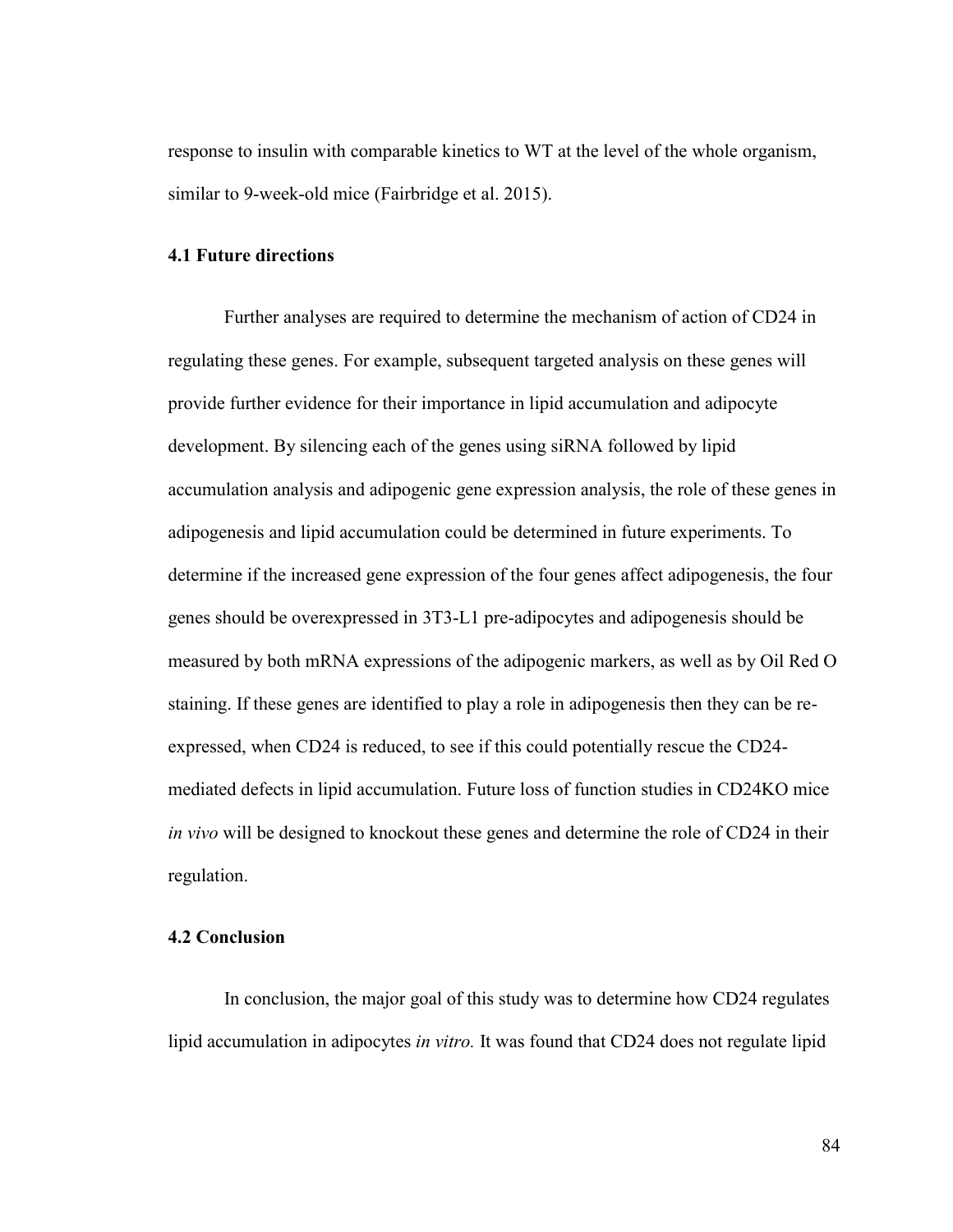response to insulin with comparable kinetics to WT at the level of the whole organism, similar to 9-week-old mice (Fairbridge et al. 2015).

### 4.1 Future directions

Further analyses are required to determine the mechanism of action of CD24 in regulating these genes. For example, subsequent targeted analysis on these genes will provide further evidence for their importance in lipid accumulation and adipocyte development. By silencing each of the genes using siRNA followed by lipid accumulation analysis and adipogenic gene expression analysis, the role of these genes in adipogenesis and lipid accumulation could be determined in future experiments. To determine if the increased gene expression of the four genes affect adipogenesis, the four genes should be overexpressed in 3T3-L1 pre-adipocytes and adipogenesis should be measured by both mRNA expressions of the adipogenic markers, as well as by Oil Red O staining. If these genes are identified to play a role in adipogenesis then they can be re-expressed, when CD24 is reduced, to see if this could potentially rescue the CD24-mediated defects in lipid accumulation. Future loss of function studies in CD24KO mice *in vivo* will be designed to knockout these genes and determine the role of CD24 in their regulation.

### 4.2 Conclusion

In conclusion, the major goal of this study was to determine how CD24 regulates lipid accumulation in adipocytes *in vitro.* It was found that CD24 does not regulate lipid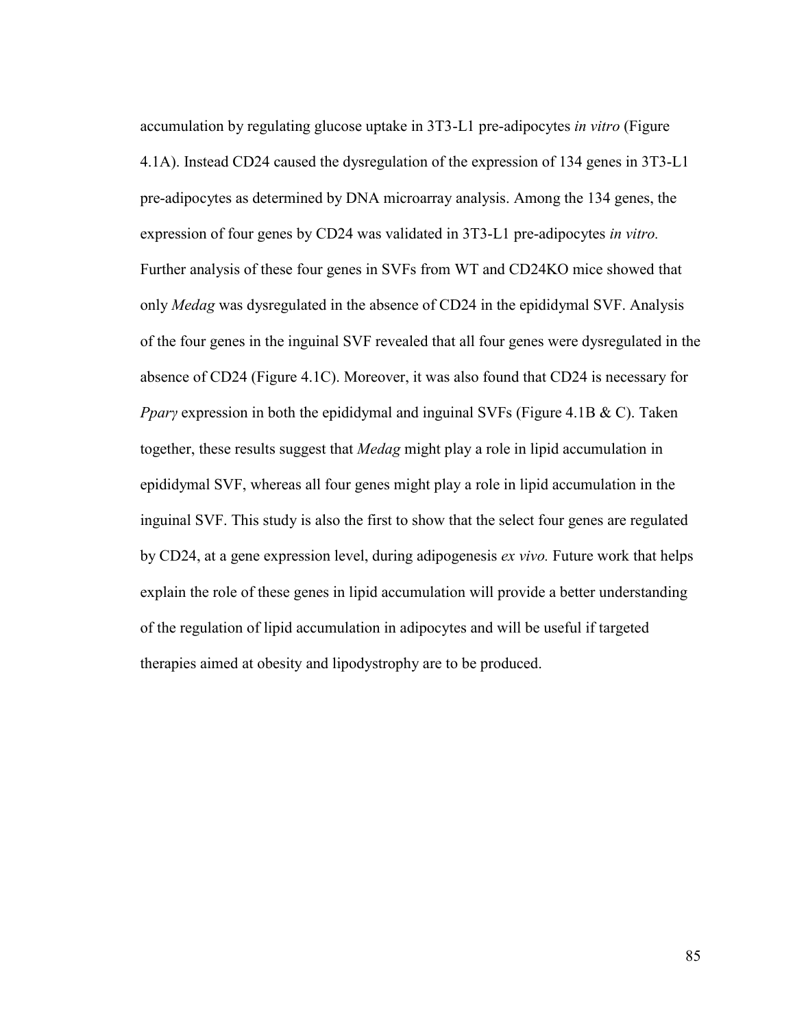accumulation by regulating glucose uptake in 3T3-L1 pre-adipocytes *in vitro* (Figure 4.1A). Instead CD24 caused the dysregulation of the expression of 134 genes in 3T3-L1 pre-adipocytes as determined by DNA microarray analysis. Among the 134 genes, the expression of four genes by CD24 was validated in 3T3-L1 pre-adipocytes *in vitro.* Further analysis of these four genes in SVFs from WT and CD24KO mice showed that only *Medag* was dysregulated in the absence of CD24 in the epididymal SVF. Analysis of the four genes in the inguinal SVF revealed that all four genes were dysregulated in the absence of CD24 (Figure 4.1C). Moreover, it was also found that CD24 is necessary for *Pparγ* expression in both the epididymal and inguinal SVFs (Figure 4.1B & C). Taken together, these results suggest that *Medag* might play a role in lipid accumulation in epididymal SVF, whereas all four genes might play a role in lipid accumulation in the inguinal SVF. This study is also the first to show that the select four genes are regulated by CD24, at a gene expression level, during adipogenesis *ex vivo.* Future work that helps explain the role of these genes in lipid accumulation will provide a better understanding of the regulation of lipid accumulation in adipocytes and will be useful if targeted therapies aimed at obesity and lipodystrophy are to be produced.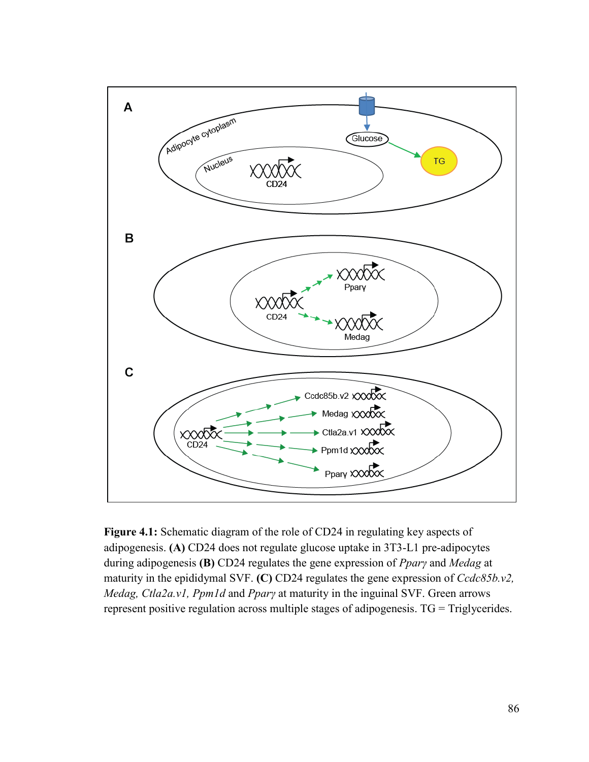**Figure 4.1:** Schematic diagram of the role of CD24 in regulating key aspects of adipogenesis. **(A)** CD24 does not regulate glucose uptake in 3T3-L1 pre-adipocytes during adipogenesis **(B)** CD24 regulates the gene expression of *Pparγ* and *Medag* at maturity in the epididymal SVF. **(C)** CD24 regulates the gene expression of *Ccdc85b.v2, Medag, Ctla2a.v1, Ppm1d* and *Pparγ* at maturity in the inguinal SVF. Green arrows represent positive regulation across multiple stages of adipogenesis. TG = Triglycerides.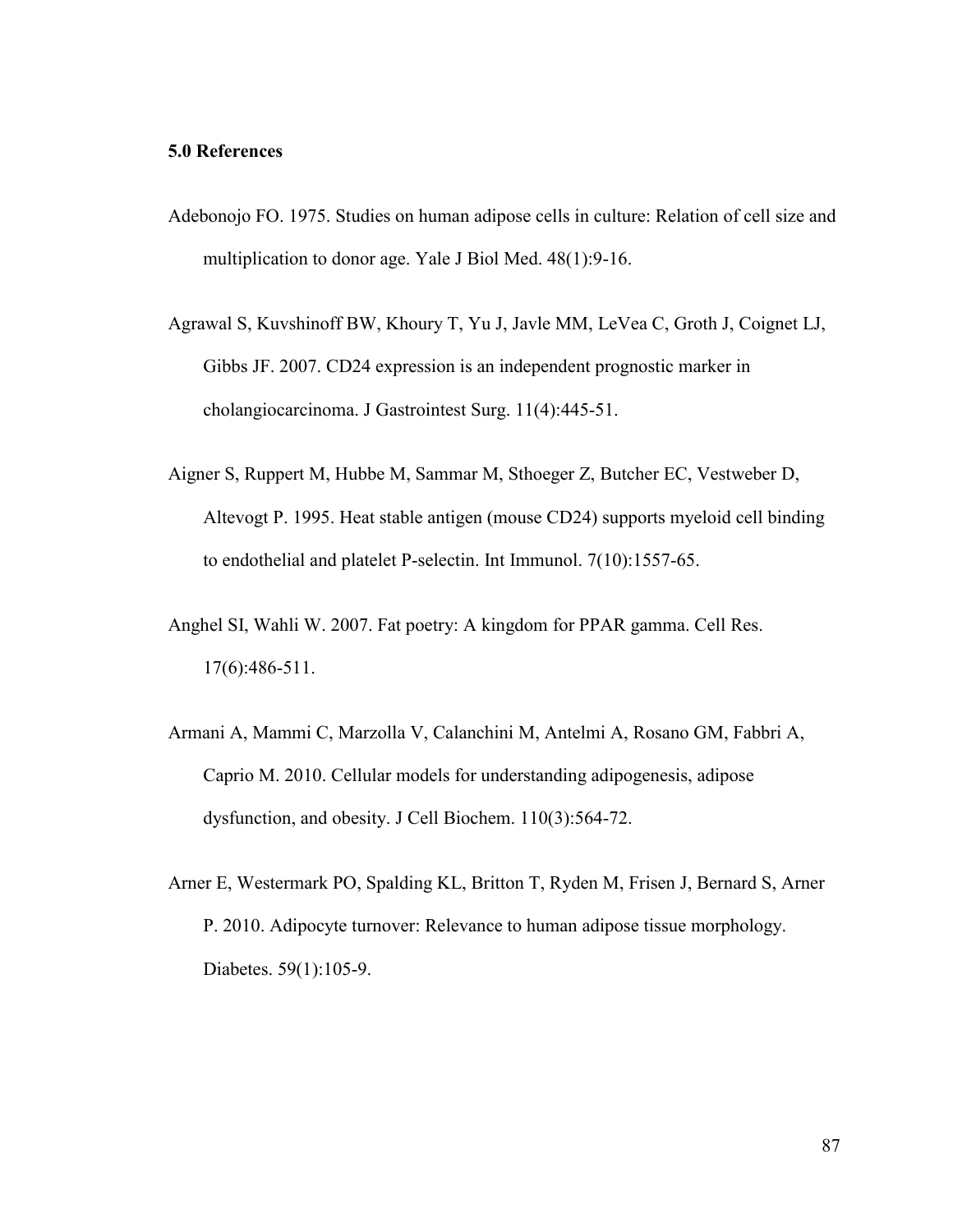### 5.0 References

Adebonojo FO. 1975. Studies on human adipose cells in culture: Relation of cell size and multiplication to donor age. Yale J Biol Med. 48(1):9-16.

Agrawal S, Kuvshinoff BW, Khoury T, Yu J, Javle MM, LeVea C, Groth J, Coignet LJ, Gibbs JF. 2007. CD24 expression is an independent prognostic marker in cholangiocarcinoma. J Gastrointest Surg. 11(4):445-51.

Aigner S, Ruppert M, Hubbe M, Sammar M, Sthoeger Z, Butcher EC, Vestweber D, Altevogt P. 1995. Heat stable antigen (mouse CD24) supports myeloid cell binding to endothelial and platelet P-selectin. Int Immunol. 7(10):1557-65.

Anghel SI, Wahli W. 2007. Fat poetry: A kingdom for PPAR gamma. Cell Res. 17(6):486-511.

Armani A, Mammi C, Marzolla V, Calanchini M, Antelmi A, Rosano GM, Fabbri A, Caprio M. 2010. Cellular models for understanding adipogenesis, adipose dysfunction, and obesity. J Cell Biochem. 110(3):564-72.

Arner E, Westermark PO, Spalding KL, Britton T, Ryden M, Frisen J, Bernard S, Arner P. 2010. Adipocyte turnover: Relevance to human adipose tissue morphology. Diabetes. 59(1):105-9.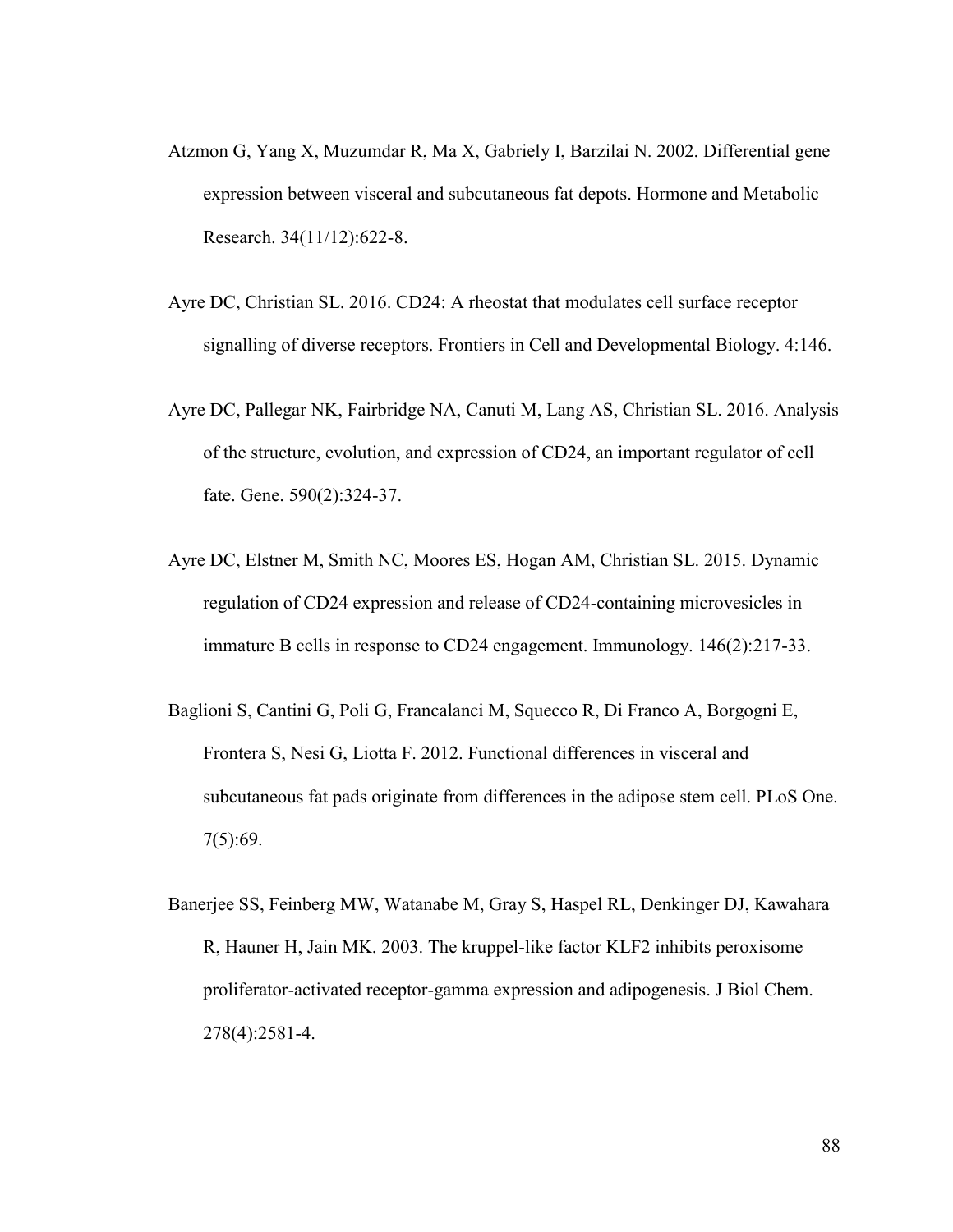Atzmon G, Yang X, Muzumdar R, Ma X, Gabriely I, Barzilai N. 2002. Differential gene expression between visceral and subcutaneous fat depots. Hormone and Metabolic Research. 34(11/12):622-8.

Ayre DC, Christian SL. 2016. CD24: A rheostat that modulates cell surface receptor signalling of diverse receptors. Frontiers in Cell and Developmental Biology. 4:146.

Ayre DC, Pallegar NK, Fairbridge NA, Canuti M, Lang AS, Christian SL. 2016. Analysis of the structure, evolution, and expression of CD24, an important regulator of cell fate. Gene. 590(2):324-37.

Ayre DC, Elstner M, Smith NC, Moores ES, Hogan AM, Christian SL. 2015. Dynamic regulation of CD24 expression and release of CD24-containing microvesicles in immature B cells in response to CD24 engagement. Immunology. 146(2):217-33.

Baglioni S, Cantini G, Poli G, Francalanci M, Squecco R, Di Franco A, Borgogni E, Frontera S, Nesi G, Liotta F. 2012. Functional differences in visceral and subcutaneous fat pads originate from differences in the adipose stem cell. PLoS One. 7(5):69.

Banerjee SS, Feinberg MW, Watanabe M, Gray S, Haspel RL, Denkinger DJ, Kawahara R, Hauner H, Jain MK. 2003. The kruppel-like factor KLF2 inhibits peroxisome proliferator-activated receptor-gamma expression and adipogenesis. J Biol Chem. 278(4):2581-4.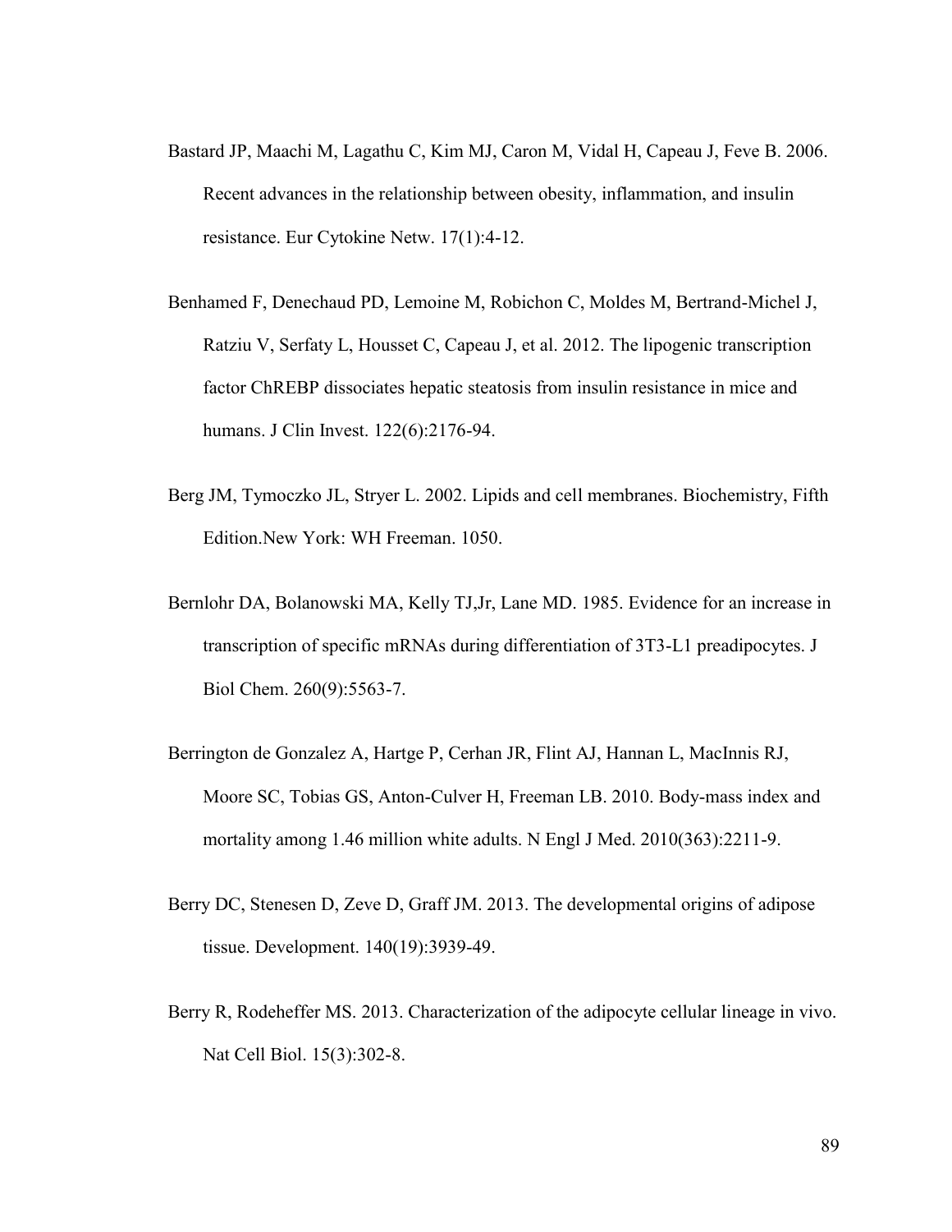Bastard JP, Maachi M, Lagathu C, Kim MJ, Caron M, Vidal H, Capeau J, Feve B. 2006. Recent advances in the relationship between obesity, inflammation, and insulin resistance. Eur Cytokine Netw. 17(1):4-12.

Benhamed F, Denechaud PD, Lemoine M, Robichon C, Moldes M, Bertrand-Michel J, Ratziu V, Serfaty L, Housset C, Capeau J, et al. 2012. The lipogenic transcription factor ChREBP dissociates hepatic steatosis from insulin resistance in mice and humans. J Clin Invest. 122(6):2176-94.

Berg JM, Tymoczko JL, Stryer L. 2002. Lipids and cell membranes. Biochemistry, Fifth Edition.New York: WH Freeman. 1050.

Bernlohr DA, Bolanowski MA, Kelly TJ,Jr, Lane MD. 1985. Evidence for an increase in transcription of specific mRNAs during differentiation of 3T3-L1 preadipocytes. J Biol Chem. 260(9):5563-7.

Berrington de Gonzalez A, Hartge P, Cerhan JR, Flint AJ, Hannan L, MacInnis RJ, Moore SC, Tobias GS, Anton-Culver H, Freeman LB. 2010. Body-mass index and mortality among 1.46 million white adults. N Engl J Med. 2010(363):2211-9.

Berry DC, Stenesen D, Zeve D, Graff JM. 2013. The developmental origins of adipose tissue. Development. 140(19):3939-49.

Berry R, Rodeheffer MS. 2013. Characterization of the adipocyte cellular lineage in vivo. Nat Cell Biol. 15(3):302-8.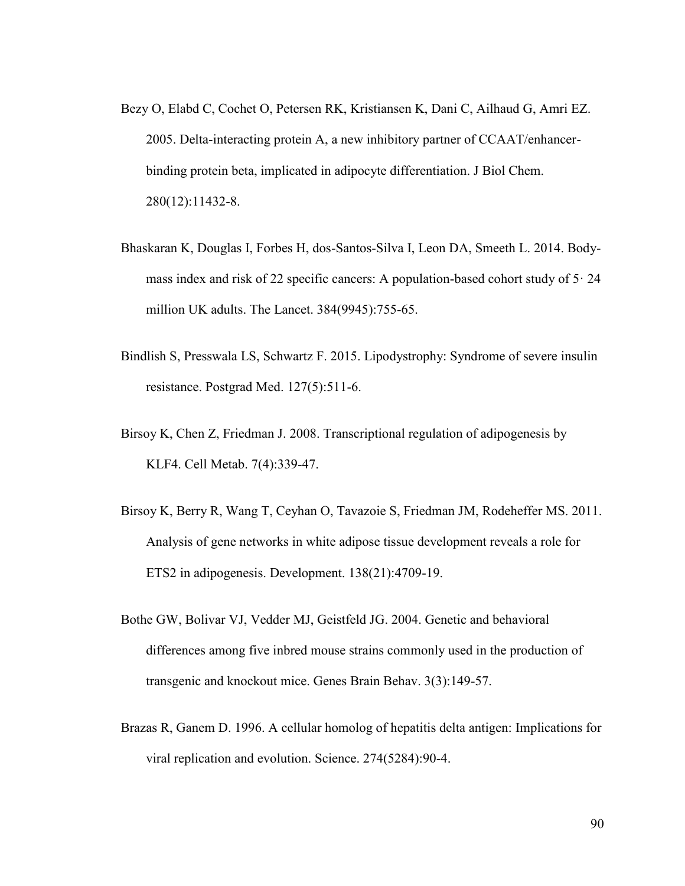Bezy O, Elabd C, Cochet O, Petersen RK, Kristiansen K, Dani C, Ailhaud G, Amri EZ. 2005. Delta-interacting protein A, a new inhibitory partner of CCAAT/enhancer-binding protein beta, implicated in adipocyte differentiation. J Biol Chem. 280(12):11432-8.

Bhaskaran K, Douglas I, Forbes H, dos-Santos-Silva I, Leon DA, Smeeth L. 2014. Body-mass index and risk of 22 specific cancers: A population-based cohort study of 5· 24 million UK adults. The Lancet. 384(9945):755-65.

Bindlish S, Presswala LS, Schwartz F. 2015. Lipodystrophy: Syndrome of severe insulin resistance. Postgrad Med. 127(5):511-6.

Birsoy K, Chen Z, Friedman J. 2008. Transcriptional regulation of adipogenesis by KLF4. Cell Metab. 7(4):339-47.

Birsoy K, Berry R, Wang T, Ceyhan O, Tavazoie S, Friedman JM, Rodeheffer MS. 2011. Analysis of gene networks in white adipose tissue development reveals a role for ETS2 in adipogenesis. Development. 138(21):4709-19.

Bothe GW, Bolivar VJ, Vedder MJ, Geistfeld JG. 2004. Genetic and behavioral differences among five inbred mouse strains commonly used in the production of transgenic and knockout mice. Genes Brain Behav. 3(3):149-57.

Brazas R, Ganem D. 1996. A cellular homolog of hepatitis delta antigen: Implications for viral replication and evolution. Science. 274(5284):90-4.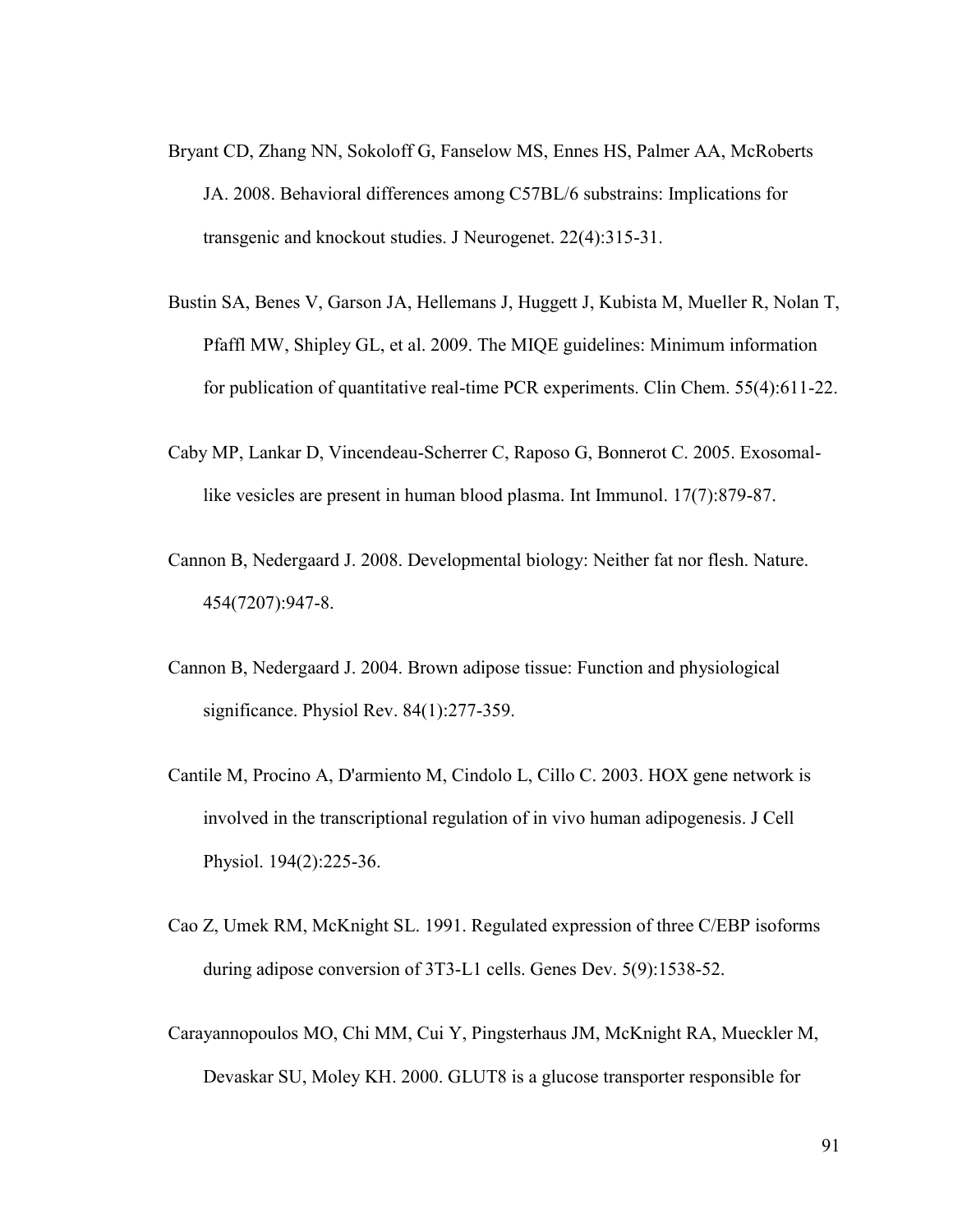Bryant CD, Zhang NN, Sokoloff G, Fanselow MS, Ennes HS, Palmer AA, McRoberts JA. 2008. Behavioral differences among C57BL/6 substrains: Implications for transgenic and knockout studies. J Neurogenet. 22(4):315-31.

Bustin SA, Benes V, Garson JA, Hellemans J, Huggett J, Kubista M, Mueller R, Nolan T, Pfaffl MW, Shipley GL, et al. 2009. The MIQE guidelines: Minimum information for publication of quantitative real-time PCR experiments. Clin Chem. 55(4):611-22.

Caby MP, Lankar D, Vincendeau-Scherrer C, Raposo G, Bonnerot C. 2005. Exosomal-like vesicles are present in human blood plasma. Int Immunol. 17(7):879-87.

Cannon B, Nedergaard J. 2008. Developmental biology: Neither fat nor flesh. Nature. 454(7207):947-8.

Cannon B, Nedergaard J. 2004. Brown adipose tissue: Function and physiological significance. Physiol Rev. 84(1):277-359.

Cantile M, Procino A, D'armiento M, Cindolo L, Cillo C. 2003. HOX gene network is involved in the transcriptional regulation of in vivo human adipogenesis. J Cell Physiol. 194(2):225-36.

Cao Z, Umek RM, McKnight SL. 1991. Regulated expression of three C/EBP isoforms during adipose conversion of 3T3-L1 cells. Genes Dev. 5(9):1538-52.

Carayannopoulos MO, Chi MM, Cui Y, Pingsterhaus JM, McKnight RA, Mueckler M, Devaskar SU, Moley KH. 2000. GLUT8 is a glucose transporter responsible for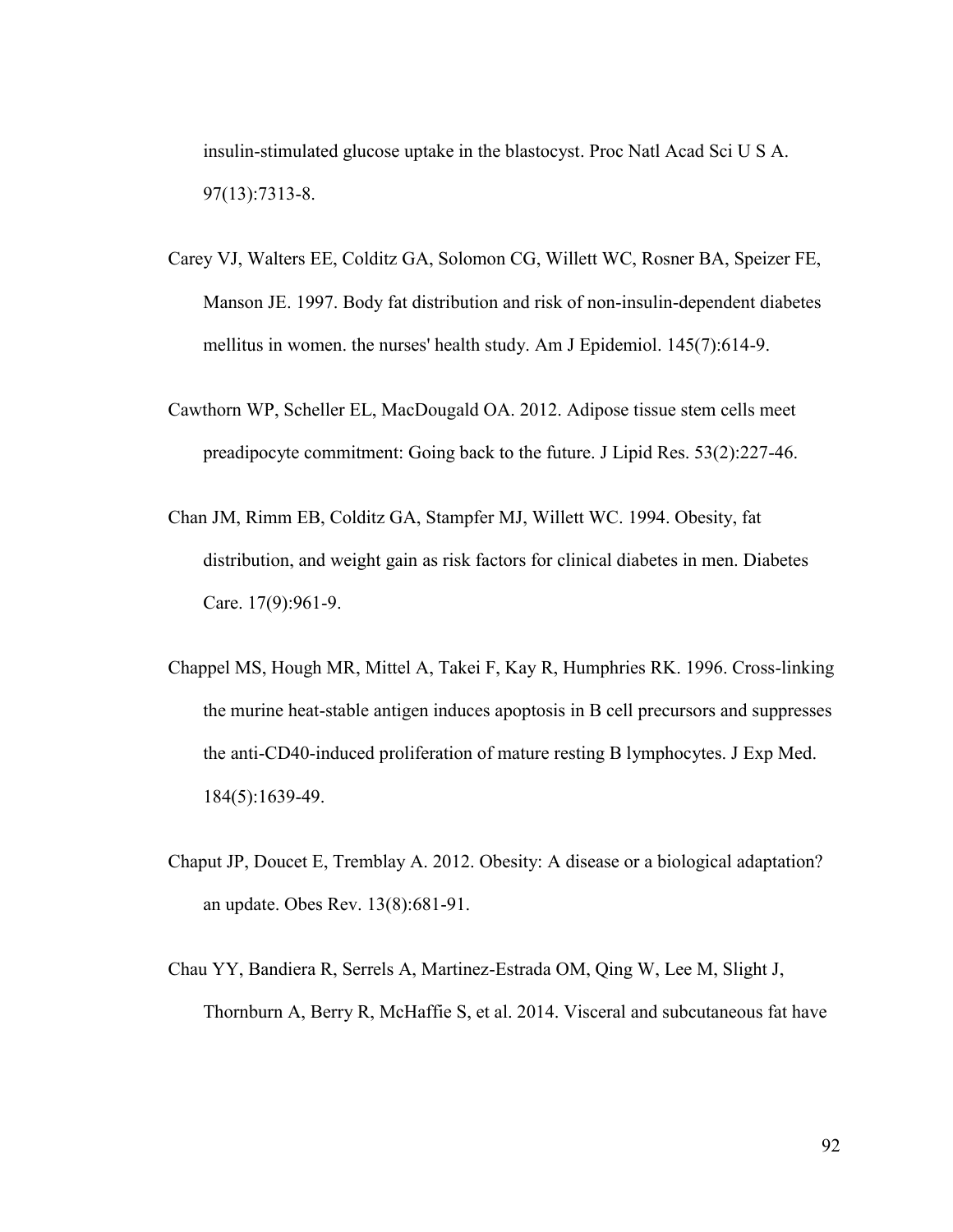insulin-stimulated glucose uptake in the blastocyst. Proc Natl Acad Sci U S A. 97(13):7313-8.

Carey VJ, Walters EE, Colditz GA, Solomon CG, Willett WC, Rosner BA, Speizer FE, Manson JE. 1997. Body fat distribution and risk of non-insulin-dependent diabetes mellitus in women. the nurses' health study. Am J Epidemiol. 145(7):614-9.

Cawthorn WP, Scheller EL, MacDougald OA. 2012. Adipose tissue stem cells meet preadipocyte commitment: Going back to the future. J Lipid Res. 53(2):227-46.

Chan JM, Rimm EB, Colditz GA, Stampfer MJ, Willett WC. 1994. Obesity, fat distribution, and weight gain as risk factors for clinical diabetes in men. Diabetes Care. 17(9):961-9.

Chappel MS, Hough MR, Mittel A, Takei F, Kay R, Humphries RK. 1996. Cross-linking the murine heat-stable antigen induces apoptosis in B cell precursors and suppresses the anti-CD40-induced proliferation of mature resting B lymphocytes. J Exp Med. 184(5):1639-49.

Chaput JP, Doucet E, Tremblay A. 2012. Obesity: A disease or a biological adaptation? an update. Obes Rev. 13(8):681-91.

Chau YY, Bandiera R, Serrels A, Martinez-Estrada OM, Qing W, Lee M, Slight J, Thornburn A, Berry R, McHaffie S, et al. 2014. Visceral and subcutaneous fat have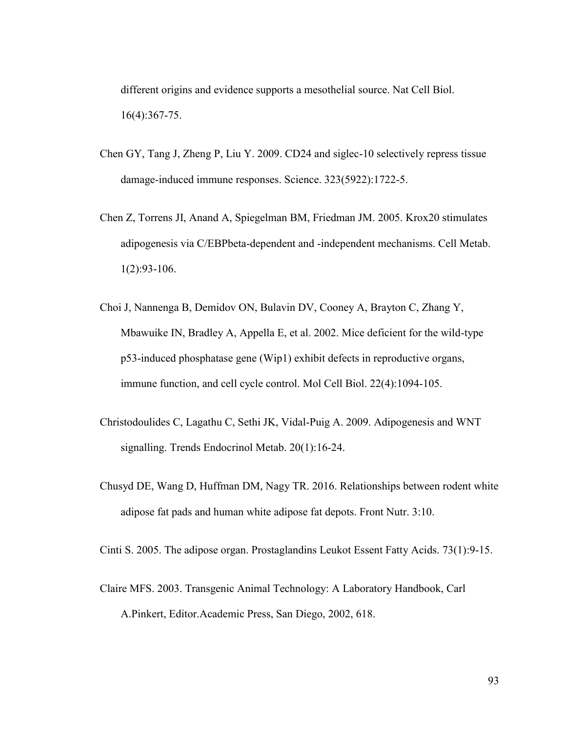different origins and evidence supports a mesothelial source. Nat Cell Biol. 16(4):367-75.

Chen GY, Tang J, Zheng P, Liu Y. 2009. CD24 and siglec-10 selectively repress tissue damage-induced immune responses. Science. 323(5922):1722-5.

Chen Z, Torrens JI, Anand A, Spiegelman BM, Friedman JM. 2005. Krox20 stimulates adipogenesis via C/EBPbeta-dependent and -independent mechanisms. Cell Metab. 1(2):93-106.

Choi J, Nannenga B, Demidov ON, Bulavin DV, Cooney A, Brayton C, Zhang Y, Mbawuike IN, Bradley A, Appella E, et al. 2002. Mice deficient for the wild-type p53-induced phosphatase gene (Wip1) exhibit defects in reproductive organs, immune function, and cell cycle control. Mol Cell Biol. 22(4):1094-105.

Christodoulides C, Lagathu C, Sethi JK, Vidal-Puig A. 2009. Adipogenesis and WNT signalling. Trends Endocrinol Metab. 20(1):16-24.

Chusyd DE, Wang D, Huffman DM, Nagy TR. 2016. Relationships between rodent white adipose fat pads and human white adipose fat depots. Front Nutr. 3:10.

Cinti S. 2005. The adipose organ. Prostaglandins Leukot Essent Fatty Acids. 73(1):9-15.

Claire MFS. 2003. Transgenic Animal Technology: A Laboratory Handbook, Carl A.Pinkert, Editor.Academic Press, San Diego, 2002, 618.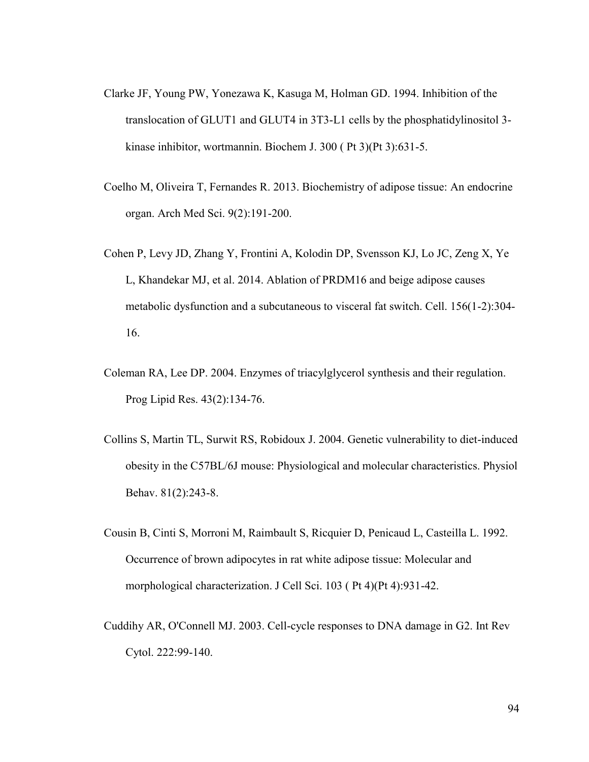Clarke JF, Young PW, Yonezawa K, Kasuga M, Holman GD. 1994. Inhibition of the translocation of GLUT1 and GLUT4 in 3T3-L1 cells by the phosphatidylinositol 3-kinase inhibitor, wortmannin. Biochem J. 300 ( Pt 3)(Pt 3):631-5.

Coelho M, Oliveira T, Fernandes R. 2013. Biochemistry of adipose tissue: An endocrine organ. Arch Med Sci. 9(2):191-200.

Cohen P, Levy JD, Zhang Y, Frontini A, Kolodin DP, Svensson KJ, Lo JC, Zeng X, Ye L, Khandekar MJ, et al. 2014. Ablation of PRDM16 and beige adipose causes metabolic dysfunction and a subcutaneous to visceral fat switch. Cell. 156(1-2):304-16.

Coleman RA, Lee DP. 2004. Enzymes of triacylglycerol synthesis and their regulation. Prog Lipid Res. 43(2):134-76.

Collins S, Martin TL, Surwit RS, Robidoux J. 2004. Genetic vulnerability to diet-induced obesity in the C57BL/6J mouse: Physiological and molecular characteristics. Physiol Behav. 81(2):243-8.

Cousin B, Cinti S, Morroni M, Raimbault S, Ricquier D, Penicaud L, Casteilla L. 1992. Occurrence of brown adipocytes in rat white adipose tissue: Molecular and morphological characterization. J Cell Sci. 103 ( Pt 4)(Pt 4):931-42.

Cuddihy AR, O'Connell MJ. 2003. Cell-cycle responses to DNA damage in G2. Int Rev Cytol. 222:99-140.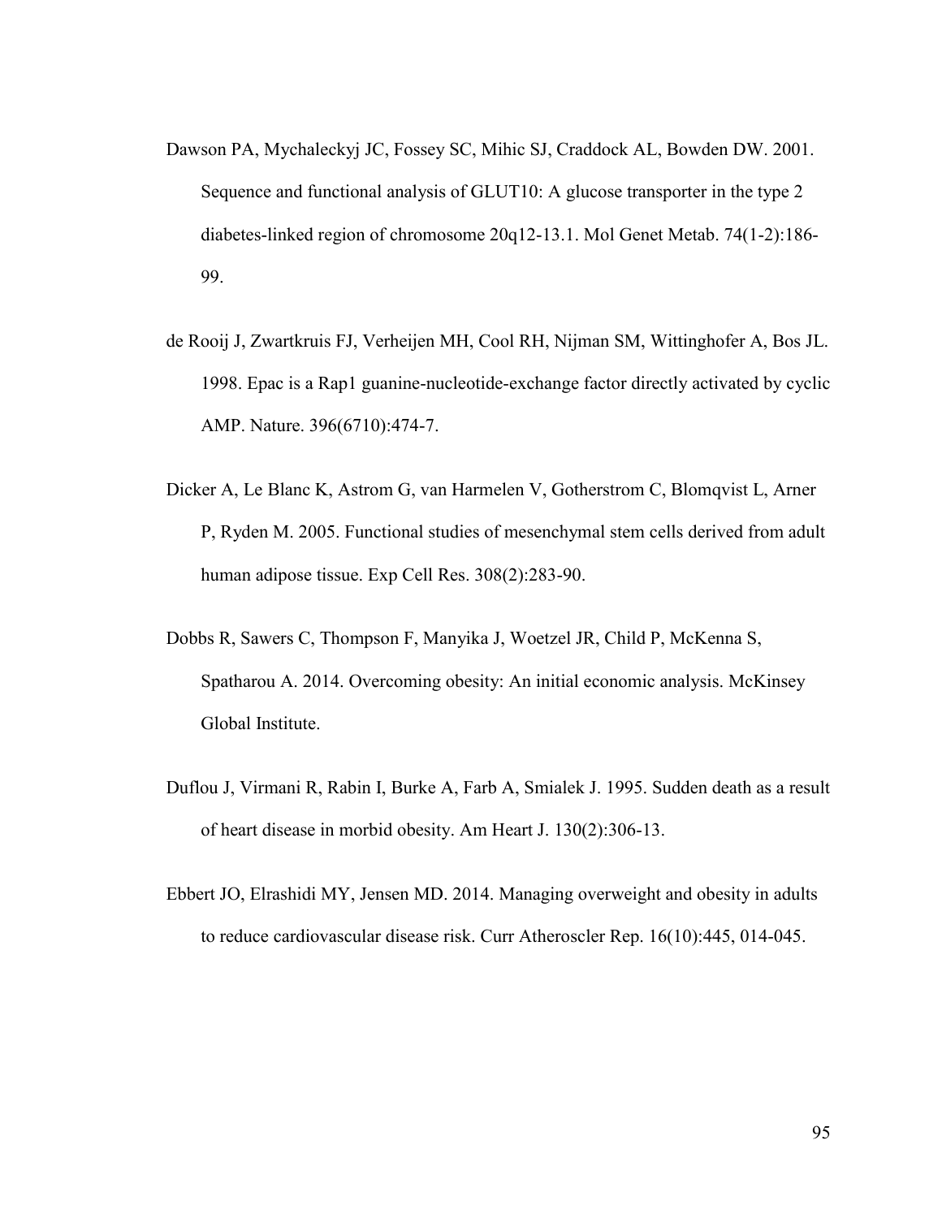Dawson PA, Mychaleckyj JC, Fossey SC, Mihic SJ, Craddock AL, Bowden DW. 2001. Sequence and functional analysis of GLUT10: A glucose transporter in the type 2 diabetes-linked region of chromosome 20q12-13.1. Mol Genet Metab. 74(1-2):186-99.

de Rooij J, Zwartkruis FJ, Verheijen MH, Cool RH, Nijman SM, Wittinghofer A, Bos JL. 1998. Epac is a Rap1 guanine-nucleotide-exchange factor directly activated by cyclic AMP. Nature. 396(6710):474-7.

Dicker A, Le Blanc K, Astrom G, van Harmelen V, Gotherstrom C, Blomqvist L, Arner P, Ryden M. 2005. Functional studies of mesenchymal stem cells derived from adult human adipose tissue. Exp Cell Res. 308(2):283-90.

Dobbs R, Sawers C, Thompson F, Manyika J, Woetzel JR, Child P, McKenna S, Spatharou A. 2014. Overcoming obesity: An initial economic analysis. McKinsey Global Institute.

Duflou J, Virmani R, Rabin I, Burke A, Farb A, Smialek J. 1995. Sudden death as a result of heart disease in morbid obesity. Am Heart J. 130(2):306-13.

Ebbert JO, Elrashidi MY, Jensen MD. 2014. Managing overweight and obesity in adults to reduce cardiovascular disease risk. Curr Atheroscler Rep. 16(10):445, 014-045.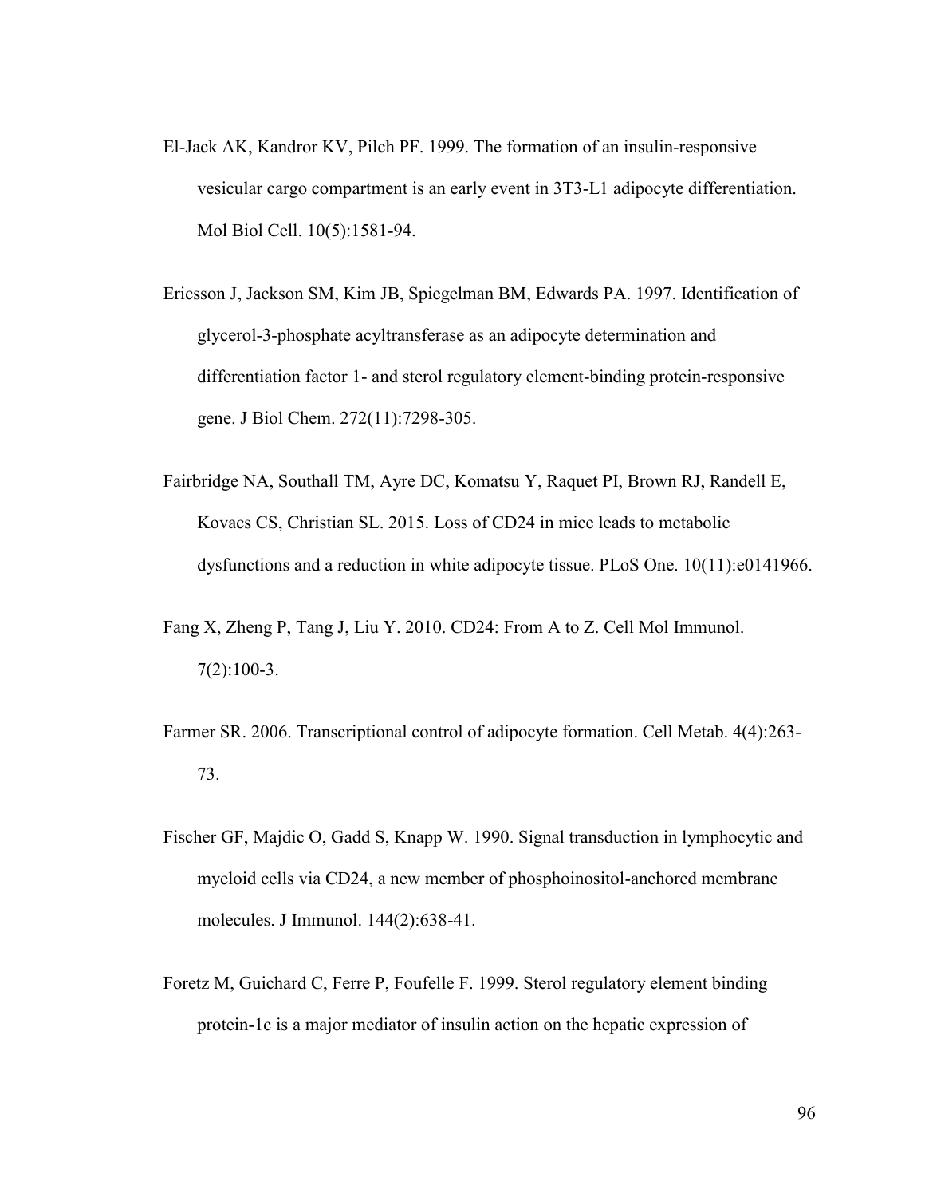El-Jack AK, Kandror KV, Pilch PF. 1999. The formation of an insulin-responsive vesicular cargo compartment is an early event in 3T3-L1 adipocyte differentiation. Mol Biol Cell. 10(5):1581-94.

Ericsson J, Jackson SM, Kim JB, Spiegelman BM, Edwards PA. 1997. Identification of glycerol-3-phosphate acyltransferase as an adipocyte determination and differentiation factor 1- and sterol regulatory element-binding protein-responsive gene. J Biol Chem. 272(11):7298-305.

Fairbridge NA, Southall TM, Ayre DC, Komatsu Y, Raquet PI, Brown RJ, Randell E, Kovacs CS, Christian SL. 2015. Loss of CD24 in mice leads to metabolic dysfunctions and a reduction in white adipocyte tissue. PLoS One. 10(11):e0141966.

Fang X, Zheng P, Tang J, Liu Y. 2010. CD24: From A to Z. Cell Mol Immunol. 7(2):100-3.

Farmer SR. 2006. Transcriptional control of adipocyte formation. Cell Metab. 4(4):263-73.

Fischer GF, Majdic O, Gadd S, Knapp W. 1990. Signal transduction in lymphocytic and myeloid cells via CD24, a new member of phosphoinositol-anchored membrane molecules. J Immunol. 144(2):638-41.

Foretz M, Guichard C, Ferre P, Foufelle F. 1999. Sterol regulatory element binding protein-1c is a major mediator of insulin action on the hepatic expression of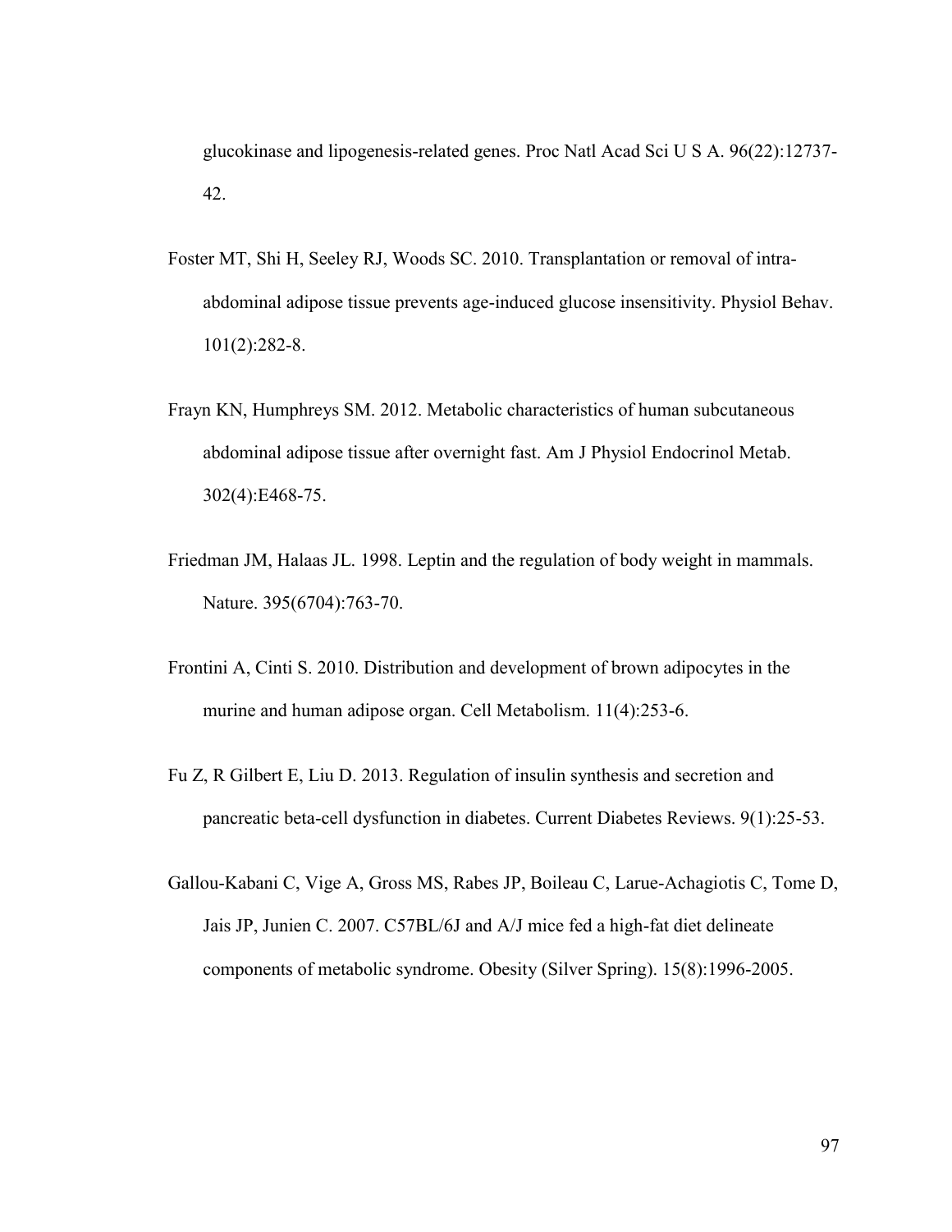glucokinase and lipogenesis-related genes. Proc Natl Acad Sci U S A. 96(22):12737-42.

Foster MT, Shi H, Seeley RJ, Woods SC. 2010. Transplantation or removal of intra-abdominal adipose tissue prevents age-induced glucose insensitivity. Physiol Behav. 101(2):282-8.

Frayn KN, Humphreys SM. 2012. Metabolic characteristics of human subcutaneous abdominal adipose tissue after overnight fast. Am J Physiol Endocrinol Metab. 302(4):E468-75.

Friedman JM, Halaas JL. 1998. Leptin and the regulation of body weight in mammals. Nature. 395(6704):763-70.

Frontini A, Cinti S. 2010. Distribution and development of brown adipocytes in the murine and human adipose organ. Cell Metabolism. 11(4):253-6.

Fu Z, R Gilbert E, Liu D. 2013. Regulation of insulin synthesis and secretion and pancreatic beta-cell dysfunction in diabetes. Current Diabetes Reviews. 9(1):25-53.

Gallou-Kabani C, Vige A, Gross MS, Rabes JP, Boileau C, Larue-Achagiotis C, Tome D, Jais JP, Junien C. 2007. C57BL/6J and A/J mice fed a high-fat diet delineate components of metabolic syndrome. Obesity (Silver Spring). 15(8):1996-2005.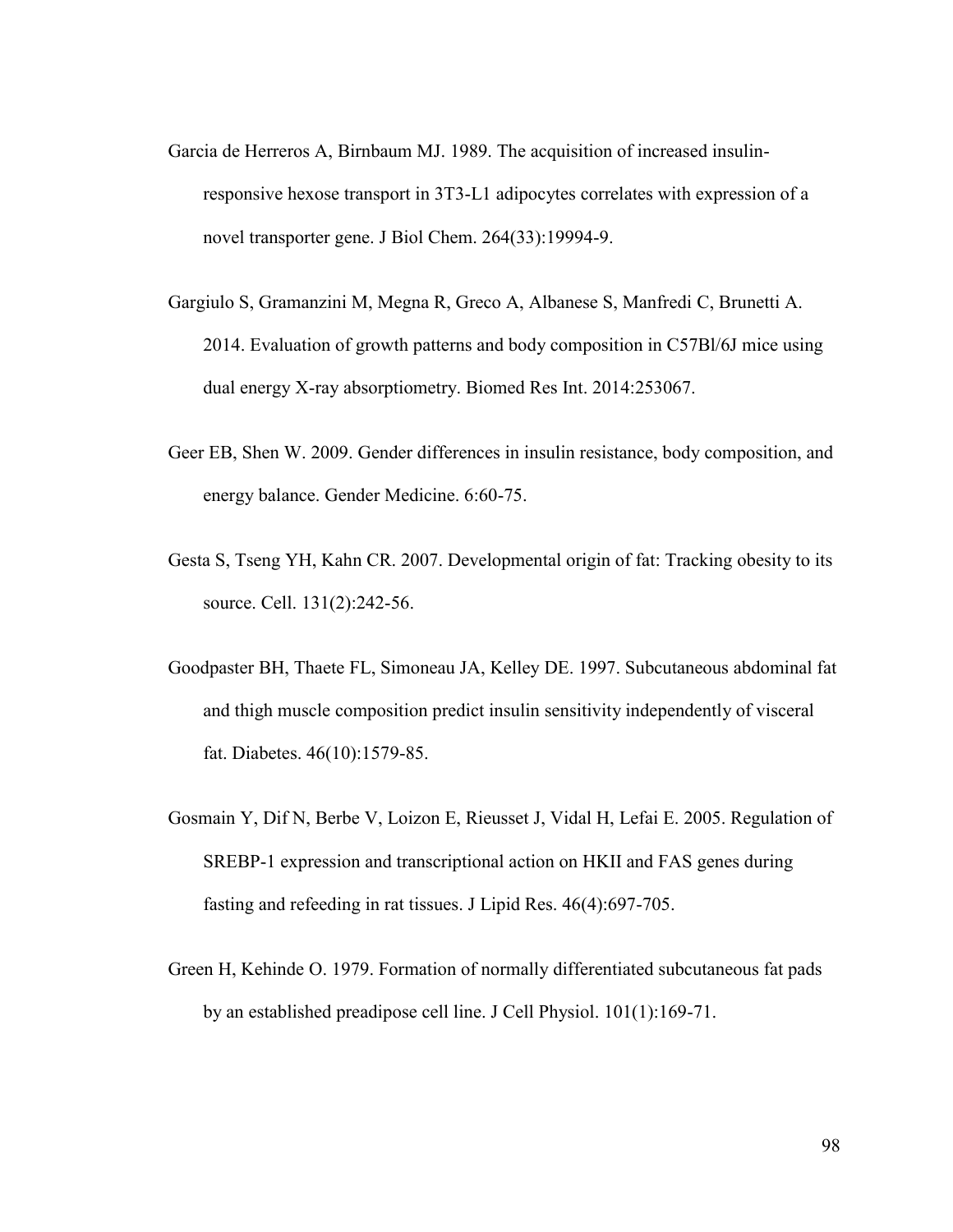Garcia de Herreros A, Birnbaum MJ. 1989. The acquisition of increased insulin-responsive hexose transport in 3T3-L1 adipocytes correlates with expression of a novel transporter gene. J Biol Chem. 264(33):19994-9.

Gargiulo S, Gramanzini M, Megna R, Greco A, Albanese S, Manfredi C, Brunetti A. 2014. Evaluation of growth patterns and body composition in C57Bl/6J mice using dual energy X-ray absorptiometry. Biomed Res Int. 2014:253067.

Geer EB, Shen W. 2009. Gender differences in insulin resistance, body composition, and energy balance. Gender Medicine. 6:60-75.

Gesta S, Tseng YH, Kahn CR. 2007. Developmental origin of fat: Tracking obesity to its source. Cell. 131(2):242-56.

Goodpaster BH, Thaete FL, Simoneau JA, Kelley DE. 1997. Subcutaneous abdominal fat and thigh muscle composition predict insulin sensitivity independently of visceral fat. Diabetes. 46(10):1579-85.

Gosmain Y, Dif N, Berbe V, Loizon E, Rieusset J, Vidal H, Lefai E. 2005. Regulation of SREBP-1 expression and transcriptional action on HKII and FAS genes during fasting and refeeding in rat tissues. J Lipid Res. 46(4):697-705.

Green H, Kehinde O. 1979. Formation of normally differentiated subcutaneous fat pads by an established preadipose cell line. J Cell Physiol. 101(1):169-71.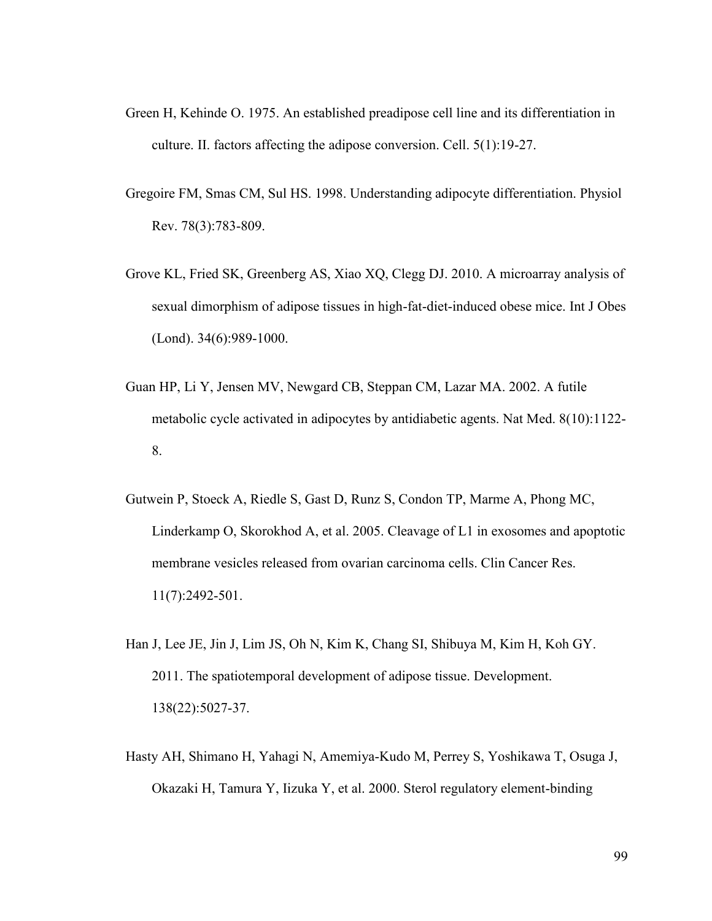Green H, Kehinde O. 1975. An established preadipose cell line and its differentiation in culture. II. factors affecting the adipose conversion. Cell. 5(1):19-27.

Gregoire FM, Smas CM, Sul HS. 1998. Understanding adipocyte differentiation. Physiol Rev. 78(3):783-809.

Grove KL, Fried SK, Greenberg AS, Xiao XQ, Clegg DJ. 2010. A microarray analysis of sexual dimorphism of adipose tissues in high-fat-diet-induced obese mice. Int J Obes (Lond). 34(6):989-1000.

Guan HP, Li Y, Jensen MV, Newgard CB, Steppan CM, Lazar MA. 2002. A futile metabolic cycle activated in adipocytes by antidiabetic agents. Nat Med. 8(10):1122-8.

Gutwein P, Stoeck A, Riedle S, Gast D, Runz S, Condon TP, Marme A, Phong MC, Linderkamp O, Skorokhod A, et al. 2005. Cleavage of L1 in exosomes and apoptotic membrane vesicles released from ovarian carcinoma cells. Clin Cancer Res. 11(7):2492-501.

Han J, Lee JE, Jin J, Lim JS, Oh N, Kim K, Chang SI, Shibuya M, Kim H, Koh GY. 2011. The spatiotemporal development of adipose tissue. Development. 138(22):5027-37.

Hasty AH, Shimano H, Yahagi N, Amemiya-Kudo M, Perrey S, Yoshikawa T, Osuga J, Okazaki H, Tamura Y, Iizuka Y, et al. 2000. Sterol regulatory element-binding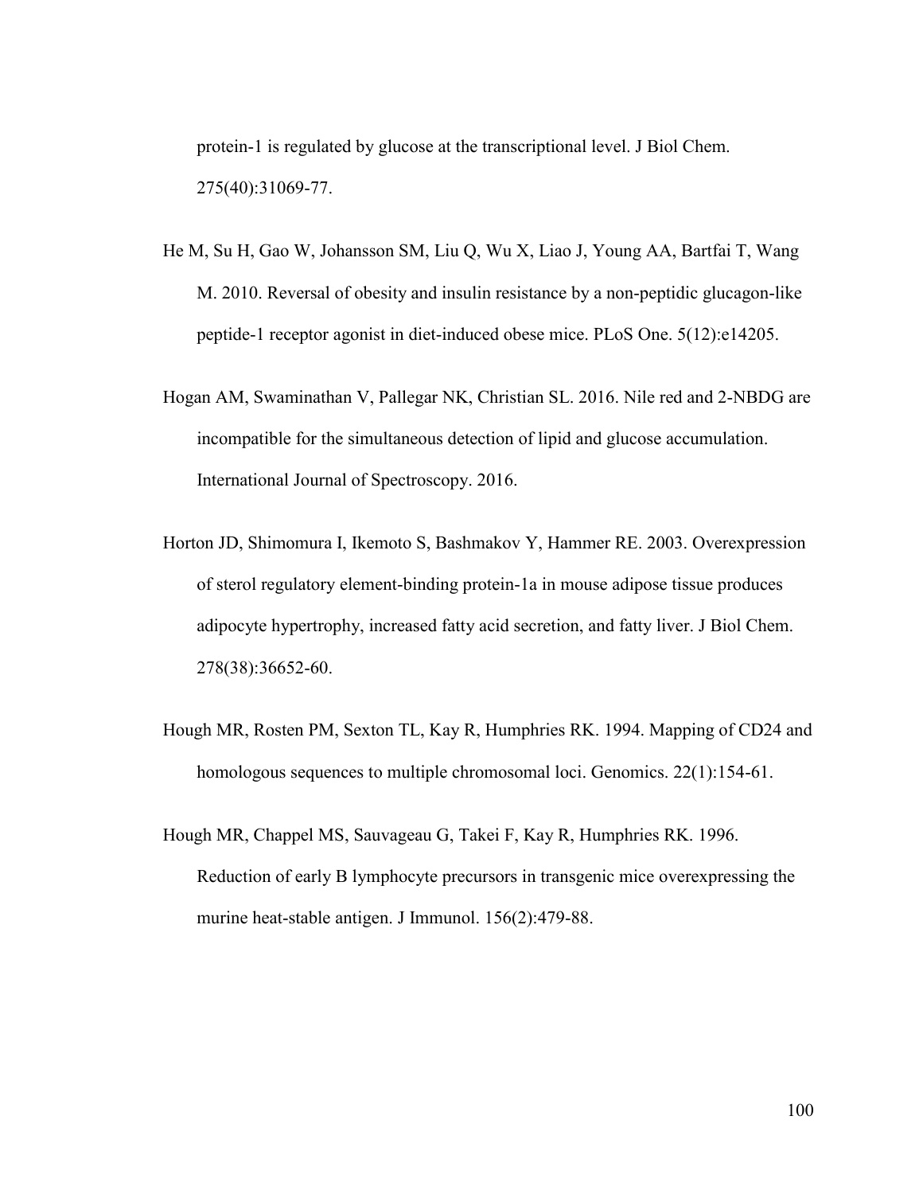protein-1 is regulated by glucose at the transcriptional level. J Biol Chem. 275(40):31069-77.

He M, Su H, Gao W, Johansson SM, Liu Q, Wu X, Liao J, Young AA, Bartfai T, Wang M. 2010. Reversal of obesity and insulin resistance by a non-peptidic glucagon-like peptide-1 receptor agonist in diet-induced obese mice. PLoS One. 5(12):e14205.

Hogan AM, Swaminathan V, Pallegar NK, Christian SL. 2016. Nile red and 2-NBDG are incompatible for the simultaneous detection of lipid and glucose accumulation. International Journal of Spectroscopy. 2016.

Horton JD, Shimomura I, Ikemoto S, Bashmakov Y, Hammer RE. 2003. Overexpression of sterol regulatory element-binding protein-1a in mouse adipose tissue produces adipocyte hypertrophy, increased fatty acid secretion, and fatty liver. J Biol Chem. 278(38):36652-60.

Hough MR, Rosten PM, Sexton TL, Kay R, Humphries RK. 1994. Mapping of CD24 and homologous sequences to multiple chromosomal loci. Genomics. 22(1):154-61.

Hough MR, Chappel MS, Sauvageau G, Takei F, Kay R, Humphries RK. 1996. Reduction of early B lymphocyte precursors in transgenic mice overexpressing the murine heat-stable antigen. J Immunol. 156(2):479-88.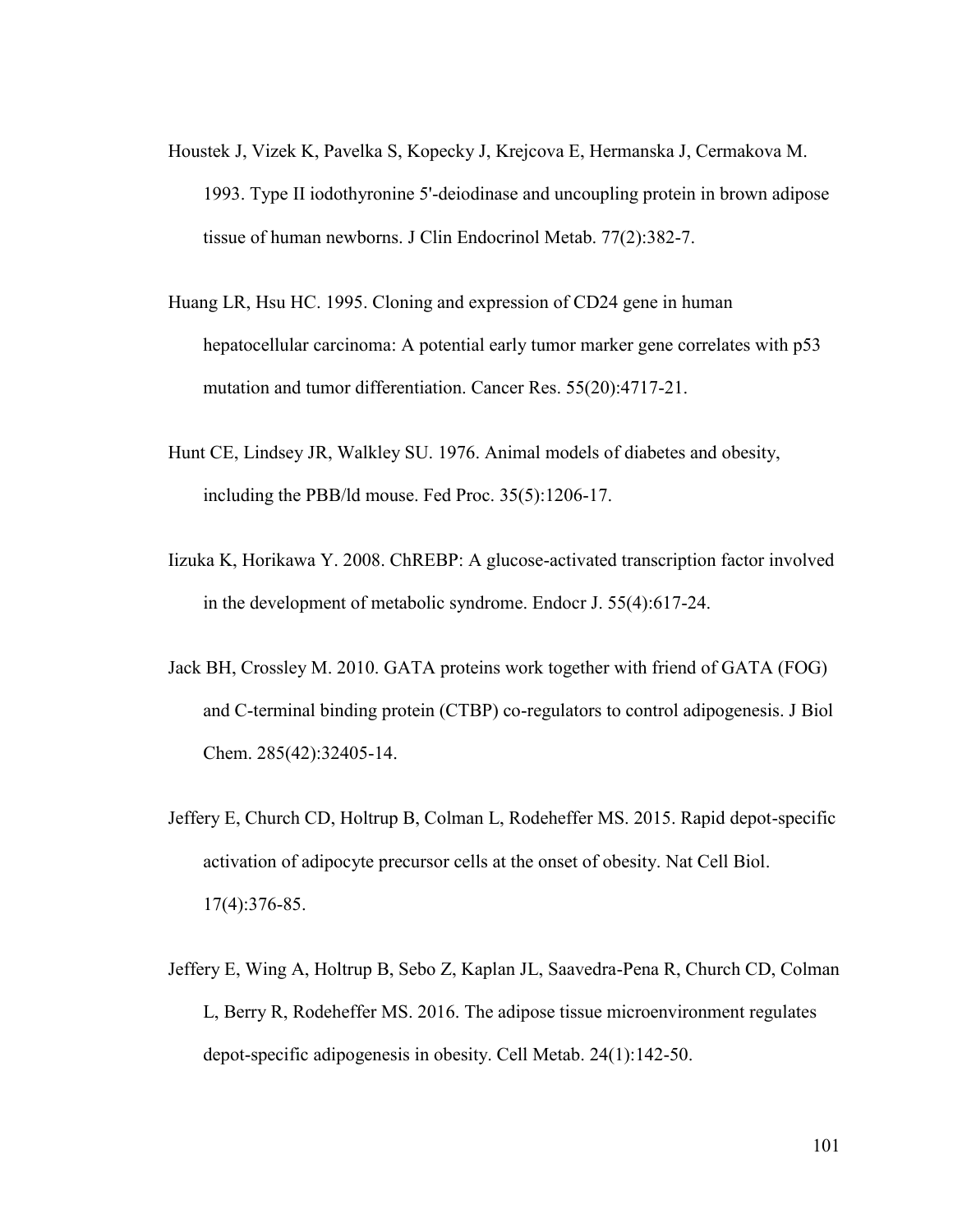Houstek J, Vizek K, Pavelka S, Kopecky J, Krejcova E, Hermanska J, Cermakova M. 1993. Type II iodothyronine 5'-deiodinase and uncoupling protein in brown adipose tissue of human newborns. J Clin Endocrinol Metab. 77(2):382-7.

Huang LR, Hsu HC. 1995. Cloning and expression of CD24 gene in human hepatocellular carcinoma: A potential early tumor marker gene correlates with p53 mutation and tumor differentiation. Cancer Res. 55(20):4717-21.

Hunt CE, Lindsey JR, Walkley SU. 1976. Animal models of diabetes and obesity, including the PBB/ld mouse. Fed Proc. 35(5):1206-17.

Iizuka K, Horikawa Y. 2008. ChREBP: A glucose-activated transcription factor involved in the development of metabolic syndrome. Endocr J. 55(4):617-24.

Jack BH, Crossley M. 2010. GATA proteins work together with friend of GATA (FOG) and C-terminal binding protein (CTBP) co-regulators to control adipogenesis. J Biol Chem. 285(42):32405-14.

Jeffery E, Church CD, Holtrup B, Colman L, Rodeheffer MS. 2015. Rapid depot-specific activation of adipocyte precursor cells at the onset of obesity. Nat Cell Biol. 17(4):376-85.

Jeffery E, Wing A, Holtrup B, Sebo Z, Kaplan JL, Saavedra-Pena R, Church CD, Colman L, Berry R, Rodeheffer MS. 2016. The adipose tissue microenvironment regulates depot-specific adipogenesis in obesity. Cell Metab. 24(1):142-50.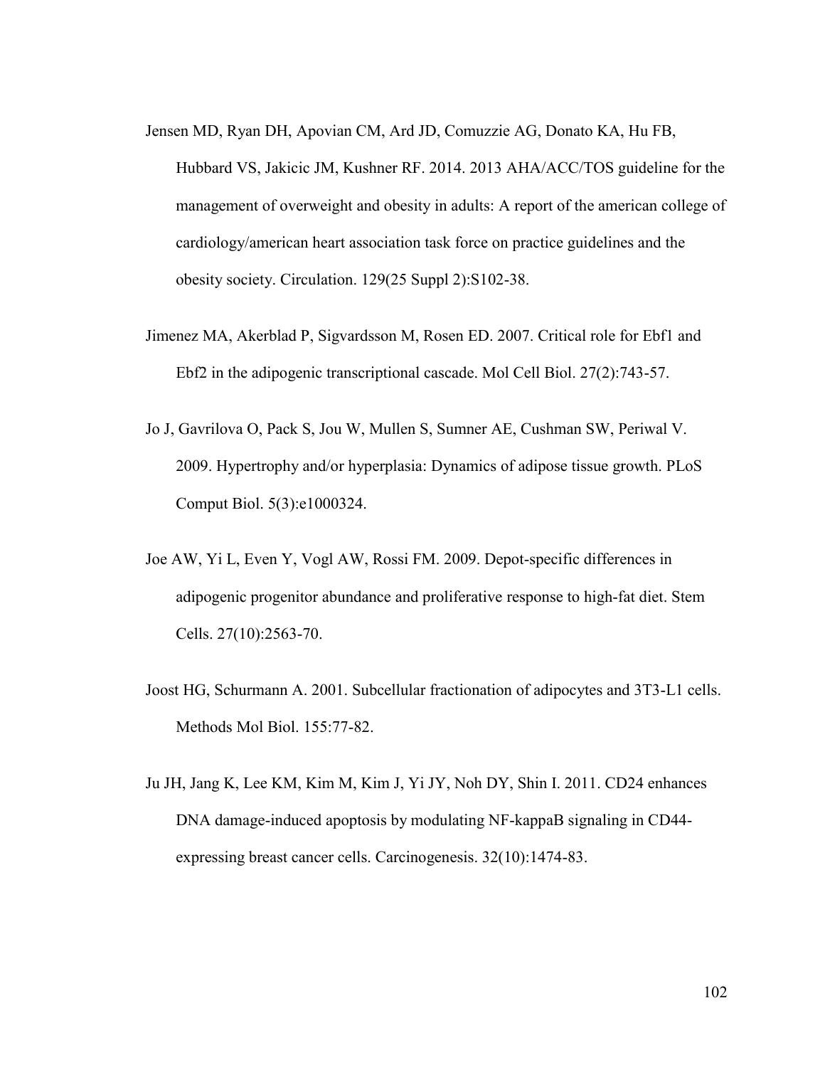Jensen MD, Ryan DH, Apovian CM, Ard JD, Comuzzie AG, Donato KA, Hu FB, Hubbard VS, Jakicic JM, Kushner RF. 2014. 2013 AHA/ACC/TOS guideline for the management of overweight and obesity in adults: A report of the american college of cardiology/american heart association task force on practice guidelines and the obesity society. Circulation. 129(25 Suppl 2):S102-38.

Jimenez MA, Akerblad P, Sigvardsson M, Rosen ED. 2007. Critical role for Ebf1 and Ebf2 in the adipogenic transcriptional cascade. Mol Cell Biol. 27(2):743-57.

Jo J, Gavrilova O, Pack S, Jou W, Mullen S, Sumner AE, Cushman SW, Periwal V. 2009. Hypertrophy and/or hyperplasia: Dynamics of adipose tissue growth. PLoS Comput Biol. 5(3):e1000324.

Joe AW, Yi L, Even Y, Vogl AW, Rossi FM. 2009. Depot-specific differences in adipogenic progenitor abundance and proliferative response to high-fat diet. Stem Cells. 27(10):2563-70.

Joost HG, Schurmann A. 2001. Subcellular fractionation of adipocytes and 3T3-L1 cells. Methods Mol Biol. 155:77-82.

Ju JH, Jang K, Lee KM, Kim M, Kim J, Yi JY, Noh DY, Shin I. 2011. CD24 enhances DNA damage-induced apoptosis by modulating NF-kappaB signaling in CD44-expressing breast cancer cells. Carcinogenesis. 32(10):1474-83.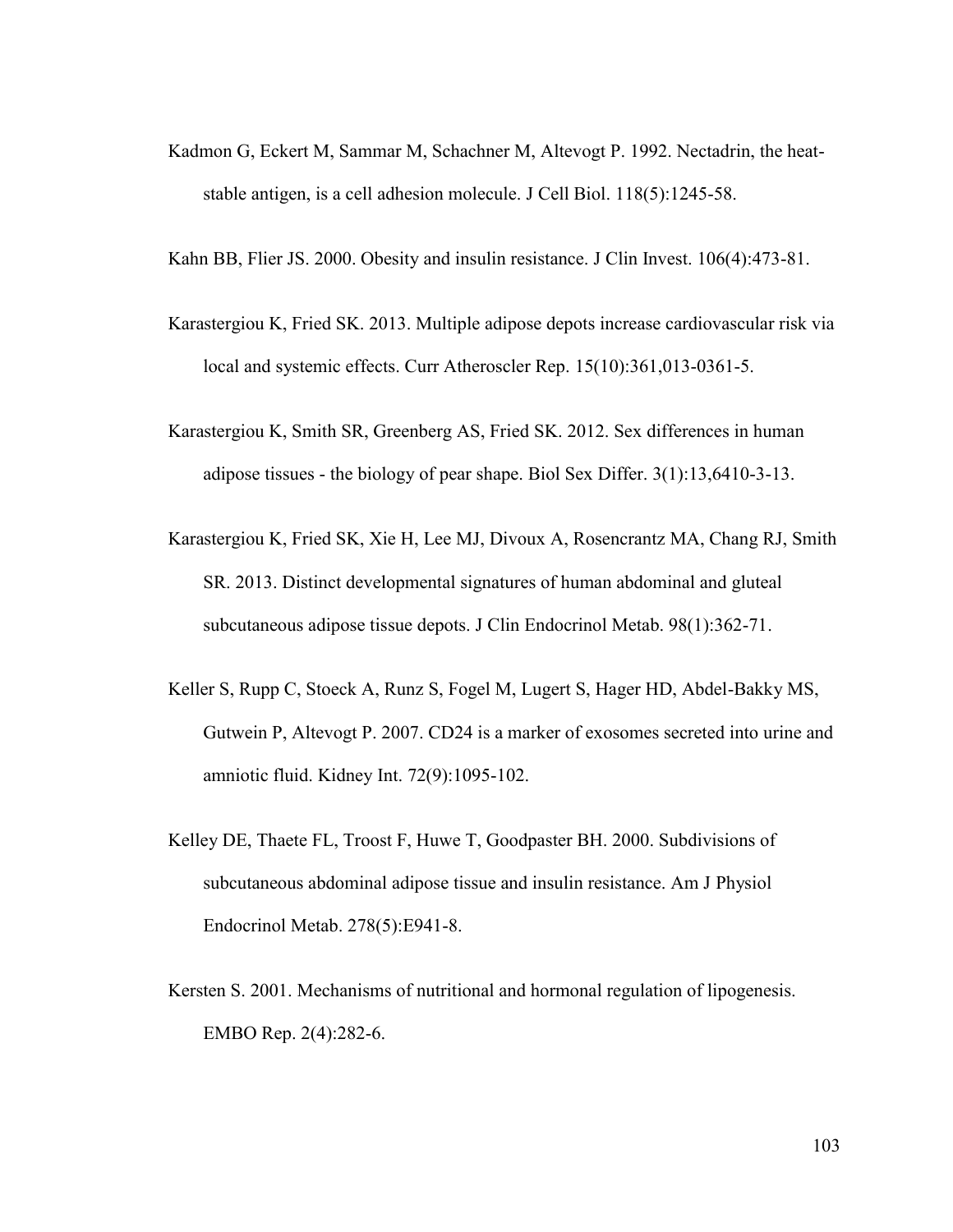Kadmon G, Eckert M, Sammar M, Schachner M, Altevogt P. 1992. Nectadrin, the heat-stable antigen, is a cell adhesion molecule. J Cell Biol. 118(5):1245-58.

Kahn BB, Flier JS. 2000. Obesity and insulin resistance. J Clin Invest. 106(4):473-81.

Karastergiou K, Fried SK. 2013. Multiple adipose depots increase cardiovascular risk via local and systemic effects. Curr Atheroscler Rep. 15(10):361,013-0361-5.

Karastergiou K, Smith SR, Greenberg AS, Fried SK. 2012. Sex differences in human adipose tissues - the biology of pear shape. Biol Sex Differ. 3(1):13,6410-3-13.

Karastergiou K, Fried SK, Xie H, Lee MJ, Divoux A, Rosencrantz MA, Chang RJ, Smith SR. 2013. Distinct developmental signatures of human abdominal and gluteal subcutaneous adipose tissue depots. J Clin Endocrinol Metab. 98(1):362-71.

Keller S, Rupp C, Stoeck A, Runz S, Fogel M, Lugert S, Hager HD, Abdel-Bakky MS, Gutwein P, Altevogt P. 2007. CD24 is a marker of exosomes secreted into urine and amniotic fluid. Kidney Int. 72(9):1095-102.

Kelley DE, Thaete FL, Troost F, Huwe T, Goodpaster BH. 2000. Subdivisions of subcutaneous abdominal adipose tissue and insulin resistance. Am J Physiol Endocrinol Metab. 278(5):E941-8.

Kersten S. 2001. Mechanisms of nutritional and hormonal regulation of lipogenesis. EMBO Rep. 2(4):282-6.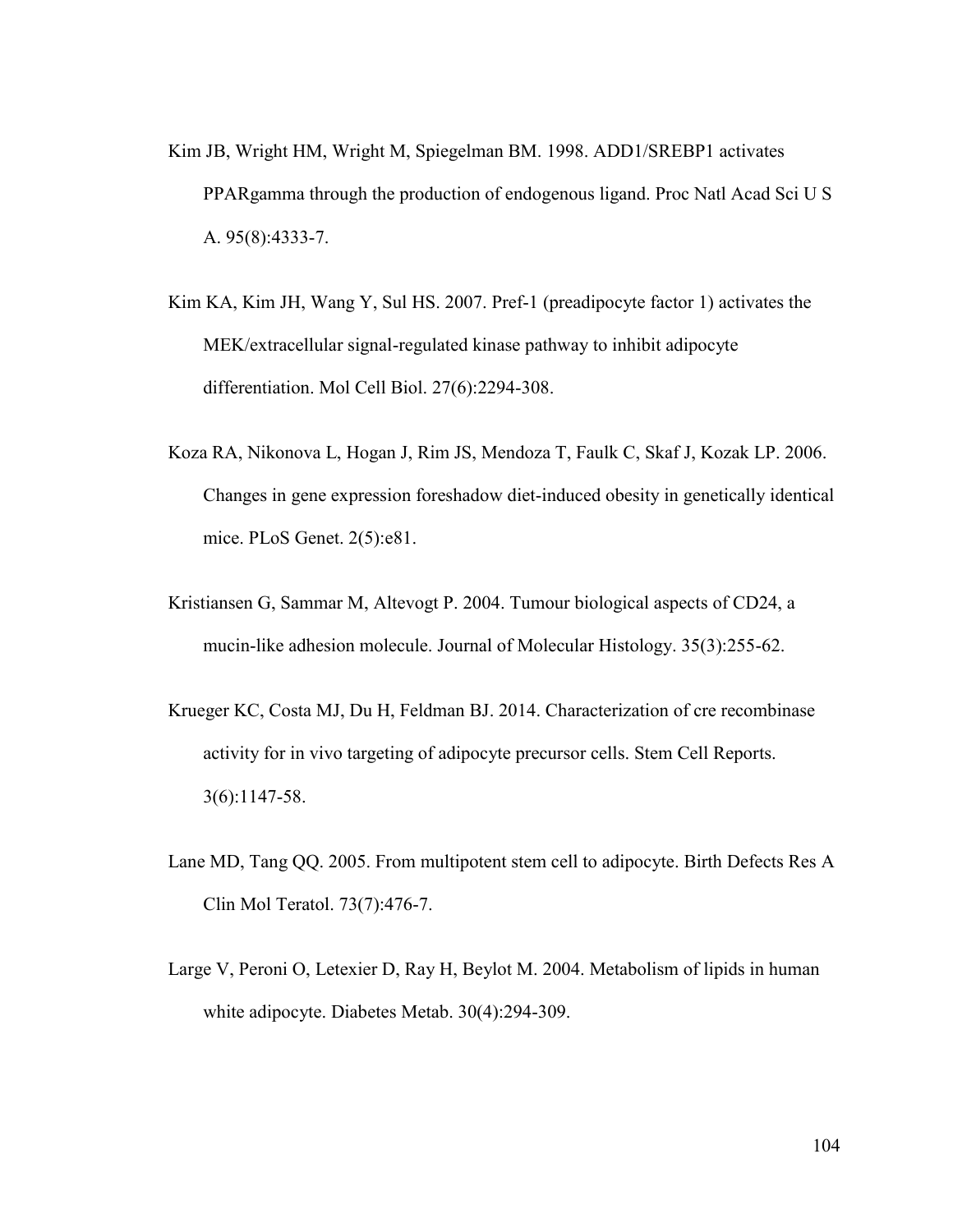Kim JB, Wright HM, Wright M, Spiegelman BM. 1998. ADD1/SREBP1 activates PPARgamma through the production of endogenous ligand. Proc Natl Acad Sci U S A. 95(8):4333-7.

Kim KA, Kim JH, Wang Y, Sul HS. 2007. Pref-1 (preadipocyte factor 1) activates the MEK/extracellular signal-regulated kinase pathway to inhibit adipocyte differentiation. Mol Cell Biol. 27(6):2294-308.

Koza RA, Nikonova L, Hogan J, Rim JS, Mendoza T, Faulk C, Skaf J, Kozak LP. 2006. Changes in gene expression foreshadow diet-induced obesity in genetically identical mice. PLoS Genet. 2(5):e81.

Kristiansen G, Sammar M, Altevogt P. 2004. Tumour biological aspects of CD24, a mucin-like adhesion molecule. Journal of Molecular Histology. 35(3):255-62.

Krueger KC, Costa MJ, Du H, Feldman BJ. 2014. Characterization of cre recombinase activity for in vivo targeting of adipocyte precursor cells. Stem Cell Reports. 3(6):1147-58.

Lane MD, Tang QQ. 2005. From multipotent stem cell to adipocyte. Birth Defects Res A Clin Mol Teratol. 73(7):476-7.

Large V, Peroni O, Letexier D, Ray H, Beylot M. 2004. Metabolism of lipids in human white adipocyte. Diabetes Metab. 30(4):294-309.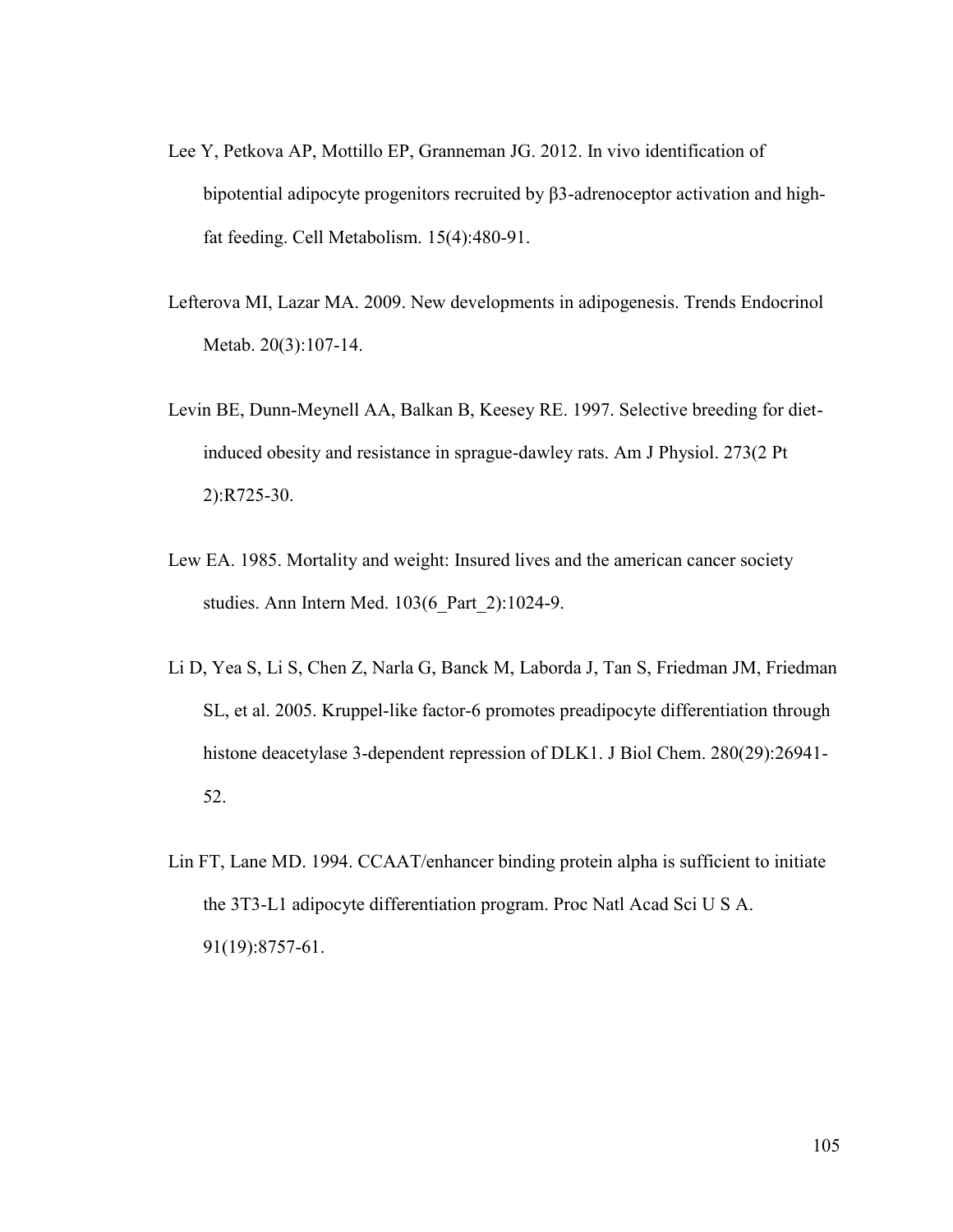Lee Y, Petkova AP, Mottillo EP, Granneman JG. 2012. In vivo identification of bipotential adipocyte progenitors recruited by β3-adrenoceptor activation and high-fat feeding. Cell Metabolism. 15(4):480-91.

Lefterova MI, Lazar MA. 2009. New developments in adipogenesis. Trends Endocrinol Metab. 20(3):107-14.

Levin BE, Dunn-Meynell AA, Balkan B, Keesey RE. 1997. Selective breeding for diet-induced obesity and resistance in sprague-dawley rats. Am J Physiol. 273(2 Pt 2):R725-30.

Lew EA. 1985. Mortality and weight: Insured lives and the american cancer society studies. Ann Intern Med. 103(6_Part_2):1024-9.

Li D, Yea S, Li S, Chen Z, Narla G, Banck M, Laborda J, Tan S, Friedman JM, Friedman SL, et al. 2005. Kruppel-like factor-6 promotes preadipocyte differentiation through histone deacetylase 3-dependent repression of DLK1. J Biol Chem. 280(29):26941-52.

Lin FT, Lane MD. 1994. CCAAT/enhancer binding protein alpha is sufficient to initiate the 3T3-L1 adipocyte differentiation program. Proc Natl Acad Sci U S A. 91(19):8757-61.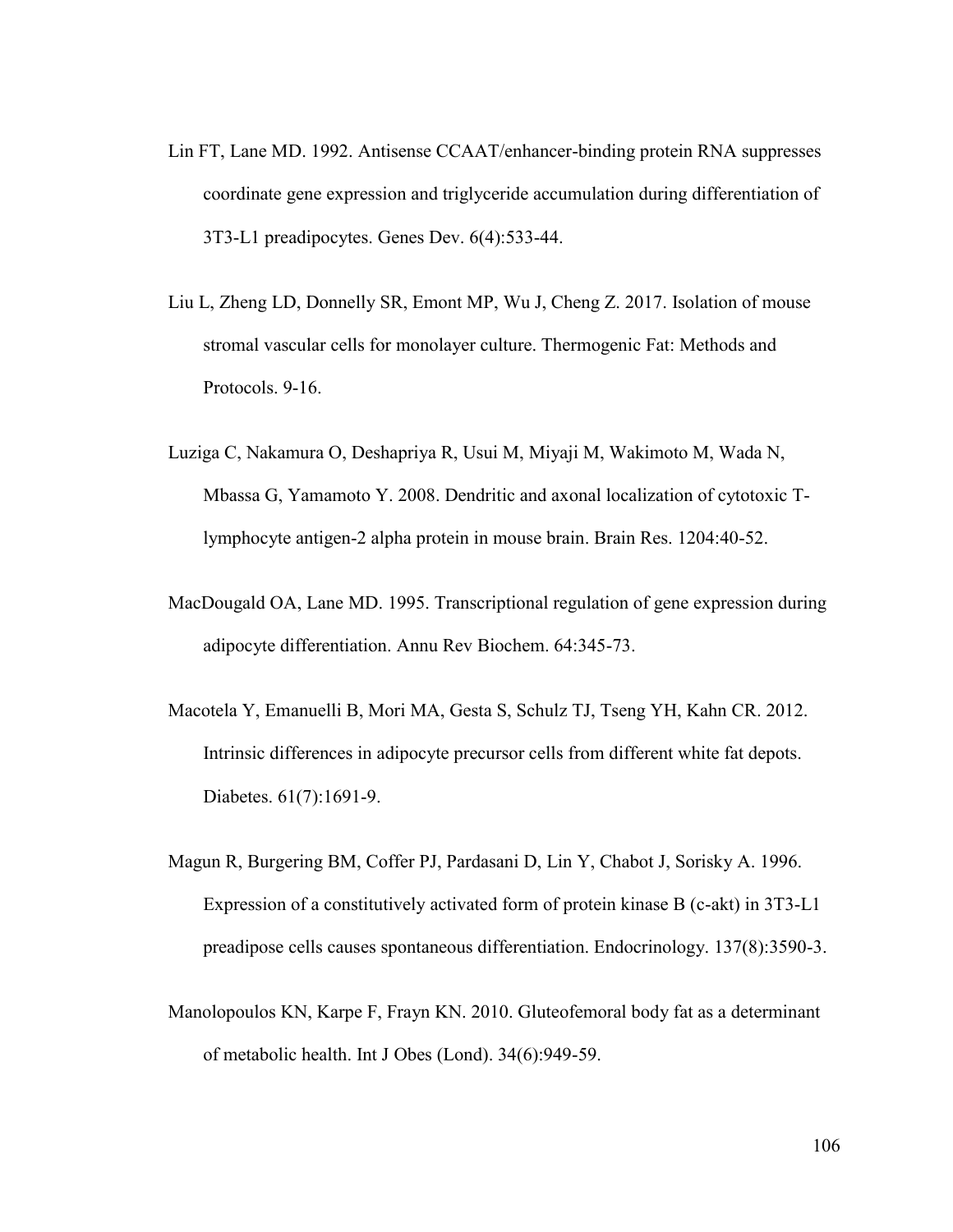Lin FT, Lane MD. 1992. Antisense CCAAT/enhancer-binding protein RNA suppresses coordinate gene expression and triglyceride accumulation during differentiation of 3T3-L1 preadipocytes. Genes Dev. 6(4):533-44.

Liu L, Zheng LD, Donnelly SR, Emont MP, Wu J, Cheng Z. 2017. Isolation of mouse stromal vascular cells for monolayer culture. Thermogenic Fat: Methods and Protocols. 9-16.

Luziga C, Nakamura O, Deshapriya R, Usui M, Miyaji M, Wakimoto M, Wada N, Mbassa G, Yamamoto Y. 2008. Dendritic and axonal localization of cytotoxic T-lymphocyte antigen-2 alpha protein in mouse brain. Brain Res. 1204:40-52.

MacDougald OA, Lane MD. 1995. Transcriptional regulation of gene expression during adipocyte differentiation. Annu Rev Biochem. 64:345-73.

Macotela Y, Emanuelli B, Mori MA, Gesta S, Schulz TJ, Tseng YH, Kahn CR. 2012. Intrinsic differences in adipocyte precursor cells from different white fat depots. Diabetes. 61(7):1691-9.

Magun R, Burgering BM, Coffer PJ, Pardasani D, Lin Y, Chabot J, Sorisky A. 1996. Expression of a constitutively activated form of protein kinase B (c-akt) in 3T3-L1 preadipose cells causes spontaneous differentiation. Endocrinology. 137(8):3590-3.

Manolopoulos KN, Karpe F, Frayn KN. 2010. Gluteofemoral body fat as a determinant of metabolic health. Int J Obes (Lond). 34(6):949-59.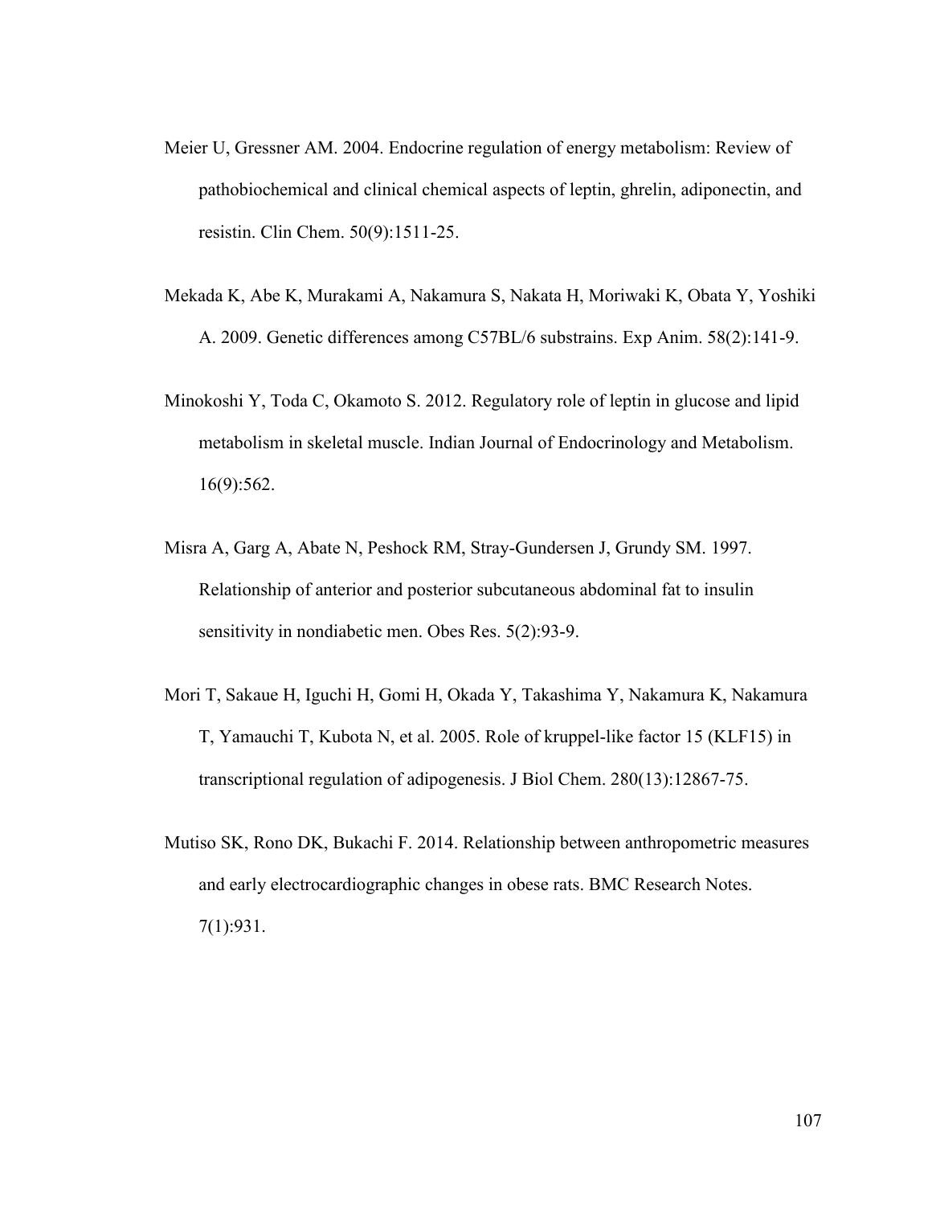Meier U, Gressner AM. 2004. Endocrine regulation of energy metabolism: Review of pathobiochemical and clinical chemical aspects of leptin, ghrelin, adiponectin, and resistin. Clin Chem. 50(9):1511-25.

Mekada K, Abe K, Murakami A, Nakamura S, Nakata H, Moriwaki K, Obata Y, Yoshiki A. 2009. Genetic differences among C57BL/6 substrains. Exp Anim. 58(2):141-9.

Minokoshi Y, Toda C, Okamoto S. 2012. Regulatory role of leptin in glucose and lipid metabolism in skeletal muscle. Indian Journal of Endocrinology and Metabolism. 16(9):562.

Misra A, Garg A, Abate N, Peshock RM, Stray-Gundersen J, Grundy SM. 1997. Relationship of anterior and posterior subcutaneous abdominal fat to insulin sensitivity in nondiabetic men. Obes Res. 5(2):93-9.

Mori T, Sakaue H, Iguchi H, Gomi H, Okada Y, Takashima Y, Nakamura K, Nakamura T, Yamauchi T, Kubota N, et al. 2005. Role of kruppel-like factor 15 (KLF15) in transcriptional regulation of adipogenesis. J Biol Chem. 280(13):12867-75.

Mutiso SK, Rono DK, Bukachi F. 2014. Relationship between anthropometric measures and early electrocardiographic changes in obese rats. BMC Research Notes. 7(1):931.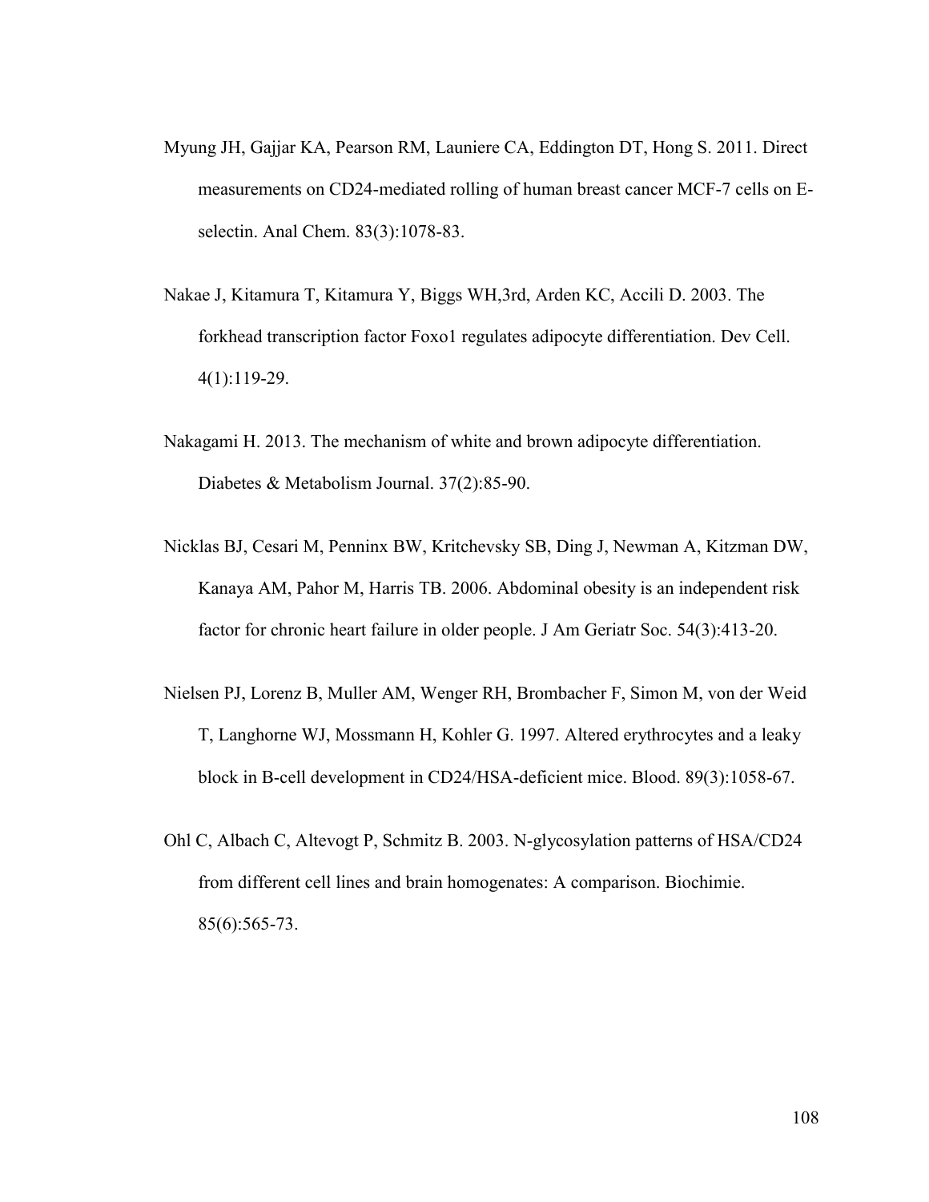Myung JH, Gajjar KA, Pearson RM, Launiere CA, Eddington DT, Hong S. 2011. Direct measurements on CD24-mediated rolling of human breast cancer MCF-7 cells on E-selectin. Anal Chem. 83(3):1078-83.

Nakae J, Kitamura T, Kitamura Y, Biggs WH,3rd, Arden KC, Accili D. 2003. The forkhead transcription factor Foxo1 regulates adipocyte differentiation. Dev Cell. 4(1):119-29.

Nakagami H. 2013. The mechanism of white and brown adipocyte differentiation. Diabetes & Metabolism Journal. 37(2):85-90.

Nicklas BJ, Cesari M, Penninx BW, Kritchevsky SB, Ding J, Newman A, Kitzman DW, Kanaya AM, Pahor M, Harris TB. 2006. Abdominal obesity is an independent risk factor for chronic heart failure in older people. J Am Geriatr Soc. 54(3):413-20.

Nielsen PJ, Lorenz B, Muller AM, Wenger RH, Brombacher F, Simon M, von der Weid T, Langhorne WJ, Mossmann H, Kohler G. 1997. Altered erythrocytes and a leaky block in B-cell development in CD24/HSA-deficient mice. Blood. 89(3):1058-67.

Ohl C, Albach C, Altevogt P, Schmitz B. 2003. N-glycosylation patterns of HSA/CD24 from different cell lines and brain homogenates: A comparison. Biochimie. 85(6):565-73.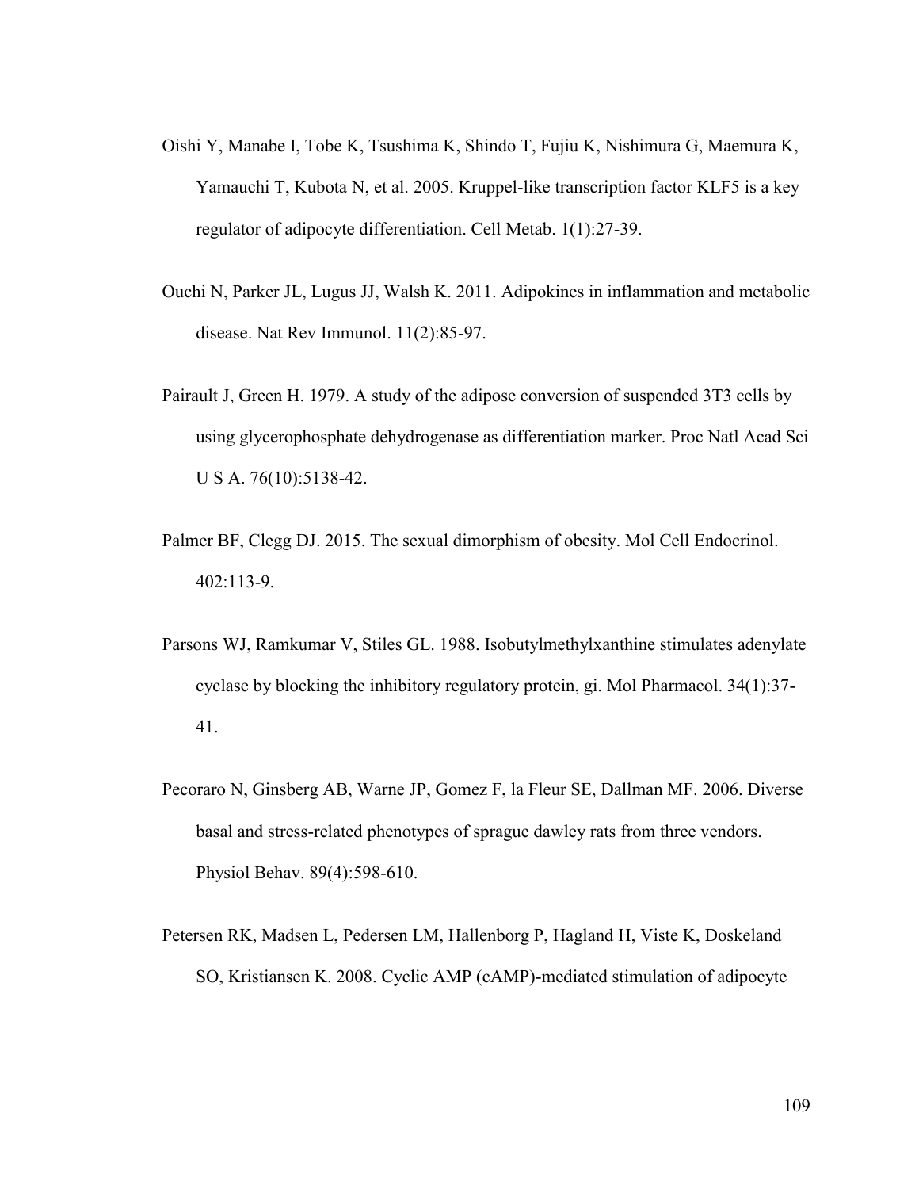Oishi Y, Manabe I, Tobe K, Tsushima K, Shindo T, Fujiu K, Nishimura G, Maemura K, Yamauchi T, Kubota N, et al. 2005. Kruppel-like transcription factor KLF5 is a key regulator of adipocyte differentiation. Cell Metab. 1(1):27-39.

Ouchi N, Parker JL, Lugus JJ, Walsh K. 2011. Adipokines in inflammation and metabolic disease. Nat Rev Immunol. 11(2):85-97.

Pairault J, Green H. 1979. A study of the adipose conversion of suspended 3T3 cells by using glycerophosphate dehydrogenase as differentiation marker. Proc Natl Acad Sci U S A. 76(10):5138-42.

Palmer BF, Clegg DJ. 2015. The sexual dimorphism of obesity. Mol Cell Endocrinol. 402:113-9.

Parsons WJ, Ramkumar V, Stiles GL. 1988. Isobutylmethylxanthine stimulates adenylate cyclase by blocking the inhibitory regulatory protein, gi. Mol Pharmacol. 34(1):37-41.

Pecoraro N, Ginsberg AB, Warne JP, Gomez F, la Fleur SE, Dallman MF. 2006. Diverse basal and stress-related phenotypes of sprague dawley rats from three vendors. Physiol Behav. 89(4):598-610.

Petersen RK, Madsen L, Pedersen LM, Hallenborg P, Hagland H, Viste K, Doskeland SO, Kristiansen K. 2008. Cyclic AMP (cAMP)-mediated stimulation of adipocyte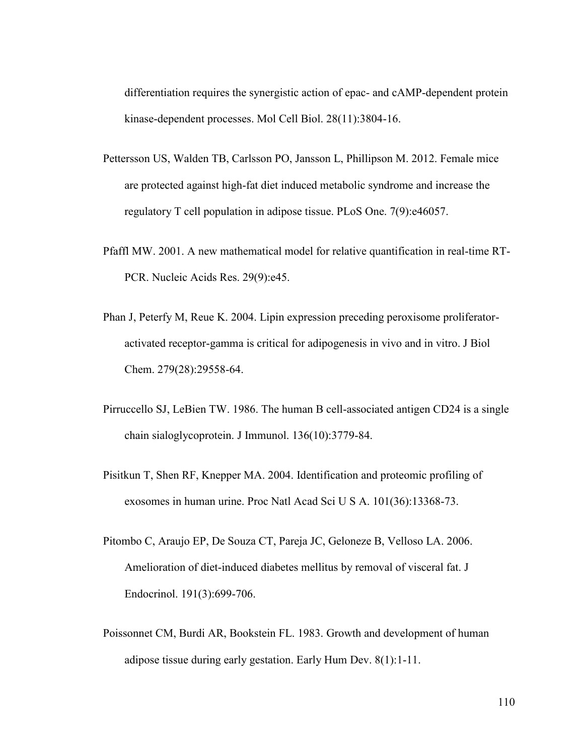differentiation requires the synergistic action of epac- and cAMP-dependent protein kinase-dependent processes. Mol Cell Biol. 28(11):3804-16.

Pettersson US, Walden TB, Carlsson PO, Jansson L, Phillipson M. 2012. Female mice are protected against high-fat diet induced metabolic syndrome and increase the regulatory T cell population in adipose tissue. PLoS One. 7(9):e46057.

Pfaffl MW. 2001. A new mathematical model for relative quantification in real-time RT-PCR. Nucleic Acids Res. 29(9):e45.

Phan J, Peterfy M, Reue K. 2004. Lipin expression preceding peroxisome proliferator-activated receptor-gamma is critical for adipogenesis in vivo and in vitro. J Biol Chem. 279(28):29558-64.

Pirruccello SJ, LeBien TW. 1986. The human B cell-associated antigen CD24 is a single chain sialoglycoprotein. J Immunol. 136(10):3779-84.

Pisitkun T, Shen RF, Knepper MA. 2004. Identification and proteomic profiling of exosomes in human urine. Proc Natl Acad Sci U S A. 101(36):13368-73.

Pitombo C, Araujo EP, De Souza CT, Pareja JC, Geloneze B, Velloso LA. 2006. Amelioration of diet-induced diabetes mellitus by removal of visceral fat. J Endocrinol. 191(3):699-706.

Poissonnet CM, Burdi AR, Bookstein FL. 1983. Growth and development of human adipose tissue during early gestation. Early Hum Dev. 8(1):1-11.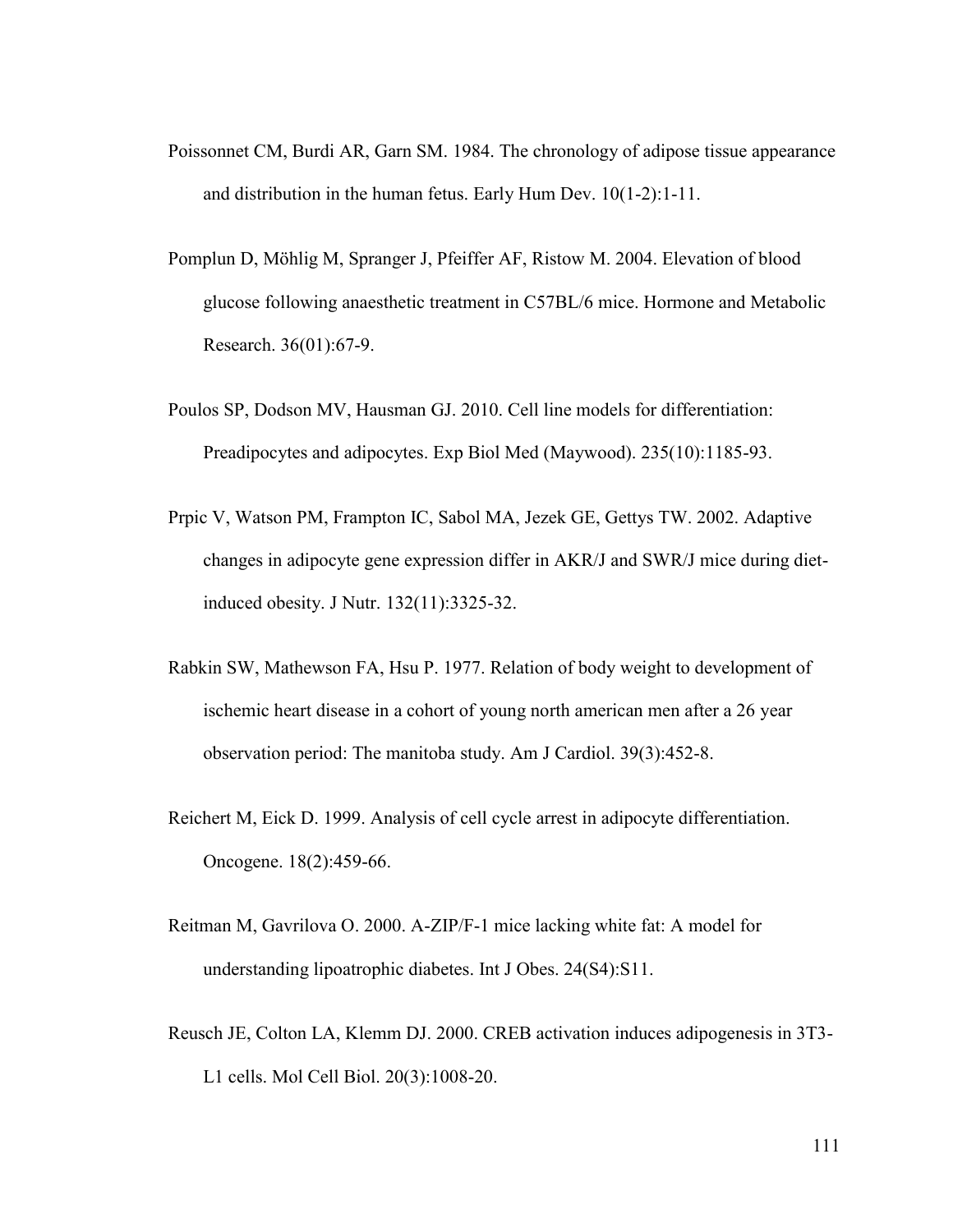Poissonnet CM, Burdi AR, Garn SM. 1984. The chronology of adipose tissue appearance and distribution in the human fetus. Early Hum Dev. 10(1-2):1-11.

Pomplun D, Möhlig M, Spranger J, Pfeiffer AF, Ristow M. 2004. Elevation of blood glucose following anaesthetic treatment in C57BL/6 mice. Hormone and Metabolic Research. 36(01):67-9.

Poulos SP, Dodson MV, Hausman GJ. 2010. Cell line models for differentiation: Preadipocytes and adipocytes. Exp Biol Med (Maywood). 235(10):1185-93.

Prpic V, Watson PM, Frampton IC, Sabol MA, Jezek GE, Gettys TW. 2002. Adaptive changes in adipocyte gene expression differ in AKR/J and SWR/J mice during diet-induced obesity. J Nutr. 132(11):3325-32.

Rabkin SW, Mathewson FA, Hsu P. 1977. Relation of body weight to development of ischemic heart disease in a cohort of young north american men after a 26 year observation period: The manitoba study. Am J Cardiol. 39(3):452-8.

Reichert M, Eick D. 1999. Analysis of cell cycle arrest in adipocyte differentiation. Oncogene. 18(2):459-66.

Reitman M, Gavrilova O. 2000. A-ZIP/F-1 mice lacking white fat: A model for understanding lipoatrophic diabetes. Int J Obes. 24(S4):S11.

Reusch JE, Colton LA, Klemm DJ. 2000. CREB activation induces adipogenesis in 3T3-L1 cells. Mol Cell Biol. 20(3):1008-20.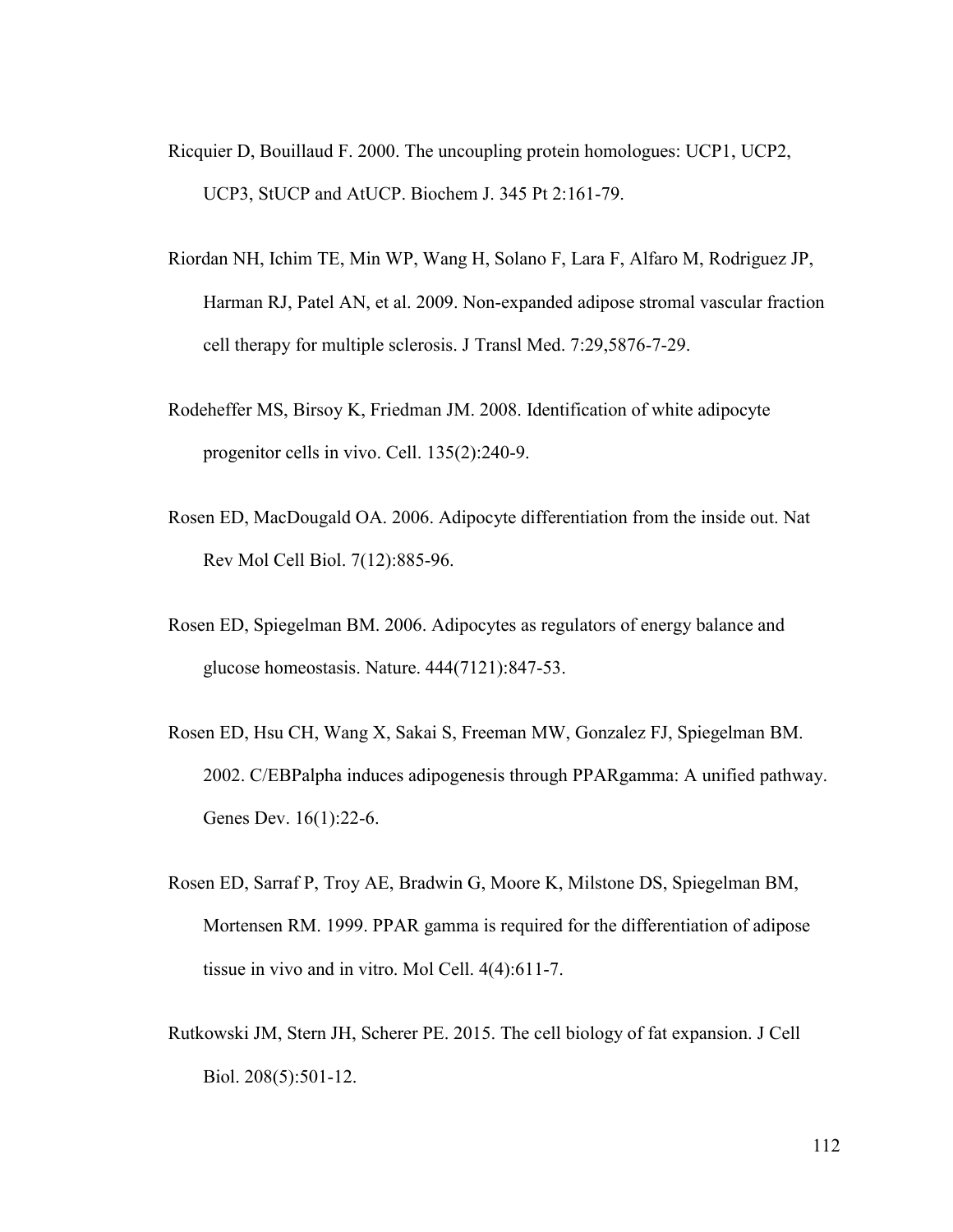Ricquier D, Bouillaud F. 2000. The uncoupling protein homologues: UCP1, UCP2, UCP3, StUCP and AtUCP. Biochem J. 345 Pt 2:161-79.

Riordan NH, Ichim TE, Min WP, Wang H, Solano F, Lara F, Alfaro M, Rodriguez JP, Harman RJ, Patel AN, et al. 2009. Non-expanded adipose stromal vascular fraction cell therapy for multiple sclerosis. J Transl Med. 7:29,5876-7-29.

Rodeheffer MS, Birsoy K, Friedman JM. 2008. Identification of white adipocyte progenitor cells in vivo. Cell. 135(2):240-9.

Rosen ED, MacDougald OA. 2006. Adipocyte differentiation from the inside out. Nat Rev Mol Cell Biol. 7(12):885-96.

Rosen ED, Spiegelman BM. 2006. Adipocytes as regulators of energy balance and glucose homeostasis. Nature. 444(7121):847-53.

Rosen ED, Hsu CH, Wang X, Sakai S, Freeman MW, Gonzalez FJ, Spiegelman BM. 2002. C/EBPalpha induces adipogenesis through PPARgamma: A unified pathway. Genes Dev. 16(1):22-6.

Rosen ED, Sarraf P, Troy AE, Bradwin G, Moore K, Milstone DS, Spiegelman BM, Mortensen RM. 1999. PPAR gamma is required for the differentiation of adipose tissue in vivo and in vitro. Mol Cell. 4(4):611-7.

Rutkowski JM, Stern JH, Scherer PE. 2015. The cell biology of fat expansion. J Cell Biol. 208(5):501-12.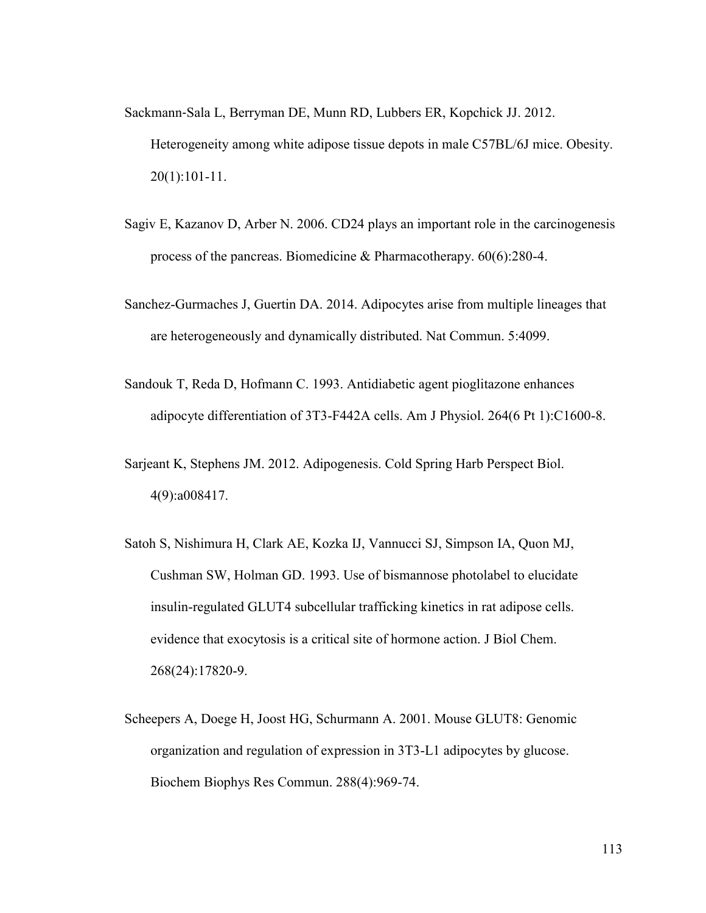Sackmann-Sala L, Berryman DE, Munn RD, Lubbers ER, Kopchick JJ. 2012. Heterogeneity among white adipose tissue depots in male C57BL/6J mice. Obesity. 20(1):101-11.

Sagiv E, Kazanov D, Arber N. 2006. CD24 plays an important role in the carcinogenesis process of the pancreas. Biomedicine & Pharmacotherapy. 60(6):280-4.

Sanchez-Gurmaches J, Guertin DA. 2014. Adipocytes arise from multiple lineages that are heterogeneously and dynamically distributed. Nat Commun. 5:4099.

Sandouk T, Reda D, Hofmann C. 1993. Antidiabetic agent pioglitazone enhances adipocyte differentiation of 3T3-F442A cells. Am J Physiol. 264(6 Pt 1):C1600-8.

Sarjeant K, Stephens JM. 2012. Adipogenesis. Cold Spring Harb Perspect Biol. 4(9):a008417.

Satoh S, Nishimura H, Clark AE, Kozka IJ, Vannucci SJ, Simpson IA, Quon MJ, Cushman SW, Holman GD. 1993. Use of bismannose photolabel to elucidate insulin-regulated GLUT4 subcellular trafficking kinetics in rat adipose cells. evidence that exocytosis is a critical site of hormone action. J Biol Chem. 268(24):17820-9.

Scheepers A, Doege H, Joost HG, Schurmann A. 2001. Mouse GLUT8: Genomic organization and regulation of expression in 3T3-L1 adipocytes by glucose. Biochem Biophys Res Commun. 288(4):969-74.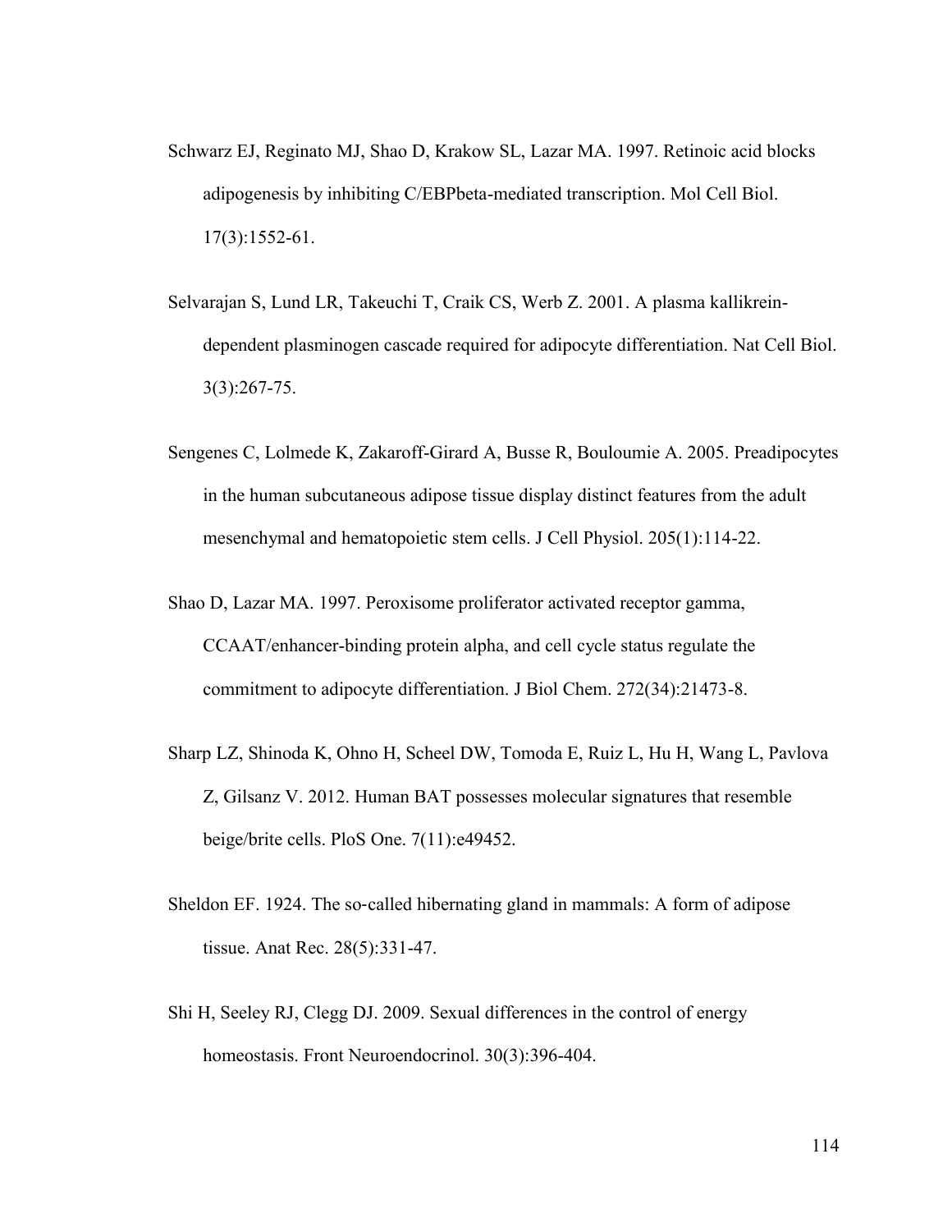Schwarz EJ, Reginato MJ, Shao D, Krakow SL, Lazar MA. 1997. Retinoic acid blocks adipogenesis by inhibiting C/EBPbeta-mediated transcription. Mol Cell Biol. 17(3):1552-61.

Selvarajan S, Lund LR, Takeuchi T, Craik CS, Werb Z. 2001. A plasma kallikrein-dependent plasminogen cascade required for adipocyte differentiation. Nat Cell Biol. 3(3):267-75.

Sengenes C, Lolmede K, Zakaroff-Girard A, Busse R, Bouloumie A. 2005. Preadipocytes in the human subcutaneous adipose tissue display distinct features from the adult mesenchymal and hematopoietic stem cells. J Cell Physiol. 205(1):114-22.

Shao D, Lazar MA. 1997. Peroxisome proliferator activated receptor gamma, CCAAT/enhancer-binding protein alpha, and cell cycle status regulate the commitment to adipocyte differentiation. J Biol Chem. 272(34):21473-8.

Sharp LZ, Shinoda K, Ohno H, Scheel DW, Tomoda E, Ruiz L, Hu H, Wang L, Pavlova Z, Gilsanz V. 2012. Human BAT possesses molecular signatures that resemble beige/brite cells. PloS One. 7(11):e49452.

Sheldon EF. 1924. The so-called hibernating gland in mammals: A form of adipose tissue. Anat Rec. 28(5):331-47.

Shi H, Seeley RJ, Clegg DJ. 2009. Sexual differences in the control of energy homeostasis. Front Neuroendocrinol. 30(3):396-404.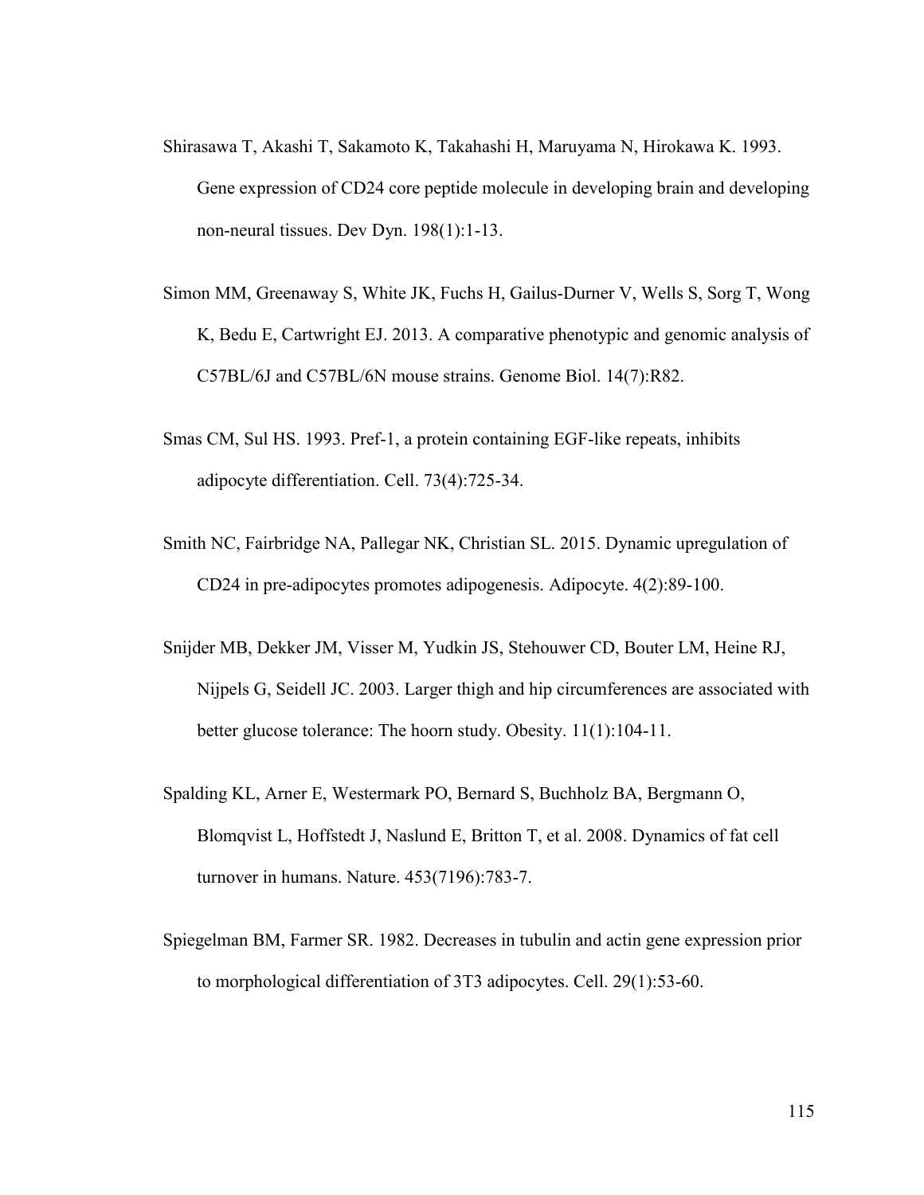Shirasawa T, Akashi T, Sakamoto K, Takahashi H, Maruyama N, Hirokawa K. 1993. Gene expression of CD24 core peptide molecule in developing brain and developing non-neural tissues. Dev Dyn. 198(1):1-13.

Simon MM, Greenaway S, White JK, Fuchs H, Gailus-Durner V, Wells S, Sorg T, Wong K, Bedu E, Cartwright EJ. 2013. A comparative phenotypic and genomic analysis of C57BL/6J and C57BL/6N mouse strains. Genome Biol. 14(7):R82.

Smas CM, Sul HS. 1993. Pref-1, a protein containing EGF-like repeats, inhibits adipocyte differentiation. Cell. 73(4):725-34.

Smith NC, Fairbridge NA, Pallegar NK, Christian SL. 2015. Dynamic upregulation of CD24 in pre-adipocytes promotes adipogenesis. Adipocyte. 4(2):89-100.

Snijder MB, Dekker JM, Visser M, Yudkin JS, Stehouwer CD, Bouter LM, Heine RJ, Nijpels G, Seidell JC. 2003. Larger thigh and hip circumferences are associated with better glucose tolerance: The hoorn study. Obesity. 11(1):104-11.

Spalding KL, Arner E, Westermark PO, Bernard S, Buchholz BA, Bergmann O, Blomqvist L, Hoffstedt J, Naslund E, Britton T, et al. 2008. Dynamics of fat cell turnover in humans. Nature. 453(7196):783-7.

Spiegelman BM, Farmer SR. 1982. Decreases in tubulin and actin gene expression prior to morphological differentiation of 3T3 adipocytes. Cell. 29(1):53-60.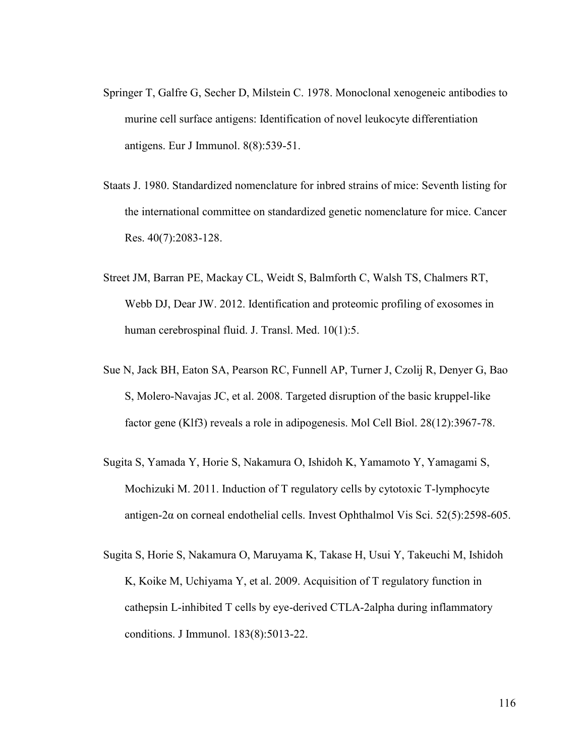Springer T, Galfre G, Secher D, Milstein C. 1978. Monoclonal xenogeneic antibodies to murine cell surface antigens: Identification of novel leukocyte differentiation antigens. Eur J Immunol. 8(8):539-51.

Staats J. 1980. Standardized nomenclature for inbred strains of mice: Seventh listing for the international committee on standardized genetic nomenclature for mice. Cancer Res. 40(7):2083-128.

Street JM, Barran PE, Mackay CL, Weidt S, Balmforth C, Walsh TS, Chalmers RT, Webb DJ, Dear JW. 2012. Identification and proteomic profiling of exosomes in human cerebrospinal fluid. J. Transl. Med. 10(1):5.

Sue N, Jack BH, Eaton SA, Pearson RC, Funnell AP, Turner J, Czolij R, Denyer G, Bao S, Molero-Navajas JC, et al. 2008. Targeted disruption of the basic kruppel-like factor gene (Klf3) reveals a role in adipogenesis. Mol Cell Biol. 28(12):3967-78.

Sugita S, Yamada Y, Horie S, Nakamura O, Ishidoh K, Yamamoto Y, Yamagami S, Mochizuki M. 2011. Induction of T regulatory cells by cytotoxic T-lymphocyte antigen-2α on corneal endothelial cells. Invest Ophthalmol Vis Sci. 52(5):2598-605.

Sugita S, Horie S, Nakamura O, Maruyama K, Takase H, Usui Y, Takeuchi M, Ishidoh K, Koike M, Uchiyama Y, et al. 2009. Acquisition of T regulatory function in cathepsin L-inhibited T cells by eye-derived CTLA-2alpha during inflammatory conditions. J Immunol. 183(8):5013-22.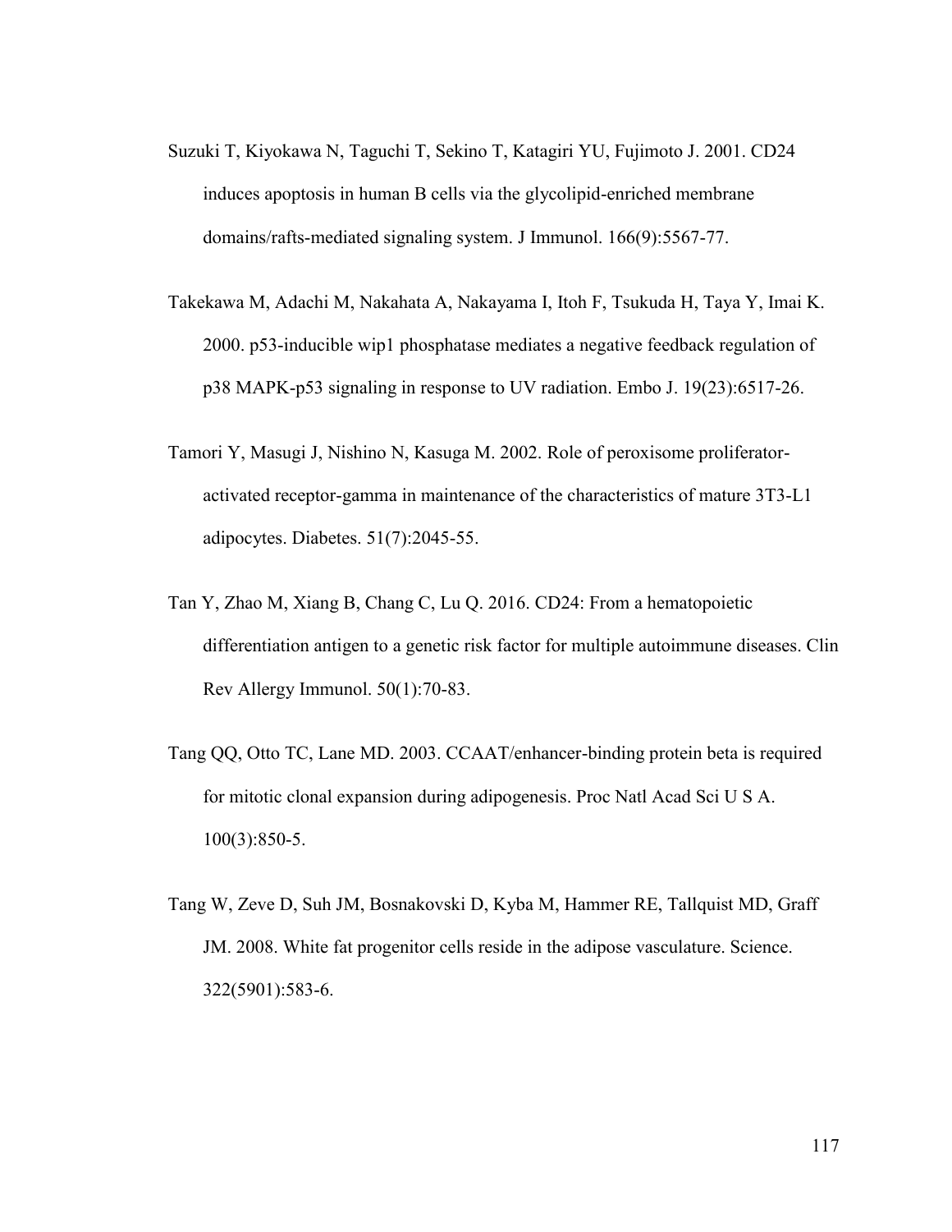Suzuki T, Kiyokawa N, Taguchi T, Sekino T, Katagiri YU, Fujimoto J. 2001. CD24 induces apoptosis in human B cells via the glycolipid-enriched membrane domains/rafts-mediated signaling system. J Immunol. 166(9):5567-77.

Takekawa M, Adachi M, Nakahata A, Nakayama I, Itoh F, Tsukuda H, Taya Y, Imai K. 2000. p53-inducible wip1 phosphatase mediates a negative feedback regulation of p38 MAPK-p53 signaling in response to UV radiation. Embo J. 19(23):6517-26.

Tamori Y, Masugi J, Nishino N, Kasuga M. 2002. Role of peroxisome proliferator-activated receptor-gamma in maintenance of the characteristics of mature 3T3-L1 adipocytes. Diabetes. 51(7):2045-55.

Tan Y, Zhao M, Xiang B, Chang C, Lu Q. 2016. CD24: From a hematopoietic differentiation antigen to a genetic risk factor for multiple autoimmune diseases. Clin Rev Allergy Immunol. 50(1):70-83.

Tang QQ, Otto TC, Lane MD. 2003. CCAAT/enhancer-binding protein beta is required for mitotic clonal expansion during adipogenesis. Proc Natl Acad Sci U S A. 100(3):850-5.

Tang W, Zeve D, Suh JM, Bosnakovski D, Kyba M, Hammer RE, Tallquist MD, Graff JM. 2008. White fat progenitor cells reside in the adipose vasculature. Science. 322(5901):583-6.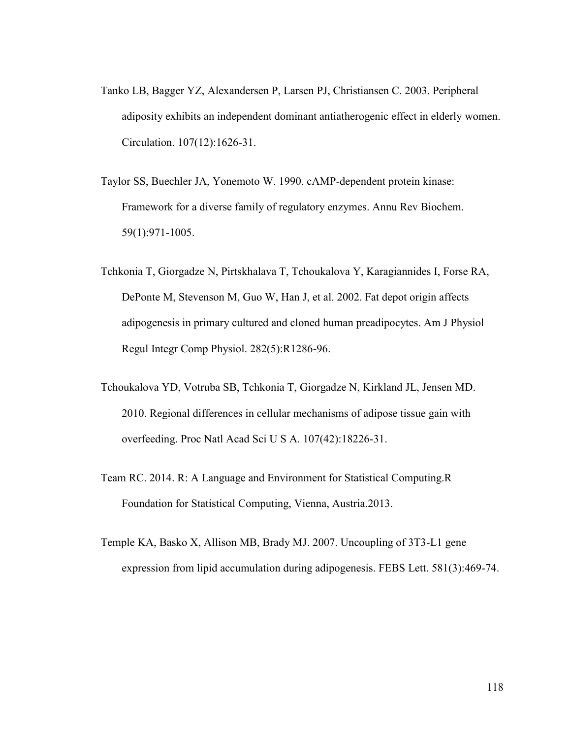Tanko LB, Bagger YZ, Alexandersen P, Larsen PJ, Christiansen C. 2003. Peripheral adiposity exhibits an independent dominant antiatherogenic effect in elderly women. Circulation. 107(12):1626-31.

Taylor SS, Buechler JA, Yonemoto W. 1990. cAMP-dependent protein kinase: Framework for a diverse family of regulatory enzymes. Annu Rev Biochem. 59(1):971-1005.

Tchkonia T, Giorgadze N, Pirtskhalava T, Tchoukalova Y, Karagiannides I, Forse RA, DePonte M, Stevenson M, Guo W, Han J, et al. 2002. Fat depot origin affects adipogenesis in primary cultured and cloned human preadipocytes. Am J Physiol Regul Integr Comp Physiol. 282(5):R1286-96.

Tchoukalova YD, Votruba SB, Tchkonia T, Giorgadze N, Kirkland JL, Jensen MD. 2010. Regional differences in cellular mechanisms of adipose tissue gain with overfeeding. Proc Natl Acad Sci U S A. 107(42):18226-31.

Team RC. 2014. R: A Language and Environment for Statistical Computing.R Foundation for Statistical Computing, Vienna, Austria.2013.

Temple KA, Basko X, Allison MB, Brady MJ. 2007. Uncoupling of 3T3-L1 gene expression from lipid accumulation during adipogenesis. FEBS Lett. 581(3):469-74.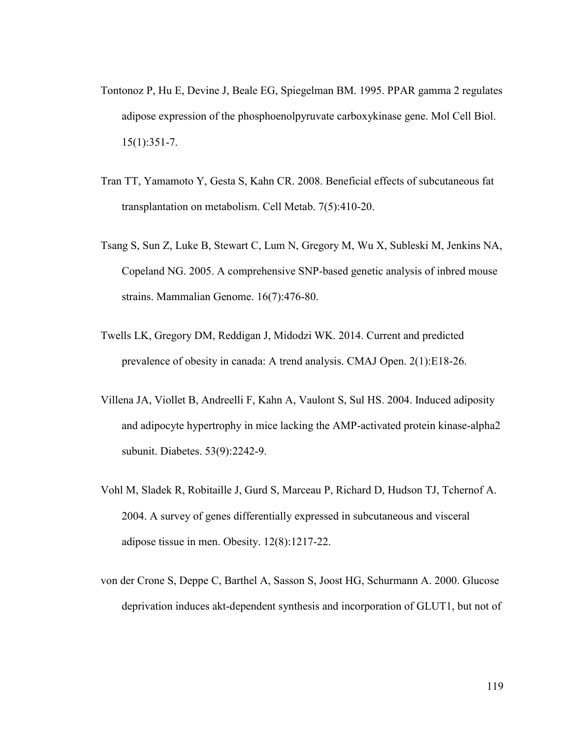Tontonoz P, Hu E, Devine J, Beale EG, Spiegelman BM. 1995. PPAR gamma 2 regulates adipose expression of the phosphoenolpyruvate carboxykinase gene. Mol Cell Biol. 15(1):351-7.

Tran TT, Yamamoto Y, Gesta S, Kahn CR. 2008. Beneficial effects of subcutaneous fat transplantation on metabolism. Cell Metab. 7(5):410-20.

Tsang S, Sun Z, Luke B, Stewart C, Lum N, Gregory M, Wu X, Subleski M, Jenkins NA, Copeland NG. 2005. A comprehensive SNP-based genetic analysis of inbred mouse strains. Mammalian Genome. 16(7):476-80.

Twells LK, Gregory DM, Reddigan J, Midodzi WK. 2014. Current and predicted prevalence of obesity in canada: A trend analysis. CMAJ Open. 2(1):E18-26.

Villena JA, Viollet B, Andreelli F, Kahn A, Vaulont S, Sul HS. 2004. Induced adiposity and adipocyte hypertrophy in mice lacking the AMP-activated protein kinase-alpha2 subunit. Diabetes. 53(9):2242-9.

Vohl M, Sladek R, Robitaille J, Gurd S, Marceau P, Richard D, Hudson TJ, Tchernof A. 2004. A survey of genes differentially expressed in subcutaneous and visceral adipose tissue in men. Obesity. 12(8):1217-22.

von der Crone S, Deppe C, Barthel A, Sasson S, Joost HG, Schurmann A. 2000. Glucose deprivation induces akt-dependent synthesis and incorporation of GLUT1, but not of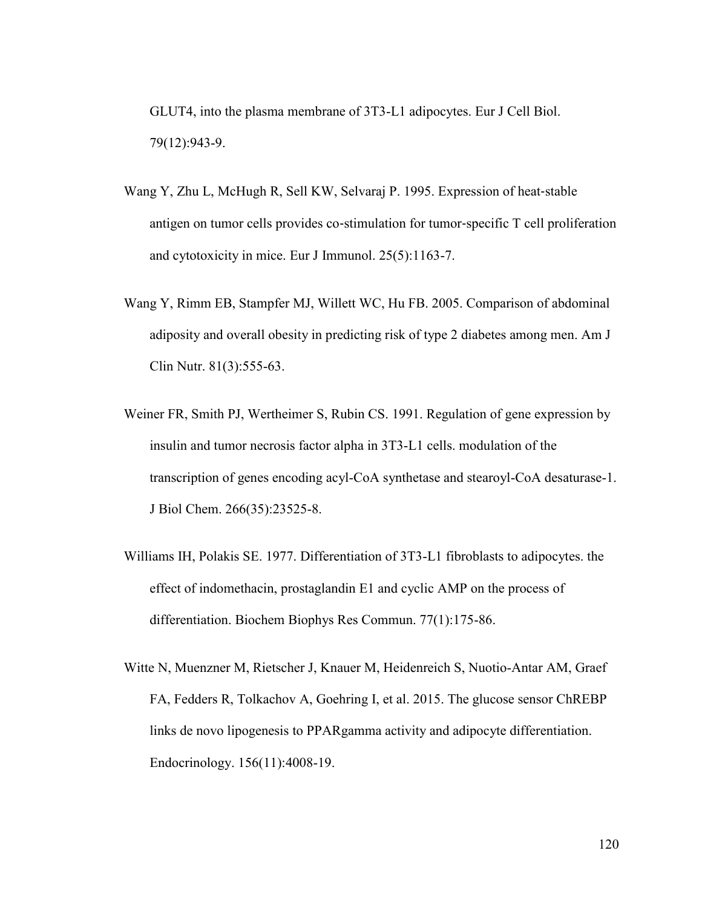GLUT4, into the plasma membrane of 3T3-L1 adipocytes. Eur J Cell Biol. 79(12):943-9.

Wang Y, Zhu L, McHugh R, Sell KW, Selvaraj P. 1995. Expression of heat-stable antigen on tumor cells provides co-stimulation for tumor-specific T cell proliferation and cytotoxicity in mice. Eur J Immunol. 25(5):1163-7.

Wang Y, Rimm EB, Stampfer MJ, Willett WC, Hu FB. 2005. Comparison of abdominal adiposity and overall obesity in predicting risk of type 2 diabetes among men. Am J Clin Nutr. 81(3):555-63.

Weiner FR, Smith PJ, Wertheimer S, Rubin CS. 1991. Regulation of gene expression by insulin and tumor necrosis factor alpha in 3T3-L1 cells. modulation of the transcription of genes encoding acyl-CoA synthetase and stearoyl-CoA desaturase-1. J Biol Chem. 266(35):23525-8.

Williams IH, Polakis SE. 1977. Differentiation of 3T3-L1 fibroblasts to adipocytes. the effect of indomethacin, prostaglandin E1 and cyclic AMP on the process of differentiation. Biochem Biophys Res Commun. 77(1):175-86.

Witte N, Muenzner M, Rietscher J, Knauer M, Heidenreich S, Nuotio-Antar AM, Graef FA, Fedders R, Tolkachov A, Goehring I, et al. 2015. The glucose sensor ChREBP links de novo lipogenesis to PPARgamma activity and adipocyte differentiation. Endocrinology. 156(11):4008-19.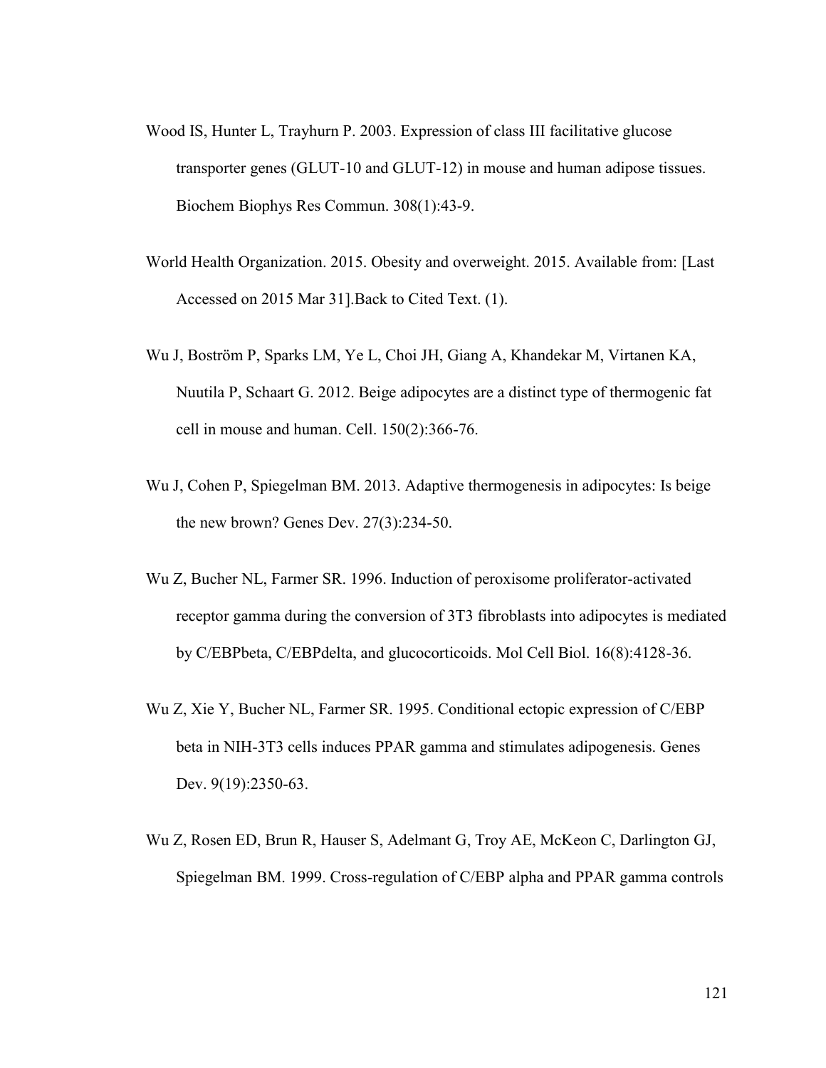Wood IS, Hunter L, Trayhurn P. 2003. Expression of class III facilitative glucose transporter genes (GLUT-10 and GLUT-12) in mouse and human adipose tissues. Biochem Biophys Res Commun. 308(1):43-9.

World Health Organization. 2015. Obesity and overweight. 2015. Available from: [Last Accessed on 2015 Mar 31].Back to Cited Text. (1).

Wu J, Boström P, Sparks LM, Ye L, Choi JH, Giang A, Khandekar M, Virtanen KA, Nuutila P, Schaart G. 2012. Beige adipocytes are a distinct type of thermogenic fat cell in mouse and human. Cell. 150(2):366-76.

Wu J, Cohen P, Spiegelman BM. 2013. Adaptive thermogenesis in adipocytes: Is beige the new brown? Genes Dev. 27(3):234-50.

Wu Z, Bucher NL, Farmer SR. 1996. Induction of peroxisome proliferator-activated receptor gamma during the conversion of 3T3 fibroblasts into adipocytes is mediated by C/EBPbeta, C/EBPdelta, and glucocorticoids. Mol Cell Biol. 16(8):4128-36.

Wu Z, Xie Y, Bucher NL, Farmer SR. 1995. Conditional ectopic expression of C/EBP beta in NIH-3T3 cells induces PPAR gamma and stimulates adipogenesis. Genes Dev. 9(19):2350-63.

Wu Z, Rosen ED, Brun R, Hauser S, Adelmant G, Troy AE, McKeon C, Darlington GJ, Spiegelman BM. 1999. Cross-regulation of C/EBP alpha and PPAR gamma controls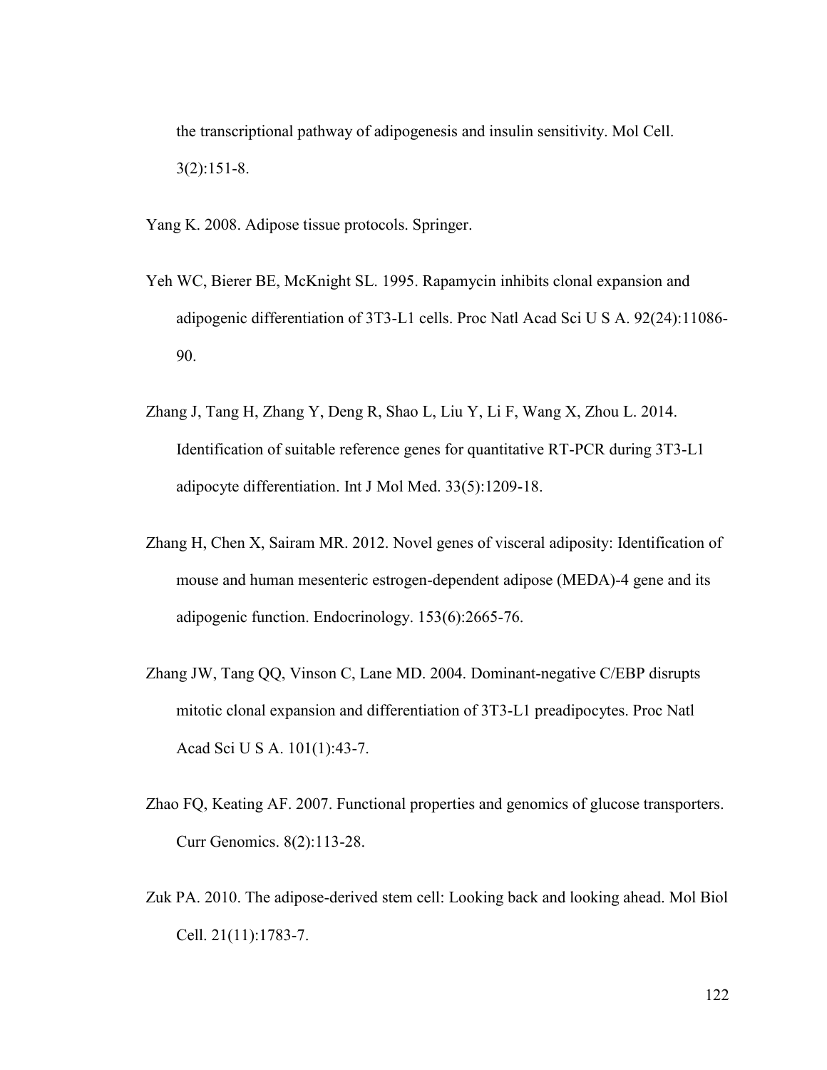the transcriptional pathway of adipogenesis and insulin sensitivity. Mol Cell. 3(2):151-8.

Yang K. 2008. Adipose tissue protocols. Springer.

Yeh WC, Bierer BE, McKnight SL. 1995. Rapamycin inhibits clonal expansion and adipogenic differentiation of 3T3-L1 cells. Proc Natl Acad Sci U S A. 92(24):11086-90.

Zhang J, Tang H, Zhang Y, Deng R, Shao L, Liu Y, Li F, Wang X, Zhou L. 2014. Identification of suitable reference genes for quantitative RT-PCR during 3T3-L1 adipocyte differentiation. Int J Mol Med. 33(5):1209-18.

Zhang H, Chen X, Sairam MR. 2012. Novel genes of visceral adiposity: Identification of mouse and human mesenteric estrogen-dependent adipose (MEDA)-4 gene and its adipogenic function. Endocrinology. 153(6):2665-76.

Zhang JW, Tang QQ, Vinson C, Lane MD. 2004. Dominant-negative C/EBP disrupts mitotic clonal expansion and differentiation of 3T3-L1 preadipocytes. Proc Natl Acad Sci U S A. 101(1):43-7.

Zhao FQ, Keating AF. 2007. Functional properties and genomics of glucose transporters. Curr Genomics. 8(2):113-28.

Zuk PA. 2010. The adipose-derived stem cell: Looking back and looking ahead. Mol Biol Cell. 21(11):1783-7.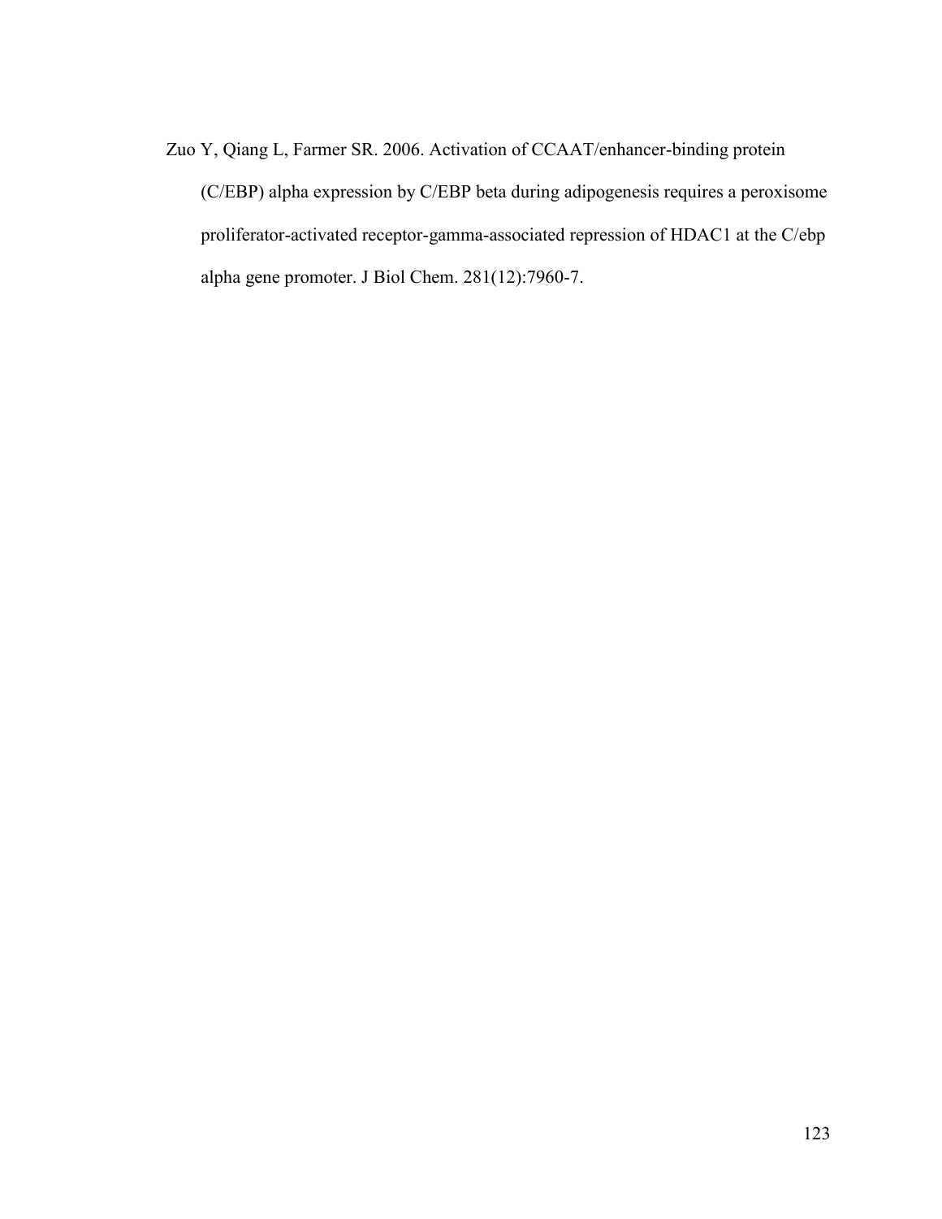Zuo Y, Qiang L, Farmer SR. 2006. Activation of CCAAT/enhancer-binding protein (C/EBP) alpha expression by C/EBP beta during adipogenesis requires a peroxisome proliferator-activated receptor-gamma-associated repression of HDAC1 at the C/ebp alpha gene promoter. J Biol Chem. 281(12):7960-7.